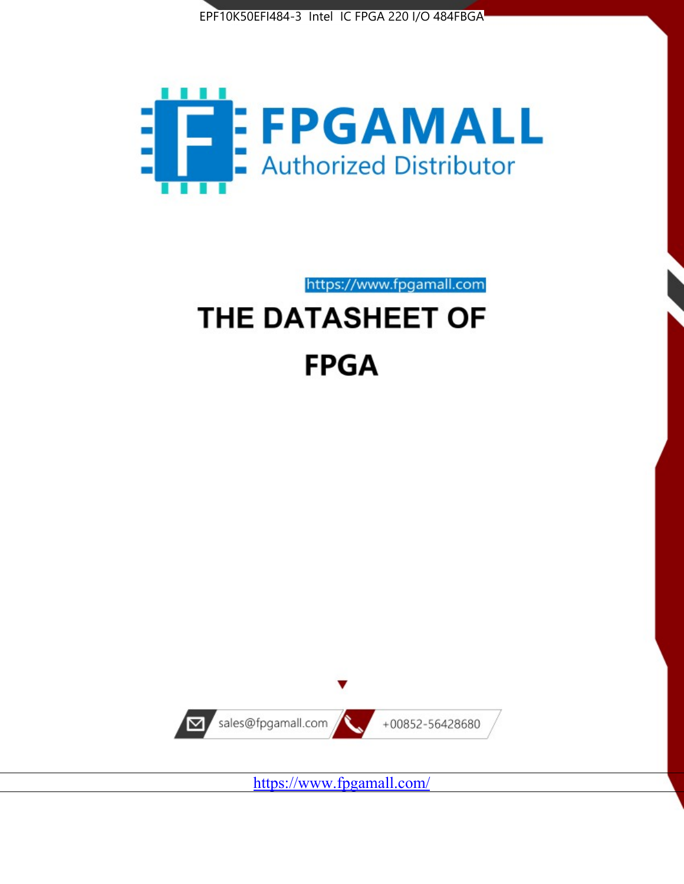EPF10K50EFI484-3 Intel IC FPGA 220 I/O 484FBGA

FPGAMALL

Authorized Distributor

https://www.fpgamall.com

# THE DATASHEET OF

# FPGA

sales@fpgamall.com

+00852-56428680

https://www.fpgamall.com/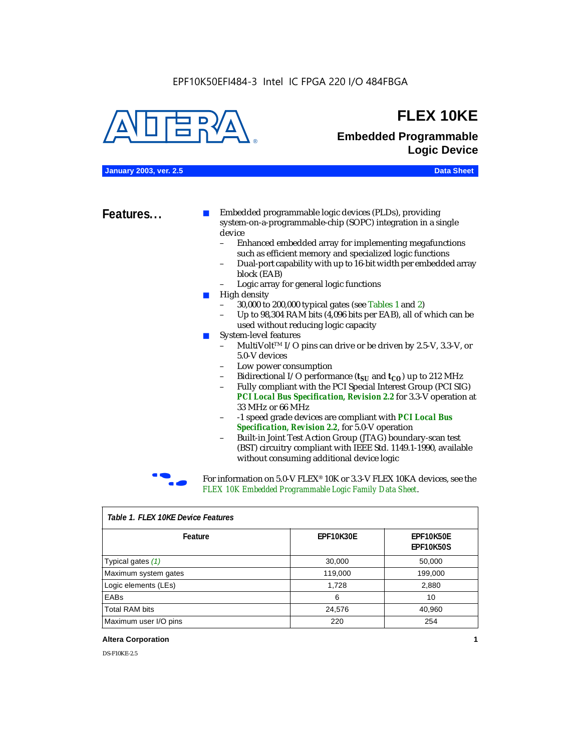EPF10K50EFI484-3 Intel IC FPGA 220 I/O 484FBGA

# FLEX 10KE

## Embedded Programmable Logic Device

**January 2003, ver. 2.5** **Data Sheet**

## Features...

- Embedded programmable logic devices (PLDs), providing system-on-a-programmable-chip (SOPC) integration in a single device
  - Enhanced embedded array for implementing megafunctions such as efficient memory and specialized logic functions
  - Dual-port capability with up to 16-bit width per embedded array block (EAB)
  - Logic array for general logic functions
- High density
  - 30,000 to 200,000 typical gates (see Tables 1 and 2)
  - Up to 98,304 RAM bits (4,096 bits per EAB), all of which can be used without reducing logic capacity
- System-level features
  - MultiVolt™ I/O pins can drive or be driven by 2.5-V, 3.3-V, or 5.0-V devices
  - Low power consumption
  - Bidirectional I/O performance ($t_{SU}$ and $t_{CO}$) up to 212 MHz
  - Fully compliant with the PCI Special Interest Group (PCI SIG) ***PCI Local Bus Specification, Revision 2.2*** for 3.3-V operation at 33 MHz or 66 MHz
  - -1 speed grade devices are compliant with ***PCI Local Bus Specification, Revision 2.2***, for 5.0-V operation
  - Built-in Joint Test Action Group (JTAG) boundary-scan test (BST) circuitry compliant with IEEE Std. 1149.1-1990, available without consuming additional device logic

For information on 5.0-V FLEX® 10K or 3.3-V FLEX 10KA devices, see the *FLEX 10K Embedded Programmable Logic Family Data Sheet*.

*Table 1. FLEX 10KE Device Features*

| Feature | EPF10K30E | EPF10K50E EPF10K50S |
|---|---|---|
| Typical gates *(1)* | 30,000 | 50,000 |
| Maximum system gates | 119,000 | 199,000 |
| Logic elements (LEs) | 1,728 | 2,880 |
| EABs | 6 | 10 |
| Total RAM bits | 24,576 | 40,960 |
| Maximum user I/O pins | 220 | 254 |

**Altera Corporation**

DS-F10KE-2.5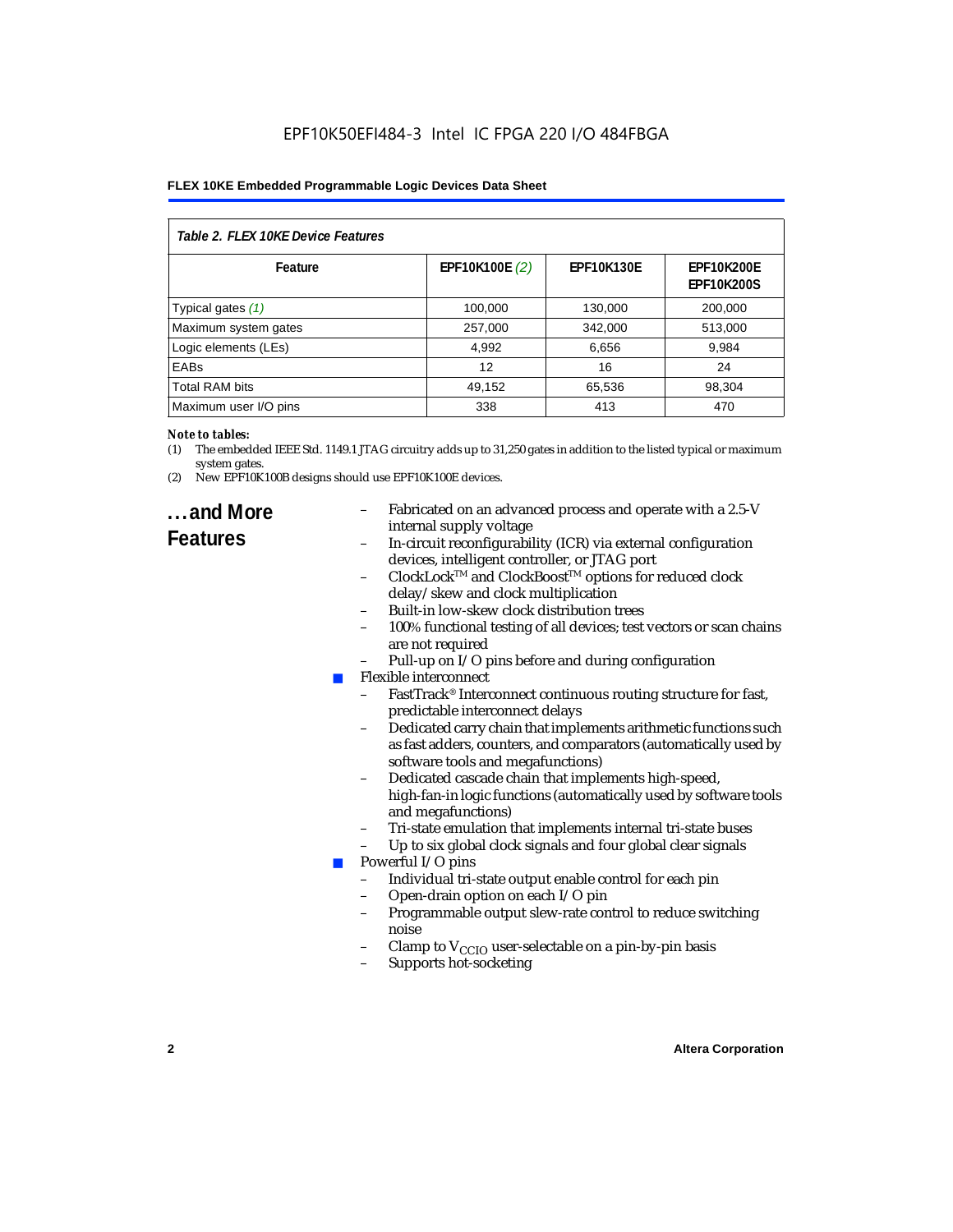| Table 2. FLEX 10KE Device Features | | | |
|---|---|---|---|
| Feature | EPF10K100E *(2)* | EPF10K130E | EPF10K200E EPF10K200S |
| Typical gates *(1)* | 100,000 | 130,000 | 200,000 |
| Maximum system gates | 257,000 | 342,000 | 513,000 |
| Logic elements (LEs) | 4,992 | 6,656 | 9,984 |
| EABs | 12 | 16 | 24 |
| Total RAM bits | 49,152 | 65,536 | 98,304 |
| Maximum user I/O pins | 338 | 413 | 470 |

***Note to tables:***

(1) The embedded IEEE Std. 1149.1 JTAG circuitry adds up to 31,250 gates in addition to the listed typical or maximum system gates.

(2) New EPF10K100B designs should use EPF10K100E devices.

## ...and More Features

- Fabricated on an advanced process and operate with a 2.5-V internal supply voltage
- In-circuit reconfigurability (ICR) via external configuration devices, intelligent controller, or JTAG port
- ClockLock™ and ClockBoost™ options for reduced clock delay/skew and clock multiplication
- Built-in low-skew clock distribution trees
- 100% functional testing of all devices; test vectors or scan chains are not required
- Pull-up on I/O pins before and during configuration

- Flexible interconnect
  - FastTrack® Interconnect continuous routing structure for fast, predictable interconnect delays
  - Dedicated carry chain that implements arithmetic functions such as fast adders, counters, and comparators (automatically used by software tools and megafunctions)
  - Dedicated cascade chain that implements high-speed, high-fan-in logic functions (automatically used by software tools and megafunctions)
  - Tri-state emulation that implements internal tri-state buses
  - Up to six global clock signals and four global clear signals
- Powerful I/O pins
  - Individual tri-state output enable control for each pin
  - Open-drain option on each I/O pin
  - Programmable output slew-rate control to reduce switching noise
  - Clamp to $V_{CCIO}$ user-selectable on a pin-by-pin basis
  - Supports hot-socketing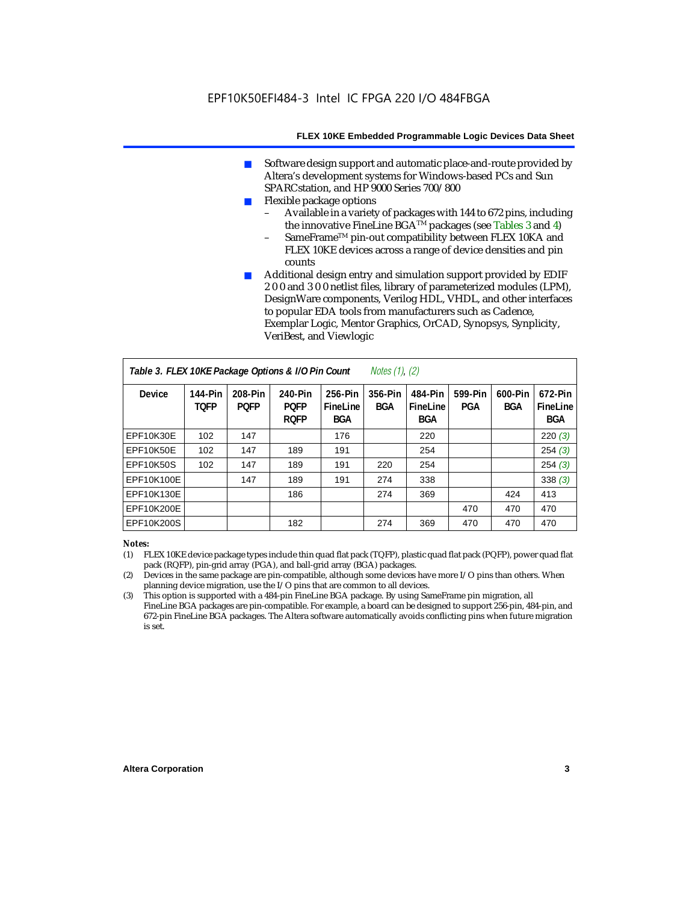- Software design support and automatic place-and-route provided by Altera's development systems for Windows-based PCs and Sun SPARCstation, and HP 9000 Series 700/800
- Flexible package options
  - Available in a variety of packages with 144 to 672 pins, including the innovative FineLine BGA™ packages (see Tables 3 and 4)
  - SameFrame™ pin-out compatibility between FLEX 10KA and FLEX 10KE devices across a range of device densities and pin counts
- Additional design entry and simulation support provided by EDIF 2 0 0 and 3 0 0 netlist files, library of parameterized modules (LPM), DesignWare components, Verilog HDL, VHDL, and other interfaces to popular EDA tools from manufacturers such as Cadence, Exemplar Logic, Mentor Graphics, OrCAD, Synopsys, Synplicity, VeriBest, and Viewlogic

**Table 3. FLEX 10KE Package Options & I/O Pin Count** *Notes (1), (2)*

| Device | 144-Pin TQFP | 208-Pin PQFP | 240-Pin PQFP RQFP | 256-Pin FineLine BGA | 356-Pin BGA | 484-Pin FineLine BGA | 599-Pin PGA | 600-Pin BGA | 672-Pin FineLine BGA |
|---|---|---|---|---|---|---|---|---|---|
| EPF10K30E | 102 | 147 | | 176 | | 220 | | | 220 *(3)* |
| EPF10K50E | 102 | 147 | 189 | 191 | | 254 | | | 254 *(3)* |
| EPF10K50S | 102 | 147 | 189 | 191 | 220 | 254 | | | 254 *(3)* |
| EPF10K100E | | 147 | 189 | 191 | 274 | 338 | | | 338 *(3)* |
| EPF10K130E | | | 186 | | 274 | 369 | | 424 | 413 |
| EPF10K200E | | | | | | | 470 | 470 | 470 |
| EPF10K200S | | | 182 | | 274 | 369 | 470 | 470 | 470 |

*Notes:*

(1) FLEX 10KE device package types include thin quad flat pack (TQFP), plastic quad flat pack (PQFP), power quad flat pack (RQFP), pin-grid array (PGA), and ball-grid array (BGA) packages.

(2) Devices in the same package are pin-compatible, although some devices have more I/O pins than others. When planning device migration, use the I/O pins that are common to all devices.

(3) This option is supported with a 484-pin FineLine BGA package. By using SameFrame pin migration, all FineLine BGA packages are pin-compatible. For example, a board can be designed to support 256-pin, 484-pin, and 672-pin FineLine BGA packages. The Altera software automatically avoids conflicting pins when future migration is set.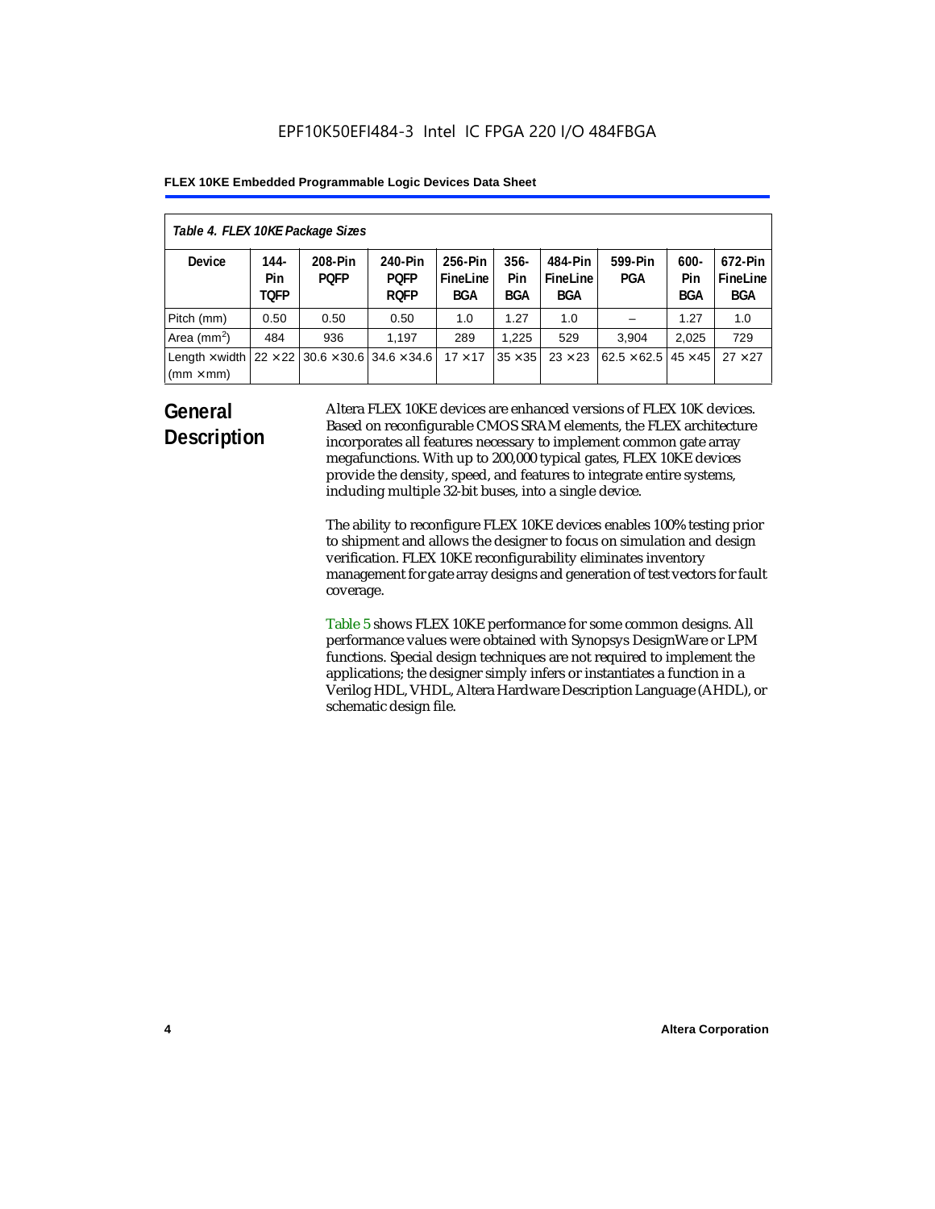*Table 4. FLEX 10KE Package Sizes*

| Device | 144-Pin TQFP | 208-Pin PQFP | 240-Pin PQFP RQFP | 256-Pin FineLine BGA | 356-Pin BGA | 484-Pin FineLine BGA | 599-Pin PGA | 600-Pin BGA | 672-Pin FineLine BGA |
|---|---|---|---|---|---|---|---|---|---|
| Pitch (mm) | 0.50 | 0.50 | 0.50 | 1.0 | 1.27 | 1.0 | – | 1.27 | 1.0 |
| Area ($mm^2$) | 484 | 936 | 1,197 | 289 | 1,225 | 529 | 3,904 | 2,025 | 729 |
| Length × width (mm × mm) | 22 × 22 | 30.6 × 30.6 | 34.6 × 34.6 | 17 × 17 | 35 × 35 | 23 × 23 | 62.5 × 62.5 | 45 × 45 | 27 × 27 |

## General Description

Altera FLEX 10KE devices are enhanced versions of FLEX 10K devices. Based on reconfigurable CMOS SRAM elements, the FLEX architecture incorporates all features necessary to implement common gate array megafunctions. With up to 200,000 typical gates, FLEX 10KE devices provide the density, speed, and features to integrate entire systems, including multiple 32-bit buses, into a single device.

The ability to reconfigure FLEX 10KE devices enables 100% testing prior to shipment and allows the designer to focus on simulation and design verification. FLEX 10KE reconfigurability eliminates inventory management for gate array designs and generation of test vectors for fault coverage.

Table 5 shows FLEX 10KE performance for some common designs. All performance values were obtained with Synopsys DesignWare or LPM functions. Special design techniques are not required to implement the applications; the designer simply infers or instantiates a function in a Verilog HDL, VHDL, Altera Hardware Description Language (AHDL), or schematic design file.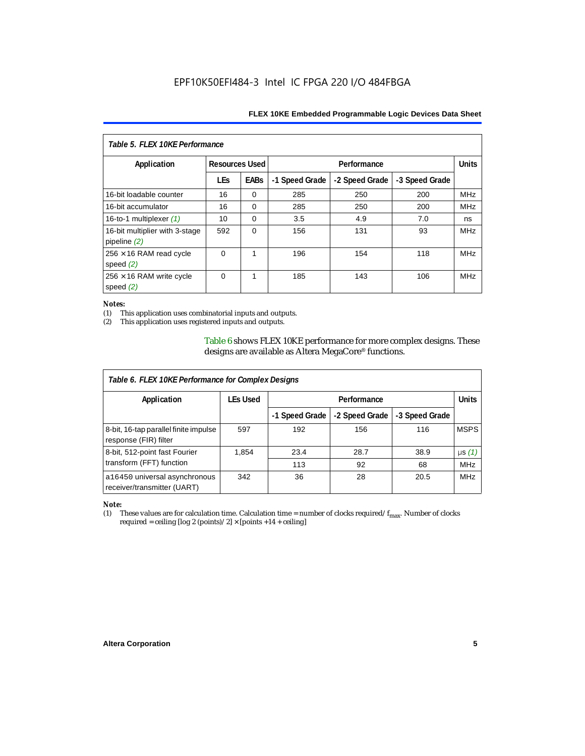| Table 5. FLEX 10KE Performance | | | | | | |
|---|---|---|---|---|---|---|
| Application | Resources Used | | Performance | | | Units |
| | LEs | EABs | -1 Speed Grade | -2 Speed Grade | -3 Speed Grade | |
| 16-bit loadable counter | 16 | 0 | 285 | 250 | 200 | MHz |
| 16-bit accumulator | 16 | 0 | 285 | 250 | 200 | MHz |
| 16-to-1 multiplexer *(1)* | 10 | 0 | 3.5 | 4.9 | 7.0 | ns |
| 16-bit multiplier with 3-stage pipeline *(2)* | 592 | 0 | 156 | 131 | 93 | MHz |
| 256 × 16 RAM read cycle speed *(2)* | 0 | 1 | 196 | 154 | 118 | MHz |
| 256 × 16 RAM write cycle speed *(2)* | 0 | 1 | 185 | 143 | 106 | MHz |

*Notes:*

(1) This application uses combinatorial inputs and outputs.

(2) This application uses registered inputs and outputs.

Table 6 shows FLEX 10KE performance for more complex designs. These designs are available as Altera MegaCore® functions.

| Table 6. FLEX 10KE Performance for Complex Designs | | | | | |
|---|---|---|---|---|---|
| Application | LEs Used | Performance | | | Units |
| | | -1 Speed Grade | -2 Speed Grade | -3 Speed Grade | |
| 8-bit, 16-tap parallel finite impulse response (FIR) filter | 597 | 192 | 156 | 116 | MSPS |
| 8-bit, 512-point fast Fourier transform (FFT) function | 1,854 | 23.4 | 28.7 | 38.9 | µs *(1)* |
| | | 113 | 92 | 68 | MHz |
| a16450 universal asynchronous receiver/transmitter (UART) | 342 | 36 | 28 | 20.5 | MHz |

*Note:*

(1) These values are for calculation time. Calculation time = number of clocks required/ $f_{max}$. Number of clocks required = ceiling [log 2 (points)/ 2] × [points +14 + ceiling]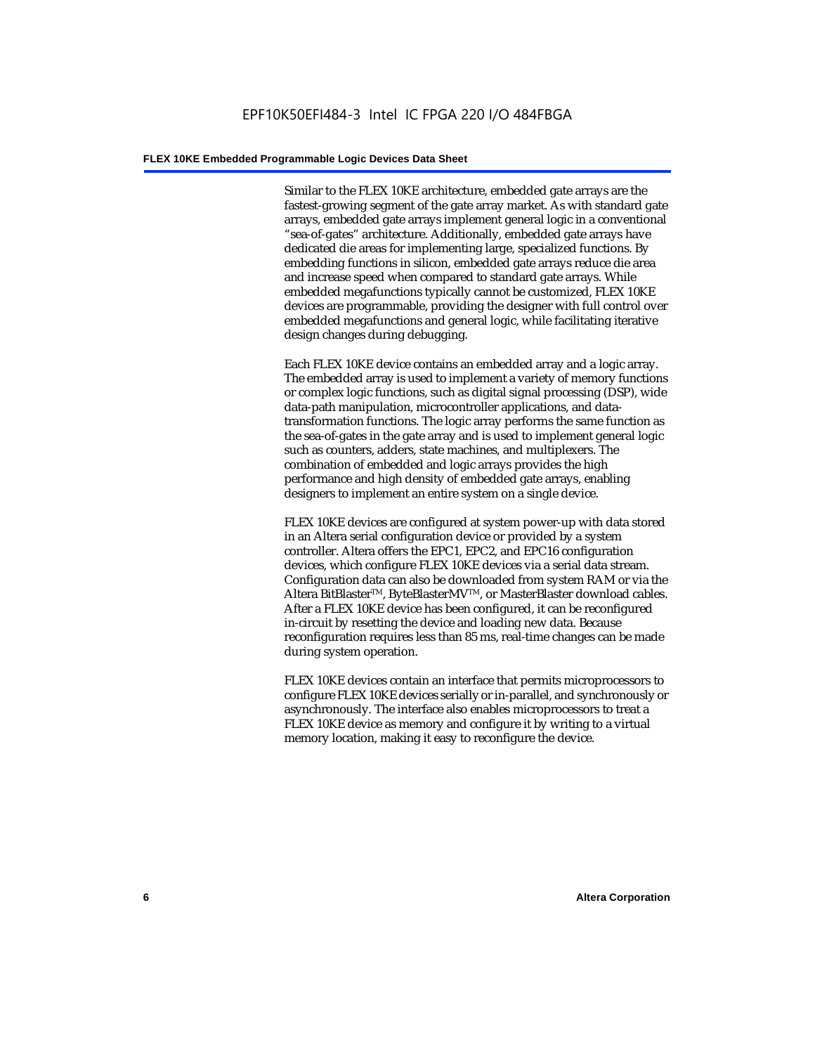Similar to the FLEX 10KE architecture, embedded gate arrays are the fastest-growing segment of the gate array market. As with standard gate arrays, embedded gate arrays implement general logic in a conventional "sea-of-gates" architecture. Additionally, embedded gate arrays have dedicated die areas for implementing large, specialized functions. By embedding functions in silicon, embedded gate arrays reduce die area and increase speed when compared to standard gate arrays. While embedded megafunctions typically cannot be customized, FLEX 10KE devices are programmable, providing the designer with full control over embedded megafunctions and general logic, while facilitating iterative design changes during debugging.

Each FLEX 10KE device contains an embedded array and a logic array. The embedded array is used to implement a variety of memory functions or complex logic functions, such as digital signal processing (DSP), wide data-path manipulation, microcontroller applications, and data-transformation functions. The logic array performs the same function as the sea-of-gates in the gate array and is used to implement general logic such as counters, adders, state machines, and multiplexers. The combination of embedded and logic arrays provides the high performance and high density of embedded gate arrays, enabling designers to implement an entire system on a single device.

FLEX 10KE devices are configured at system power-up with data stored in an Altera serial configuration device or provided by a system controller. Altera offers the EPC1, EPC2, and EPC16 configuration devices, which configure FLEX 10KE devices via a serial data stream. Configuration data can also be downloaded from system RAM or via the Altera BitBlaster™, ByteBlasterMV™, or MasterBlaster download cables. After a FLEX 10KE device has been configured, it can be reconfigured in-circuit by resetting the device and loading new data. Because reconfiguration requires less than 85 ms, real-time changes can be made during system operation.

FLEX 10KE devices contain an interface that permits microprocessors to configure FLEX 10KE devices serially or in-parallel, and synchronously or asynchronously. The interface also enables microprocessors to treat a FLEX 10KE device as memory and configure it by writing to a virtual memory location, making it easy to reconfigure the device.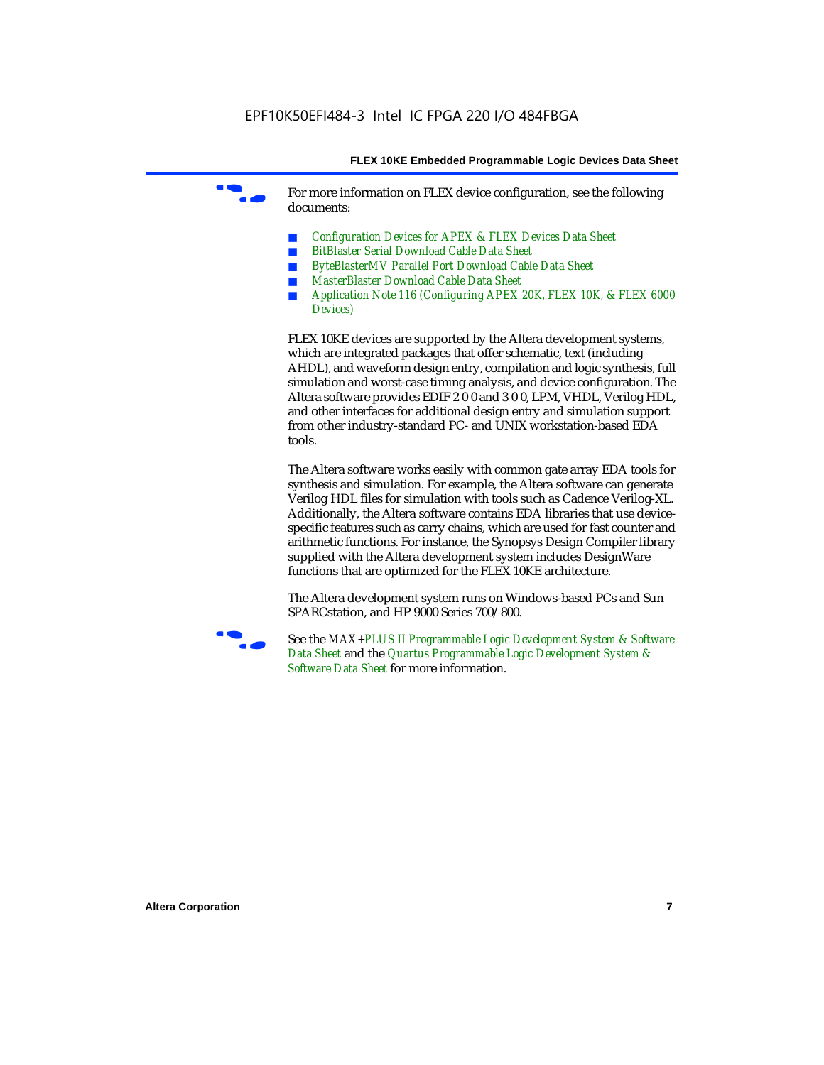For more information on FLEX device configuration, see the following documents:

- *Configuration Devices for APEX & FLEX Devices Data Sheet*
- *BitBlaster Serial Download Cable Data Sheet*
- *ByteBlasterMV Parallel Port Download Cable Data Sheet*
- *MasterBlaster Download Cable Data Sheet*
- *Application Note 116 (Configuring APEX 20K, FLEX 10K, & FLEX 6000 Devices)*

FLEX 10KE devices are supported by the Altera development systems, which are integrated packages that offer schematic, text (including AHDL), and waveform design entry, compilation and logic synthesis, full simulation and worst-case timing analysis, and device configuration. The Altera software provides EDIF 2 0 0 and 3 0 0, LPM, VHDL, Verilog HDL, and other interfaces for additional design entry and simulation support from other industry-standard PC- and UNIX workstation-based EDA tools.

The Altera software works easily with common gate array EDA tools for synthesis and simulation. For example, the Altera software can generate Verilog HDL files for simulation with tools such as Cadence Verilog-XL. Additionally, the Altera software contains EDA libraries that use device-specific features such as carry chains, which are used for fast counter and arithmetic functions. For instance, the Synopsys Design Compiler library supplied with the Altera development system includes DesignWare functions that are optimized for the FLEX 10KE architecture.

The Altera development system runs on Windows-based PCs and Sun SPARCstation, and HP 9000 Series 700/800.

See the *MAX+PLUS II Programmable Logic Development System & Software Data Sheet* and the *Quartus Programmable Logic Development System & Software Data Sheet* for more information.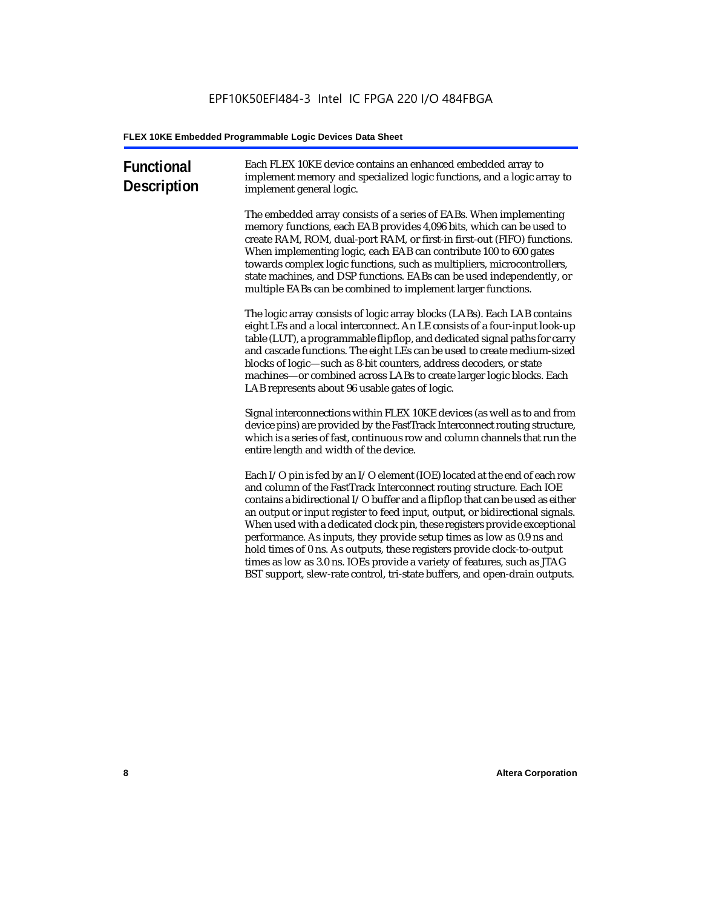## Functional Description

Each FLEX 10KE device contains an enhanced embedded array to implement memory and specialized logic functions, and a logic array to implement general logic.

The embedded array consists of a series of EABs. When implementing memory functions, each EAB provides 4,096 bits, which can be used to create RAM, ROM, dual-port RAM, or first-in first-out (FIFO) functions. When implementing logic, each EAB can contribute 100 to 600 gates towards complex logic functions, such as multipliers, microcontrollers, state machines, and DSP functions. EABs can be used independently, or multiple EABs can be combined to implement larger functions.

The logic array consists of logic array blocks (LABs). Each LAB contains eight LEs and a local interconnect. An LE consists of a four-input look-up table (LUT), a programmable flipflop, and dedicated signal paths for carry and cascade functions. The eight LEs can be used to create medium-sized blocks of logic—such as 8-bit counters, address decoders, or state machines—or combined across LABs to create larger logic blocks. Each LAB represents about 96 usable gates of logic.

Signal interconnections within FLEX 10KE devices (as well as to and from device pins) are provided by the FastTrack Interconnect routing structure, which is a series of fast, continuous row and column channels that run the entire length and width of the device.

Each I/O pin is fed by an I/O element (IOE) located at the end of each row and column of the FastTrack Interconnect routing structure. Each IOE contains a bidirectional I/O buffer and a flipflop that can be used as either an output or input register to feed input, output, or bidirectional signals. When used with a dedicated clock pin, these registers provide exceptional performance. As inputs, they provide setup times as low as 0.9 ns and hold times of 0 ns. As outputs, these registers provide clock-to-output times as low as 3.0 ns. IOEs provide a variety of features, such as JTAG BST support, slew-rate control, tri-state buffers, and open-drain outputs.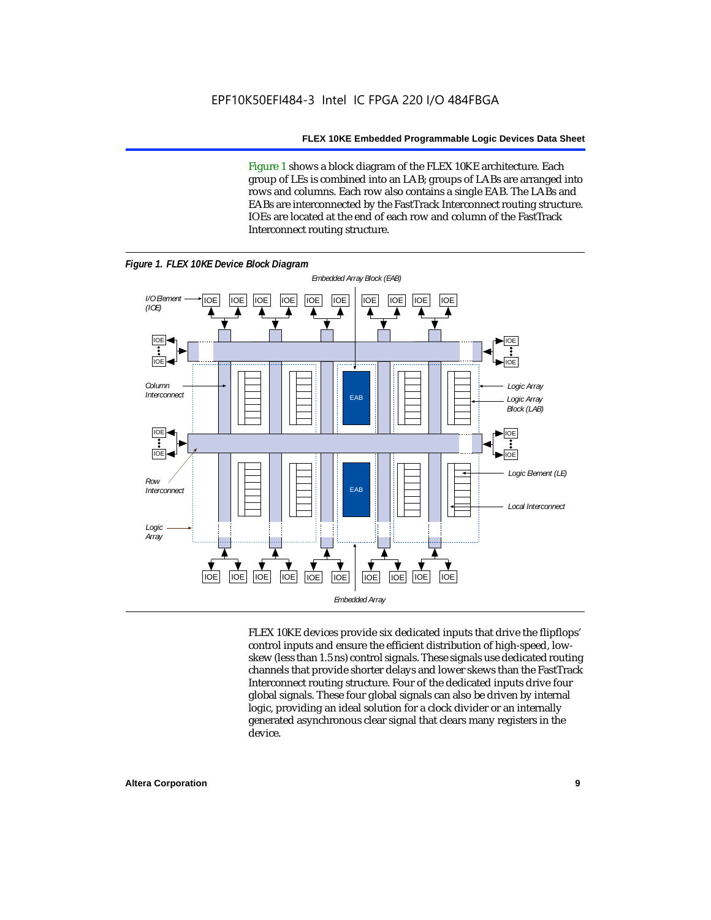Figure 1 shows a block diagram of the FLEX 10KE architecture. Each group of LEs is combined into an LAB; groups of LABs are arranged into rows and columns. Each row also contains a single EAB. The LABs and EABs are interconnected by the FastTrack Interconnect routing structure. IOEs are located at the end of each row and column of the FastTrack Interconnect routing structure.

**Figure 1. FLEX 10KE Device Block Diagram**

FLEX 10KE devices provide six dedicated inputs that drive the flipflops' control inputs and ensure the efficient distribution of high-speed, low-skew (less than 1.5 ns) control signals. These signals use dedicated routing channels that provide shorter delays and lower skews than the FastTrack Interconnect routing structure. Four of the dedicated inputs drive four global signals. These four global signals can also be driven by internal logic, providing an ideal solution for a clock divider or an internally generated asynchronous clear signal that clears many registers in the device.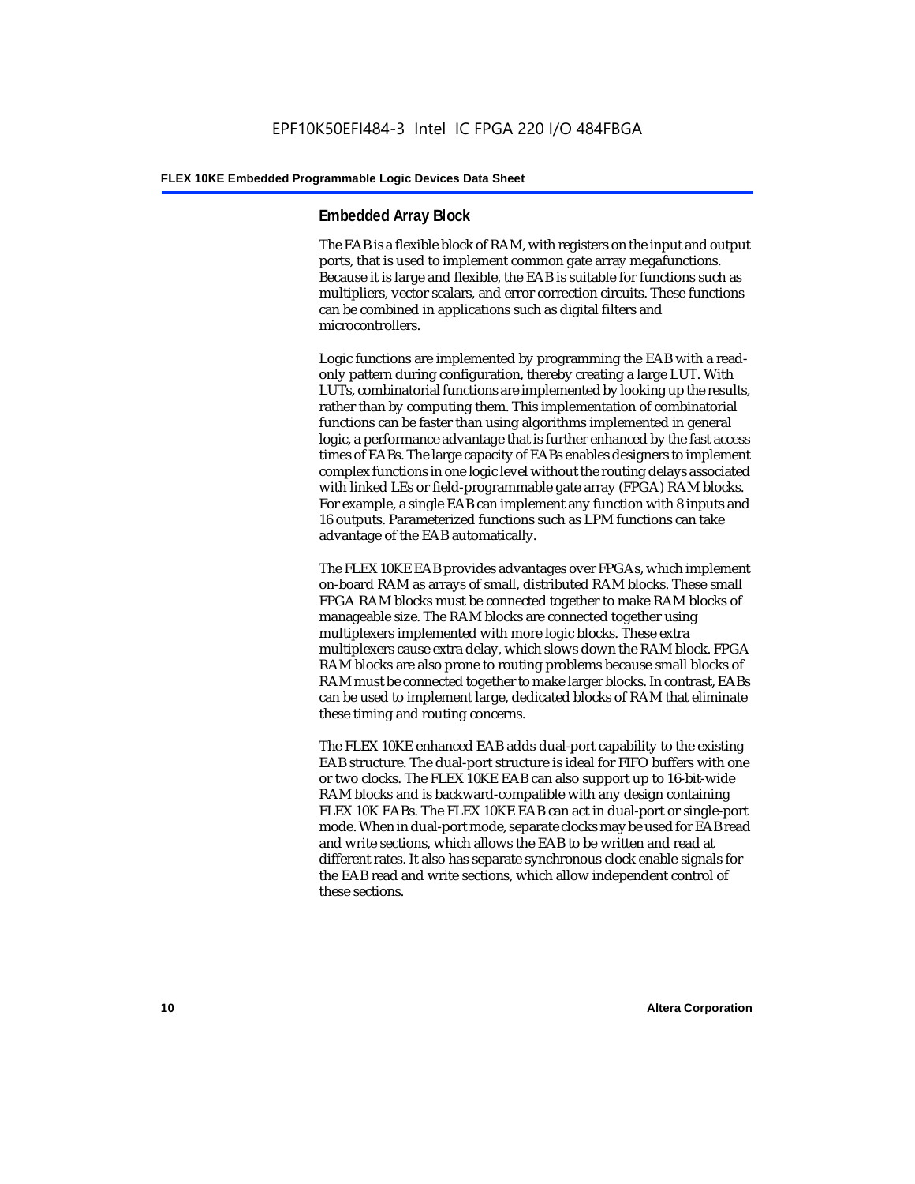## Embedded Array Block

The EAB is a flexible block of RAM, with registers on the input and output ports, that is used to implement common gate array megafunctions. Because it is large and flexible, the EAB is suitable for functions such as multipliers, vector scalars, and error correction circuits. These functions can be combined in applications such as digital filters and microcontrollers.

Logic functions are implemented by programming the EAB with a read-only pattern during configuration, thereby creating a large LUT. With LUTs, combinatorial functions are implemented by looking up the results, rather than by computing them. This implementation of combinatorial functions can be faster than using algorithms implemented in general logic, a performance advantage that is further enhanced by the fast access times of EABs. The large capacity of EABs enables designers to implement complex functions in one logic level without the routing delays associated with linked LEs or field-programmable gate array (FPGA) RAM blocks. For example, a single EAB can implement any function with 8 inputs and 16 outputs. Parameterized functions such as LPM functions can take advantage of the EAB automatically.

The FLEX 10KE EAB provides advantages over FPGAs, which implement on-board RAM as arrays of small, distributed RAM blocks. These small FPGA RAM blocks must be connected together to make RAM blocks of manageable size. The RAM blocks are connected together using multiplexers implemented with more logic blocks. These extra multiplexers cause extra delay, which slows down the RAM block. FPGA RAM blocks are also prone to routing problems because small blocks of RAM must be connected together to make larger blocks. In contrast, EABs can be used to implement large, dedicated blocks of RAM that eliminate these timing and routing concerns.

The FLEX 10KE enhanced EAB adds dual-port capability to the existing EAB structure. The dual-port structure is ideal for FIFO buffers with one or two clocks. The FLEX 10KE EAB can also support up to 16-bit-wide RAM blocks and is backward-compatible with any design containing FLEX 10K EABs. The FLEX 10KE EAB can act in dual-port or single-port mode. When in dual-port mode, separate clocks may be used for EAB read and write sections, which allows the EAB to be written and read at different rates. It also has separate synchronous clock enable signals for the EAB read and write sections, which allow independent control of these sections.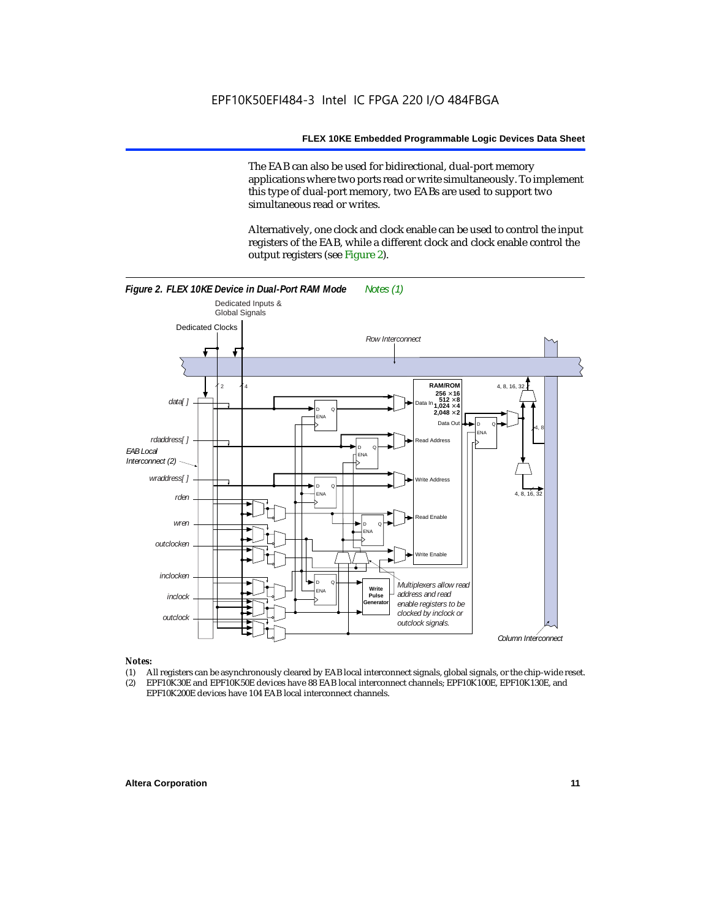The EAB can also be used for bidirectional, dual-port memory applications where two ports read or write simultaneously. To implement this type of dual-port memory, two EABs are used to support two simultaneous read or writes.

Alternatively, one clock and clock enable can be used to control the input registers of the EAB, while a different clock and clock enable control the output registers (see Figure 2).

***Figure 2. FLEX 10KE Device in Dual-Port RAM Mode*** *Notes (1)*

*Notes:*

(1) All registers can be asynchronously cleared by EAB local interconnect signals, global signals, or the chip-wide reset.
(2) EPF10K30E and EPF10K50E devices have 88 EAB local interconnect channels; EPF10K100E, EPF10K130E, and EPF10K200E devices have 104 EAB local interconnect channels.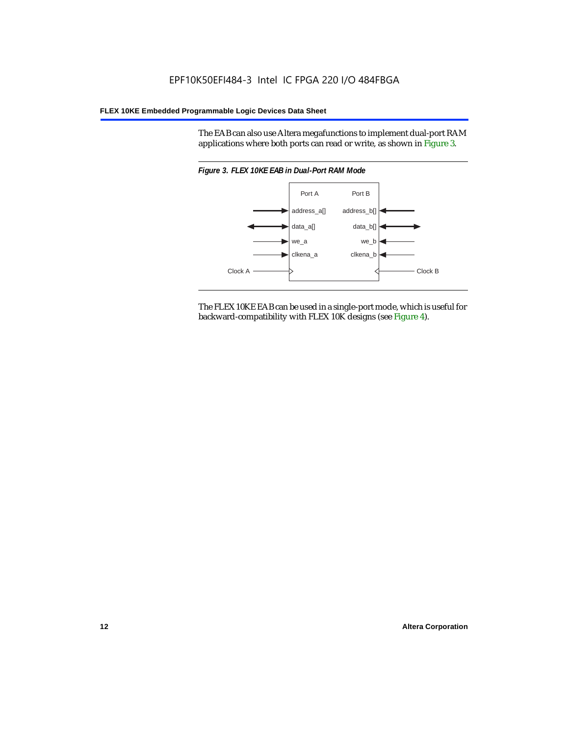The EAB can also use Altera megafunctions to implement dual-port RAM applications where both ports can read or write, as shown in Figure 3.

*Figure 3. FLEX 10KE EAB in Dual-Port RAM Mode*

The FLEX 10KE EAB can be used in a single-port mode, which is useful for backward-compatibility with FLEX 10K designs (see Figure 4).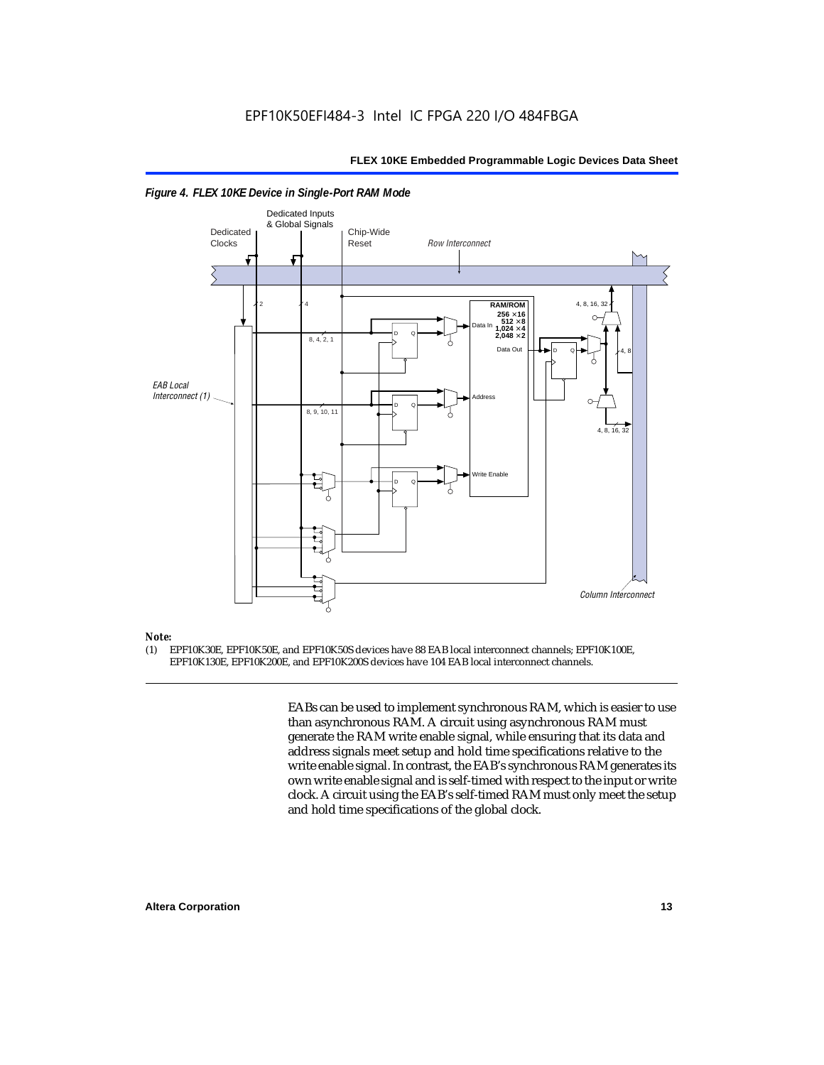*Figure 4. FLEX 10KE Device in Single-Port RAM Mode*

*Note:*

(1) EPF10K30E, EPF10K50E, and EPF10K50S devices have 88 EAB local interconnect channels; EPF10K100E, EPF10K130E, EPF10K200E, and EPF10K200S devices have 104 EAB local interconnect channels.

EABs can be used to implement synchronous RAM, which is easier to use than asynchronous RAM. A circuit using asynchronous RAM must generate the RAM write enable signal, while ensuring that its data and address signals meet setup and hold time specifications relative to the write enable signal. In contrast, the EAB's synchronous RAM generates its own write enable signal and is self-timed with respect to the input or write clock. A circuit using the EAB's self-timed RAM must only meet the setup and hold time specifications of the global clock.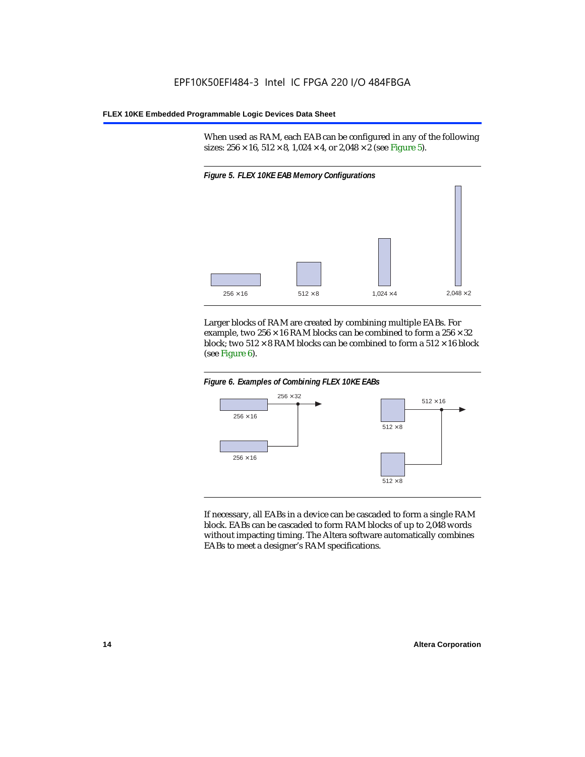When used as RAM, each EAB can be configured in any of the following sizes: 256 × 16, 512 × 8, 1,024 × 4, or 2,048 × 2 (see Figure 5).

*Figure 5. FLEX 10KE EAB Memory Configurations*

256 × 16    512 × 8    1,024 × 4    2,048 × 2

Larger blocks of RAM are created by combining multiple EABs. For example, two 256 × 16 RAM blocks can be combined to form a 256 × 32 block; two 512 × 8 RAM blocks can be combined to form a 512 × 16 block (see Figure 6).

*Figure 6. Examples of Combining FLEX 10KE EABs*

256 × 32    256 × 16    256 × 16    512 × 16    512 × 8    512 × 8

If necessary, all EABs in a device can be cascaded to form a single RAM block. EABs can be cascaded to form RAM blocks of up to 2,048 words without impacting timing. The Altera software automatically combines EABs to meet a designer's RAM specifications.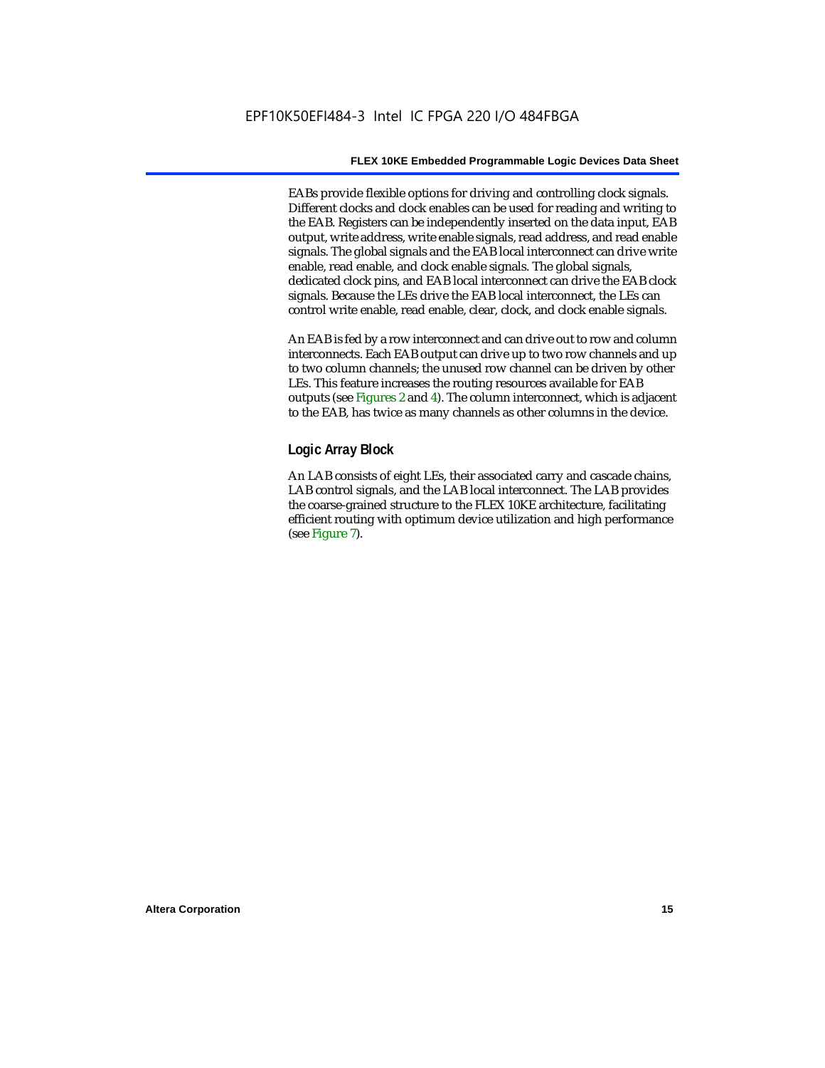EABs provide flexible options for driving and controlling clock signals. Different clocks and clock enables can be used for reading and writing to the EAB. Registers can be independently inserted on the data input, EAB output, write address, write enable signals, read address, and read enable signals. The global signals and the EAB local interconnect can drive write enable, read enable, and clock enable signals. The global signals, dedicated clock pins, and EAB local interconnect can drive the EAB clock signals. Because the LEs drive the EAB local interconnect, the LEs can control write enable, read enable, clear, clock, and clock enable signals.

An EAB is fed by a row interconnect and can drive out to row and column interconnects. Each EAB output can drive up to two row channels and up to two column channels; the unused row channel can be driven by other LEs. This feature increases the routing resources available for EAB outputs (see Figures 2 and 4). The column interconnect, which is adjacent to the EAB, has twice as many channels as other columns in the device.

### Logic Array Block

An LAB consists of eight LEs, their associated carry and cascade chains, LAB control signals, and the LAB local interconnect. The LAB provides the coarse-grained structure to the FLEX 10KE architecture, facilitating efficient routing with optimum device utilization and high performance (see Figure 7).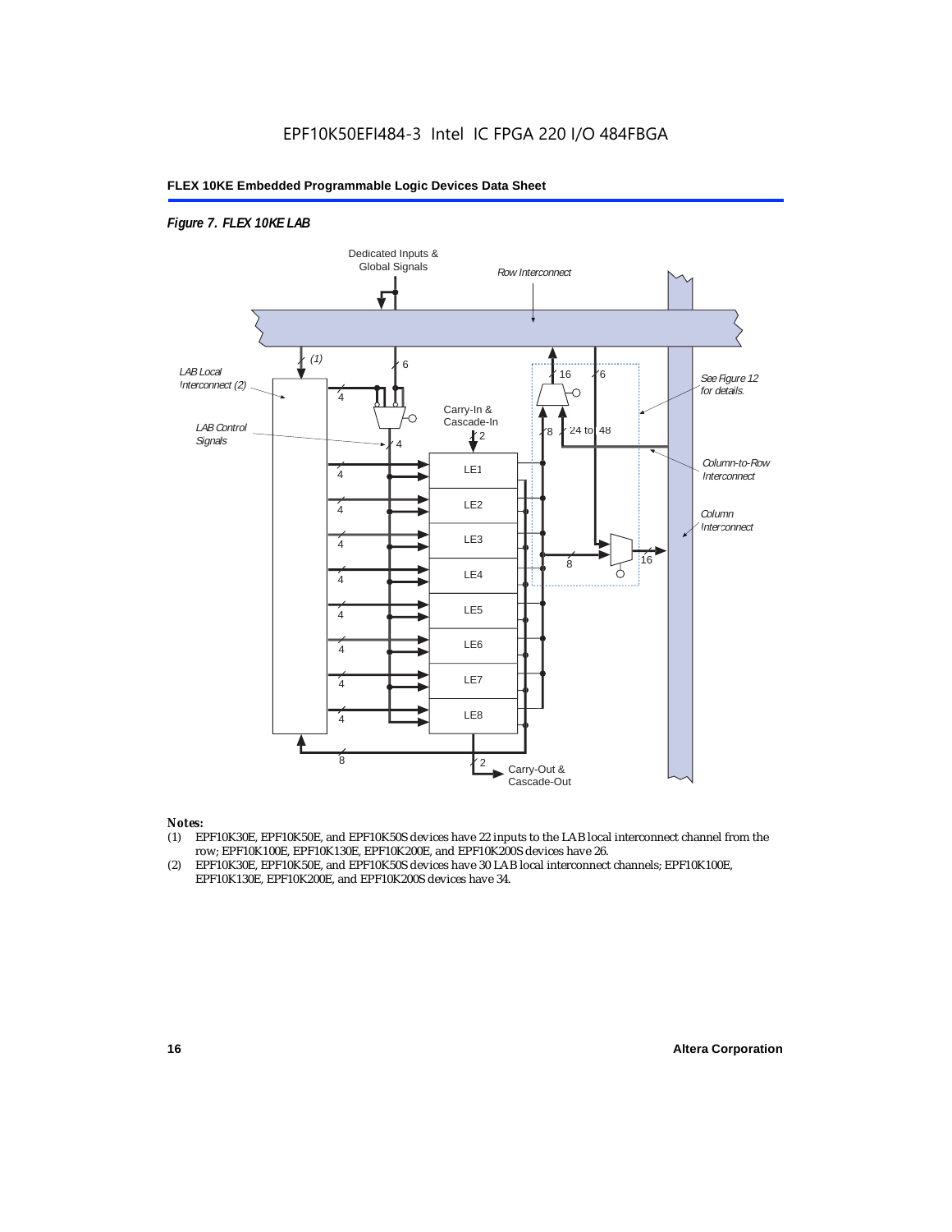*Figure 7. FLEX 10KE LAB*

Dedicated Inputs & Global Signals

Row Interconnect

LAB Local Interconnect (2)

LAB Control Signals

(1)

6

4

4

16

6

See Figure 12 for details.

Carry-In & Cascade-In

2

8

24 to 48

Column-to-Row Interconnect

Column Interconnect

LE1

LE2

LE3

LE4

LE5

LE6

LE7

LE8

4

4

4

4

4

4

4

4

8

16

8

2

Carry-Out & Cascade-Out

***Notes:***

(1) EPF10K30E, EPF10K50E, and EPF10K50S devices have 22 inputs to the LAB local interconnect channel from the row; EPF10K100E, EPF10K130E, EPF10K200E, and EPF10K200S devices have 26.

(2) EPF10K30E, EPF10K50E, and EPF10K50S devices have 30 LAB local interconnect channels; EPF10K100E, EPF10K130E, EPF10K200E, and EPF10K200S devices have 34.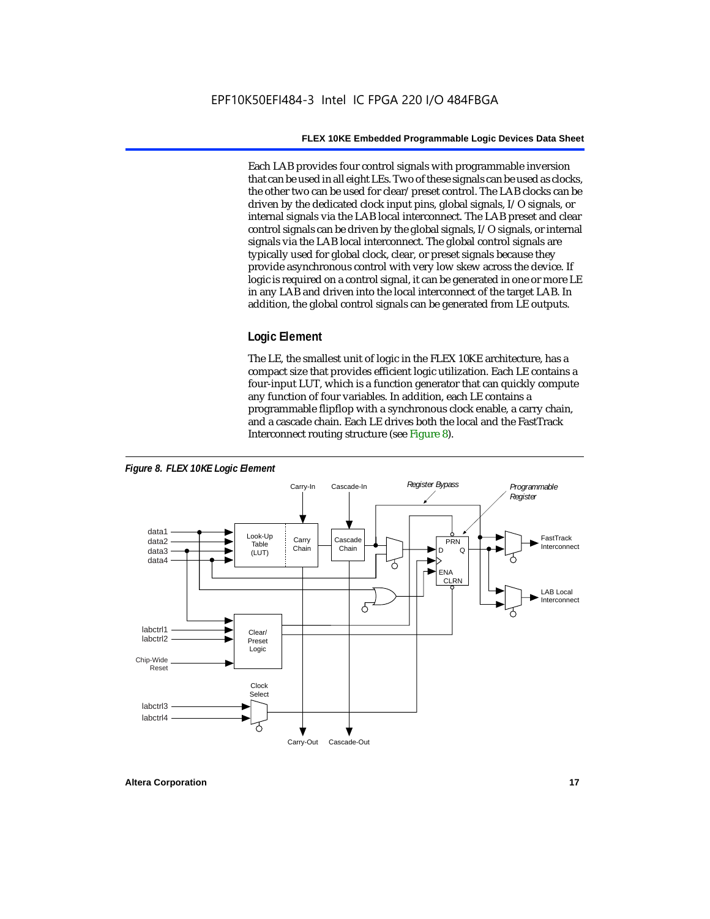Each LAB provides four control signals with programmable inversion that can be used in all eight LEs. Two of these signals can be used as clocks, the other two can be used for clear/preset control. The LAB clocks can be driven by the dedicated clock input pins, global signals, I/O signals, or internal signals via the LAB local interconnect. The LAB preset and clear control signals can be driven by the global signals, I/O signals, or internal signals via the LAB local interconnect. The global control signals are typically used for global clock, clear, or preset signals because they provide asynchronous control with very low skew across the device. If logic is required on a control signal, it can be generated in one or more LE in any LAB and driven into the local interconnect of the target LAB. In addition, the global control signals can be generated from LE outputs.

### Logic Element

The LE, the smallest unit of logic in the FLEX 10KE architecture, has a compact size that provides efficient logic utilization. Each LE contains a four-input LUT, which is a function generator that can quickly compute any function of four variables. In addition, each LE contains a programmable flipflop with a synchronous clock enable, a carry chain, and a cascade chain. Each LE drives both the local and the FastTrack Interconnect routing structure (see Figure 8).

*Figure 8. FLEX 10KE Logic Element*

Carry-In, Cascade-In, Register Bypass, Programmable Register, data1, data2, data3, data4, Look-Up Table (LUT), Carry Chain, Cascade Chain, PRN, D, Q, ENA, CLRN, FastTrack Interconnect, LAB Local Interconnect, labctrl1, labctrl2, Clear/Preset Logic, Chip-Wide Reset, Clock Select, labctrl3, labctrl4, Carry-Out, Cascade-Out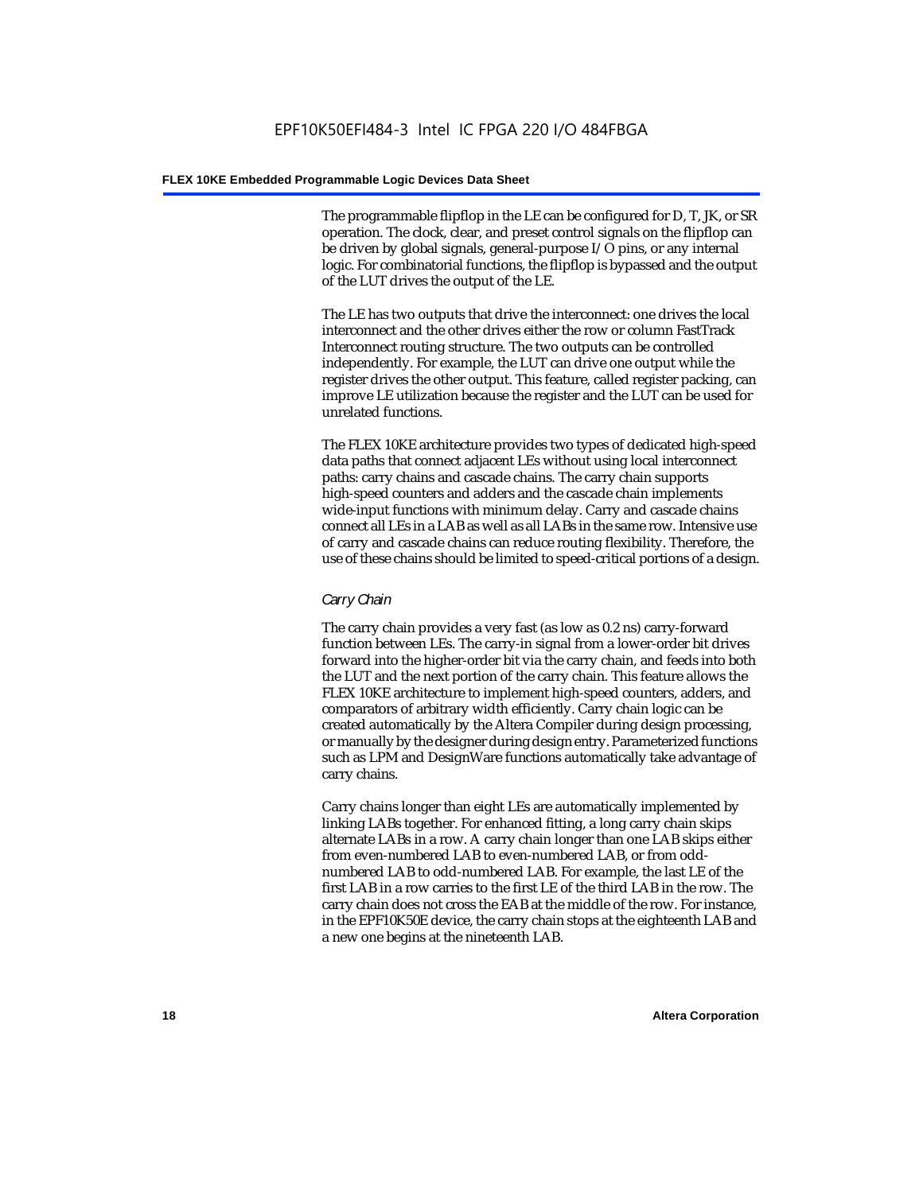The programmable flipflop in the LE can be configured for D, T, JK, or SR operation. The clock, clear, and preset control signals on the flipflop can be driven by global signals, general-purpose I/O pins, or any internal logic. For combinatorial functions, the flipflop is bypassed and the output of the LUT drives the output of the LE.

The LE has two outputs that drive the interconnect: one drives the local interconnect and the other drives either the row or column FastTrack Interconnect routing structure. The two outputs can be controlled independently. For example, the LUT can drive one output while the register drives the other output. This feature, called register packing, can improve LE utilization because the register and the LUT can be used for unrelated functions.

The FLEX 10KE architecture provides two types of dedicated high-speed data paths that connect adjacent LEs without using local interconnect paths: carry chains and cascade chains. The carry chain supports high-speed counters and adders and the cascade chain implements wide-input functions with minimum delay. Carry and cascade chains connect all LEs in a LAB as well as all LABs in the same row. Intensive use of carry and cascade chains can reduce routing flexibility. Therefore, the use of these chains should be limited to speed-critical portions of a design.

### *Carry Chain*

The carry chain provides a very fast (as low as 0.2 ns) carry-forward function between LEs. The carry-in signal from a lower-order bit drives forward into the higher-order bit via the carry chain, and feeds into both the LUT and the next portion of the carry chain. This feature allows the FLEX 10KE architecture to implement high-speed counters, adders, and comparators of arbitrary width efficiently. Carry chain logic can be created automatically by the Altera Compiler during design processing, or manually by the designer during design entry. Parameterized functions such as LPM and DesignWare functions automatically take advantage of carry chains.

Carry chains longer than eight LEs are automatically implemented by linking LABs together. For enhanced fitting, a long carry chain skips alternate LABs in a row. A carry chain longer than one LAB skips either from even-numbered LAB to even-numbered LAB, or from odd-numbered LAB to odd-numbered LAB. For example, the last LE of the first LAB in a row carries to the first LE of the third LAB in the row. The carry chain does not cross the EAB at the middle of the row. For instance, in the EPF10K50E device, the carry chain stops at the eighteenth LAB and a new one begins at the nineteenth LAB.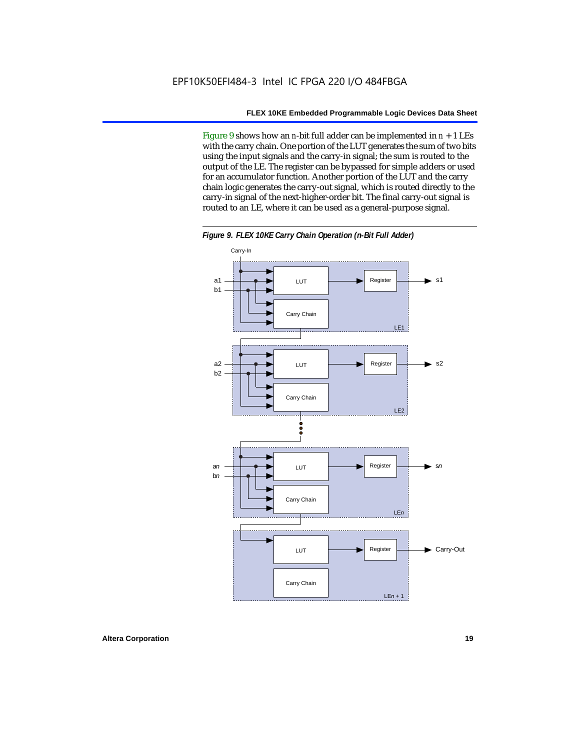Figure 9 shows how an $n$-bit full adder can be implemented in $n + 1$ LEs with the carry chain. One portion of the LUT generates the sum of two bits using the input signals and the carry-in signal; the sum is routed to the output of the LE. The register can be bypassed for simple adders or used for an accumulator function. Another portion of the LUT and the carry chain logic generates the carry-out signal, which is routed directly to the carry-in signal of the next-higher-order bit. The final carry-out signal is routed to an LE, where it can be used as a general-purpose signal.

*Figure 9. FLEX 10KE Carry Chain Operation (n-Bit Full Adder)*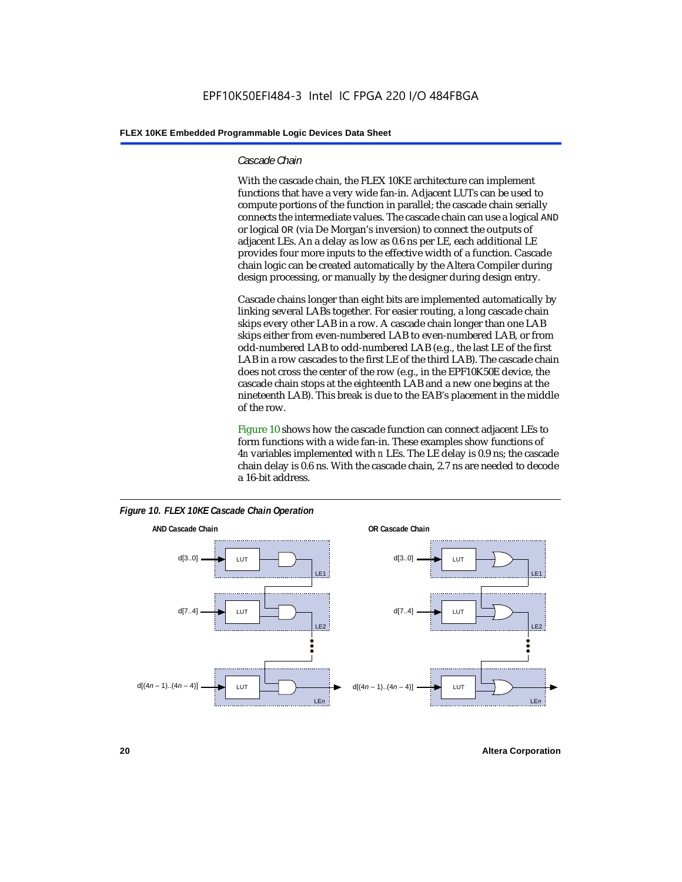*Cascade Chain*

With the cascade chain, the FLEX 10KE architecture can implement functions that have a very wide fan-in. Adjacent LUTs can be used to compute portions of the function in parallel; the cascade chain serially connects the intermediate values. The cascade chain can use a logical AND or logical OR (via De Morgan's inversion) to connect the outputs of adjacent LEs. An a delay as low as 0.6 ns per LE, each additional LE provides four more inputs to the effective width of a function. Cascade chain logic can be created automatically by the Altera Compiler during design processing, or manually by the designer during design entry.

Cascade chains longer than eight bits are implemented automatically by linking several LABs together. For easier routing, a long cascade chain skips every other LAB in a row. A cascade chain longer than one LAB skips either from even-numbered LAB to even-numbered LAB, or from odd-numbered LAB to odd-numbered LAB (e.g., the last LE of the first LAB in a row cascades to the first LE of the third LAB). The cascade chain does not cross the center of the row (e.g., in the EPF10K50E device, the cascade chain stops at the eighteenth LAB and a new one begins at the nineteenth LAB). This break is due to the EAB's placement in the middle of the row.

Figure 10 shows how the cascade function can connect adjacent LEs to form functions with a wide fan-in. These examples show functions of $4n$ variables implemented with $n$ LEs. The LE delay is 0.9 ns; the cascade chain delay is 0.6 ns. With the cascade chain, 2.7 ns are needed to decode a 16-bit address.

*Figure 10. FLEX 10KE Cascade Chain Operation*

**AND Cascade Chain**

d[3..0] → LUT → LE1
d[7..4] → LUT → LE2
d[(4n – 1)..(4n – 4)] → LUT → LEn

**OR Cascade Chain**

d[3..0] → LUT → LE1
d[7..4] → LUT → LE2
d[(4n – 1)..(4n – 4)] → LUT → LEn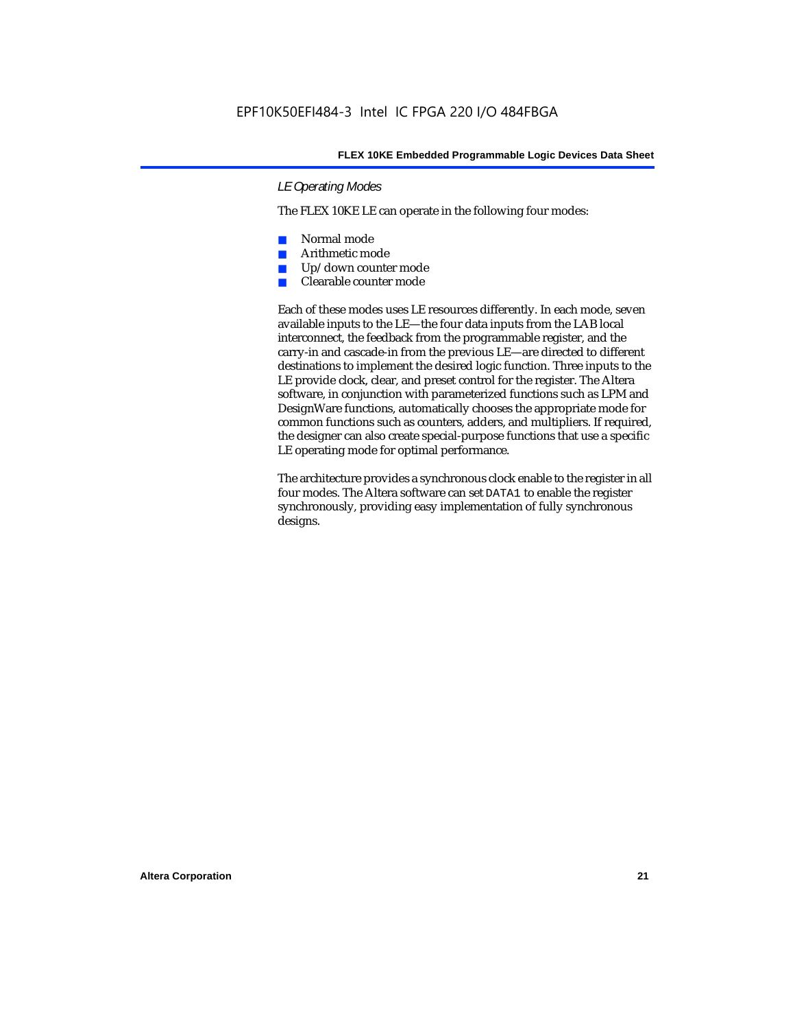#### *LE Operating Modes*

The FLEX 10KE LE can operate in the following four modes:

- Normal mode
- Arithmetic mode
- Up/down counter mode
- Clearable counter mode

Each of these modes uses LE resources differently. In each mode, seven available inputs to the LE—the four data inputs from the LAB local interconnect, the feedback from the programmable register, and the carry-in and cascade-in from the previous LE—are directed to different destinations to implement the desired logic function. Three inputs to the LE provide clock, clear, and preset control for the register. The Altera software, in conjunction with parameterized functions such as LPM and DesignWare functions, automatically chooses the appropriate mode for common functions such as counters, adders, and multipliers. If required, the designer can also create special-purpose functions that use a specific LE operating mode for optimal performance.

The architecture provides a synchronous clock enable to the register in all four modes. The Altera software can set `DATA1` to enable the register synchronously, providing easy implementation of fully synchronous designs.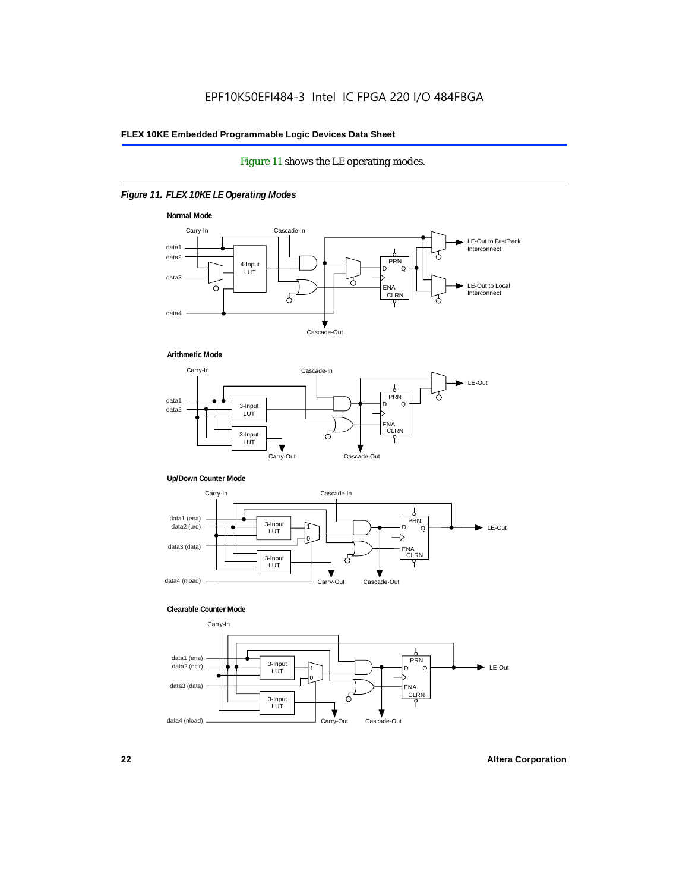Figure 11 shows the LE operating modes.

*Figure 11. FLEX 10KE LE Operating Modes*

**Normal Mode**

Carry-In, Cascade-In, data1, data2, data3, data4, 4-Input LUT, PRN, D, Q, ENA, CLRN, LE-Out to FastTrack Interconnect, LE-Out to Local Interconnect, Cascade-Out

**Arithmetic Mode**

Carry-In, Cascade-In, data1, data2, 3-Input LUT, 3-Input LUT, PRN, D, Q, ENA, CLRN, LE-Out, Carry-Out, Cascade-Out

**Up/Down Counter Mode**

Carry-In, Cascade-In, data1 (ena), data2 (u/d), data3 (data), data4 (nload), 3-Input LUT, 3-Input LUT, 1, 0, PRN, D, Q, ENA, CLRN, LE-Out, Carry-Out, Cascade-Out

**Clearable Counter Mode**

Carry-In, data1 (ena), data2 (nclr), data3 (data), data4 (nload), 3-Input LUT, 3-Input LUT, 1, 0, PRN, D, Q, ENA, CLRN, LE-Out, Carry-Out, Cascade-Out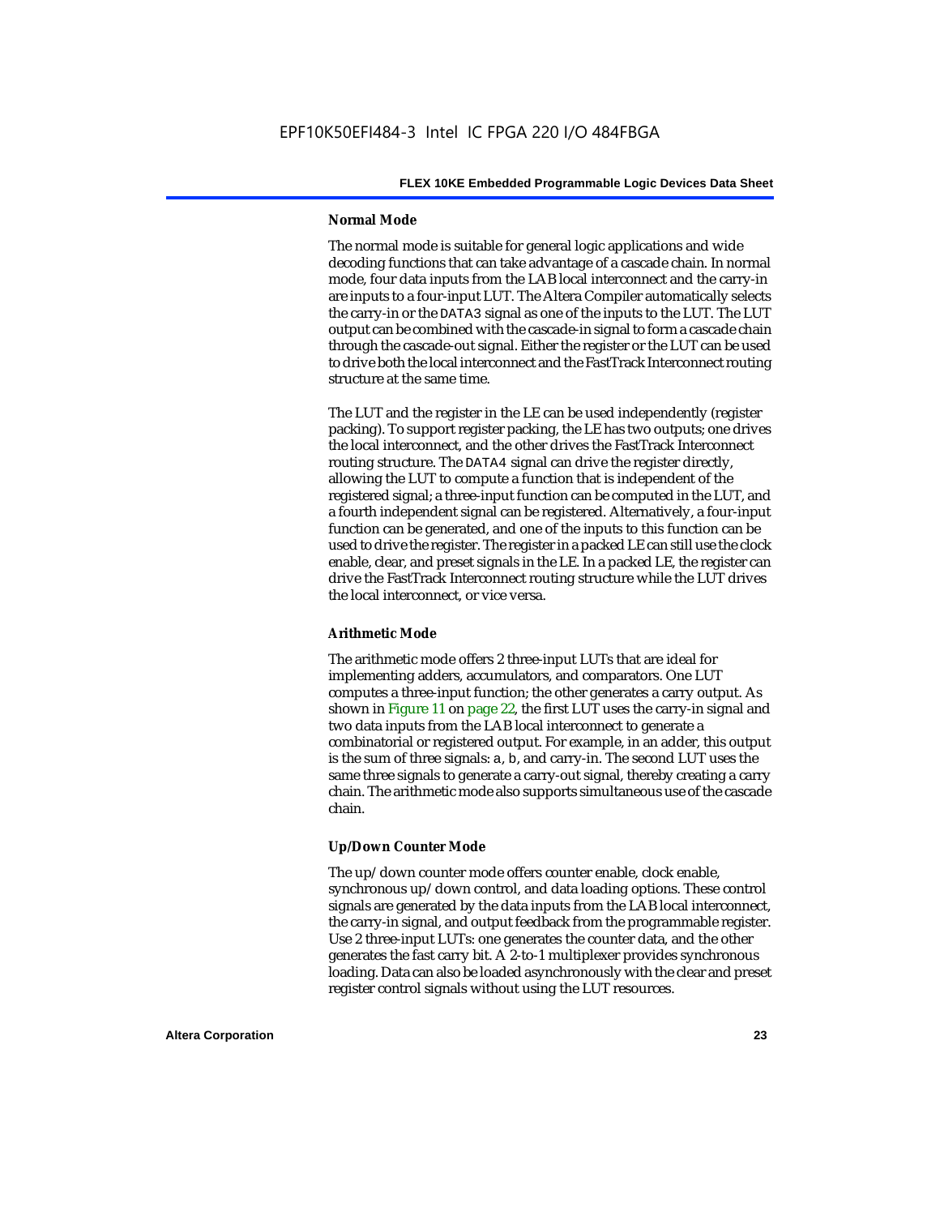### Normal Mode

The normal mode is suitable for general logic applications and wide decoding functions that can take advantage of a cascade chain. In normal mode, four data inputs from the LAB local interconnect and the carry-in are inputs to a four-input LUT. The Altera Compiler automatically selects the carry-in or the DATA3 signal as one of the inputs to the LUT. The LUT output can be combined with the cascade-in signal to form a cascade chain through the cascade-out signal. Either the register or the LUT can be used to drive both the local interconnect and the FastTrack Interconnect routing structure at the same time.

The LUT and the register in the LE can be used independently (register packing). To support register packing, the LE has two outputs; one drives the local interconnect, and the other drives the FastTrack Interconnect routing structure. The DATA4 signal can drive the register directly, allowing the LUT to compute a function that is independent of the registered signal; a three-input function can be computed in the LUT, and a fourth independent signal can be registered. Alternatively, a four-input function can be generated, and one of the inputs to this function can be used to drive the register. The register in a packed LE can still use the clock enable, clear, and preset signals in the LE. In a packed LE, the register can drive the FastTrack Interconnect routing structure while the LUT drives the local interconnect, or vice versa.

### Arithmetic Mode

The arithmetic mode offers 2 three-input LUTs that are ideal for implementing adders, accumulators, and comparators. One LUT computes a three-input function; the other generates a carry output. As shown in Figure 11 on page 22, the first LUT uses the carry-in signal and two data inputs from the LAB local interconnect to generate a combinatorial or registered output. For example, in an adder, this output is the sum of three signals: a, b, and carry-in. The second LUT uses the same three signals to generate a carry-out signal, thereby creating a carry chain. The arithmetic mode also supports simultaneous use of the cascade chain.

### Up/Down Counter Mode

The up/down counter mode offers counter enable, clock enable, synchronous up/down control, and data loading options. These control signals are generated by the data inputs from the LAB local interconnect, the carry-in signal, and output feedback from the programmable register. Use 2 three-input LUTs: one generates the counter data, and the other generates the fast carry bit. A 2-to-1 multiplexer provides synchronous loading. Data can also be loaded asynchronously with the clear and preset register control signals without using the LUT resources.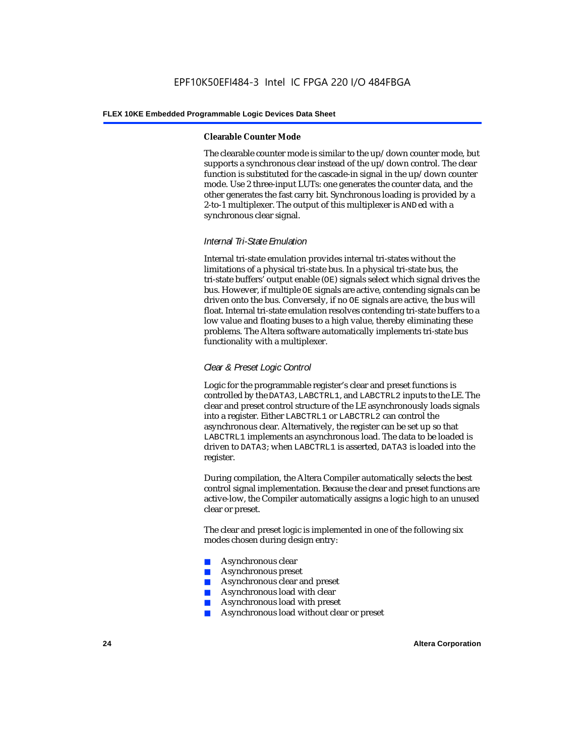#### Clearable Counter Mode

The clearable counter mode is similar to the up/down counter mode, but supports a synchronous clear instead of the up/down control. The clear function is substituted for the cascade-in signal in the up/down counter mode. Use 2 three-input LUTs: one generates the counter data, and the other generates the fast carry bit. Synchronous loading is provided by a 2-to-1 multiplexer. The output of this multiplexer is ANDed with a synchronous clear signal.

### *Internal Tri-State Emulation*

Internal tri-state emulation provides internal tri-states without the limitations of a physical tri-state bus. In a physical tri-state bus, the tri-state buffers' output enable (OE) signals select which signal drives the bus. However, if multiple OE signals are active, contending signals can be driven onto the bus. Conversely, if no OE signals are active, the bus will float. Internal tri-state emulation resolves contending tri-state buffers to a low value and floating buses to a high value, thereby eliminating these problems. The Altera software automatically implements tri-state bus functionality with a multiplexer.

### *Clear & Preset Logic Control*

Logic for the programmable register's clear and preset functions is controlled by the DATA3, LABCTRL1, and LABCTRL2 inputs to the LE. The clear and preset control structure of the LE asynchronously loads signals into a register. Either LABCTRL1 or LABCTRL2 can control the asynchronous clear. Alternatively, the register can be set up so that LABCTRL1 implements an asynchronous load. The data to be loaded is driven to DATA3; when LABCTRL1 is asserted, DATA3 is loaded into the register.

During compilation, the Altera Compiler automatically selects the best control signal implementation. Because the clear and preset functions are active-low, the Compiler automatically assigns a logic high to an unused clear or preset.

The clear and preset logic is implemented in one of the following six modes chosen during design entry:

- Asynchronous clear
- Asynchronous preset
- Asynchronous clear and preset
- Asynchronous load with clear
- Asynchronous load with preset
- Asynchronous load without clear or preset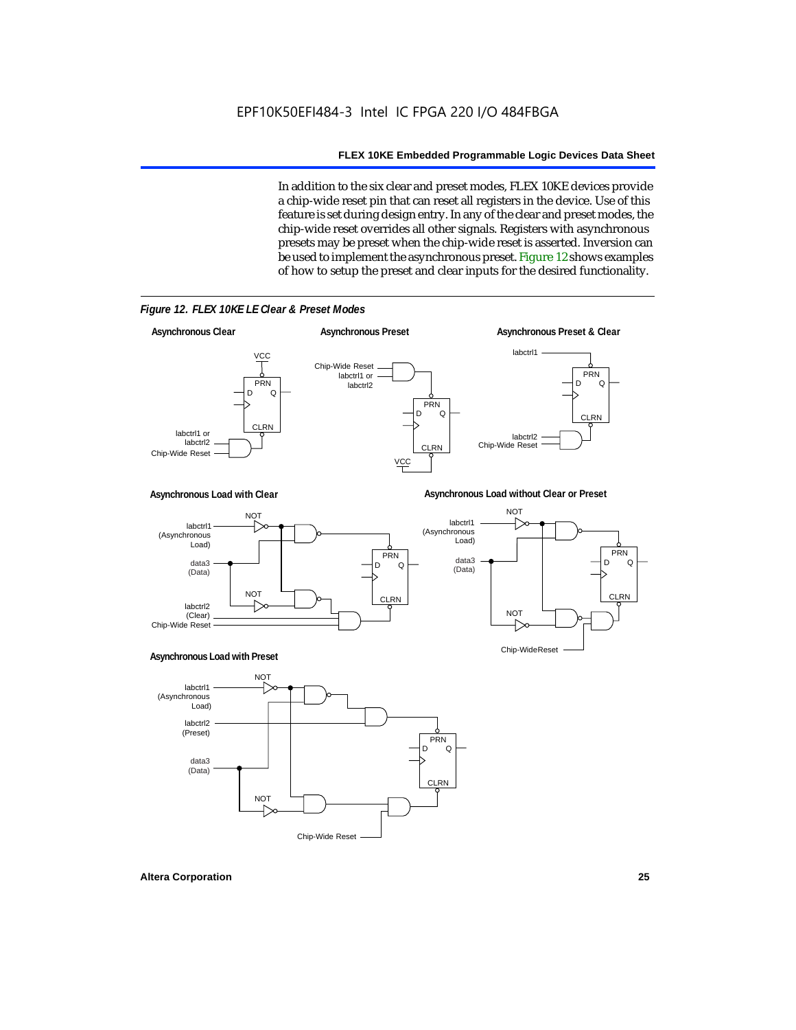In addition to the six clear and preset modes, FLEX 10KE devices provide a chip-wide reset pin that can reset all registers in the device. Use of this feature is set during design entry. In any of the clear and preset modes, the chip-wide reset overrides all other signals. Registers with asynchronous presets may be preset when the chip-wide reset is asserted. Inversion can be used to implement the asynchronous preset. Figure 12 shows examples of how to setup the preset and clear inputs for the desired functionality.

*Figure 12. FLEX 10KE LE Clear & Preset Modes*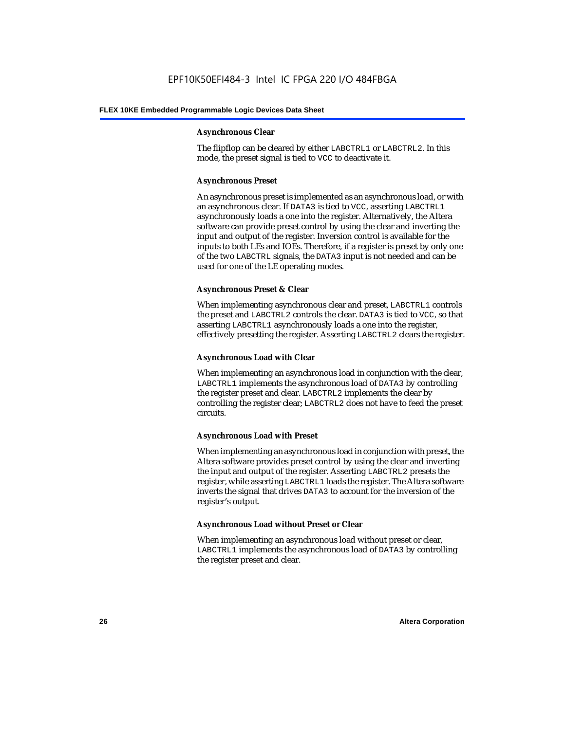#### Asynchronous Clear

The flipflop can be cleared by either LABCTRL1 or LABCTRL2. In this mode, the preset signal is tied to VCC to deactivate it.

#### Asynchronous Preset

An asynchronous preset is implemented as an asynchronous load, or with an asynchronous clear. If DATA3 is tied to VCC, asserting LABCTRL1 asynchronously loads a one into the register. Alternatively, the Altera software can provide preset control by using the clear and inverting the input and output of the register. Inversion control is available for the inputs to both LEs and IOEs. Therefore, if a register is preset by only one of the two LABCTRL signals, the DATA3 input is not needed and can be used for one of the LE operating modes.

#### Asynchronous Preset & Clear

When implementing asynchronous clear and preset, LABCTRL1 controls the preset and LABCTRL2 controls the clear. DATA3 is tied to VCC, so that asserting LABCTRL1 asynchronously loads a one into the register, effectively presetting the register. Asserting LABCTRL2 clears the register.

#### Asynchronous Load with Clear

When implementing an asynchronous load in conjunction with the clear, LABCTRL1 implements the asynchronous load of DATA3 by controlling the register preset and clear. LABCTRL2 implements the clear by controlling the register clear; LABCTRL2 does not have to feed the preset circuits.

#### Asynchronous Load with Preset

When implementing an asynchronous load in conjunction with preset, the Altera software provides preset control by using the clear and inverting the input and output of the register. Asserting LABCTRL2 presets the register, while asserting LABCTRL1 loads the register. The Altera software inverts the signal that drives DATA3 to account for the inversion of the register's output.

#### Asynchronous Load without Preset or Clear

When implementing an asynchronous load without preset or clear, LABCTRL1 implements the asynchronous load of DATA3 by controlling the register preset and clear.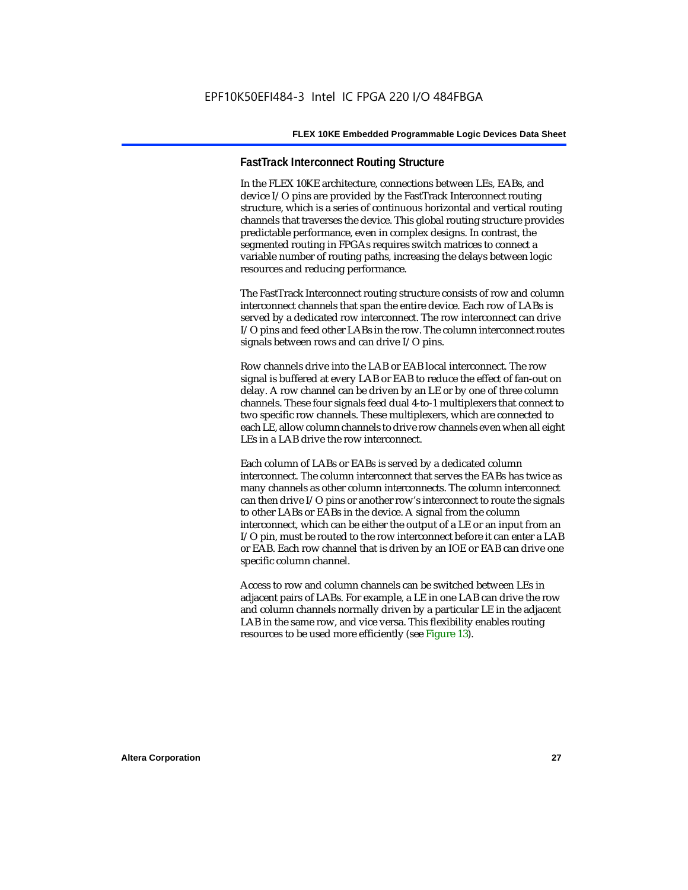## FastTrack Interconnect Routing Structure

In the FLEX 10KE architecture, connections between LEs, EABs, and device I/O pins are provided by the FastTrack Interconnect routing structure, which is a series of continuous horizontal and vertical routing channels that traverses the device. This global routing structure provides predictable performance, even in complex designs. In contrast, the segmented routing in FPGAs requires switch matrices to connect a variable number of routing paths, increasing the delays between logic resources and reducing performance.

The FastTrack Interconnect routing structure consists of row and column interconnect channels that span the entire device. Each row of LABs is served by a dedicated row interconnect. The row interconnect can drive I/O pins and feed other LABs in the row. The column interconnect routes signals between rows and can drive I/O pins.

Row channels drive into the LAB or EAB local interconnect. The row signal is buffered at every LAB or EAB to reduce the effect of fan-out on delay. A row channel can be driven by an LE or by one of three column channels. These four signals feed dual 4-to-1 multiplexers that connect to two specific row channels. These multiplexers, which are connected to each LE, allow column channels to drive row channels even when all eight LEs in a LAB drive the row interconnect.

Each column of LABs or EABs is served by a dedicated column interconnect. The column interconnect that serves the EABs has twice as many channels as other column interconnects. The column interconnect can then drive I/O pins or another row's interconnect to route the signals to other LABs or EABs in the device. A signal from the column interconnect, which can be either the output of a LE or an input from an I/O pin, must be routed to the row interconnect before it can enter a LAB or EAB. Each row channel that is driven by an IOE or EAB can drive one specific column channel.

Access to row and column channels can be switched between LEs in adjacent pairs of LABs. For example, a LE in one LAB can drive the row and column channels normally driven by a particular LE in the adjacent LAB in the same row, and vice versa. This flexibility enables routing resources to be used more efficiently (see Figure 13).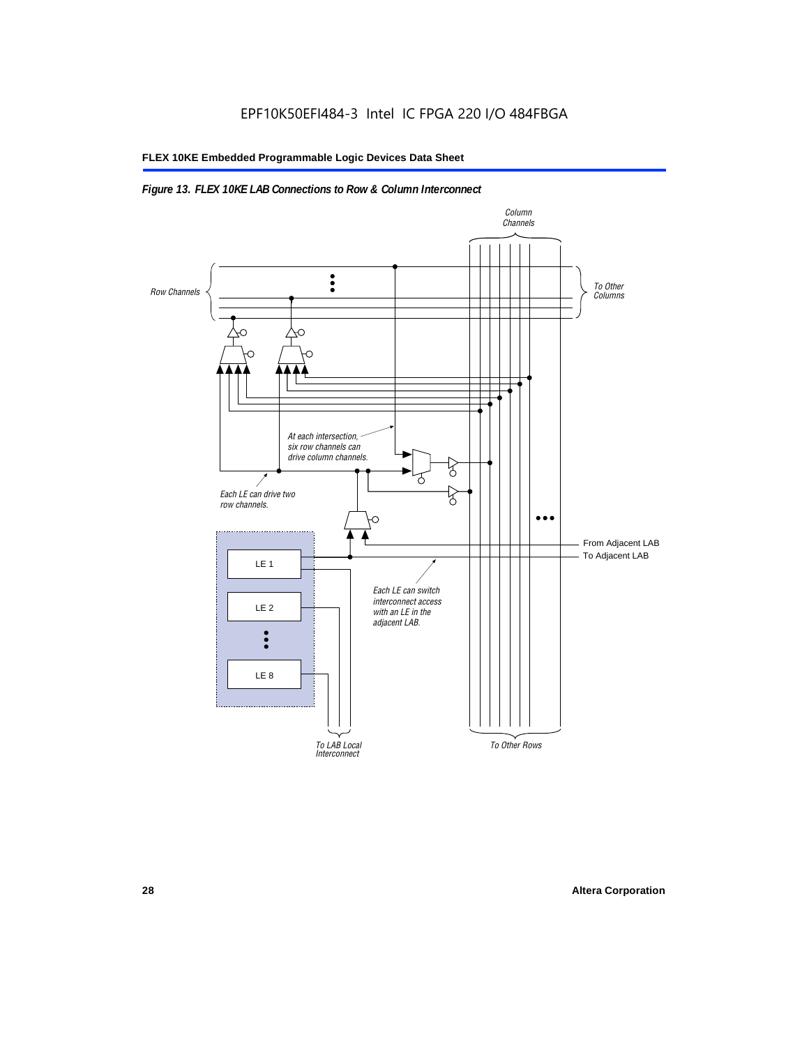*Figure 13. FLEX 10KE LAB Connections to Row & Column Interconnect*

Column Channels

Row Channels

To Other Columns

At each intersection, six row channels can drive column channels.

Each LE can drive two row channels.

From Adjacent LAB

To Adjacent LAB

LE 1

LE 2

LE 8

Each LE can switch interconnect access with an LE in the adjacent LAB.

To LAB Local Interconnect

To Other Rows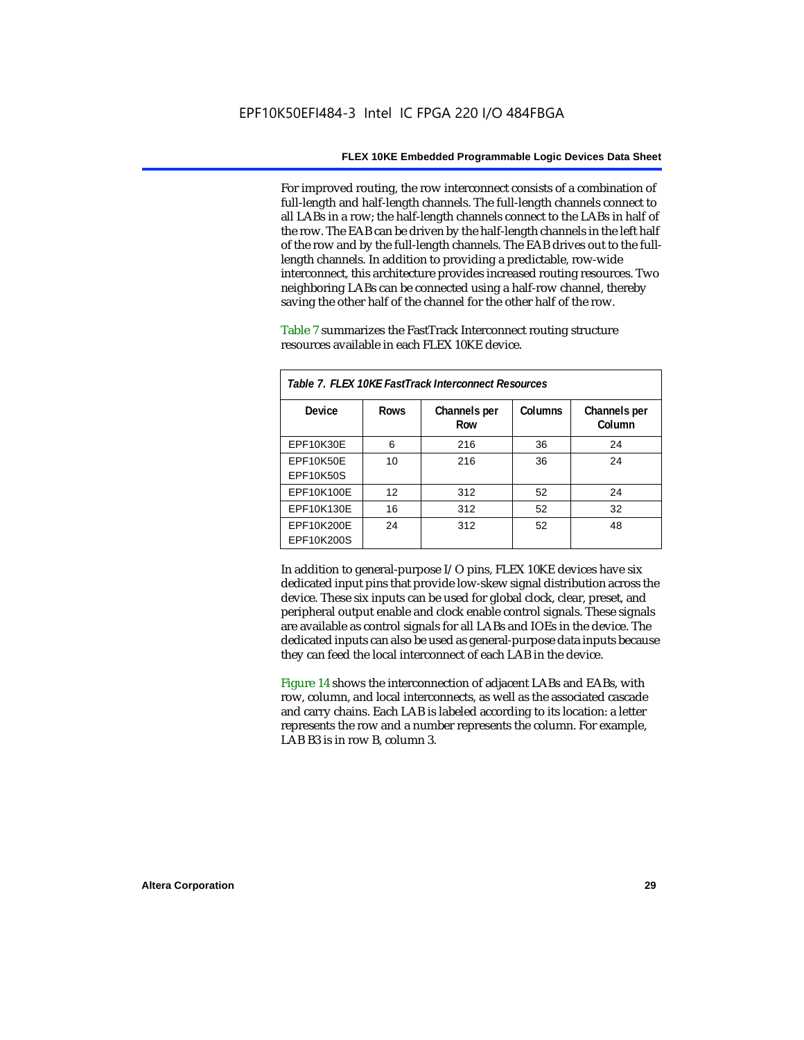For improved routing, the row interconnect consists of a combination of full-length and half-length channels. The full-length channels connect to all LABs in a row; the half-length channels connect to the LABs in half of the row. The EAB can be driven by the half-length channels in the left half of the row and by the full-length channels. The EAB drives out to the full-length channels. In addition to providing a predictable, row-wide interconnect, this architecture provides increased routing resources. Two neighboring LABs can be connected using a half-row channel, thereby saving the other half of the channel for the other half of the row.

Table 7 summarizes the FastTrack Interconnect routing structure resources available in each FLEX 10KE device.

*Table 7. FLEX 10KE FastTrack Interconnect Resources*

| Device | Rows | Channels per Row | Columns | Channels per Column |
|---|---|---|---|---|
| EPF10K30E | 6 | 216 | 36 | 24 |
| EPF10K50E<br>EPF10K50S | 10 | 216 | 36 | 24 |
| EPF10K100E | 12 | 312 | 52 | 24 |
| EPF10K130E | 16 | 312 | 52 | 32 |
| EPF10K200E<br>EPF10K200S | 24 | 312 | 52 | 48 |

In addition to general-purpose I/O pins, FLEX 10KE devices have six dedicated input pins that provide low-skew signal distribution across the device. These six inputs can be used for global clock, clear, preset, and peripheral output enable and clock enable control signals. These signals are available as control signals for all LABs and IOEs in the device. The dedicated inputs can also be used as general-purpose data inputs because they can feed the local interconnect of each LAB in the device.

Figure 14 shows the interconnection of adjacent LABs and EABs, with row, column, and local interconnects, as well as the associated cascade and carry chains. Each LAB is labeled according to its location: a letter represents the row and a number represents the column. For example, LAB B3 is in row B, column 3.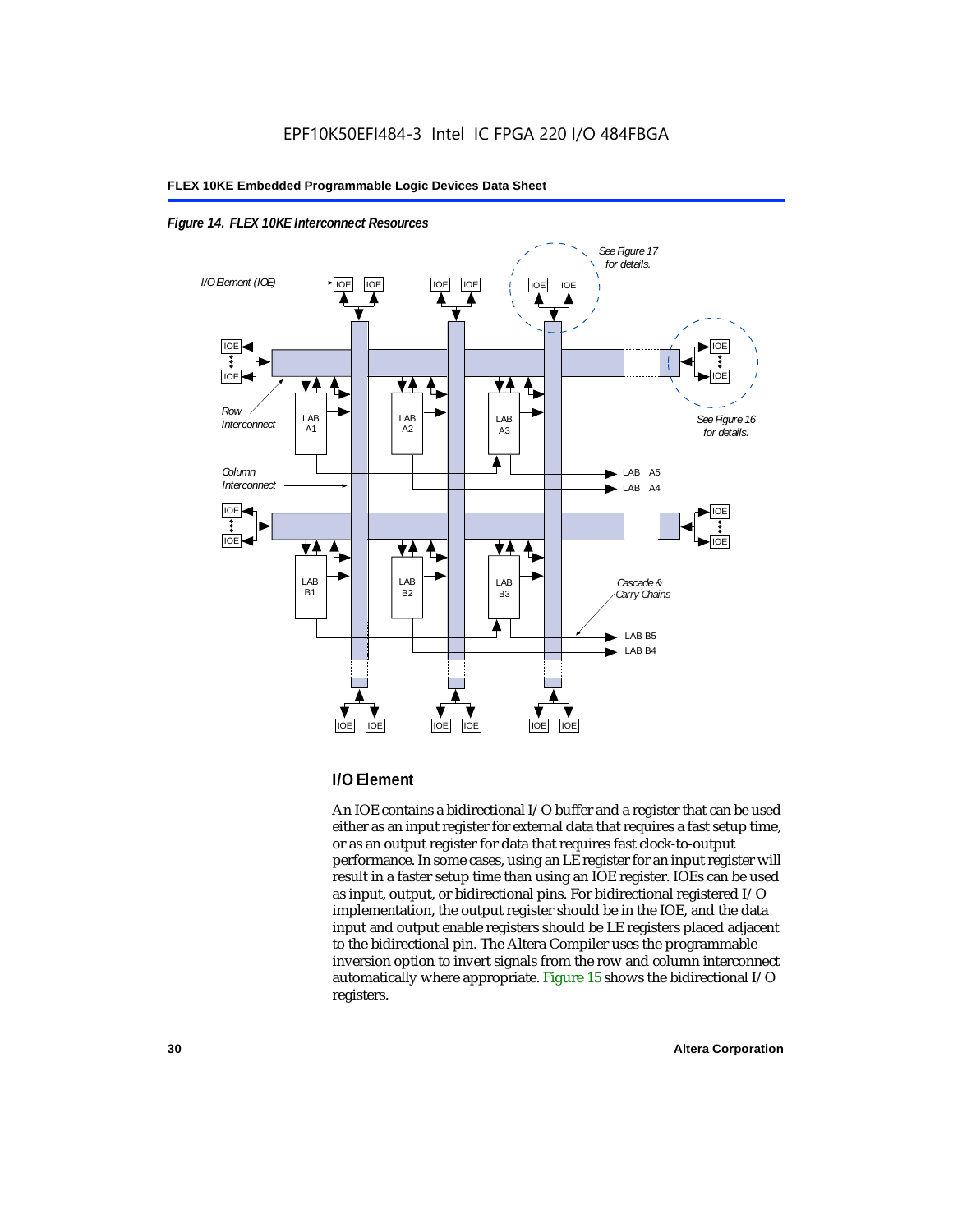*Figure 14. FLEX 10KE Interconnect Resources*

### I/O Element

An IOE contains a bidirectional I/O buffer and a register that can be used either as an input register for external data that requires a fast setup time, or as an output register for data that requires fast clock-to-output performance. In some cases, using an LE register for an input register will result in a faster setup time than using an IOE register. IOEs can be used as input, output, or bidirectional pins. For bidirectional registered I/O implementation, the output register should be in the IOE, and the data input and output enable registers should be LE registers placed adjacent to the bidirectional pin. The Altera Compiler uses the programmable inversion option to invert signals from the row and column interconnect automatically where appropriate. Figure 15 shows the bidirectional I/O registers.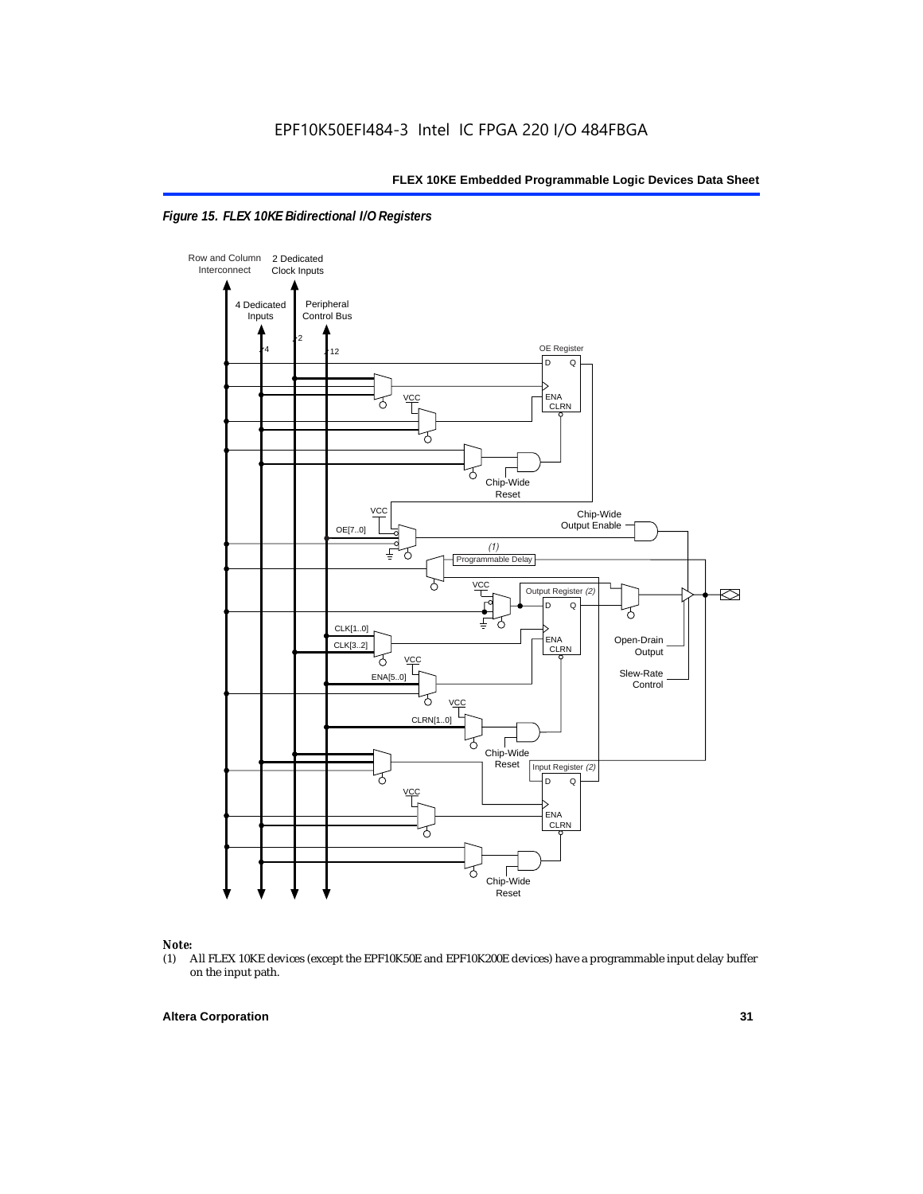*Figure 15. FLEX 10KE Bidirectional I/O Registers*

Row and Column Interconnect

2 Dedicated Clock Inputs

4 Dedicated Inputs

Peripheral Control Bus

OE Register

Chip-Wide Reset

Chip-Wide Output Enable

OE[7..0]

*(1)* Programmable Delay

Output Register *(2)*

CLK[1..0]

CLK[3..2]

ENA[5..0]

CLRN[1..0]

Open-Drain Output

Slew-Rate Control

Input Register *(2)*

**Note:**

(1) All FLEX 10KE devices (except the EPF10K50E and EPF10K200E devices) have a programmable input delay buffer on the input path.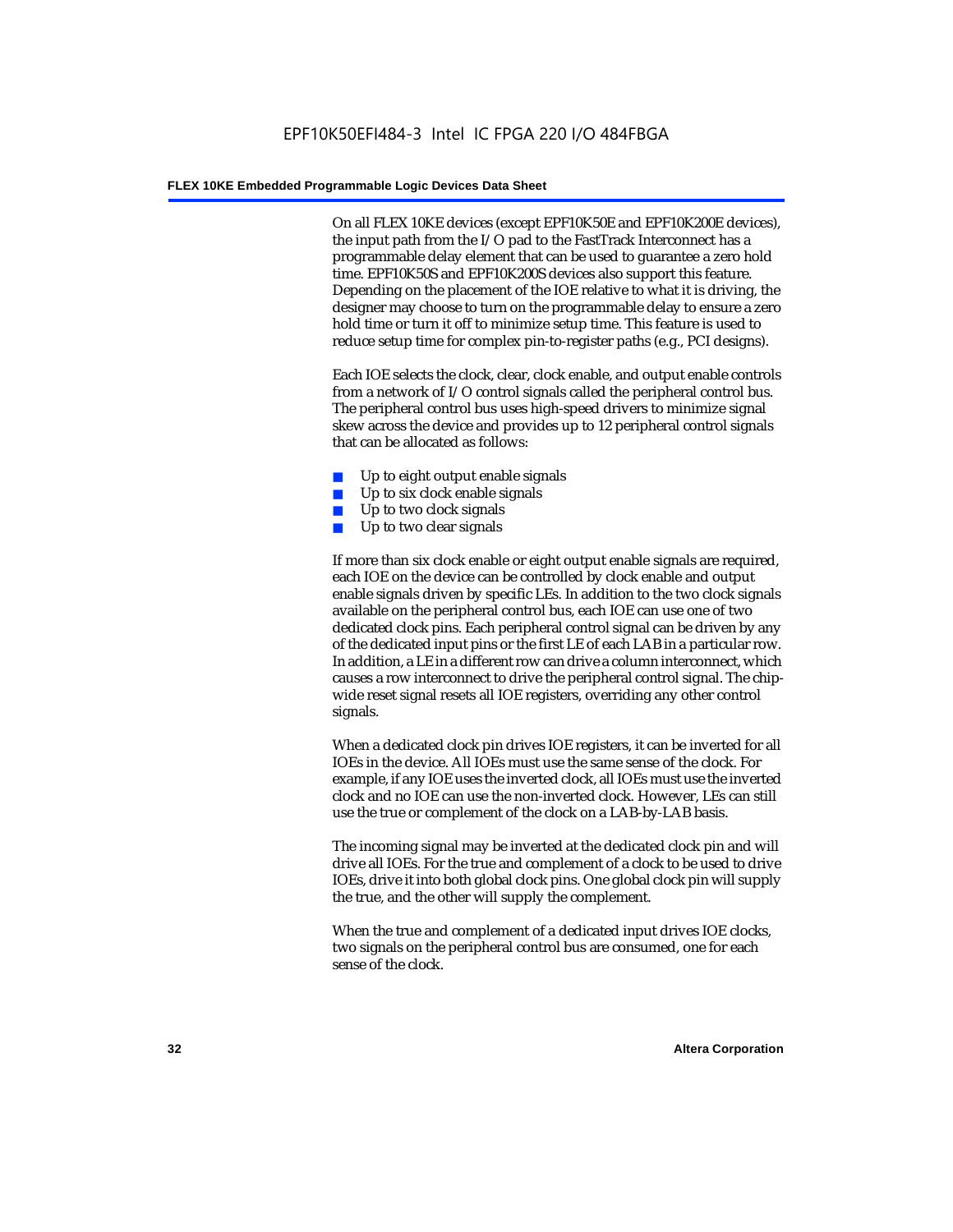On all FLEX 10KE devices (except EPF10K50E and EPF10K200E devices), the input path from the I/O pad to the FastTrack Interconnect has a programmable delay element that can be used to guarantee a zero hold time. EPF10K50S and EPF10K200S devices also support this feature. Depending on the placement of the IOE relative to what it is driving, the designer may choose to turn on the programmable delay to ensure a zero hold time or turn it off to minimize setup time. This feature is used to reduce setup time for complex pin-to-register paths (e.g., PCI designs).

Each IOE selects the clock, clear, clock enable, and output enable controls from a network of I/O control signals called the peripheral control bus. The peripheral control bus uses high-speed drivers to minimize signal skew across the device and provides up to 12 peripheral control signals that can be allocated as follows:

- Up to eight output enable signals
- Up to six clock enable signals
- Up to two clock signals
- Up to two clear signals

If more than six clock enable or eight output enable signals are required, each IOE on the device can be controlled by clock enable and output enable signals driven by specific LEs. In addition to the two clock signals available on the peripheral control bus, each IOE can use one of two dedicated clock pins. Each peripheral control signal can be driven by any of the dedicated input pins or the first LE of each LAB in a particular row. In addition, a LE in a different row can drive a column interconnect, which causes a row interconnect to drive the peripheral control signal. The chip-wide reset signal resets all IOE registers, overriding any other control signals.

When a dedicated clock pin drives IOE registers, it can be inverted for all IOEs in the device. All IOEs must use the same sense of the clock. For example, if any IOE uses the inverted clock, all IOEs must use the inverted clock and no IOE can use the non-inverted clock. However, LEs can still use the true or complement of the clock on a LAB-by-LAB basis.

The incoming signal may be inverted at the dedicated clock pin and will drive all IOEs. For the true and complement of a clock to be used to drive IOEs, drive it into both global clock pins. One global clock pin will supply the true, and the other will supply the complement.

When the true and complement of a dedicated input drives IOE clocks, two signals on the peripheral control bus are consumed, one for each sense of the clock.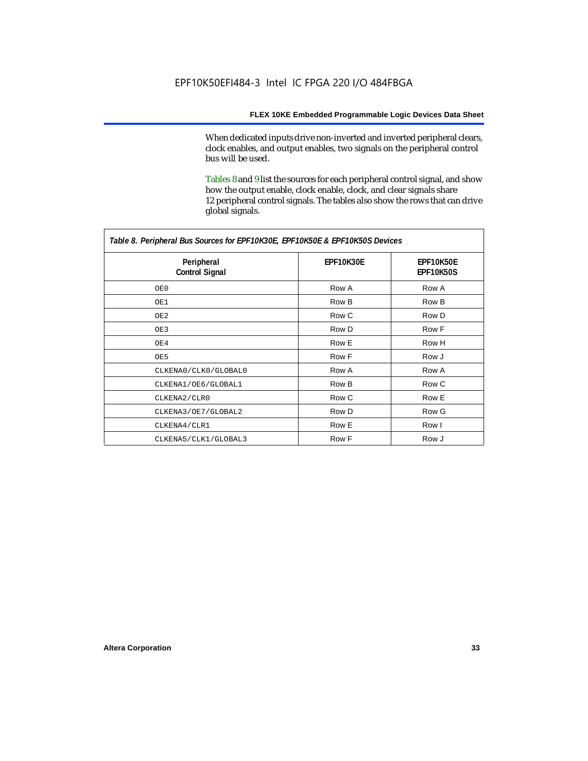When dedicated inputs drive non-inverted and inverted peripheral clears, clock enables, and output enables, two signals on the peripheral control bus will be used.

Tables 8 and 9 list the sources for each peripheral control signal, and show how the output enable, clock enable, clock, and clear signals share 12 peripheral control signals. The tables also show the rows that can drive global signals.

*Table 8. Peripheral Bus Sources for EPF10K30E, EPF10K50E & EPF10K50S Devices*

| Peripheral Control Signal | EPF10K30E | EPF10K50E EPF10K50S |
|---|---|---|
| OE0 | Row A | Row A |
| OE1 | Row B | Row B |
| OE2 | Row C | Row D |
| OE3 | Row D | Row F |
| OE4 | Row E | Row H |
| OE5 | Row F | Row J |
| CLKENA0/CLK0/GLOBAL0 | Row A | Row A |
| CLKENA1/OE6/GLOBAL1 | Row B | Row C |
| CLKENA2/CLR0 | Row C | Row E |
| CLKENA3/OE7/GLOBAL2 | Row D | Row G |
| CLKENA4/CLR1 | Row E | Row I |
| CLKENA5/CLK1/GLOBAL3 | Row F | Row J |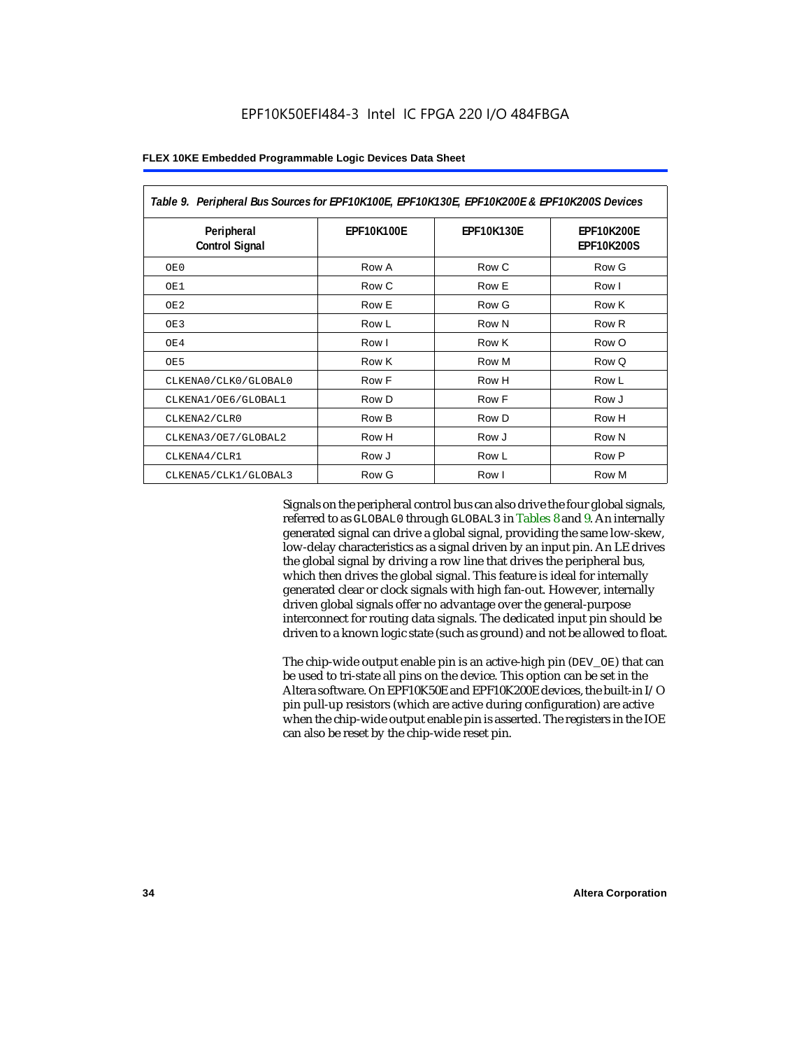*Table 9. Peripheral Bus Sources for EPF10K100E, EPF10K130E, EPF10K200E & EPF10K200S Devices*

| Peripheral Control Signal | EPF10K100E | EPF10K130E | EPF10K200E EPF10K200S |
|---|---|---|---|
| OE0 | Row A | Row C | Row G |
| OE1 | Row C | Row E | Row I |
| OE2 | Row E | Row G | Row K |
| OE3 | Row L | Row N | Row R |
| OE4 | Row I | Row K | Row O |
| OE5 | Row K | Row M | Row Q |
| CLKENA0/CLK0/GLOBAL0 | Row F | Row H | Row L |
| CLKENA1/OE6/GLOBAL1 | Row D | Row F | Row J |
| CLKENA2/CLR0 | Row B | Row D | Row H |
| CLKENA3/OE7/GLOBAL2 | Row H | Row J | Row N |
| CLKENA4/CLR1 | Row J | Row L | Row P |
| CLKENA5/CLK1/GLOBAL3 | Row G | Row I | Row M |

Signals on the peripheral control bus can also drive the four global signals, referred to as GLOBAL0 through GLOBAL3 in Tables 8 and 9. An internally generated signal can drive a global signal, providing the same low-skew, low-delay characteristics as a signal driven by an input pin. An LE drives the global signal by driving a row line that drives the peripheral bus, which then drives the global signal. This feature is ideal for internally generated clear or clock signals with high fan-out. However, internally driven global signals offer no advantage over the general-purpose interconnect for routing data signals. The dedicated input pin should be driven to a known logic state (such as ground) and not be allowed to float.

The chip-wide output enable pin is an active-high pin (DEV_OE) that can be used to tri-state all pins on the device. This option can be set in the Altera software. On EPF10K50E and EPF10K200E devices, the built-in I/O pin pull-up resistors (which are active during configuration) are active when the chip-wide output enable pin is asserted. The registers in the IOE can also be reset by the chip-wide reset pin.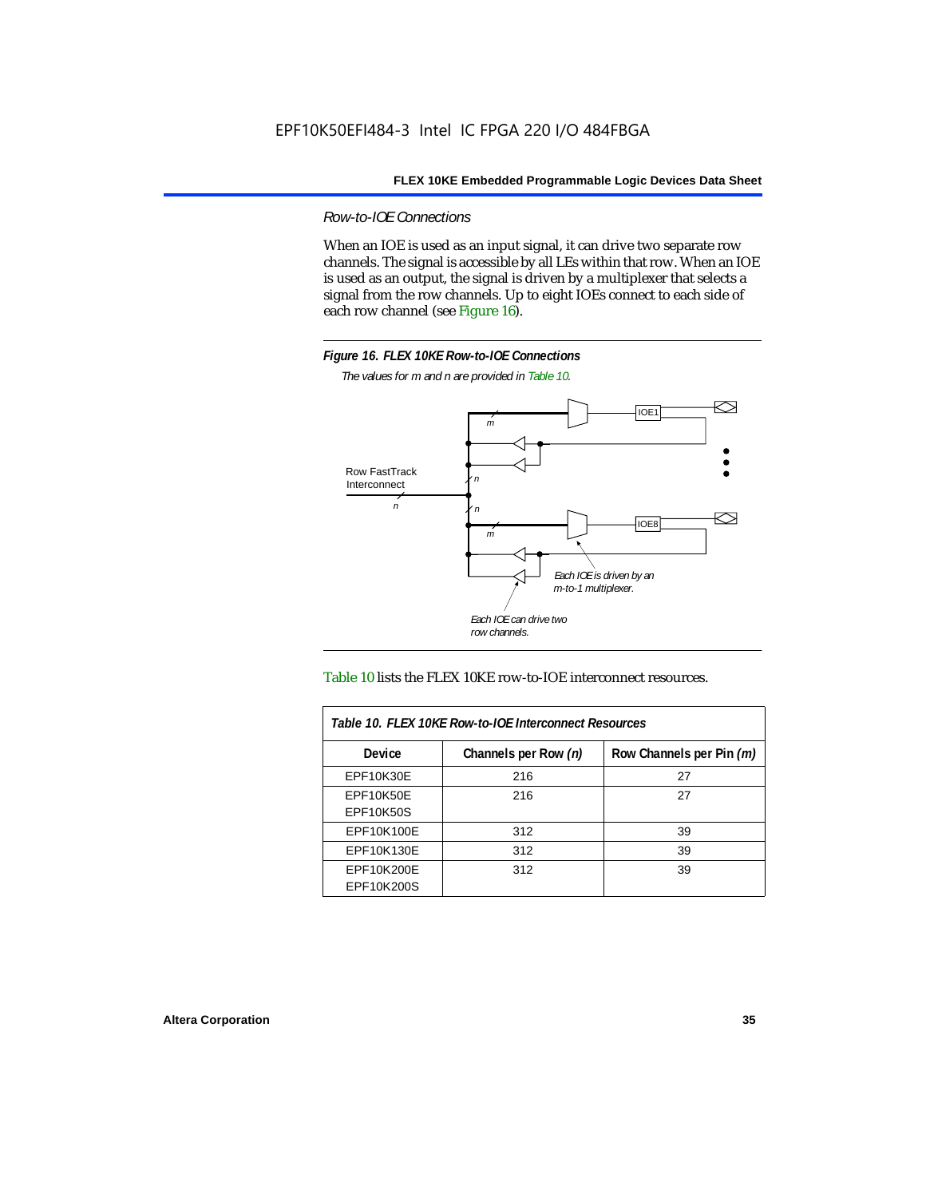### *Row-to-IOE Connections*

When an IOE is used as an input signal, it can drive two separate row channels. The signal is accessible by all LEs within that row. When an IOE is used as an output, the signal is driven by a multiplexer that selects a signal from the row channels. Up to eight IOEs connect to each side of each row channel (see Figure 16).

**Figure 16. FLEX 10KE Row-to-IOE Connections**

*The values for m and n are provided in Table 10.*

Row FastTrack Interconnect

*n*

*m*

IOE1

IOE8

*Each IOE is driven by an m-to-1 multiplexer.*

*Each IOE can drive two row channels.*

Table 10 lists the FLEX 10KE row-to-IOE interconnect resources.

**Table 10. FLEX 10KE Row-to-IOE Interconnect Resources**

| Device | Channels per Row *(n)* | Row Channels per Pin *(m)* |
|---|---|---|
| EPF10K30E | 216 | 27 |
| EPF10K50E<br>EPF10K50S | 216 | 27 |
| EPF10K100E | 312 | 39 |
| EPF10K130E | 312 | 39 |
| EPF10K200E<br>EPF10K200S | 312 | 39 |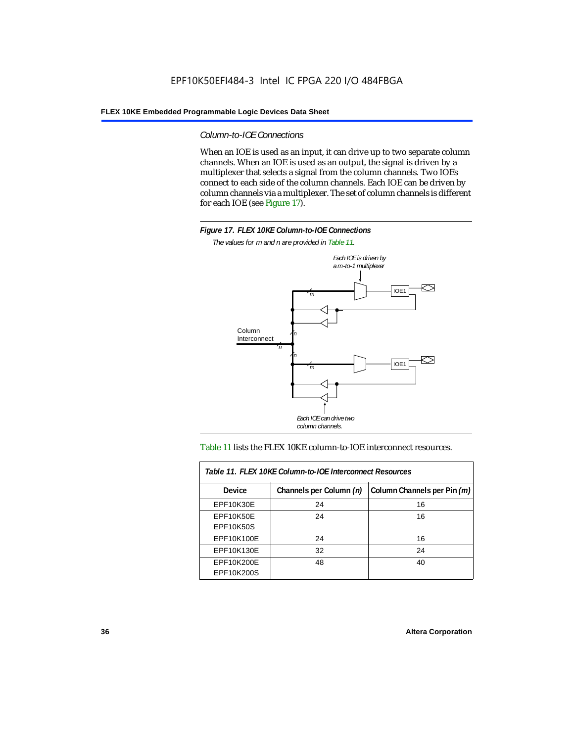### *Column-to-IOE Connections*

When an IOE is used as an input, it can drive up to two separate column channels. When an IOE is used as an output, the signal is driven by a multiplexer that selects a signal from the column channels. Two IOEs connect to each side of the column channels. Each IOE can be driven by column channels via a multiplexer. The set of column channels is different for each IOE (see Figure 17).

**Figure 17. FLEX 10KE Column-to-IOE Connections**

*The values for m and n are provided in Table 11.*

Table 11 lists the FLEX 10KE column-to-IOE interconnect resources.

**Table 11. FLEX 10KE Column-to-IOE Interconnect Resources**

| Device | Channels per Column *(n)* | Column Channels per Pin *(m)* |
|---|---|---|
| EPF10K30E | 24 | 16 |
| EPF10K50E<br>EPF10K50S | 24 | 16 |
| EPF10K100E | 24 | 16 |
| EPF10K130E | 32 | 24 |
| EPF10K200E<br>EPF10K200S | 48 | 40 |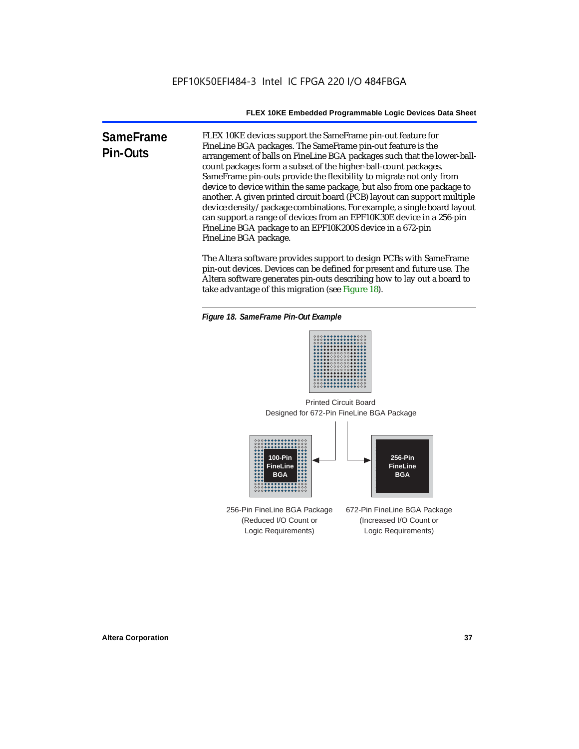## SameFrame Pin-Outs

FLEX 10KE devices support the SameFrame pin-out feature for FineLine BGA packages. The SameFrame pin-out feature is the arrangement of balls on FineLine BGA packages such that the lower-ball-count packages form a subset of the higher-ball-count packages. SameFrame pin-outs provide the flexibility to migrate not only from device to device within the same package, but also from one package to another. A given printed circuit board (PCB) layout can support multiple device density/package combinations. For example, a single board layout can support a range of devices from an EPF10K30E device in a 256-pin FineLine BGA package to an EPF10K200S device in a 672-pin FineLine BGA package.

The Altera software provides support to design PCBs with SameFrame pin-out devices. Devices can be defined for present and future use. The Altera software generates pin-outs describing how to lay out a board to take advantage of this migration (see Figure 18).

*Figure 18. SameFrame Pin-Out Example*

Printed Circuit Board
Designed for 672-Pin FineLine BGA Package

100-Pin FineLine BGA

256-Pin FineLine BGA

256-Pin FineLine BGA Package
(Reduced I/O Count or Logic Requirements)

672-Pin FineLine BGA Package
(Increased I/O Count or Logic Requirements)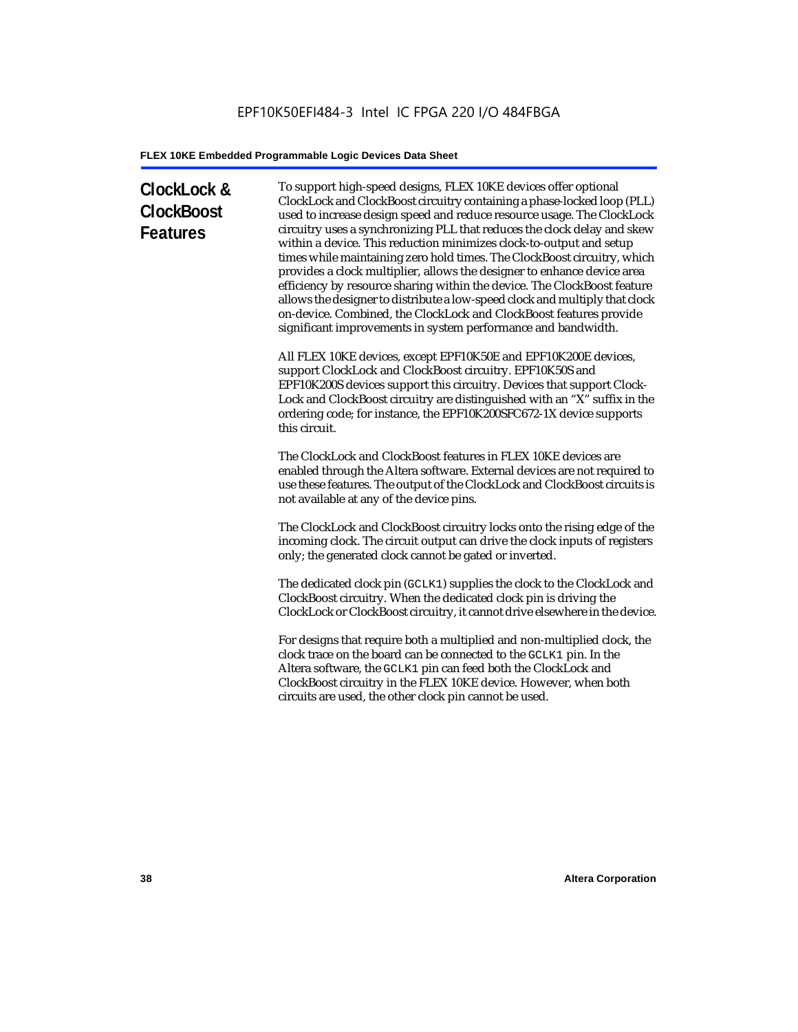## ClockLock & ClockBoost Features

To support high-speed designs, FLEX 10KE devices offer optional ClockLock and ClockBoost circuitry containing a phase-locked loop (PLL) used to increase design speed and reduce resource usage. The ClockLock circuitry uses a synchronizing PLL that reduces the clock delay and skew within a device. This reduction minimizes clock-to-output and setup times while maintaining zero hold times. The ClockBoost circuitry, which provides a clock multiplier, allows the designer to enhance device area efficiency by resource sharing within the device. The ClockBoost feature allows the designer to distribute a low-speed clock and multiply that clock on-device. Combined, the ClockLock and ClockBoost features provide significant improvements in system performance and bandwidth.

All FLEX 10KE devices, except EPF10K50E and EPF10K200E devices, support ClockLock and ClockBoost circuitry. EPF10K50S and EPF10K200S devices support this circuitry. Devices that support Clock-Lock and ClockBoost circuitry are distinguished with an "X" suffix in the ordering code; for instance, the EPF10K200SFC672-1X device supports this circuit.

The ClockLock and ClockBoost features in FLEX 10KE devices are enabled through the Altera software. External devices are not required to use these features. The output of the ClockLock and ClockBoost circuits is not available at any of the device pins.

The ClockLock and ClockBoost circuitry locks onto the rising edge of the incoming clock. The circuit output can drive the clock inputs of registers only; the generated clock cannot be gated or inverted.

The dedicated clock pin (`GCLK1`) supplies the clock to the ClockLock and ClockBoost circuitry. When the dedicated clock pin is driving the ClockLock or ClockBoost circuitry, it cannot drive elsewhere in the device.

For designs that require both a multiplied and non-multiplied clock, the clock trace on the board can be connected to the `GCLK1` pin. In the Altera software, the `GCLK1` pin can feed both the ClockLock and ClockBoost circuitry in the FLEX 10KE device. However, when both circuits are used, the other clock pin cannot be used.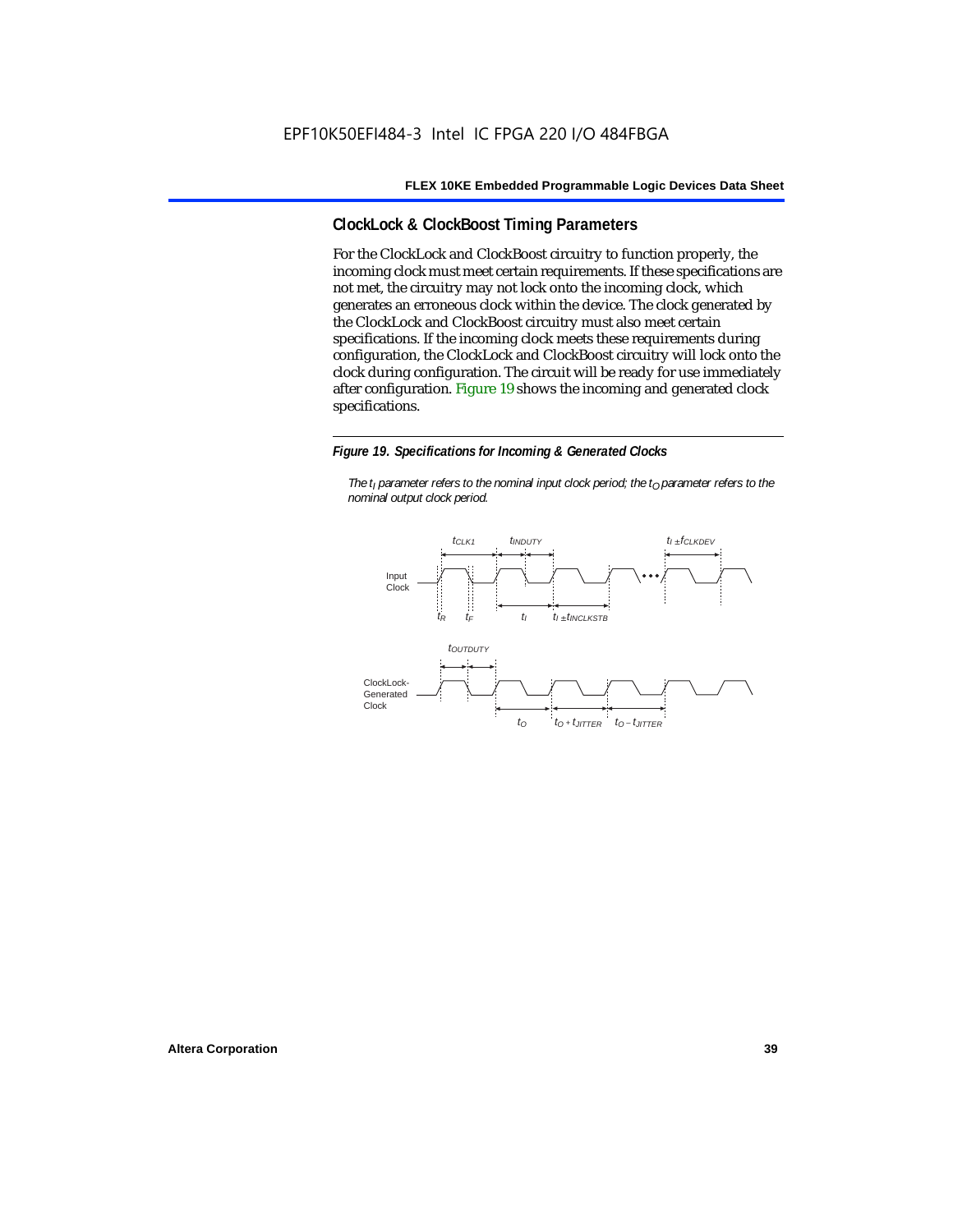## ClockLock & ClockBoost Timing Parameters

For the ClockLock and ClockBoost circuitry to function properly, the incoming clock must meet certain requirements. If these specifications are not met, the circuitry may not lock onto the incoming clock, which generates an erroneous clock within the device. The clock generated by the ClockLock and ClockBoost circuitry must also meet certain specifications. If the incoming clock meets these requirements during configuration, the ClockLock and ClockBoost circuitry will lock onto the clock during configuration. The circuit will be ready for use immediately after configuration. Figure 19 shows the incoming and generated clock specifications.

*Figure 19. Specifications for Incoming & Generated Clocks*

*The $t_I$ parameter refers to the nominal input clock period; the $t_O$ parameter refers to the nominal output clock period.*

Input Clock: $t_{CLK1}$, $t_{INDUTY}$, $t_I \pm f_{CLKDEV}$, $t_R$, $t_F$, $t_I$, $t_I \pm t_{INCLKSTB}$

ClockLock-Generated Clock: $t_{OUTDUTY}$, $t_O$, $t_O + t_{JITTER}$, $t_O - t_{JITTER}$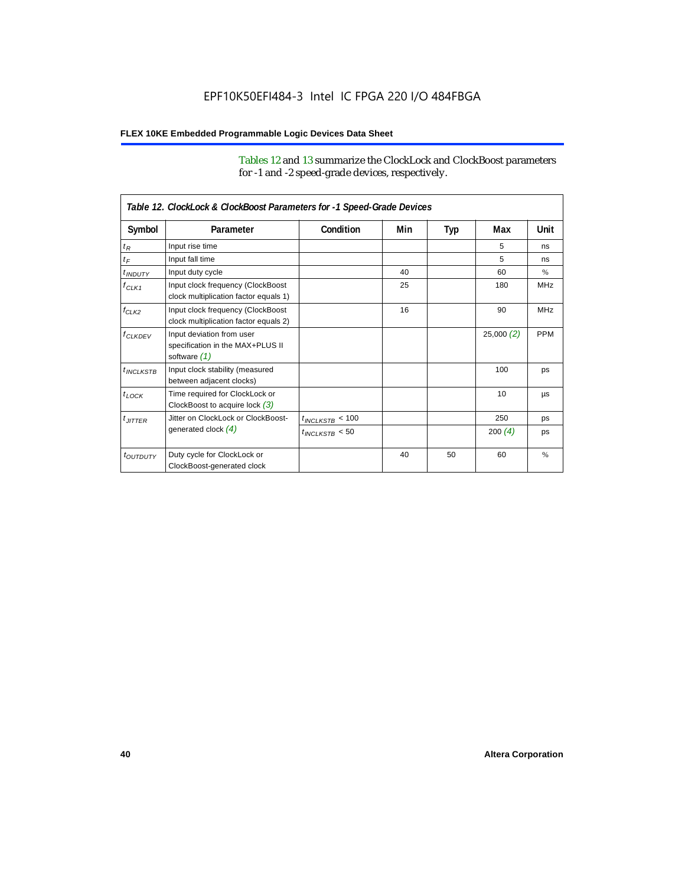Tables 12 and 13 summarize the ClockLock and ClockBoost parameters for -1 and -2 speed-grade devices, respectively.

**Table 12. ClockLock & ClockBoost Parameters for -1 Speed-Grade Devices**

| Symbol | Parameter | Condition | Min | Typ | Max | Unit |
|---|---|---|---|---|---|---|
| $t_R$ | Input rise time | | | | 5 | ns |
| $t_F$ | Input fall time | | | | 5 | ns |
| $t_{INDUTY}$ | Input duty cycle | | 40 | | 60 | % |
| $f_{CLK1}$ | Input clock frequency (ClockBoost clock multiplication factor equals 1) | | 25 | | 180 | MHz |
| $f_{CLK2}$ | Input clock frequency (ClockBoost clock multiplication factor equals 2) | | 16 | | 90 | MHz |
| $f_{CLKDEV}$ | Input deviation from user specification in the MAX+PLUS II software *(1)* | | | | 25,000 *(2)* | PPM |
| $t_{INCLKSTB}$ | Input clock stability (measured between adjacent clocks) | | | | 100 | ps |
| $t_{LOCK}$ | Time required for ClockLock or ClockBoost to acquire lock *(3)* | | | | 10 | µs |
| $t_{JITTER}$ | Jitter on ClockLock or ClockBoost-generated clock *(4)* | $t_{INCLKSTB} < 100$ | | | 250 | ps |
| | | $t_{INCLKSTB} < 50$ | | | 200 *(4)* | ps |
| $t_{OUTDUTY}$ | Duty cycle for ClockLock or ClockBoost-generated clock | | 40 | 50 | 60 | % |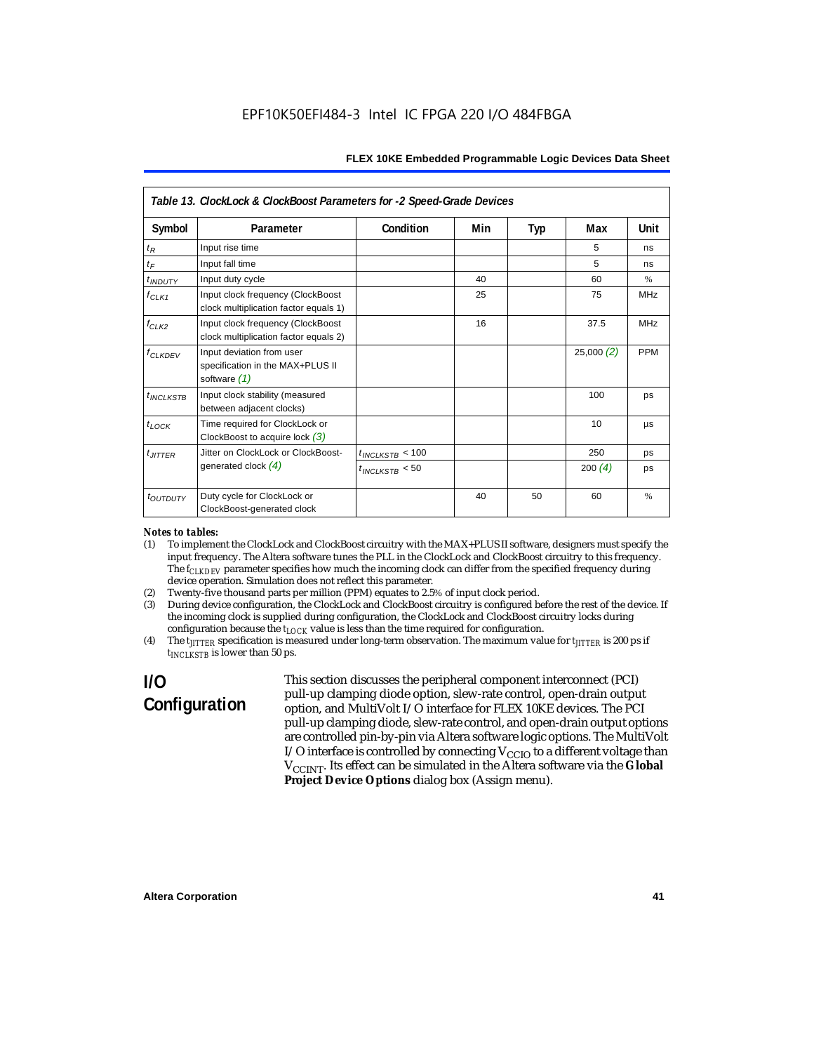*Table 13. ClockLock & ClockBoost Parameters for -2 Speed-Grade Devices*

| Symbol | Parameter | Condition | Min | Typ | Max | Unit |
|---|---|---|---|---|---|---|
| $t_R$ | Input rise time | | | | 5 | ns |
| $t_F$ | Input fall time | | | | 5 | ns |
| $t_{INDUTY}$ | Input duty cycle | | 40 | | 60 | % |
| $f_{CLK1}$ | Input clock frequency (ClockBoost clock multiplication factor equals 1) | | 25 | | 75 | MHz |
| $f_{CLK2}$ | Input clock frequency (ClockBoost clock multiplication factor equals 2) | | 16 | | 37.5 | MHz |
| $f_{CLKDEV}$ | Input deviation from user specification in the MAX+PLUS II software *(1)* | | | | 25,000 *(2)* | PPM |
| $t_{INCLKSTB}$ | Input clock stability (measured between adjacent clocks) | | | | 100 | ps |
| $t_{LOCK}$ | Time required for ClockLock or ClockBoost to acquire lock *(3)* | | | | 10 | µs |
| $t_{JITTER}$ | Jitter on ClockLock or ClockBoost-generated clock *(4)* | $t_{INCLKSTB}$ < 100 | | | 250 | ps |
| | | $t_{INCLKSTB}$ < 50 | | | 200 *(4)* | ps |
| $t_{OUTDUTY}$ | Duty cycle for ClockLock or ClockBoost-generated clock | | 40 | 50 | 60 | % |

*Notes to tables:*

(1) To implement the ClockLock and ClockBoost circuitry with the MAX+PLUS II software, designers must specify the input frequency. The Altera software tunes the PLL in the ClockLock and ClockBoost circuitry to this frequency. The $f_{CLKDEV}$ parameter specifies how much the incoming clock can differ from the specified frequency during device operation. Simulation does not reflect this parameter.

(2) Twenty-five thousand parts per million (PPM) equates to 2.5% of input clock period.

(3) During device configuration, the ClockLock and ClockBoost circuitry is configured before the rest of the device. If the incoming clock is supplied during configuration, the ClockLock and ClockBoost circuitry locks during configuration because the $t_{LOCK}$ value is less than the time required for configuration.

(4) The $t_{JITTER}$ specification is measured under long-term observation. The maximum value for $t_{JITTER}$ is 200 ps if $t_{INCLKSTB}$ is lower than 50 ps.

## I/O Configuration

This section discusses the peripheral component interconnect (PCI) pull-up clamping diode option, slew-rate control, open-drain output option, and MultiVolt I/O interface for FLEX 10KE devices. The PCI pull-up clamping diode, slew-rate control, and open-drain output options are controlled pin-by-pin via Altera software logic options. The MultiVolt I/O interface is controlled by connecting $V_{CCIO}$ to a different voltage than $V_{CCINT}$. Its effect can be simulated in the Altera software via the **Global Project Device Options** dialog box (Assign menu).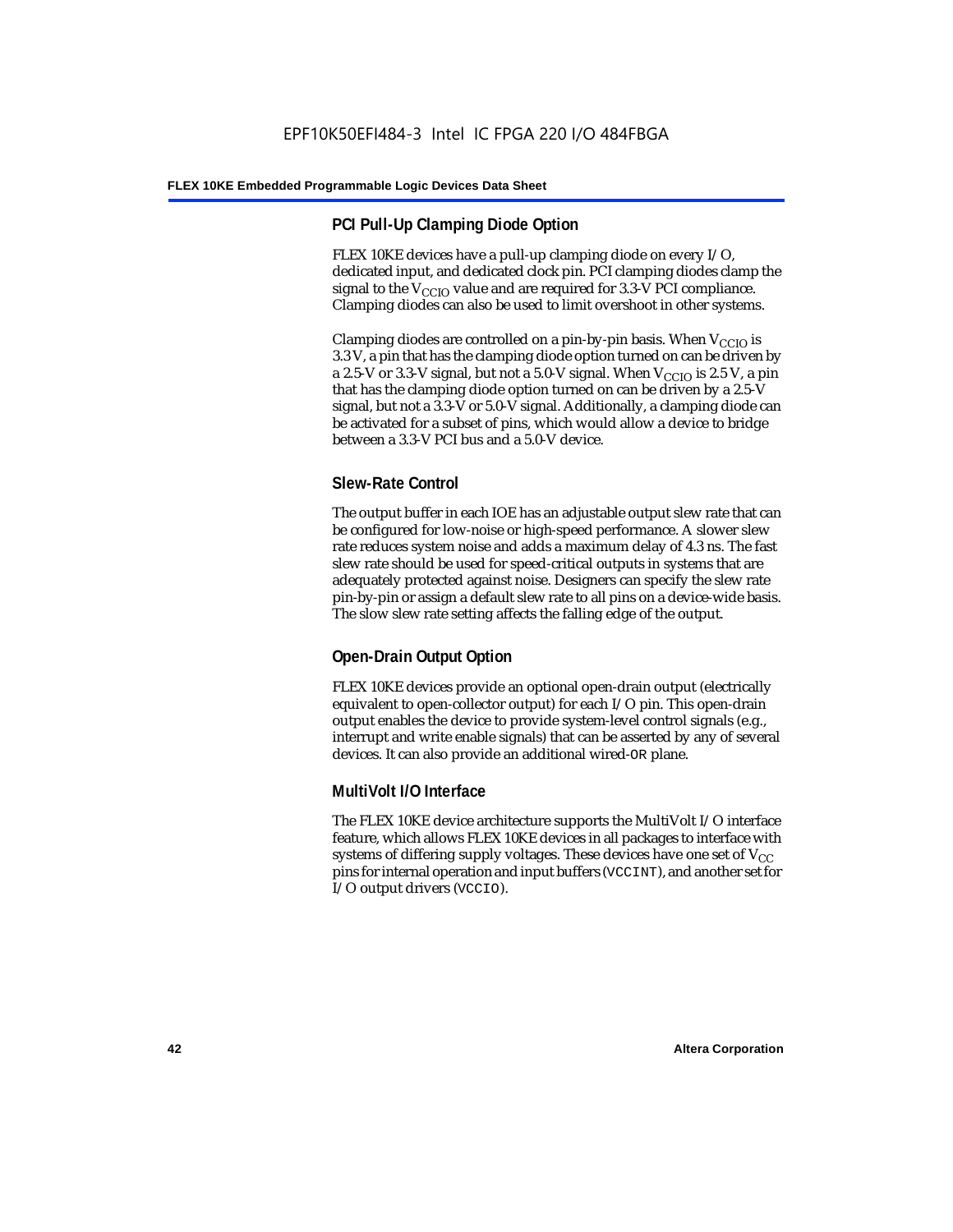### PCI Pull-Up Clamping Diode Option

FLEX 10KE devices have a pull-up clamping diode on every I/O, dedicated input, and dedicated clock pin. PCI clamping diodes clamp the signal to the $V_{CCIO}$ value and are required for 3.3-V PCI compliance. Clamping diodes can also be used to limit overshoot in other systems.

Clamping diodes are controlled on a pin-by-pin basis. When $V_{CCIO}$ is 3.3 V, a pin that has the clamping diode option turned on can be driven by a 2.5-V or 3.3-V signal, but not a 5.0-V signal. When $V_{CCIO}$ is 2.5 V, a pin that has the clamping diode option turned on can be driven by a 2.5-V signal, but not a 3.3-V or 5.0-V signal. Additionally, a clamping diode can be activated for a subset of pins, which would allow a device to bridge between a 3.3-V PCI bus and a 5.0-V device.

### Slew-Rate Control

The output buffer in each IOE has an adjustable output slew rate that can be configured for low-noise or high-speed performance. A slower slew rate reduces system noise and adds a maximum delay of 4.3 ns. The fast slew rate should be used for speed-critical outputs in systems that are adequately protected against noise. Designers can specify the slew rate pin-by-pin or assign a default slew rate to all pins on a device-wide basis. The slow slew rate setting affects the falling edge of the output.

### Open-Drain Output Option

FLEX 10KE devices provide an optional open-drain output (electrically equivalent to open-collector output) for each I/O pin. This open-drain output enables the device to provide system-level control signals (e.g., interrupt and write enable signals) that can be asserted by any of several devices. It can also provide an additional wired-`OR` plane.

### MultiVolt I/O Interface

The FLEX 10KE device architecture supports the MultiVolt I/O interface feature, which allows FLEX 10KE devices in all packages to interface with systems of differing supply voltages. These devices have one set of $V_{CC}$ pins for internal operation and input buffers (`VCCINT`), and another set for I/O output drivers (`VCCIO`).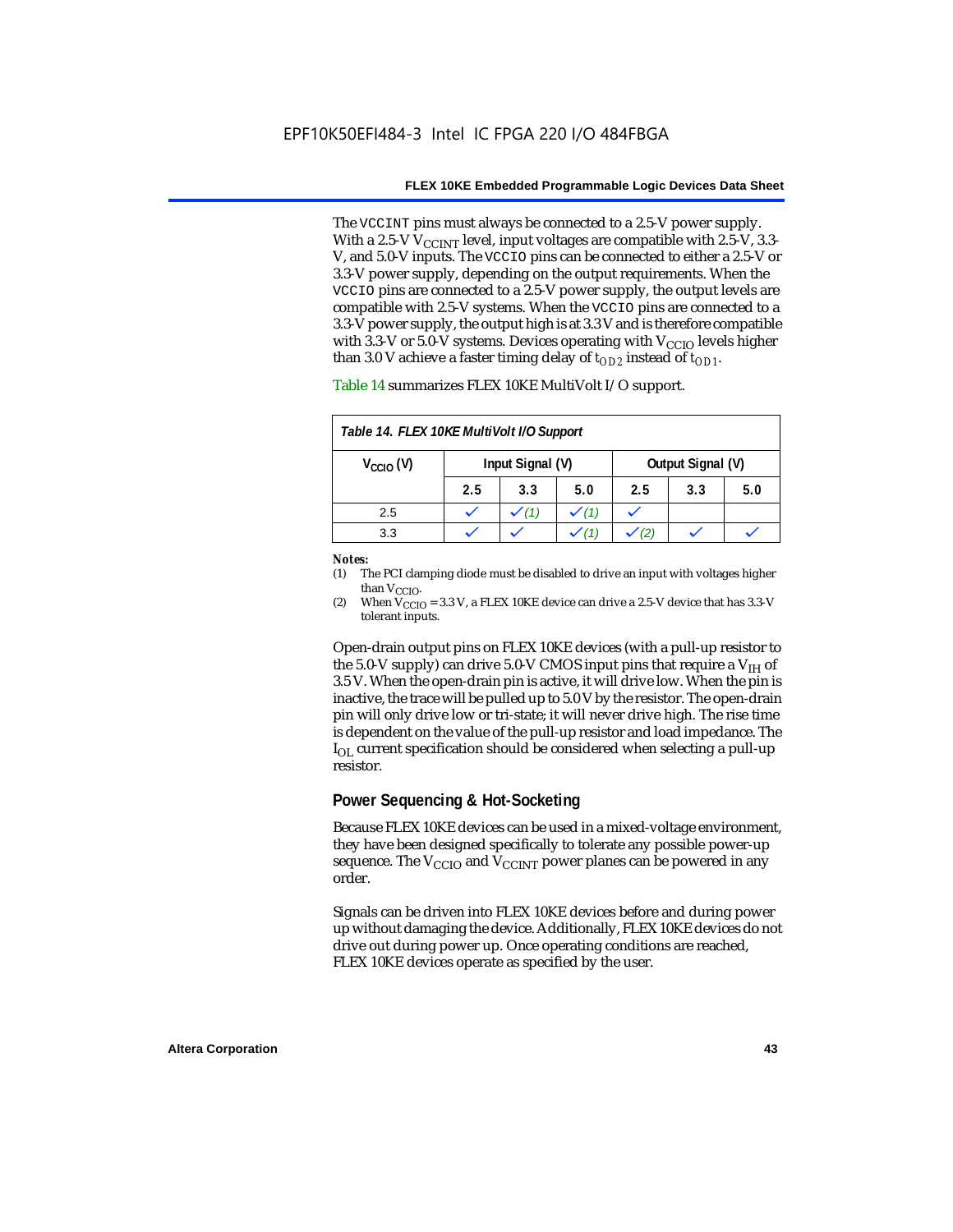The VCCINT pins must always be connected to a 2.5-V power supply. With a 2.5-V $V_{CCINT}$ level, input voltages are compatible with 2.5-V, 3.3-V, and 5.0-V inputs. The VCCIO pins can be connected to either a 2.5-V or 3.3-V power supply, depending on the output requirements. When the VCCIO pins are connected to a 2.5-V power supply, the output levels are compatible with 2.5-V systems. When the VCCIO pins are connected to a 3.3-V power supply, the output high is at 3.3 V and is therefore compatible with 3.3-V or 5.0-V systems. Devices operating with $V_{CCIO}$ levels higher than 3.0 V achieve a faster timing delay of $t_{OD2}$ instead of $t_{OD1}$.

Table 14 summarizes FLEX 10KE MultiVolt I/O support.

*Table 14. FLEX 10KE MultiVolt I/O Support*

| $V_{CCIO}$ (V) | Input Signal (V) | | | Output Signal (V) | | |
|---|---|---|---|---|---|---|
| | 2.5 | 3.3 | 5.0 | 2.5 | 3.3 | 5.0 |
| 2.5 | ✓ | ✓ (1) | ✓ (1) | ✓ | | |
| 3.3 | ✓ | ✓ | ✓ (1) | ✓ (2) | ✓ | ✓ |

**Notes:**
(1) The PCI clamping diode must be disabled to drive an input with voltages higher than $V_{CCIO}$.
(2) When $V_{CCIO}$ = 3.3 V, a FLEX 10KE device can drive a 2.5-V device that has 3.3-V tolerant inputs.

Open-drain output pins on FLEX 10KE devices (with a pull-up resistor to the 5.0-V supply) can drive 5.0-V CMOS input pins that require a $V_{IH}$ of 3.5 V. When the open-drain pin is active, it will drive low. When the pin is inactive, the trace will be pulled up to 5.0 V by the resistor. The open-drain pin will only drive low or tri-state; it will never drive high. The rise time is dependent on the value of the pull-up resistor and load impedance. The $I_{OL}$ current specification should be considered when selecting a pull-up resistor.

## Power Sequencing & Hot-Socketing

Because FLEX 10KE devices can be used in a mixed-voltage environment, they have been designed specifically to tolerate any possible power-up sequence. The $V_{CCIO}$ and $V_{CCINT}$ power planes can be powered in any order.

Signals can be driven into FLEX 10KE devices before and during power up without damaging the device. Additionally, FLEX 10KE devices do not drive out during power up. Once operating conditions are reached, FLEX 10KE devices operate as specified by the user.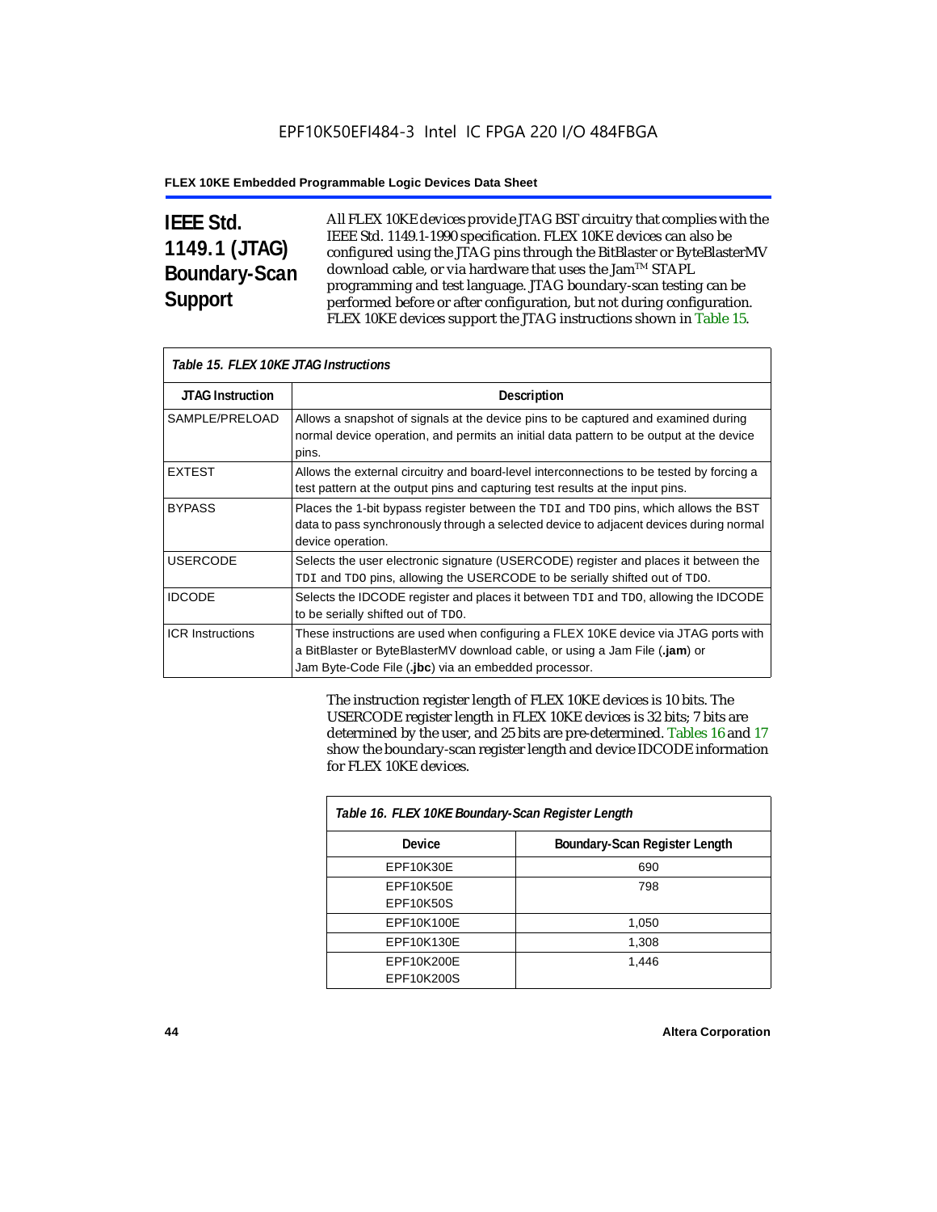## IEEE Std. 1149.1 (JTAG) Boundary-Scan Support

All FLEX 10KE devices provide JTAG BST circuitry that complies with the IEEE Std. 1149.1-1990 specification. FLEX 10KE devices can also be configured using the JTAG pins through the BitBlaster or ByteBlasterMV download cable, or via hardware that uses the Jam™ STAPL programming and test language. JTAG boundary-scan testing can be performed before or after configuration, but not during configuration. FLEX 10KE devices support the JTAG instructions shown in Table 15.

*Table 15. FLEX 10KE JTAG Instructions*

| JTAG Instruction | Description |
|---|---|
| SAMPLE/PRELOAD | Allows a snapshot of signals at the device pins to be captured and examined during normal device operation, and permits an initial data pattern to be output at the device pins. |
| EXTEST | Allows the external circuitry and board-level interconnections to be tested by forcing a test pattern at the output pins and capturing test results at the input pins. |
| BYPASS | Places the 1-bit bypass register between the `TDI` and `TDO` pins, which allows the BST data to pass synchronously through a selected device to adjacent devices during normal device operation. |
| USERCODE | Selects the user electronic signature (USERCODE) register and places it between the `TDI` and `TDO` pins, allowing the USERCODE to be serially shifted out of `TDO`. |
| IDCODE | Selects the IDCODE register and places it between `TDI` and `TDO`, allowing the IDCODE to be serially shifted out of `TDO`. |
| ICR Instructions | These instructions are used when configuring a FLEX 10KE device via JTAG ports with a BitBlaster or ByteBlasterMV download cable, or using a Jam File (**.jam**) or Jam Byte-Code File (**.jbc**) via an embedded processor. |

The instruction register length of FLEX 10KE devices is 10 bits. The USERCODE register length in FLEX 10KE devices is 32 bits; 7 bits are determined by the user, and 25 bits are pre-determined. Tables 16 and 17 show the boundary-scan register length and device IDCODE information for FLEX 10KE devices.

*Table 16. FLEX 10KE Boundary-Scan Register Length*

| Device | Boundary-Scan Register Length |
|---|---|
| EPF10K30E | 690 |
| EPF10K50E<br>EPF10K50S | 798 |
| EPF10K100E | 1,050 |
| EPF10K130E | 1,308 |
| EPF10K200E<br>EPF10K200S | 1,446 |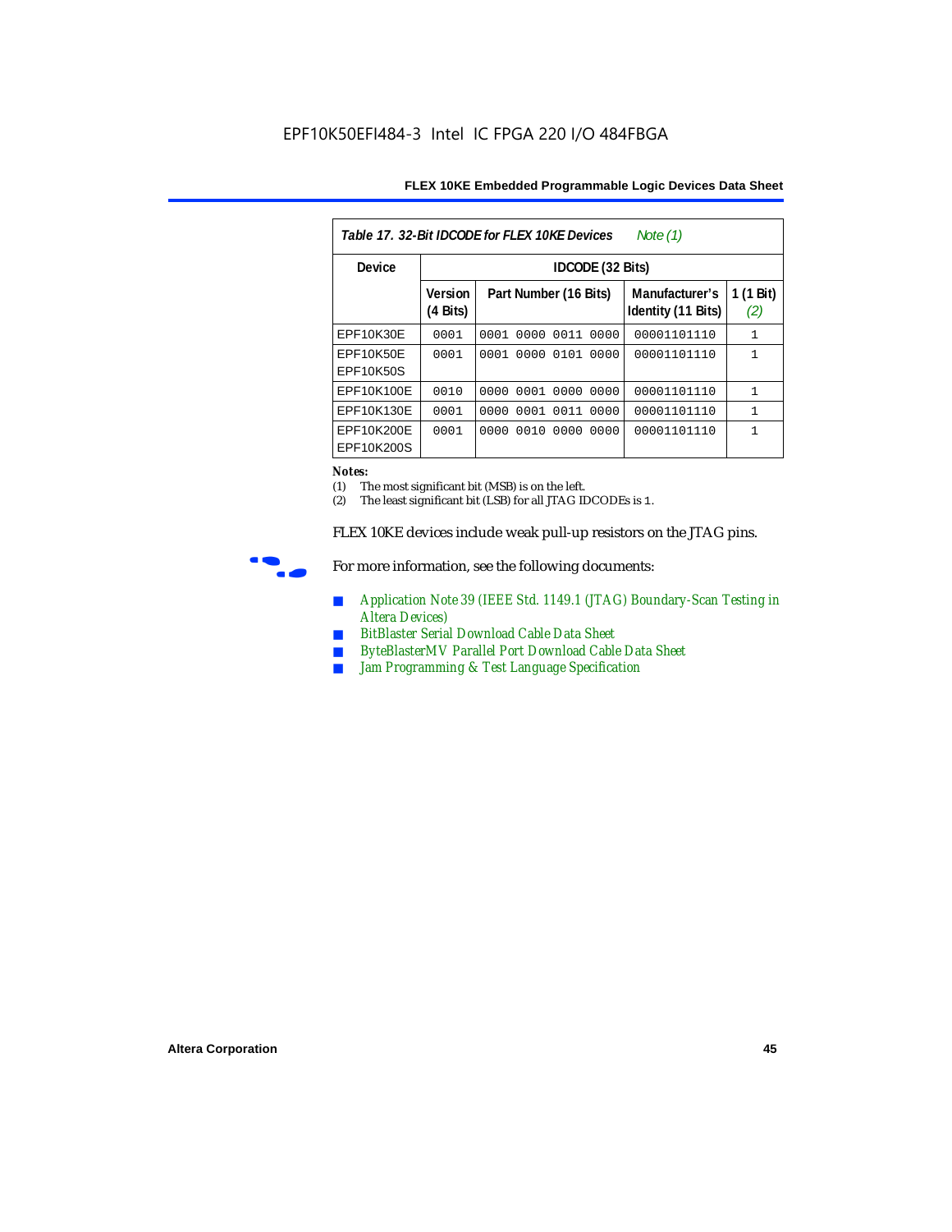**Table 17. 32-Bit IDCODE for FLEX 10KE Devices** *Note (1)*

| Device | IDCODE (32 Bits) | | | |
|---|---|---|---|---|
| | Version (4 Bits) | Part Number (16 Bits) | Manufacturer's Identity (11 Bits) | 1 (1 Bit) *(2)* |
| EPF10K30E | 0001 | 0001 0000 0011 0000 | 00001101110 | 1 |
| EPF10K50E EPF10K50S | 0001 | 0001 0000 0101 0000 | 00001101110 | 1 |
| EPF10K100E | 0010 | 0000 0001 0000 0000 | 00001101110 | 1 |
| EPF10K130E | 0001 | 0000 0001 0011 0000 | 00001101110 | 1 |
| EPF10K200E EPF10K200S | 0001 | 0000 0010 0000 0000 | 00001101110 | 1 |

**Notes:**

(1) The most significant bit (MSB) is on the left.

(2) The least significant bit (LSB) for all JTAG IDCODEs is 1.

FLEX 10KE devices include weak pull-up resistors on the JTAG pins.

For more information, see the following documents:

- Application Note 39 (IEEE Std. 1149.1 (JTAG) Boundary-Scan Testing in Altera Devices)
- BitBlaster Serial Download Cable Data Sheet
- ByteBlasterMV Parallel Port Download Cable Data Sheet
- Jam Programming & Test Language Specification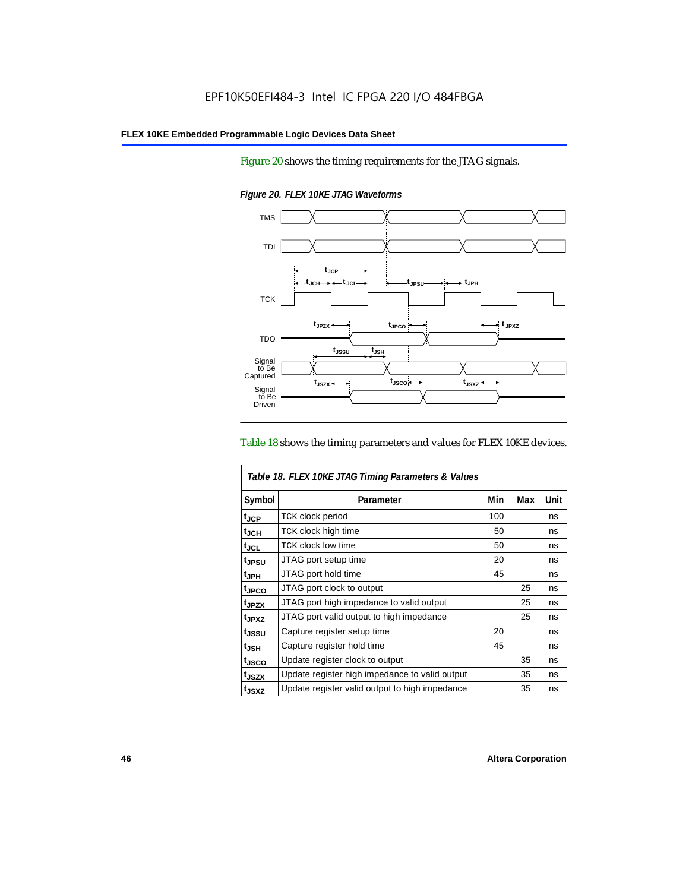Figure 20 shows the timing requirements for the JTAG signals.

*Figure 20. FLEX 10KE JTAG Waveforms*

Table 18 shows the timing parameters and values for FLEX 10KE devices.

*Table 18. FLEX 10KE JTAG Timing Parameters & Values*

| Symbol | Parameter | Min | Max | Unit |
|---|---|---|---|---|
| $t_{JCP}$ | TCK clock period | 100 | | ns |
| $t_{JCH}$ | TCK clock high time | 50 | | ns |
| $t_{JCL}$ | TCK clock low time | 50 | | ns |
| $t_{JPSU}$ | JTAG port setup time | 20 | | ns |
| $t_{JPH}$ | JTAG port hold time | 45 | | ns |
| $t_{JPCO}$ | JTAG port clock to output | | 25 | ns |
| $t_{JPZX}$ | JTAG port high impedance to valid output | | 25 | ns |
| $t_{JPXZ}$ | JTAG port valid output to high impedance | | 25 | ns |
| $t_{JSSU}$ | Capture register setup time | 20 | | ns |
| $t_{JSH}$ | Capture register hold time | 45 | | ns |
| $t_{JSCO}$ | Update register clock to output | | 35 | ns |
| $t_{JSZX}$ | Update register high impedance to valid output | | 35 | ns |
| $t_{JSXZ}$ | Update register valid output to high impedance | | 35 | ns |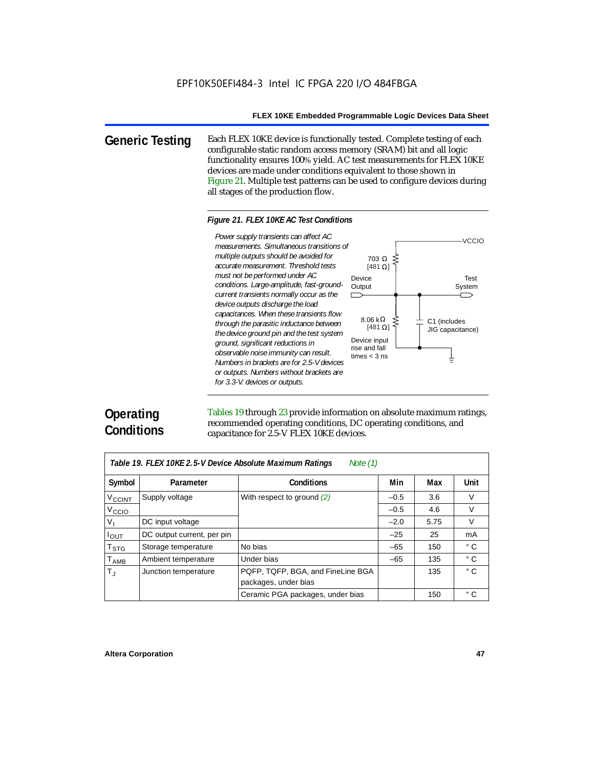## Generic Testing

Each FLEX 10KE device is functionally tested. Complete testing of each configurable static random access memory (SRAM) bit and all logic functionality ensures 100% yield. AC test measurements for FLEX 10KE devices are made under conditions equivalent to those shown in Figure 21. Multiple test patterns can be used to configure devices during all stages of the production flow.

*Figure 21. FLEX 10KE AC Test Conditions*

*Power supply transients can affect AC measurements. Simultaneous transitions of multiple outputs should be avoided for accurate measurement. Threshold tests must not be performed under AC conditions. Large-amplitude, fast-ground-current transients normally occur as the device outputs discharge the load capacitances. When these transients flow through the parasitic inductance between the device ground pin and the test system ground, significant reductions in observable noise immunity can result. Numbers in brackets are for 2.5-V devices or outputs. Numbers without brackets are for 3.3-V. devices or outputs.*

VCCIO
703 Ω [481 Ω]
Device Output
Test System
8.06 kΩ [481 Ω]
C1 (includes JIG capacitance)
Device input rise and fall times < 3 ns

## Operating Conditions

Tables 19 through 23 provide information on absolute maximum ratings, recommended operating conditions, DC operating conditions, and capacitance for 2.5-V FLEX 10KE devices.

*Table 19. FLEX 10KE 2.5-V Device Absolute Maximum Ratings* *Note (1)*

| Symbol | Parameter | Conditions | Min | Max | Unit |
|---|---|---|---|---|---|
| $V_{CCINT}$ | Supply voltage | With respect to ground *(2)* | –0.5 | 3.6 | V |
| $V_{CCIO}$ | | | –0.5 | 4.6 | V |
| $V_I$ | DC input voltage | | –2.0 | 5.75 | V |
| $I_{OUT}$ | DC output current, per pin | | –25 | 25 | mA |
| $T_{STG}$ | Storage temperature | No bias | –65 | 150 | ° C |
| $T_{AMB}$ | Ambient temperature | Under bias | –65 | 135 | ° C |
| $T_J$ | Junction temperature | PQFP, TQFP, BGA, and FineLine BGA packages, under bias | | 135 | ° C |
| | | Ceramic PGA packages, under bias | | 150 | ° C |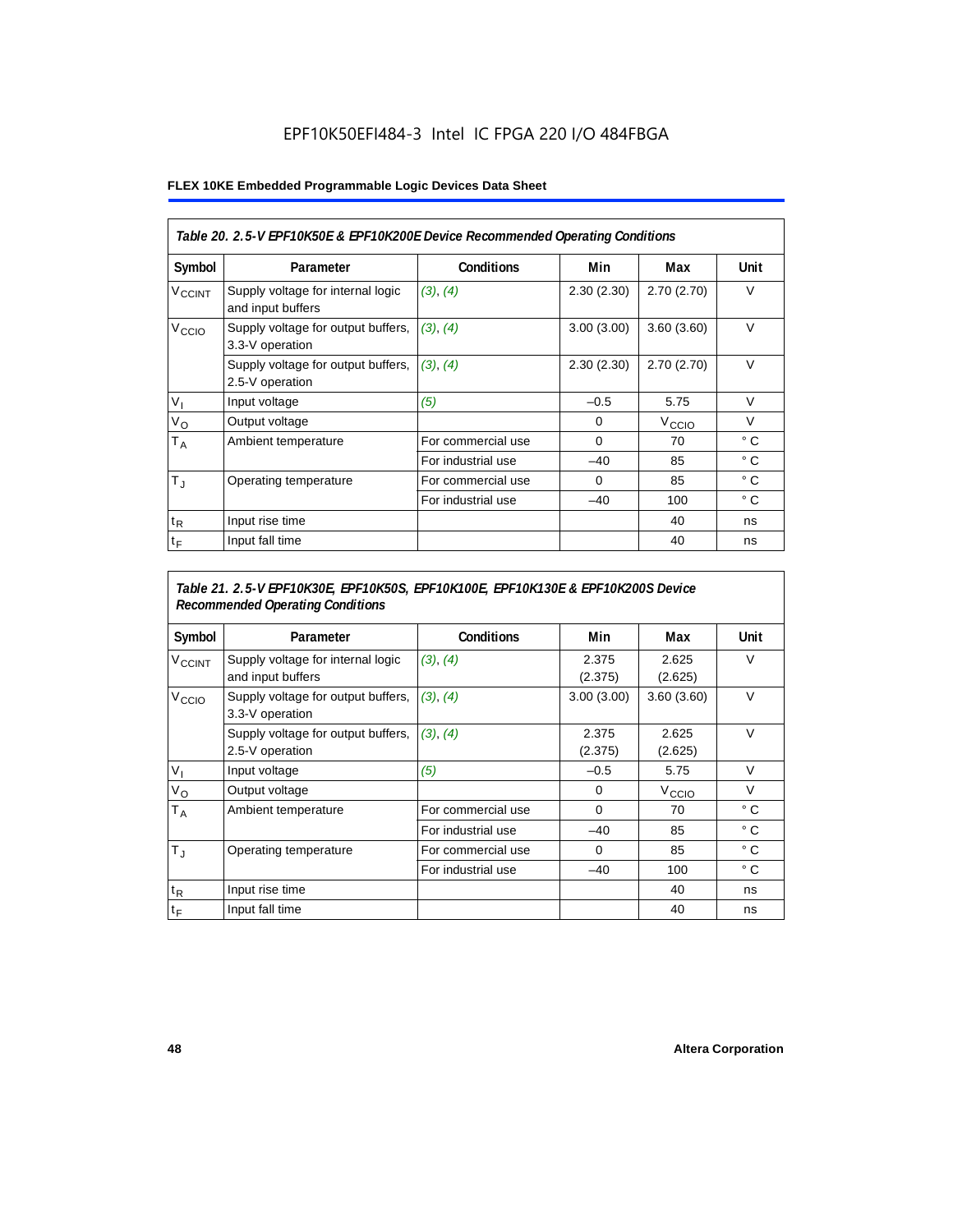**Table 20. 2.5-V EPF10K50E & EPF10K200E Device Recommended Operating Conditions**

| Symbol | Parameter | Conditions | Min | Max | Unit |
|---|---|---|---|---|---|
| $V_{CCINT}$ | Supply voltage for internal logic and input buffers | (3), (4) | 2.30 (2.30) | 2.70 (2.70) | V |
| $V_{CCIO}$ | Supply voltage for output buffers, 3.3-V operation | (3), (4) | 3.00 (3.00) | 3.60 (3.60) | V |
| | Supply voltage for output buffers, 2.5-V operation | (3), (4) | 2.30 (2.30) | 2.70 (2.70) | V |
| $V_I$ | Input voltage | (5) | –0.5 | 5.75 | V |
| $V_O$ | Output voltage | | 0 | $V_{CCIO}$ | V |
| $T_A$ | Ambient temperature | For commercial use | 0 | 70 | ° C |
| | | For industrial use | –40 | 85 | ° C |
| $T_J$ | Operating temperature | For commercial use | 0 | 85 | ° C |
| | | For industrial use | –40 | 100 | ° C |
| $t_R$ | Input rise time | | | 40 | ns |
| $t_F$ | Input fall time | | | 40 | ns |

**Table 21. 2.5-V EPF10K30E, EPF10K50S, EPF10K100E, EPF10K130E & EPF10K200S Device Recommended Operating Conditions**

| Symbol | Parameter | Conditions | Min | Max | Unit |
|---|---|---|---|---|---|
| $V_{CCINT}$ | Supply voltage for internal logic and input buffers | (3), (4) | 2.375 (2.375) | 2.625 (2.625) | V |
| $V_{CCIO}$ | Supply voltage for output buffers, 3.3-V operation | (3), (4) | 3.00 (3.00) | 3.60 (3.60) | V |
| | Supply voltage for output buffers, 2.5-V operation | (3), (4) | 2.375 (2.375) | 2.625 (2.625) | V |
| $V_I$ | Input voltage | (5) | –0.5 | 5.75 | V |
| $V_O$ | Output voltage | | 0 | $V_{CCIO}$ | V |
| $T_A$ | Ambient temperature | For commercial use | 0 | 70 | ° C |
| | | For industrial use | –40 | 85 | ° C |
| $T_J$ | Operating temperature | For commercial use | 0 | 85 | ° C |
| | | For industrial use | –40 | 100 | ° C |
| $t_R$ | Input rise time | | | 40 | ns |
| $t_F$ | Input fall time | | | 40 | ns |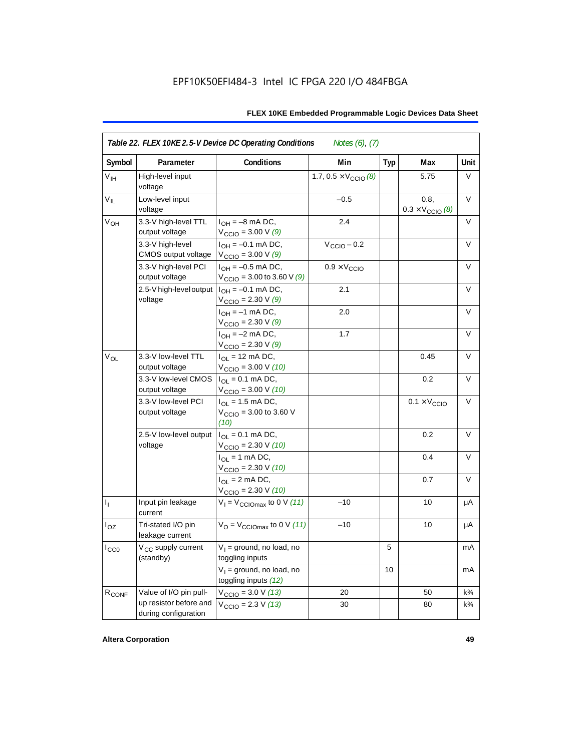EPF10K50EFI484-3 Intel IC FPGA 220 I/O 484FBGA

| *Table 22. FLEX 10KE 2.5-V Device DC Operating Conditions* *Notes (6), (7)* | | | | | | |
|---|---|---|---|---|---|---|
| **Symbol** | **Parameter** | **Conditions** | **Min** | **Typ** | **Max** | **Unit** |
| $V_{IH}$ | High-level input voltage | | 1.7, 0.5 × $V_{CCIO}$ *(8)* | | 5.75 | V |
| $V_{IL}$ | Low-level input voltage | | –0.5 | | 0.8, 0.3 × $V_{CCIO}$ *(8)* | V |
| $V_{OH}$ | 3.3-V high-level TTL output voltage | $I_{OH}$ = –8 mA DC, $V_{CCIO}$ = 3.00 V *(9)* | 2.4 | | | V |
| | 3.3-V high-level CMOS output voltage | $I_{OH}$ = –0.1 mA DC, $V_{CCIO}$ = 3.00 V *(9)* | $V_{CCIO}$ – 0.2 | | | V |
| | 3.3-V high-level PCI output voltage | $I_{OH}$ = –0.5 mA DC, $V_{CCIO}$ = 3.00 to 3.60 V *(9)* | 0.9 × $V_{CCIO}$ | | | V |
| | 2.5-V high-level output voltage | $I_{OH}$ = –0.1 mA DC, $V_{CCIO}$ = 2.30 V *(9)* | 2.1 | | | V |
| | | $I_{OH}$ = –1 mA DC, $V_{CCIO}$ = 2.30 V *(9)* | 2.0 | | | V |
| | | $I_{OH}$ = –2 mA DC, $V_{CCIO}$ = 2.30 V *(9)* | 1.7 | | | V |
| $V_{OL}$ | 3.3-V low-level TTL output voltage | $I_{OL}$ = 12 mA DC, $V_{CCIO}$ = 3.00 V *(10)* | | | 0.45 | V |
| | 3.3-V low-level CMOS output voltage | $I_{OL}$ = 0.1 mA DC, $V_{CCIO}$ = 3.00 V *(10)* | | | 0.2 | V |
| | 3.3-V low-level PCI output voltage | $I_{OL}$ = 1.5 mA DC, $V_{CCIO}$ = 3.00 to 3.60 V *(10)* | | | 0.1 × $V_{CCIO}$ | V |
| | 2.5-V low-level output voltage | $I_{OL}$ = 0.1 mA DC, $V_{CCIO}$ = 2.30 V *(10)* | | | 0.2 | V |
| | | $I_{OL}$ = 1 mA DC, $V_{CCIO}$ = 2.30 V *(10)* | | | 0.4 | V |
| | | $I_{OL}$ = 2 mA DC, $V_{CCIO}$ = 2.30 V *(10)* | | | 0.7 | V |
| $I_I$ | Input pin leakage current | $V_I$ = $V_{CCIOmax}$ to 0 V *(11)* | –10 | | 10 | μA |
| $I_{OZ}$ | Tri-stated I/O pin leakage current | $V_O$ = $V_{CCIOmax}$ to 0 V *(11)* | –10 | | 10 | μA |
| $I_{CC0}$ | $V_{CC}$ supply current (standby) | $V_I$ = ground, no load, no toggling inputs | | 5 | | mA |
| | | $V_I$ = ground, no load, no toggling inputs *(12)* | | 10 | | mA |
| $R_{CONF}$ | Value of I/O pin pull-up resistor before and during configuration | $V_{CCIO}$ = 3.0 V *(13)* | 20 | | 50 | k¾ |
| | | $V_{CCIO}$ = 2.3 V *(13)* | 30 | | 80 | k¾ |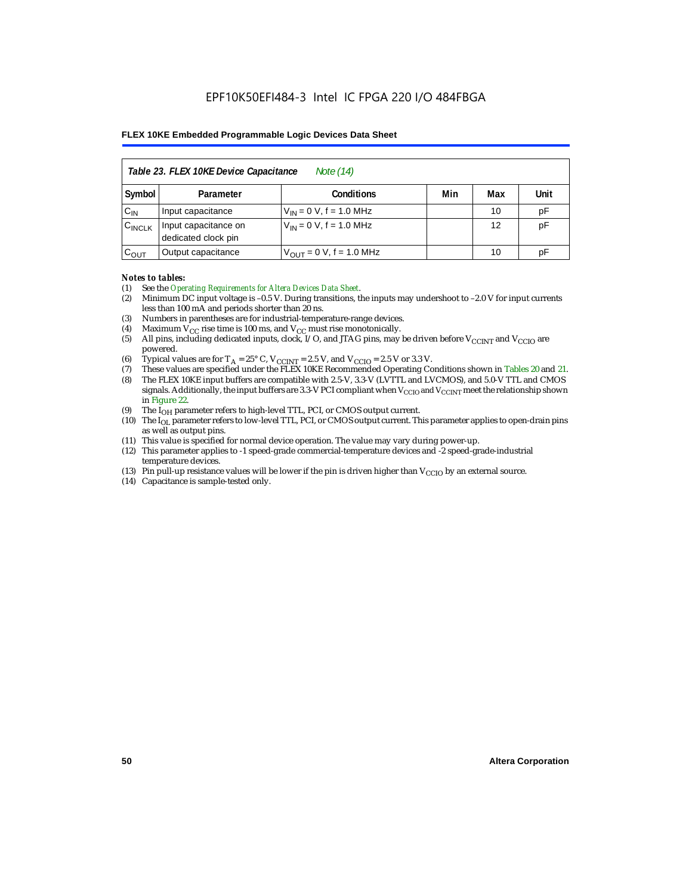| *Table 23. FLEX 10KE Device Capacitance* *Note (14)* | | | | | |
|---|---|---|---|---|---|
| **Symbol** | **Parameter** | **Conditions** | **Min** | **Max** | **Unit** |
| $C_{IN}$ | Input capacitance | $V_{IN}$ = 0 V, f = 1.0 MHz | | 10 | pF |
| $C_{INCLK}$ | Input capacitance on dedicated clock pin | $V_{IN}$ = 0 V, f = 1.0 MHz | | 12 | pF |
| $C_{OUT}$ | Output capacitance | $V_{OUT}$ = 0 V, f = 1.0 MHz | | 10 | pF |

*Notes to tables:*

(1) See the *Operating Requirements for Altera Devices Data Sheet*.
(2) Minimum DC input voltage is –0.5 V. During transitions, the inputs may undershoot to –2.0 V for input currents less than 100 mA and periods shorter than 20 ns.
(3) Numbers in parentheses are for industrial-temperature-range devices.
(4) Maximum $V_{CC}$ rise time is 100 ms, and $V_{CC}$ must rise monotonically.
(5) All pins, including dedicated inputs, clock, I/O, and JTAG pins, may be driven before $V_{CCINT}$ and $V_{CCIO}$ are powered.
(6) Typical values are for $T_A$ = 25° C, $V_{CCINT}$ = 2.5 V, and $V_{CCIO}$ = 2.5 V or 3.3 V.
(7) These values are specified under the FLEX 10KE Recommended Operating Conditions shown in Tables 20 and 21.
(8) The FLEX 10KE input buffers are compatible with 2.5-V, 3.3-V (LVTTL and LVCMOS), and 5.0-V TTL and CMOS signals. Additionally, the input buffers are 3.3-V PCI compliant when $V_{CCIO}$ and $V_{CCINT}$ meet the relationship shown in Figure 22.
(9) The $I_{OH}$ parameter refers to high-level TTL, PCI, or CMOS output current.
(10) The $I_{OL}$ parameter refers to low-level TTL, PCI, or CMOS output current. This parameter applies to open-drain pins as well as output pins.
(11) This value is specified for normal device operation. The value may vary during power-up.
(12) This parameter applies to -1 speed-grade commercial-temperature devices and -2 speed-grade-industrial temperature devices.
(13) Pin pull-up resistance values will be lower if the pin is driven higher than $V_{CCIO}$ by an external source.
(14) Capacitance is sample-tested only.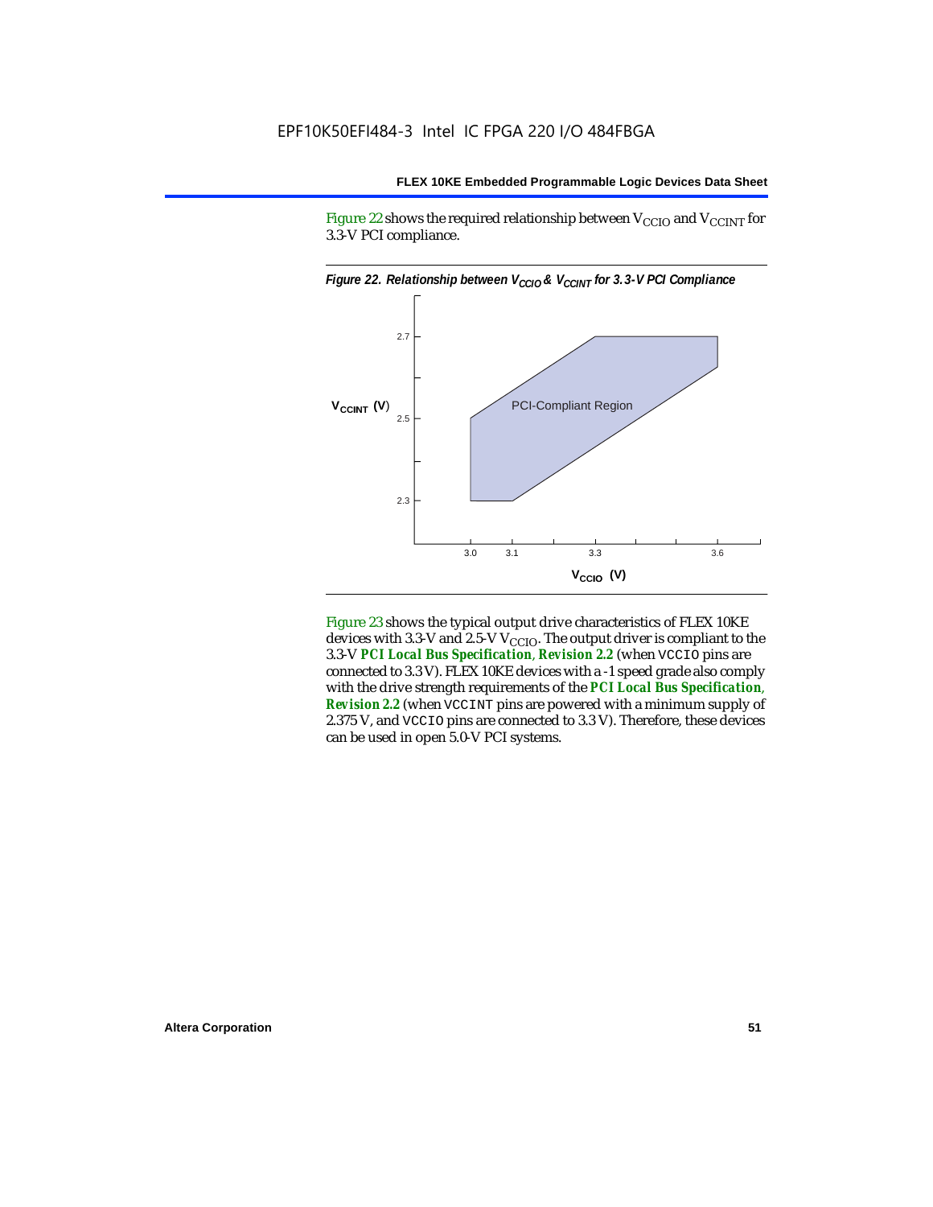Figure 22 shows the required relationship between $V_{CCIO}$ and $V_{CCINT}$ for 3.3-V PCI compliance.

*Figure 22. Relationship between $V_{CCIO}$ & $V_{CCINT}$ for 3.3-V PCI Compliance*

Figure 23 shows the typical output drive characteristics of FLEX 10KE devices with 3.3-V and 2.5-V $V_{CCIO}$. The output driver is compliant to the 3.3-V ***PCI Local Bus Specification*, *Revision 2.2*** (when VCCIO pins are connected to 3.3 V). FLEX 10KE devices with a -1 speed grade also comply with the drive strength requirements of the ***PCI Local Bus Specification*, *Revision 2.2*** (when VCCINT pins are powered with a minimum supply of 2.375 V, and VCCIO pins are connected to 3.3 V). Therefore, these devices can be used in open 5.0-V PCI systems.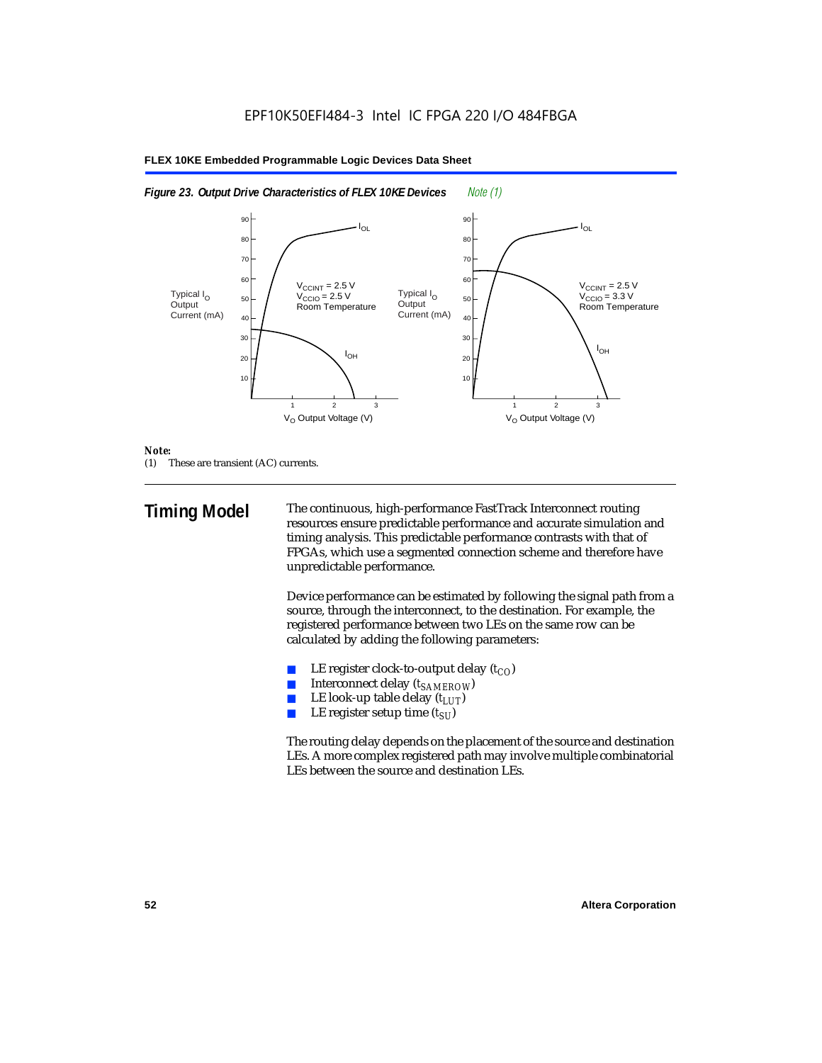*Figure 23. Output Drive Characteristics of FLEX 10KE Devices* *Note (1)*

*Note:*
(1) These are transient (AC) currents.

## Timing Model

The continuous, high-performance FastTrack Interconnect routing resources ensure predictable performance and accurate simulation and timing analysis. This predictable performance contrasts with that of FPGAs, which use a segmented connection scheme and therefore have unpredictable performance.

Device performance can be estimated by following the signal path from a source, through the interconnect, to the destination. For example, the registered performance between two LEs on the same row can be calculated by adding the following parameters:

- LE register clock-to-output delay ($t_{CO}$)
- Interconnect delay ($t_{SAMEROW}$)
- LE look-up table delay ($t_{LUT}$)
- LE register setup time ($t_{SU}$)

The routing delay depends on the placement of the source and destination LEs. A more complex registered path may involve multiple combinatorial LEs between the source and destination LEs.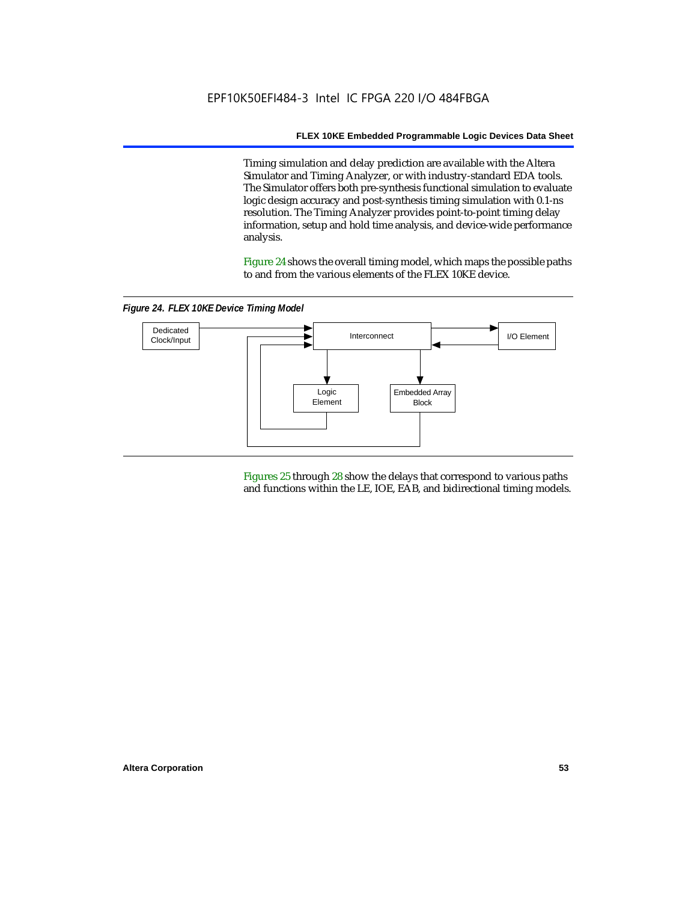Timing simulation and delay prediction are available with the Altera Simulator and Timing Analyzer, or with industry-standard EDA tools. The Simulator offers both pre-synthesis functional simulation to evaluate logic design accuracy and post-synthesis timing simulation with 0.1-ns resolution. The Timing Analyzer provides point-to-point timing delay information, setup and hold time analysis, and device-wide performance analysis.

Figure 24 shows the overall timing model, which maps the possible paths to and from the various elements of the FLEX 10KE device.

*Figure 24. FLEX 10KE Device Timing Model*

Dedicated Clock/Input

Interconnect

I/O Element

Logic Element

Embedded Array Block

Figures 25 through 28 show the delays that correspond to various paths and functions within the LE, IOE, EAB, and bidirectional timing models.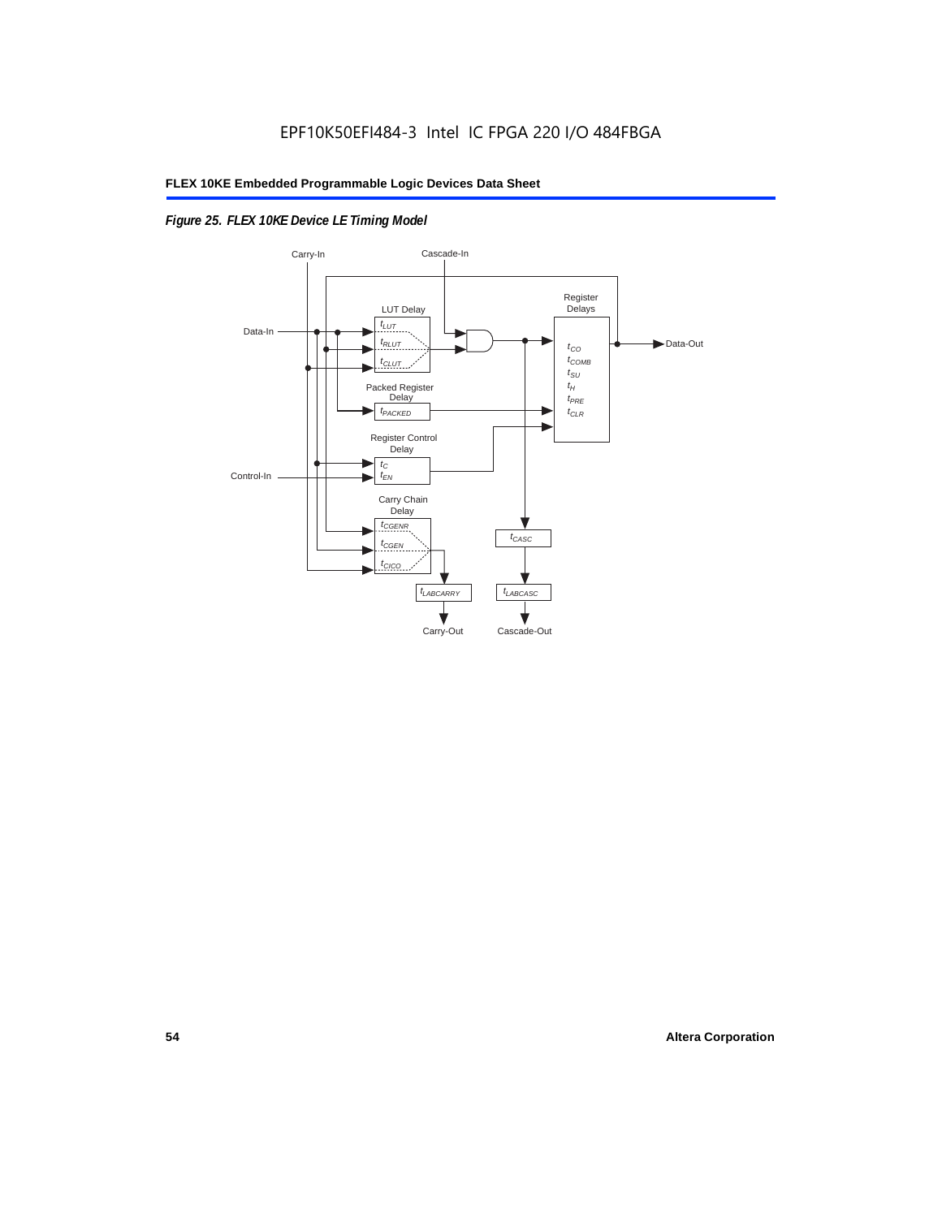*Figure 25. FLEX 10KE Device LE Timing Model*

Carry-In

Cascade-In

Register Delays

LUT Delay

$t_{LUT}$

$t_{RLUT}$

$t_{CLUT}$

Data-In

Data-Out

$t_{CO}$

$t_{COMB}$

$t_{SU}$

$t_{H}$

$t_{PRE}$

$t_{CLR}$

Packed Register Delay

$t_{PACKED}$

Register Control Delay

$t_{C}$

$t_{EN}$

Control-In

Carry Chain Delay

$t_{CGENR}$

$t_{CGEN}$

$t_{CICO}$

$t_{CASC}$

$t_{LABCARRY}$

$t_{LABCASC}$

Carry-Out

Cascade-Out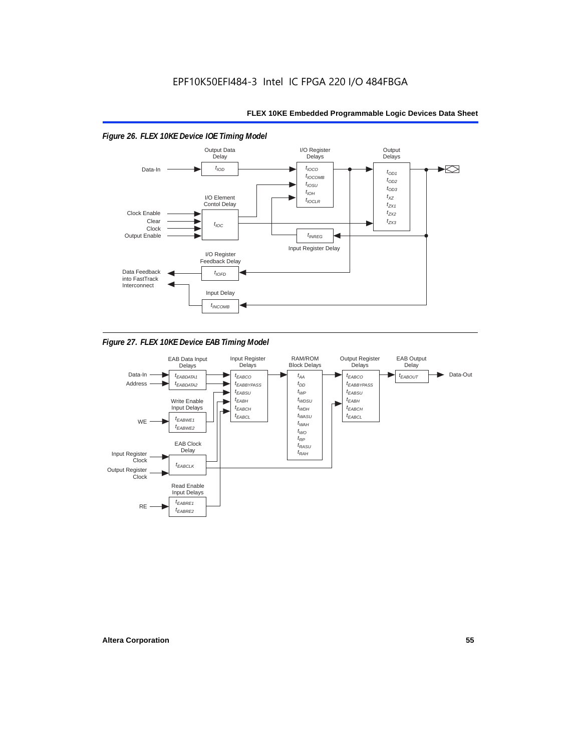*Figure 26. FLEX 10KE Device IOE Timing Model*

Output Data Delay: $t_{IOD}$

I/O Register Delays: $t_{IOCO}$, $t_{IOCOMB}$, $t_{IOSU}$, $t_{IOH}$, $t_{IOCLR}$

Output Delays: $t_{OD1}$, $t_{OD2}$, $t_{OD3}$, $t_{XZ}$, $t_{ZX1}$, $t_{ZX2}$, $t_{ZX3}$

I/O Element Contol Delay: $t_{IOC}$

Input Register Delay: $t_{INREG}$

I/O Register Feedback Delay: $t_{IOFD}$

Input Delay: $t_{INCOMB}$

Inputs: Data-In, Clock Enable, Clear, Clock, Output Enable

Outputs: Data Feedback into FastTrack Interconnect

*Figure 27. FLEX 10KE Device EAB Timing Model*

EAB Data Input Delays: $t_{EABDATA1}$, $t_{EABDATA2}$

Input Register Delays: $t_{EABCO}$, $t_{EABBYPASS}$, $t_{EABSU}$, $t_{EABH}$, $t_{EABCH}$, $t_{EABCL}$

RAM/ROM Block Delays: $t_{AA}$, $t_{DD}$, $t_{WP}$, $t_{WDSU}$, $t_{WDH}$, $t_{WASU}$, $t_{WAH}$, $t_{WO}$, $t_{RP}$, $t_{RASU}$, $t_{RAH}$

Output Register Delays: $t_{EABCO}$, $t_{EABBYPASS}$, $t_{EABSU}$, $t_{EABH}$, $t_{EABCH}$, $t_{EABCL}$

EAB Output Delay: $t_{EABOUT}$

Write Enable Input Delays: $t_{EABWE1}$, $t_{EABWE2}$

EAB Clock Delay: $t_{EABCLK}$

Read Enable Input Delays: $t_{EABRE1}$, $t_{EABRE2}$

Inputs: Data-In, Address, WE, Input Register Clock, Output Register Clock, RE

Output: Data-Out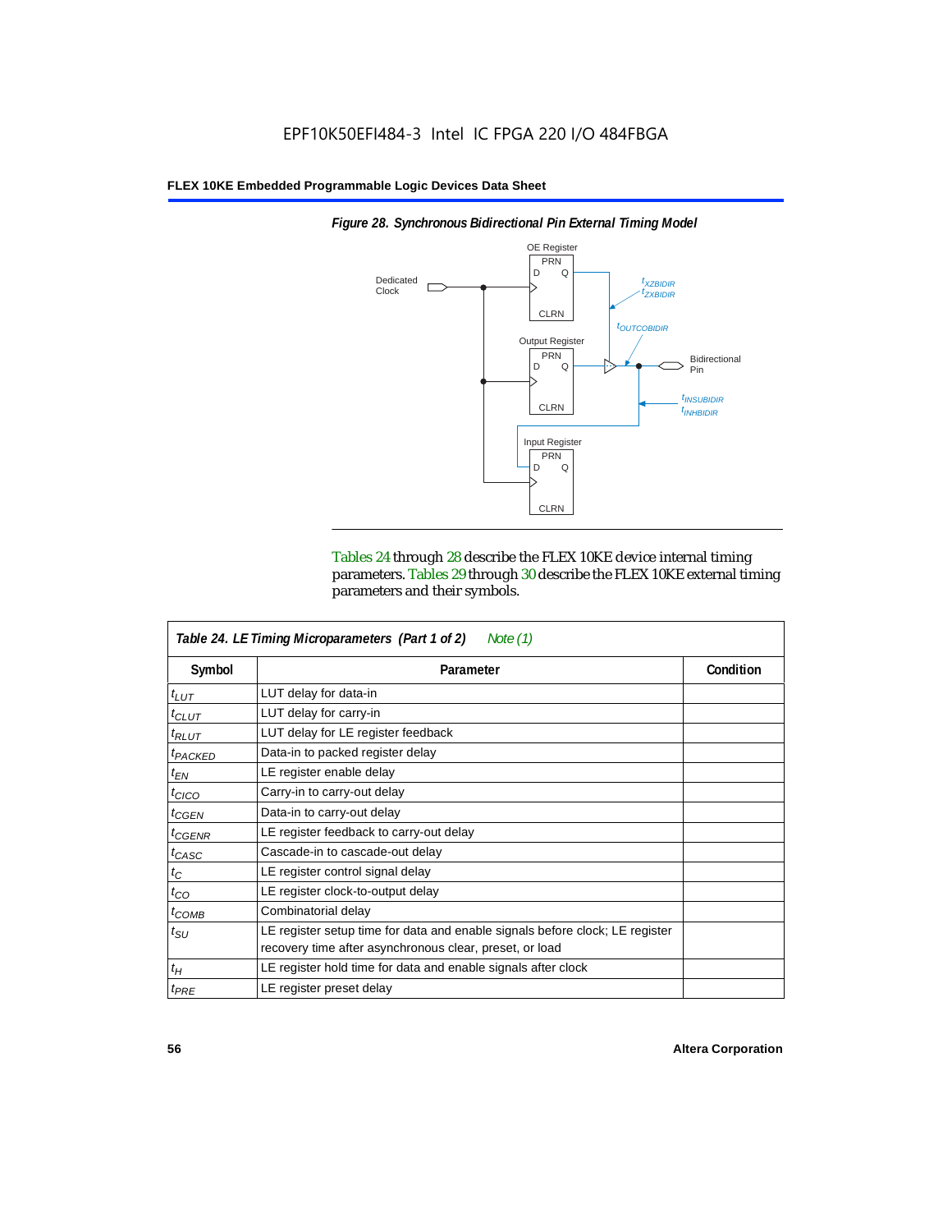**Figure 28. Synchronous Bidirectional Pin External Timing Model**

Tables 24 through 28 describe the FLEX 10KE device internal timing parameters. Tables 29 through 30 describe the FLEX 10KE external timing parameters and their symbols.

**Table 24. LE Timing Microparameters (Part 1 of 2)** *Note (1)*

| Symbol | Parameter | Condition |
|---|---|---|
| $t_{LUT}$ | LUT delay for data-in | |
| $t_{CLUT}$ | LUT delay for carry-in | |
| $t_{RLUT}$ | LUT delay for LE register feedback | |
| $t_{PACKED}$ | Data-in to packed register delay | |
| $t_{EN}$ | LE register enable delay | |
| $t_{CICO}$ | Carry-in to carry-out delay | |
| $t_{CGEN}$ | Data-in to carry-out delay | |
| $t_{CGENR}$ | LE register feedback to carry-out delay | |
| $t_{CASC}$ | Cascade-in to cascade-out delay | |
| $t_{C}$ | LE register control signal delay | |
| $t_{CO}$ | LE register clock-to-output delay | |
| $t_{COMB}$ | Combinatorial delay | |
| $t_{SU}$ | LE register setup time for data and enable signals before clock; LE register recovery time after asynchronous clear, preset, or load | |
| $t_{H}$ | LE register hold time for data and enable signals after clock | |
| $t_{PRE}$ | LE register preset delay | |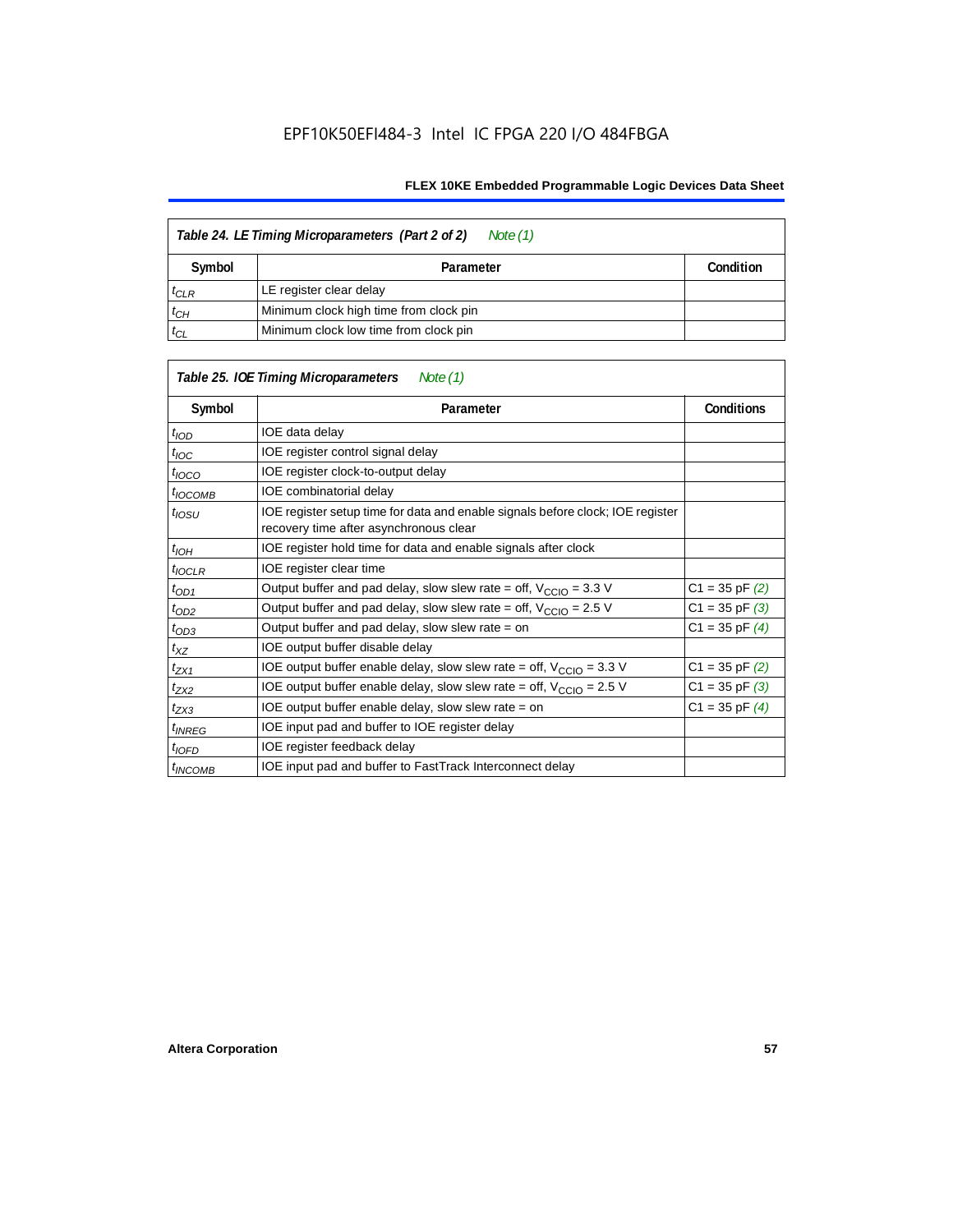| *Table 24. LE Timing Microparameters (Part 2 of 2) Note (1)* | | |
|---|---|---|
| **Symbol** | **Parameter** | **Condition** |
| $t_{CLR}$ | LE register clear delay | |
| $t_{CH}$ | Minimum clock high time from clock pin | |
| $t_{CL}$ | Minimum clock low time from clock pin | |

| *Table 25. IOE Timing Microparameters Note (1)* | | |
|---|---|---|
| **Symbol** | **Parameter** | **Conditions** |
| $t_{IOD}$ | IOE data delay | |
| $t_{IOC}$ | IOE register control signal delay | |
| $t_{IOCO}$ | IOE register clock-to-output delay | |
| $t_{IOCOMB}$ | IOE combinatorial delay | |
| $t_{IOSU}$ | IOE register setup time for data and enable signals before clock; IOE register recovery time after asynchronous clear | |
| $t_{IOH}$ | IOE register hold time for data and enable signals after clock | |
| $t_{IOCLR}$ | IOE register clear time | |
| $t_{OD1}$ | Output buffer and pad delay, slow slew rate = off, $V_{CCIO}$ = 3.3 V | C1 = 35 pF *(2)* |
| $t_{OD2}$ | Output buffer and pad delay, slow slew rate = off, $V_{CCIO}$ = 2.5 V | C1 = 35 pF *(3)* |
| $t_{OD3}$ | Output buffer and pad delay, slow slew rate = on | C1 = 35 pF *(4)* |
| $t_{XZ}$ | IOE output buffer disable delay | |
| $t_{ZX1}$ | IOE output buffer enable delay, slow slew rate = off, $V_{CCIO}$ = 3.3 V | C1 = 35 pF *(2)* |
| $t_{ZX2}$ | IOE output buffer enable delay, slow slew rate = off, $V_{CCIO}$ = 2.5 V | C1 = 35 pF *(3)* |
| $t_{ZX3}$ | IOE output buffer enable delay, slow slew rate = on | C1 = 35 pF *(4)* |
| $t_{INREG}$ | IOE input pad and buffer to IOE register delay | |
| $t_{IOFD}$ | IOE register feedback delay | |
| $t_{INCOMB}$ | IOE input pad and buffer to FastTrack Interconnect delay | |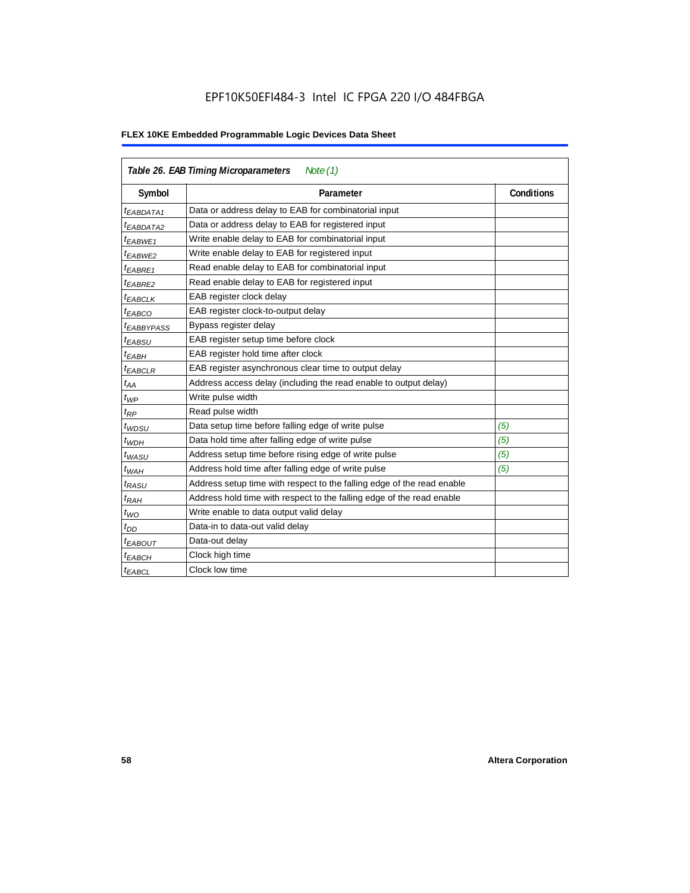EPF10K50EFI484-3 Intel IC FPGA 220 I/O 484FBGA

**FLEX 10KE Embedded Programmable Logic Devices Data Sheet**

*Table 26. EAB Timing Microparameters* *Note (1)*

| Symbol | Parameter | Conditions |
|---|---|---|
| $t_{EABDATA1}$ | Data or address delay to EAB for combinatorial input | |
| $t_{EABDATA2}$ | Data or address delay to EAB for registered input | |
| $t_{EABWE1}$ | Write enable delay to EAB for combinatorial input | |
| $t_{EABWE2}$ | Write enable delay to EAB for registered input | |
| $t_{EABRE1}$ | Read enable delay to EAB for combinatorial input | |
| $t_{EABRE2}$ | Read enable delay to EAB for registered input | |
| $t_{EABCLK}$ | EAB register clock delay | |
| $t_{EABCO}$ | EAB register clock-to-output delay | |
| $t_{EABBYPASS}$ | Bypass register delay | |
| $t_{EABSU}$ | EAB register setup time before clock | |
| $t_{EABH}$ | EAB register hold time after clock | |
| $t_{EABCLR}$ | EAB register asynchronous clear time to output delay | |
| $t_{AA}$ | Address access delay (including the read enable to output delay) | |
| $t_{WP}$ | Write pulse width | |
| $t_{RP}$ | Read pulse width | |
| $t_{WDSU}$ | Data setup time before falling edge of write pulse | *(5)* |
| $t_{WDH}$ | Data hold time after falling edge of write pulse | *(5)* |
| $t_{WASU}$ | Address setup time before rising edge of write pulse | *(5)* |
| $t_{WAH}$ | Address hold time after falling edge of write pulse | *(5)* |
| $t_{RASU}$ | Address setup time with respect to the falling edge of the read enable | |
| $t_{RAH}$ | Address hold time with respect to the falling edge of the read enable | |
| $t_{WO}$ | Write enable to data output valid delay | |
| $t_{DD}$ | Data-in to data-out valid delay | |
| $t_{EABOUT}$ | Data-out delay | |
| $t_{EABCH}$ | Clock high time | |
| $t_{EABCL}$ | Clock low time | |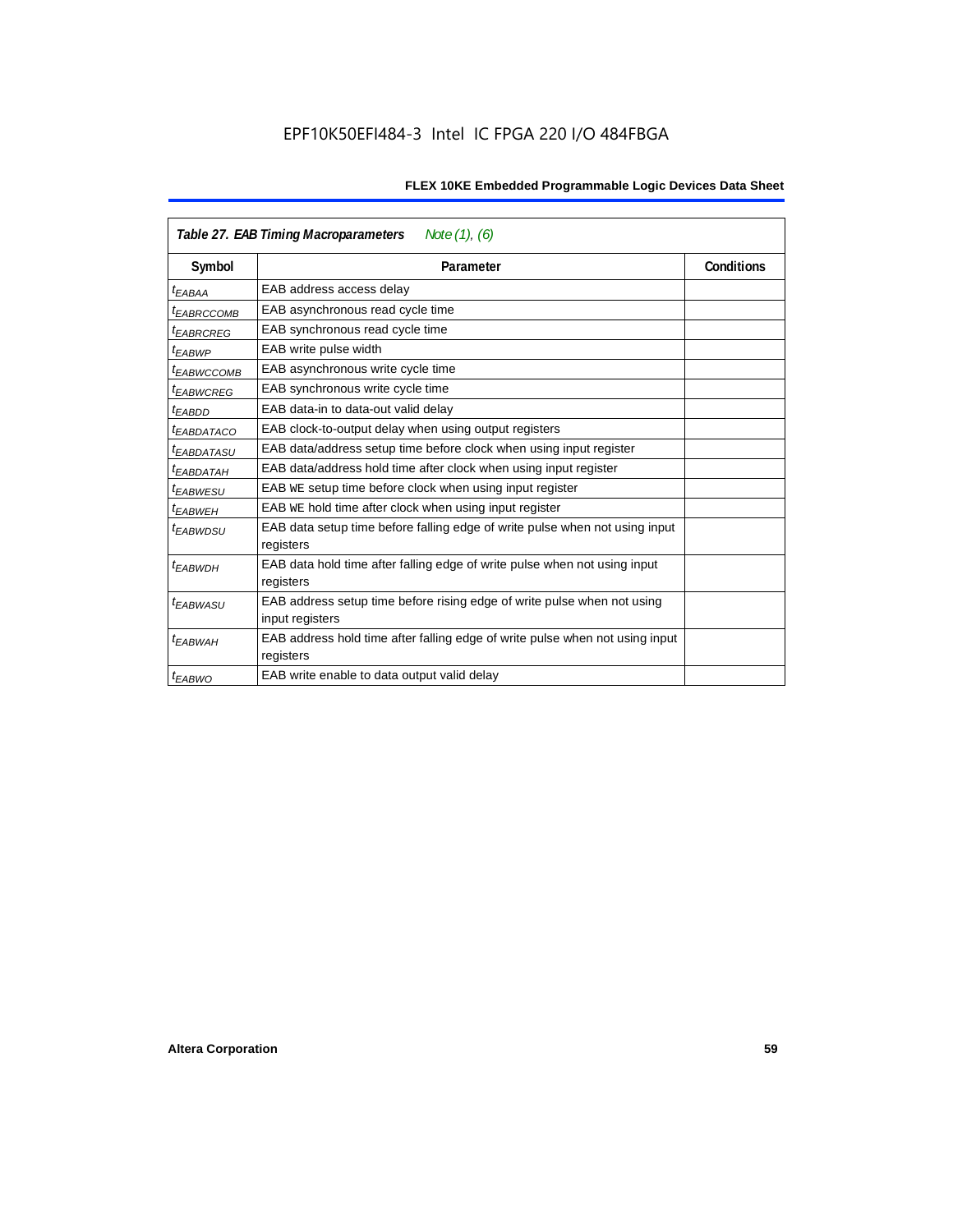| *Table 27. EAB Timing Macroparameters* *Note (1), (6)* | | |
|---|---|---|
| **Symbol** | **Parameter** | **Conditions** |
| $t_{EABAA}$ | EAB address access delay | |
| $t_{EABRCCOMB}$ | EAB asynchronous read cycle time | |
| $t_{EABRCREG}$ | EAB synchronous read cycle time | |
| $t_{EABWP}$ | EAB write pulse width | |
| $t_{EABWCCOMB}$ | EAB asynchronous write cycle time | |
| $t_{EABWCREG}$ | EAB synchronous write cycle time | |
| $t_{EABDD}$ | EAB data-in to data-out valid delay | |
| $t_{EABDATACO}$ | EAB clock-to-output delay when using output registers | |
| $t_{EABDATASU}$ | EAB data/address setup time before clock when using input register | |
| $t_{EABDATAH}$ | EAB data/address hold time after clock when using input register | |
| $t_{EABWESU}$ | EAB WE setup time before clock when using input register | |
| $t_{EABWEH}$ | EAB WE hold time after clock when using input register | |
| $t_{EABWDSU}$ | EAB data setup time before falling edge of write pulse when not using input registers | |
| $t_{EABWDH}$ | EAB data hold time after falling edge of write pulse when not using input registers | |
| $t_{EABWASU}$ | EAB address setup time before rising edge of write pulse when not using input registers | |
| $t_{EABWAH}$ | EAB address hold time after falling edge of write pulse when not using input registers | |
| $t_{EABWO}$ | EAB write enable to data output valid delay | |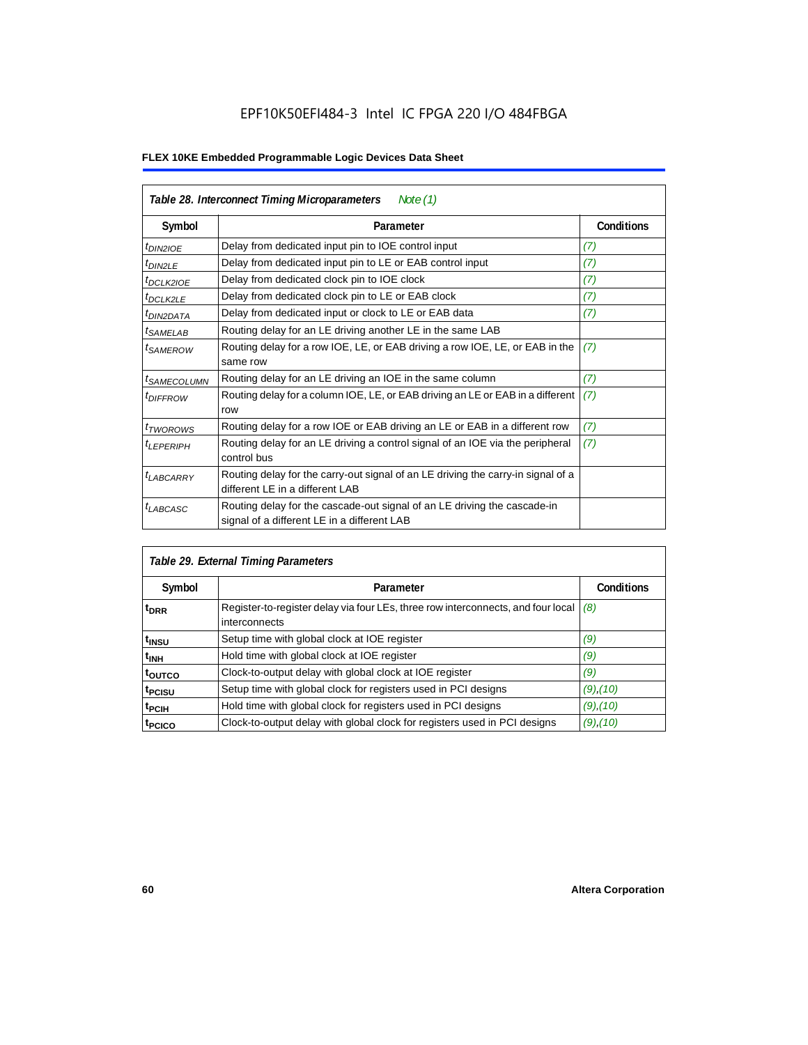| *Table 28. Interconnect Timing Microparameters* *Note (1)* | | |
|---|---|---|
| **Symbol** | **Parameter** | **Conditions** |
| $t_{DIN2IOE}$ | Delay from dedicated input pin to IOE control input | *(7)* |
| $t_{DIN2LE}$ | Delay from dedicated input pin to LE or EAB control input | *(7)* |
| $t_{DCLK2IOE}$ | Delay from dedicated clock pin to IOE clock | *(7)* |
| $t_{DCLK2LE}$ | Delay from dedicated clock pin to LE or EAB clock | *(7)* |
| $t_{DIN2DATA}$ | Delay from dedicated input or clock to LE or EAB data | *(7)* |
| $t_{SAMELAB}$ | Routing delay for an LE driving another LE in the same LAB | |
| $t_{SAMEROW}$ | Routing delay for a row IOE, LE, or EAB driving a row IOE, LE, or EAB in the same row | *(7)* |
| $t_{SAMECOLUMN}$ | Routing delay for an LE driving an IOE in the same column | *(7)* |
| $t_{DIFFROW}$ | Routing delay for a column IOE, LE, or EAB driving an LE or EAB in a different row | *(7)* |
| $t_{TWOROWS}$ | Routing delay for a row IOE or EAB driving an LE or EAB in a different row | *(7)* |
| $t_{LEPERIPH}$ | Routing delay for an LE driving a control signal of an IOE via the peripheral control bus | *(7)* |
| $t_{LABCARRY}$ | Routing delay for the carry-out signal of an LE driving the carry-in signal of a different LE in a different LAB | |
| $t_{LABCASC}$ | Routing delay for the cascade-out signal of an LE driving the cascade-in signal of a different LE in a different LAB | |

| *Table 29. External Timing Parameters* | | |
|---|---|---|
| **Symbol** | **Parameter** | **Conditions** |
| $t_{DRR}$ | Register-to-register delay via four LEs, three row interconnects, and four local interconnects | *(8)* |
| $t_{INSU}$ | Setup time with global clock at IOE register | *(9)* |
| $t_{INH}$ | Hold time with global clock at IOE register | *(9)* |
| $t_{OUTCO}$ | Clock-to-output delay with global clock at IOE register | *(9)* |
| $t_{PCISU}$ | Setup time with global clock for registers used in PCI designs | *(9)*,*(10)* |
| $t_{PCIH}$ | Hold time with global clock for registers used in PCI designs | *(9)*,*(10)* |
| $t_{PCICO}$ | Clock-to-output delay with global clock for registers used in PCI designs | *(9)*,*(10)* |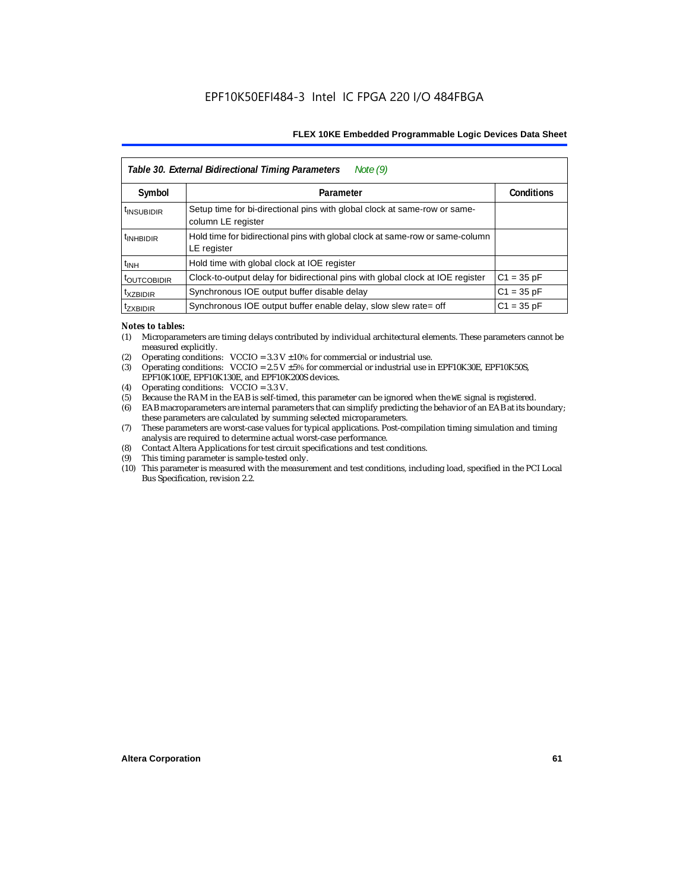| *Table 30. External Bidirectional Timing Parameters* *Note (9)* | | |
|---|---|---|
| **Symbol** | **Parameter** | **Conditions** |
| $t_{INSUBIDIR}$ | Setup time for bi-directional pins with global clock at same-row or same-column LE register | |
| $t_{INHBIDIR}$ | Hold time for bidirectional pins with global clock at same-row or same-column LE register | |
| $t_{INH}$ | Hold time with global clock at IOE register | |
| $t_{OUTCOBIDIR}$ | Clock-to-output delay for bidirectional pins with global clock at IOE register | C1 = 35 pF |
| $t_{XZBIDIR}$ | Synchronous IOE output buffer disable delay | C1 = 35 pF |
| $t_{ZXBIDIR}$ | Synchronous IOE output buffer enable delay, slow slew rate= off | C1 = 35 pF |

*Notes to tables:*

(1) Microparameters are timing delays contributed by individual architectural elements. These parameters cannot be measured explicitly.

(2) Operating conditions: VCCIO = 3.3 V ±10% for commercial or industrial use.

(3) Operating conditions: VCCIO = 2.5 V ±5% for commercial or industrial use in EPF10K30E, EPF10K50S, EPF10K100E, EPF10K130E, and EPF10K200S devices.

(4) Operating conditions: VCCIO = 3.3 V.

(5) Because the RAM in the EAB is self-timed, this parameter can be ignored when the WE signal is registered.

(6) EAB macroparameters are internal parameters that can simplify predicting the behavior of an EAB at its boundary; these parameters are calculated by summing selected microparameters.

(7) These parameters are worst-case values for typical applications. Post-compilation timing simulation and timing analysis are required to determine actual worst-case performance.

(8) Contact Altera Applications for test circuit specifications and test conditions.

(9) This timing parameter is sample-tested only.

(10) This parameter is measured with the measurement and test conditions, including load, specified in the PCI Local Bus Specification, revision 2.2.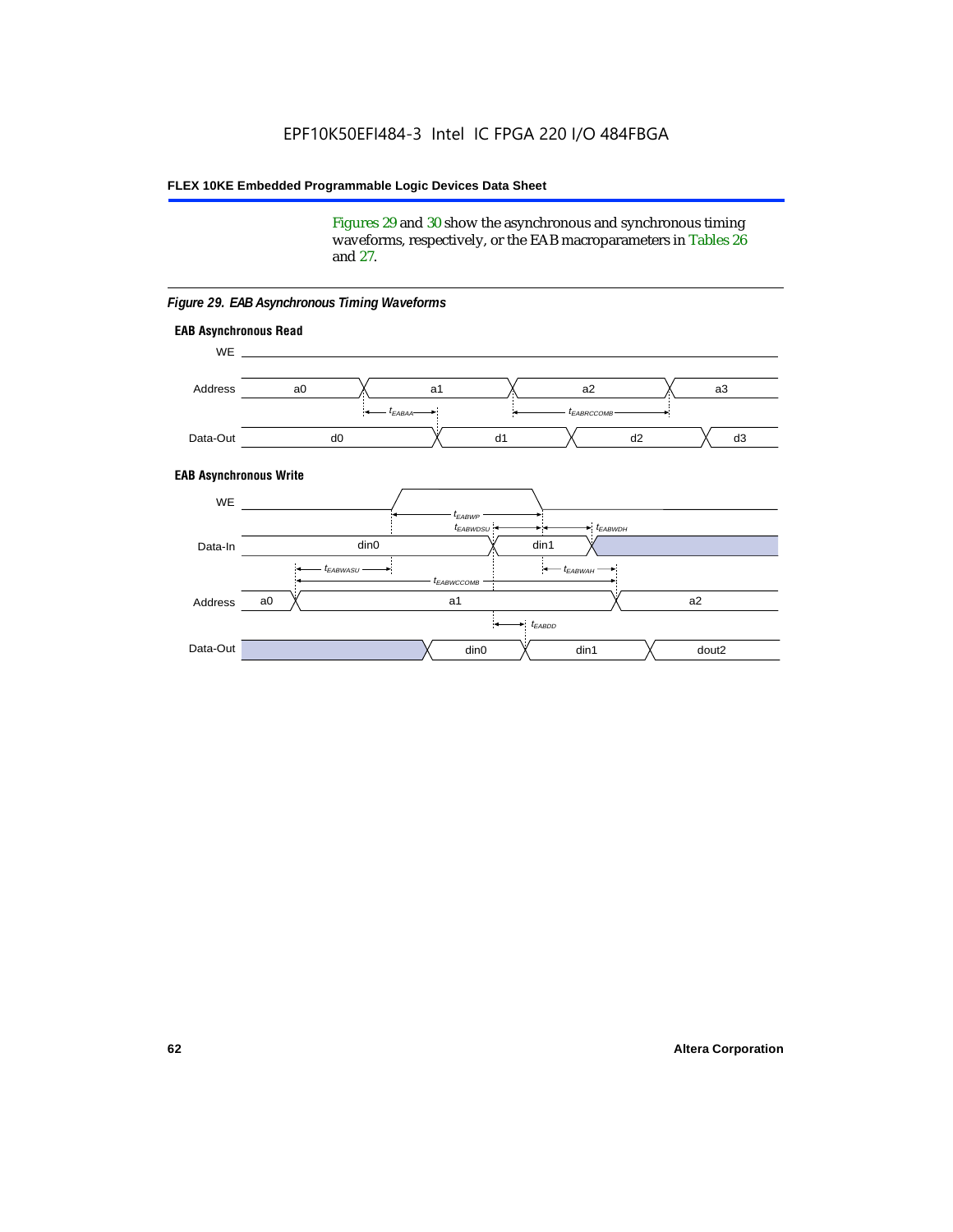Figures 29 and 30 show the asynchronous and synchronous timing waveforms, respectively, or the EAB macroparameters in Tables 26 and 27.

*Figure 29. EAB Asynchronous Timing Waveforms*

**EAB Asynchronous Read**

WE

Address: a0, a1, a2, a3

$t_{EABAA}$, $t_{EABRCCOMB}$

Data-Out: d0, d1, d2, d3

**EAB Asynchronous Write**

WE

$t_{EABWP}$, $t_{EABWDSU}$, $t_{EABWDH}$

Data-In: din0, din1

$t_{EABWASU}$, $t_{EABWAH}$, $t_{EABWCCOMB}$

Address: a0, a1, a2

$t_{EABDD}$

Data-Out: din0, din1, dout2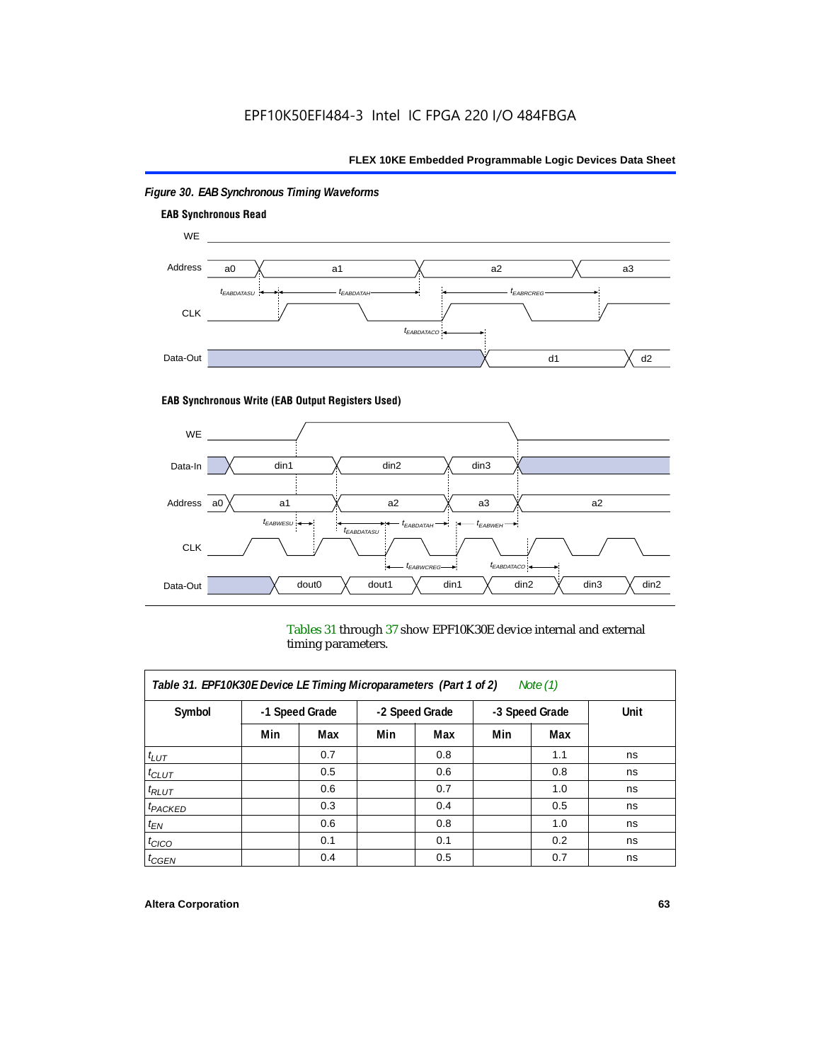*Figure 30. EAB Synchronous Timing Waveforms*

**EAB Synchronous Read**

**EAB Synchronous Write (EAB Output Registers Used)**

Tables 31 through 37 show EPF10K30E device internal and external timing parameters.

| *Table 31. EPF10K30E Device LE Timing Microparameters (Part 1 of 2) Note (1)* | | | | | | | |
|---|---|---|---|---|---|---|---|
| **Symbol** | **-1 Speed Grade** | | **-2 Speed Grade** | | **-3 Speed Grade** | | **Unit** |
| | **Min** | **Max** | **Min** | **Max** | **Min** | **Max** | |
| $t_{LUT}$ | | 0.7 | | 0.8 | | 1.1 | ns |
| $t_{CLUT}$ | | 0.5 | | 0.6 | | 0.8 | ns |
| $t_{RLUT}$ | | 0.6 | | 0.7 | | 1.0 | ns |
| $t_{PACKED}$ | | 0.3 | | 0.4 | | 0.5 | ns |
| $t_{EN}$ | | 0.6 | | 0.8 | | 1.0 | ns |
| $t_{CICO}$ | | 0.1 | | 0.1 | | 0.2 | ns |
| $t_{CGEN}$ | | 0.4 | | 0.5 | | 0.7 | ns |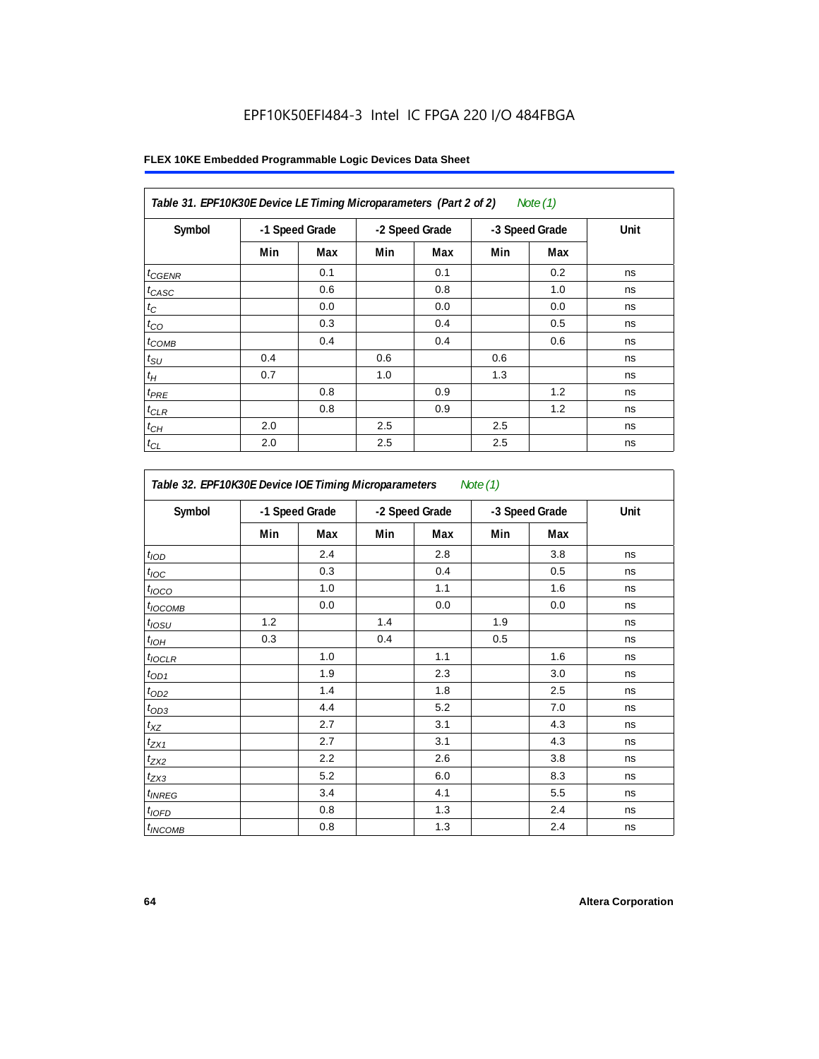EPF10K50EFI484-3 Intel IC FPGA 220 I/O 484FBGA

**Table 31. EPF10K30E Device LE Timing Microparameters (Part 2 of 2)** *Note (1)*

| Symbol | -1 Speed Grade | | -2 Speed Grade | | -3 Speed Grade | | Unit |
|---|---|---|---|---|---|---|---|
| | Min | Max | Min | Max | Min | Max | |
| $t_{CGENR}$ | | 0.1 | | 0.1 | | 0.2 | ns |
| $t_{CASC}$ | | 0.6 | | 0.8 | | 1.0 | ns |
| $t_{C}$ | | 0.0 | | 0.0 | | 0.0 | ns |
| $t_{CO}$ | | 0.3 | | 0.4 | | 0.5 | ns |
| $t_{COMB}$ | | 0.4 | | 0.4 | | 0.6 | ns |
| $t_{SU}$ | 0.4 | | 0.6 | | 0.6 | | ns |
| $t_{H}$ | 0.7 | | 1.0 | | 1.3 | | ns |
| $t_{PRE}$ | | 0.8 | | 0.9 | | 1.2 | ns |
| $t_{CLR}$ | | 0.8 | | 0.9 | | 1.2 | ns |
| $t_{CH}$ | 2.0 | | 2.5 | | 2.5 | | ns |
| $t_{CL}$ | 2.0 | | 2.5 | | 2.5 | | ns |

**Table 32. EPF10K30E Device IOE Timing Microparameters** *Note (1)*

| Symbol | -1 Speed Grade | | -2 Speed Grade | | -3 Speed Grade | | Unit |
|---|---|---|---|---|---|---|---|
| | Min | Max | Min | Max | Min | Max | |
| $t_{IOD}$ | | 2.4 | | 2.8 | | 3.8 | ns |
| $t_{IOC}$ | | 0.3 | | 0.4 | | 0.5 | ns |
| $t_{IOCO}$ | | 1.0 | | 1.1 | | 1.6 | ns |
| $t_{IOCOMB}$ | | 0.0 | | 0.0 | | 0.0 | ns |
| $t_{IOSU}$ | 1.2 | | 1.4 | | 1.9 | | ns |
| $t_{IOH}$ | 0.3 | | 0.4 | | 0.5 | | ns |
| $t_{IOCLR}$ | | 1.0 | | 1.1 | | 1.6 | ns |
| $t_{OD1}$ | | 1.9 | | 2.3 | | 3.0 | ns |
| $t_{OD2}$ | | 1.4 | | 1.8 | | 2.5 | ns |
| $t_{OD3}$ | | 4.4 | | 5.2 | | 7.0 | ns |
| $t_{XZ}$ | | 2.7 | | 3.1 | | 4.3 | ns |
| $t_{ZX1}$ | | 2.7 | | 3.1 | | 4.3 | ns |
| $t_{ZX2}$ | | 2.2 | | 2.6 | | 3.8 | ns |
| $t_{ZX3}$ | | 5.2 | | 6.0 | | 8.3 | ns |
| $t_{INREG}$ | | 3.4 | | 4.1 | | 5.5 | ns |
| $t_{IOFD}$ | | 0.8 | | 1.3 | | 2.4 | ns |
| $t_{INCOMB}$ | | 0.8 | | 1.3 | | 2.4 | ns |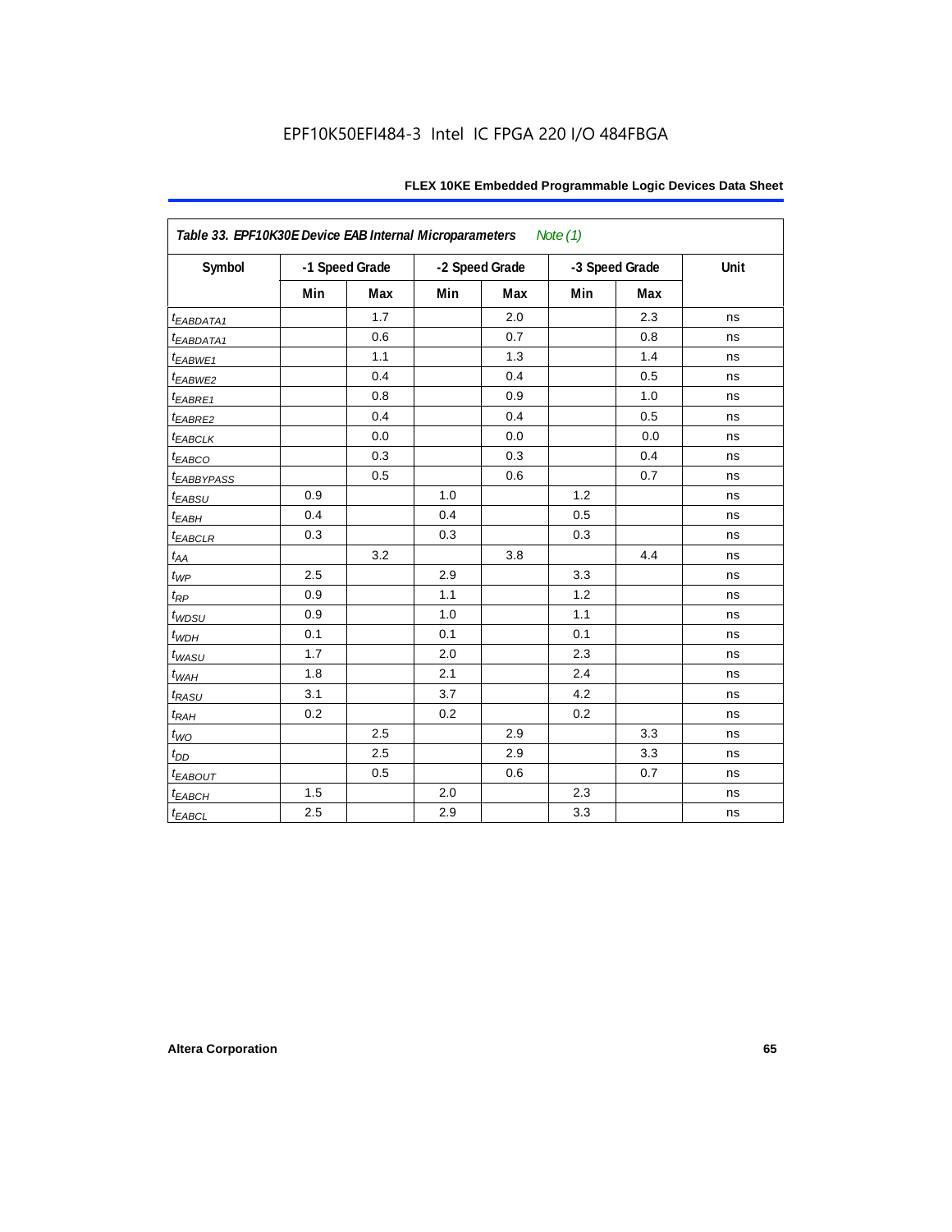| *Table 33. EPF10K30E Device EAB Internal Microparameters Note (1)* | | | | | | | |
|---|---|---|---|---|---|---|---|
| Symbol | -1 Speed Grade | | -2 Speed Grade | | -3 Speed Grade | | Unit |
| | Min | Max | Min | Max | Min | Max | |
| $t_{EABDATA1}$ | | 1.7 | | 2.0 | | 2.3 | ns |
| $t_{EABDATA1}$ | | 0.6 | | 0.7 | | 0.8 | ns |
| $t_{EABWE1}$ | | 1.1 | | 1.3 | | 1.4 | ns |
| $t_{EABWE2}$ | | 0.4 | | 0.4 | | 0.5 | ns |
| $t_{EABRE1}$ | | 0.8 | | 0.9 | | 1.0 | ns |
| $t_{EABRE2}$ | | 0.4 | | 0.4 | | 0.5 | ns |
| $t_{EABCLK}$ | | 0.0 | | 0.0 | | 0.0 | ns |
| $t_{EABCO}$ | | 0.3 | | 0.3 | | 0.4 | ns |
| $t_{EABBYPASS}$ | | 0.5 | | 0.6 | | 0.7 | ns |
| $t_{EABSU}$ | 0.9 | | 1.0 | | 1.2 | | ns |
| $t_{EABH}$ | 0.4 | | 0.4 | | 0.5 | | ns |
| $t_{EABCLR}$ | 0.3 | | 0.3 | | 0.3 | | ns |
| $t_{AA}$ | | 3.2 | | 3.8 | | 4.4 | ns |
| $t_{WP}$ | 2.5 | | 2.9 | | 3.3 | | ns |
| $t_{RP}$ | 0.9 | | 1.1 | | 1.2 | | ns |
| $t_{WDSU}$ | 0.9 | | 1.0 | | 1.1 | | ns |
| $t_{WDH}$ | 0.1 | | 0.1 | | 0.1 | | ns |
| $t_{WASU}$ | 1.7 | | 2.0 | | 2.3 | | ns |
| $t_{WAH}$ | 1.8 | | 2.1 | | 2.4 | | ns |
| $t_{RASU}$ | 3.1 | | 3.7 | | 4.2 | | ns |
| $t_{RAH}$ | 0.2 | | 0.2 | | 0.2 | | ns |
| $t_{WO}$ | | 2.5 | | 2.9 | | 3.3 | ns |
| $t_{DD}$ | | 2.5 | | 2.9 | | 3.3 | ns |
| $t_{EABOUT}$ | | 0.5 | | 0.6 | | 0.7 | ns |
| $t_{EABCH}$ | 1.5 | | 2.0 | | 2.3 | | ns |
| $t_{EABCL}$ | 2.5 | | 2.9 | | 3.3 | | ns |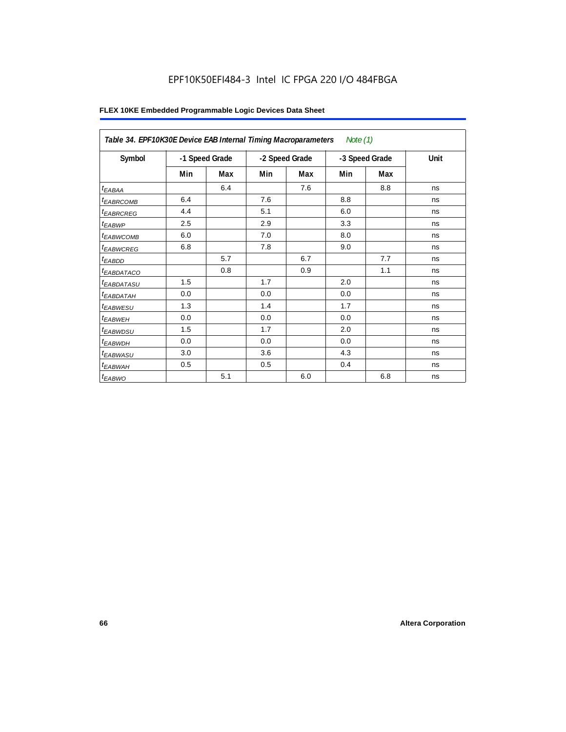EPF10K50EFI484-3 Intel IC FPGA 220 I/O 484FBGA

**FLEX 10KE Embedded Programmable Logic Devices Data Sheet**

| *Table 34. EPF10K30E Device EAB Internal Timing Macroparameters Note (1)* | | | | | | | |
|---|---|---|---|---|---|---|---|
| **Symbol** | **-1 Speed Grade** | | **-2 Speed Grade** | | **-3 Speed Grade** | | **Unit** |
| | **Min** | **Max** | **Min** | **Max** | **Min** | **Max** | |
| $t_{EABAA}$ | | 6.4 | | 7.6 | | 8.8 | ns |
| $t_{EABRCOMB}$ | 6.4 | | 7.6 | | 8.8 | | ns |
| $t_{EABRCREG}$ | 4.4 | | 5.1 | | 6.0 | | ns |
| $t_{EABWP}$ | 2.5 | | 2.9 | | 3.3 | | ns |
| $t_{EABWCOMB}$ | 6.0 | | 7.0 | | 8.0 | | ns |
| $t_{EABWCREG}$ | 6.8 | | 7.8 | | 9.0 | | ns |
| $t_{EABDD}$ | | 5.7 | | 6.7 | | 7.7 | ns |
| $t_{EABDATACO}$ | | 0.8 | | 0.9 | | 1.1 | ns |
| $t_{EABDATASU}$ | 1.5 | | 1.7 | | 2.0 | | ns |
| $t_{EABDATAH}$ | 0.0 | | 0.0 | | 0.0 | | ns |
| $t_{EABWESU}$ | 1.3 | | 1.4 | | 1.7 | | ns |
| $t_{EABWEH}$ | 0.0 | | 0.0 | | 0.0 | | ns |
| $t_{EABWDSU}$ | 1.5 | | 1.7 | | 2.0 | | ns |
| $t_{EABWDH}$ | 0.0 | | 0.0 | | 0.0 | | ns |
| $t_{EABWASU}$ | 3.0 | | 3.6 | | 4.3 | | ns |
| $t_{EABWAH}$ | 0.5 | | 0.5 | | 0.4 | | ns |
| $t_{EABWO}$ | | 5.1 | | 6.0 | | 6.8 | ns |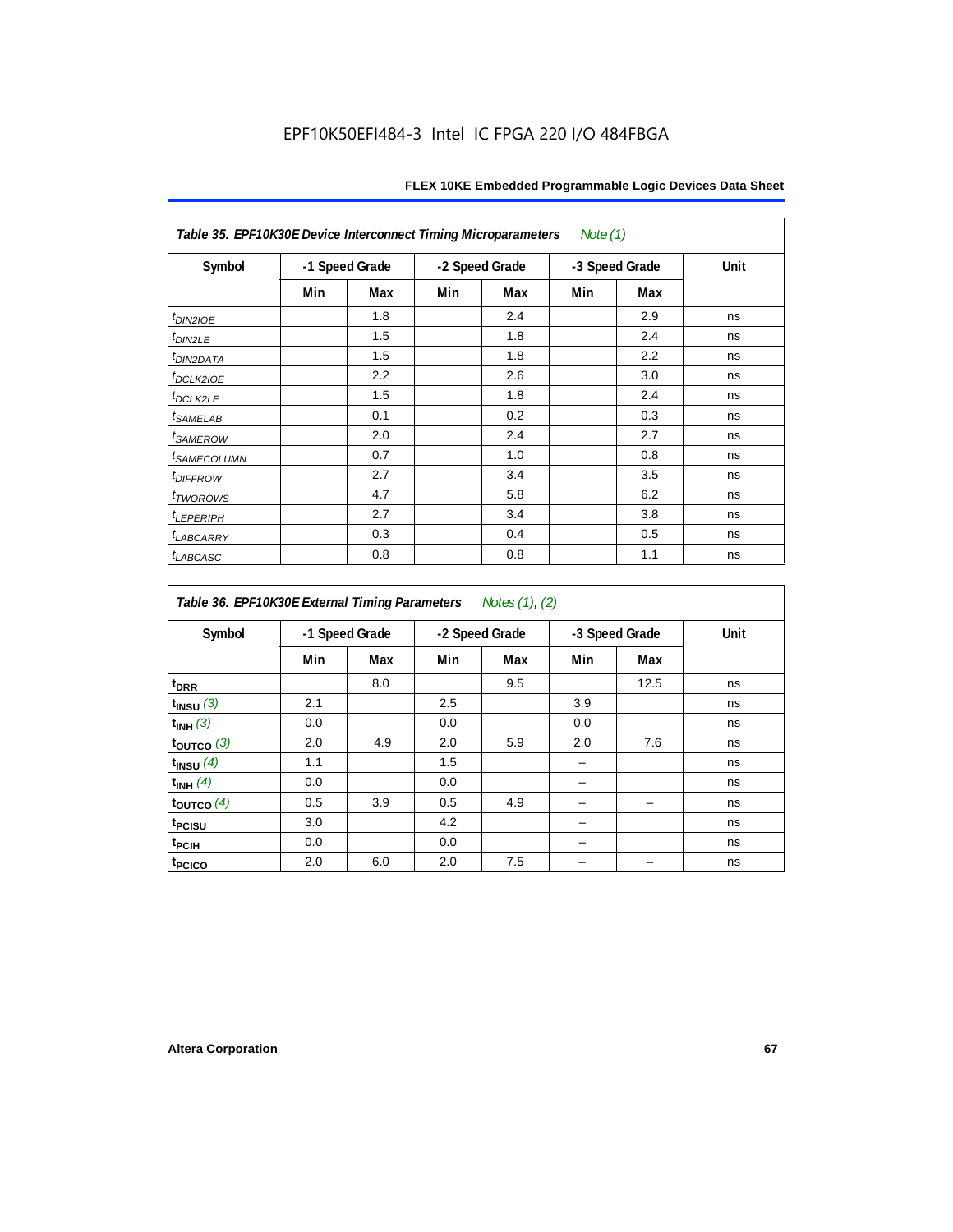**Table 35. EPF10K30E Device Interconnect Timing Microparameters** *Note (1)*

| Symbol | -1 Speed Grade | | -2 Speed Grade | | -3 Speed Grade | | Unit |
|---|---|---|---|---|---|---|---|
| | Min | Max | Min | Max | Min | Max | |
| $t_{DIN2IOE}$ | | 1.8 | | 2.4 | | 2.9 | ns |
| $t_{DIN2LE}$ | | 1.5 | | 1.8 | | 2.4 | ns |
| $t_{DIN2DATA}$ | | 1.5 | | 1.8 | | 2.2 | ns |
| $t_{DCLK2IOE}$ | | 2.2 | | 2.6 | | 3.0 | ns |
| $t_{DCLK2LE}$ | | 1.5 | | 1.8 | | 2.4 | ns |
| $t_{SAMELAB}$ | | 0.1 | | 0.2 | | 0.3 | ns |
| $t_{SAMEROW}$ | | 2.0 | | 2.4 | | 2.7 | ns |
| $t_{SAMECOLUMN}$ | | 0.7 | | 1.0 | | 0.8 | ns |
| $t_{DIFFROW}$ | | 2.7 | | 3.4 | | 3.5 | ns |
| $t_{TWOROWS}$ | | 4.7 | | 5.8 | | 6.2 | ns |
| $t_{LEPERIPH}$ | | 2.7 | | 3.4 | | 3.8 | ns |
| $t_{LABCARRY}$ | | 0.3 | | 0.4 | | 0.5 | ns |
| $t_{LABCASC}$ | | 0.8 | | 0.8 | | 1.1 | ns |

**Table 36. EPF10K30E External Timing Parameters** *Notes (1), (2)*

| Symbol | -1 Speed Grade | | -2 Speed Grade | | -3 Speed Grade | | Unit |
|---|---|---|---|---|---|---|---|
| | Min | Max | Min | Max | Min | Max | |
| $t_{DRR}$ | | 8.0 | | 9.5 | | 12.5 | ns |
| $t_{INSU}$ *(3)* | 2.1 | | 2.5 | | 3.9 | | ns |
| $t_{INH}$ *(3)* | 0.0 | | 0.0 | | 0.0 | | ns |
| $t_{OUTCO}$ *(3)* | 2.0 | 4.9 | 2.0 | 5.9 | 2.0 | 7.6 | ns |
| $t_{INSU}$ *(4)* | 1.1 | | 1.5 | | – | | ns |
| $t_{INH}$ *(4)* | 0.0 | | 0.0 | | – | | ns |
| $t_{OUTCO}$ *(4)* | 0.5 | 3.9 | 0.5 | 4.9 | – | – | ns |
| $t_{PCISU}$ | 3.0 | | 4.2 | | – | | ns |
| $t_{PCIH}$ | 0.0 | | 0.0 | | – | | ns |
| $t_{PCICO}$ | 2.0 | 6.0 | 2.0 | 7.5 | – | – | ns |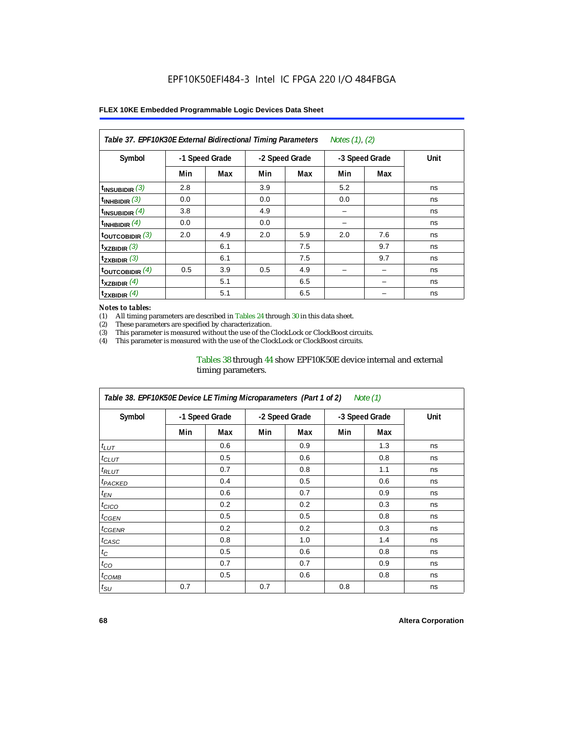| Table 37. EPF10K30E External Bidirectional Timing Parameters *Notes (1), (2)* | | | | | | | |
|---|---|---|---|---|---|---|---|
| Symbol | -1 Speed Grade | | -2 Speed Grade | | -3 Speed Grade | | Unit |
| | Min | Max | Min | Max | Min | Max | |
| $t_{INSUBIDIR}$ (3) | 2.8 | | 3.9 | | 5.2 | | ns |
| $t_{INHBIDIR}$ (3) | 0.0 | | 0.0 | | 0.0 | | ns |
| $t_{INSUBIDIR}$ (4) | 3.8 | | 4.9 | | – | | ns |
| $t_{INHBIDIR}$ (4) | 0.0 | | 0.0 | | – | | ns |
| $t_{OUTCOBIDIR}$ (3) | 2.0 | 4.9 | 2.0 | 5.9 | 2.0 | 7.6 | ns |
| $t_{XZBIDIR}$ (3) | | 6.1 | | 7.5 | | 9.7 | ns |
| $t_{ZXBIDIR}$ (3) | | 6.1 | | 7.5 | | 9.7 | ns |
| $t_{OUTCOBIDIR}$ (4) | 0.5 | 3.9 | 0.5 | 4.9 | – | – | ns |
| $t_{XZBIDIR}$ (4) | | 5.1 | | 6.5 | | – | ns |
| $t_{ZXBIDIR}$ (4) | | 5.1 | | 6.5 | | – | ns |

*Notes to tables:*

(1) All timing parameters are described in Tables 24 through 30 in this data sheet.
(2) These parameters are specified by characterization.
(3) This parameter is measured without the use of the ClockLock or ClockBoost circuits.
(4) This parameter is measured with the use of the ClockLock or ClockBoost circuits.

Tables 38 through 44 show EPF10K50E device internal and external timing parameters.

| Table 38. EPF10K50E Device LE Timing Microparameters (Part 1 of 2) *Note (1)* | | | | | | | |
|---|---|---|---|---|---|---|---|
| Symbol | -1 Speed Grade | | -2 Speed Grade | | -3 Speed Grade | | Unit |
| | Min | Max | Min | Max | Min | Max | |
| $t_{LUT}$ | | 0.6 | | 0.9 | | 1.3 | ns |
| $t_{CLUT}$ | | 0.5 | | 0.6 | | 0.8 | ns |
| $t_{RLUT}$ | | 0.7 | | 0.8 | | 1.1 | ns |
| $t_{PACKED}$ | | 0.4 | | 0.5 | | 0.6 | ns |
| $t_{EN}$ | | 0.6 | | 0.7 | | 0.9 | ns |
| $t_{CICO}$ | | 0.2 | | 0.2 | | 0.3 | ns |
| $t_{CGEN}$ | | 0.5 | | 0.5 | | 0.8 | ns |
| $t_{CGENR}$ | | 0.2 | | 0.2 | | 0.3 | ns |
| $t_{CASC}$ | | 0.8 | | 1.0 | | 1.4 | ns |
| $t_C$ | | 0.5 | | 0.6 | | 0.8 | ns |
| $t_{CO}$ | | 0.7 | | 0.7 | | 0.9 | ns |
| $t_{COMB}$ | | 0.5 | | 0.6 | | 0.8 | ns |
| $t_{SU}$ | 0.7 | | 0.7 | | 0.8 | | ns |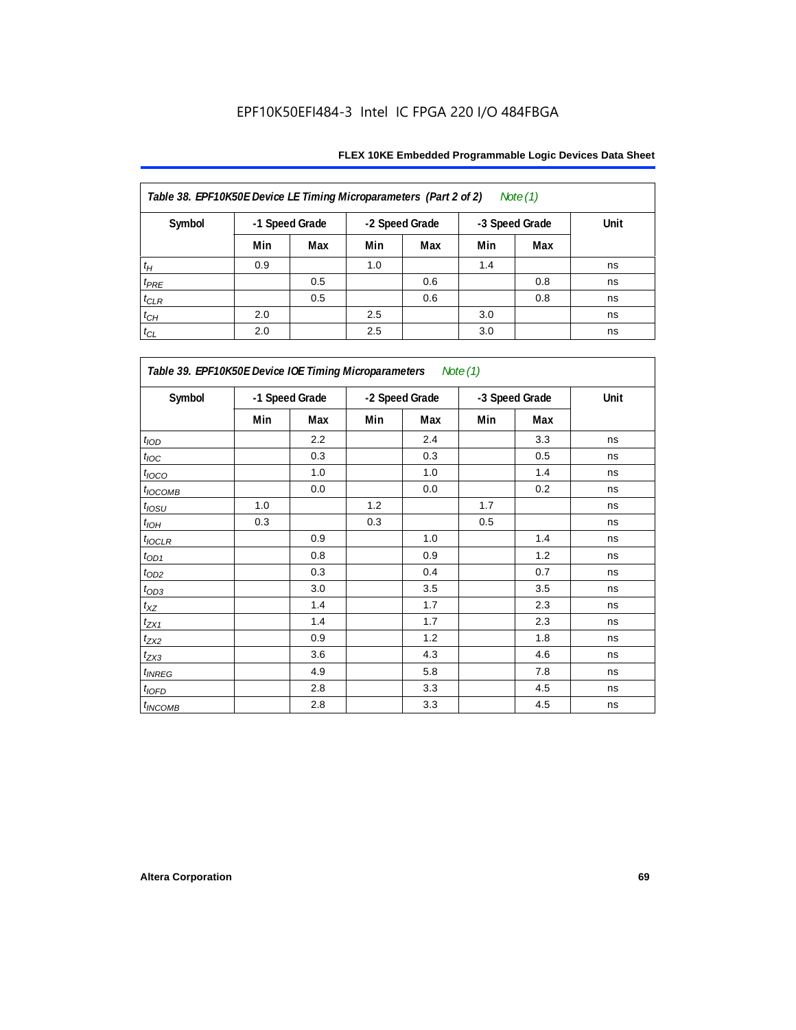EPF10K50EFI484-3 Intel IC FPGA 220 I/O 484FBGA

| Table 38. EPF10K50E Device LE Timing Microparameters (Part 2 of 2) Note (1) | | | | | | | |
|---|---|---|---|---|---|---|---|
| Symbol | -1 Speed Grade | | -2 Speed Grade | | -3 Speed Grade | | Unit |
| | Min | Max | Min | Max | Min | Max | |
| $t_{H}$ | 0.9 | | 1.0 | | 1.4 | | ns |
| $t_{PRE}$ | | 0.5 | | 0.6 | | 0.8 | ns |
| $t_{CLR}$ | | 0.5 | | 0.6 | | 0.8 | ns |
| $t_{CH}$ | 2.0 | | 2.5 | | 3.0 | | ns |
| $t_{CL}$ | 2.0 | | 2.5 | | 3.0 | | ns |

| Table 39. EPF10K50E Device IOE Timing Microparameters Note (1) | | | | | | | |
|---|---|---|---|---|---|---|---|
| Symbol | -1 Speed Grade | | -2 Speed Grade | | -3 Speed Grade | | Unit |
| | Min | Max | Min | Max | Min | Max | |
| $t_{IOD}$ | | 2.2 | | 2.4 | | 3.3 | ns |
| $t_{IOC}$ | | 0.3 | | 0.3 | | 0.5 | ns |
| $t_{IOCO}$ | | 1.0 | | 1.0 | | 1.4 | ns |
| $t_{IOCOMB}$ | | 0.0 | | 0.0 | | 0.2 | ns |
| $t_{IOSU}$ | 1.0 | | 1.2 | | 1.7 | | ns |
| $t_{IOH}$ | 0.3 | | 0.3 | | 0.5 | | ns |
| $t_{IOCLR}$ | | 0.9 | | 1.0 | | 1.4 | ns |
| $t_{OD1}$ | | 0.8 | | 0.9 | | 1.2 | ns |
| $t_{OD2}$ | | 0.3 | | 0.4 | | 0.7 | ns |
| $t_{OD3}$ | | 3.0 | | 3.5 | | 3.5 | ns |
| $t_{XZ}$ | | 1.4 | | 1.7 | | 2.3 | ns |
| $t_{ZX1}$ | | 1.4 | | 1.7 | | 2.3 | ns |
| $t_{ZX2}$ | | 0.9 | | 1.2 | | 1.8 | ns |
| $t_{ZX3}$ | | 3.6 | | 4.3 | | 4.6 | ns |
| $t_{INREG}$ | | 4.9 | | 5.8 | | 7.8 | ns |
| $t_{IOFD}$ | | 2.8 | | 3.3 | | 4.5 | ns |
| $t_{INCOMB}$ | | 2.8 | | 3.3 | | 4.5 | ns |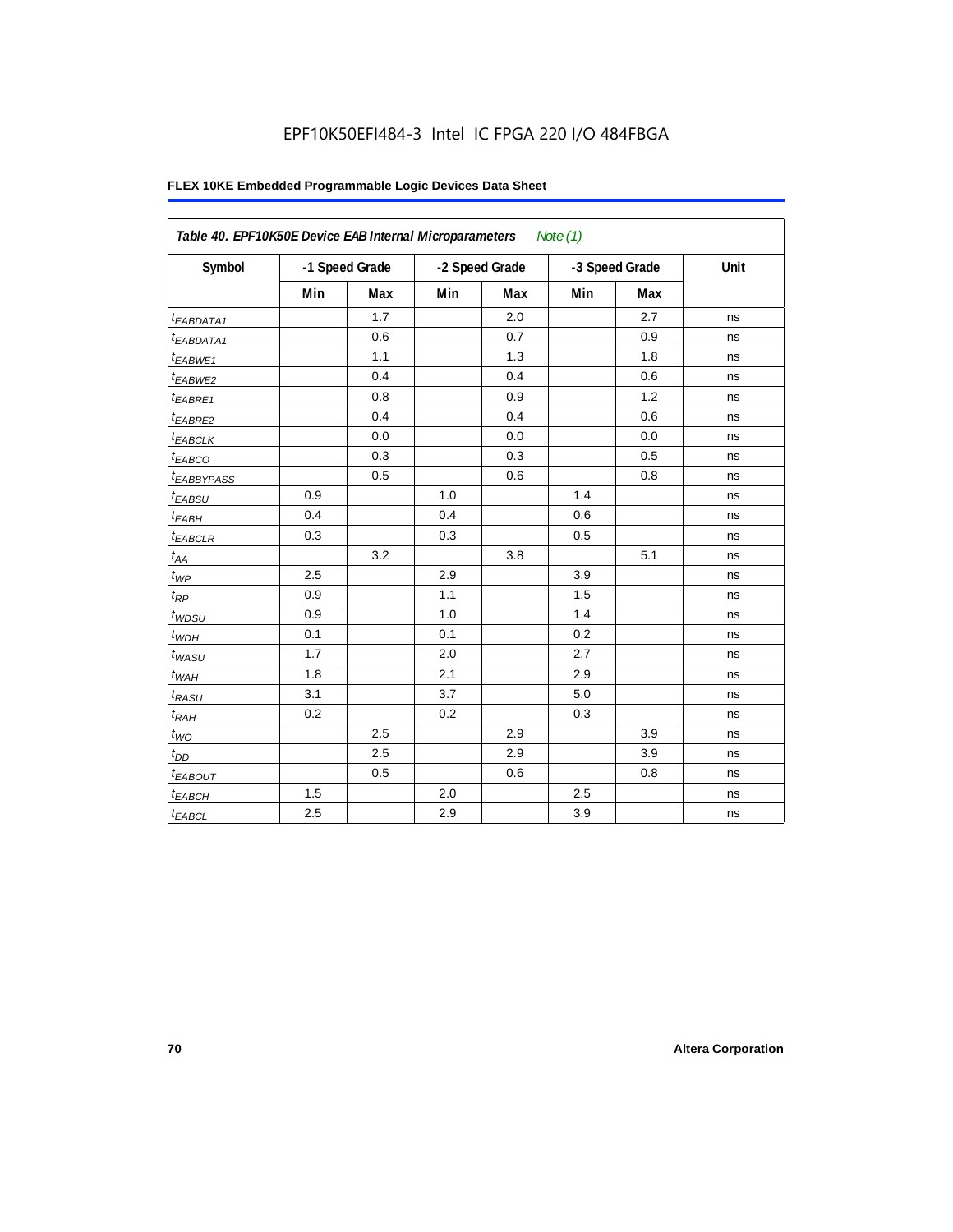EPF10K50EFI484-3 Intel IC FPGA 220 I/O 484FBGA

| Table 40. EPF10K50E Device EAB Internal Microparameters *Note (1)* | | | | | | | |
|---|---|---|---|---|---|---|---|
| Symbol | -1 Speed Grade | | -2 Speed Grade | | -3 Speed Grade | | Unit |
| | Min | Max | Min | Max | Min | Max | |
| $t_{EABDATA1}$ | | 1.7 | | 2.0 | | 2.7 | ns |
| $t_{EABDATA1}$ | | 0.6 | | 0.7 | | 0.9 | ns |
| $t_{EABWE1}$ | | 1.1 | | 1.3 | | 1.8 | ns |
| $t_{EABWE2}$ | | 0.4 | | 0.4 | | 0.6 | ns |
| $t_{EABRE1}$ | | 0.8 | | 0.9 | | 1.2 | ns |
| $t_{EABRE2}$ | | 0.4 | | 0.4 | | 0.6 | ns |
| $t_{EABCLK}$ | | 0.0 | | 0.0 | | 0.0 | ns |
| $t_{EABCO}$ | | 0.3 | | 0.3 | | 0.5 | ns |
| $t_{EABBYPASS}$ | | 0.5 | | 0.6 | | 0.8 | ns |
| $t_{EABSU}$ | 0.9 | | 1.0 | | 1.4 | | ns |
| $t_{EABH}$ | 0.4 | | 0.4 | | 0.6 | | ns |
| $t_{EABCLR}$ | 0.3 | | 0.3 | | 0.5 | | ns |
| $t_{AA}$ | | 3.2 | | 3.8 | | 5.1 | ns |
| $t_{WP}$ | 2.5 | | 2.9 | | 3.9 | | ns |
| $t_{RP}$ | 0.9 | | 1.1 | | 1.5 | | ns |
| $t_{WDSU}$ | 0.9 | | 1.0 | | 1.4 | | ns |
| $t_{WDH}$ | 0.1 | | 0.1 | | 0.2 | | ns |
| $t_{WASU}$ | 1.7 | | 2.0 | | 2.7 | | ns |
| $t_{WAH}$ | 1.8 | | 2.1 | | 2.9 | | ns |
| $t_{RASU}$ | 3.1 | | 3.7 | | 5.0 | | ns |
| $t_{RAH}$ | 0.2 | | 0.2 | | 0.3 | | ns |
| $t_{WO}$ | | 2.5 | | 2.9 | | 3.9 | ns |
| $t_{DD}$ | | 2.5 | | 2.9 | | 3.9 | ns |
| $t_{EABOUT}$ | | 0.5 | | 0.6 | | 0.8 | ns |
| $t_{EABCH}$ | 1.5 | | 2.0 | | 2.5 | | ns |
| $t_{EABCL}$ | 2.5 | | 2.9 | | 3.9 | | ns |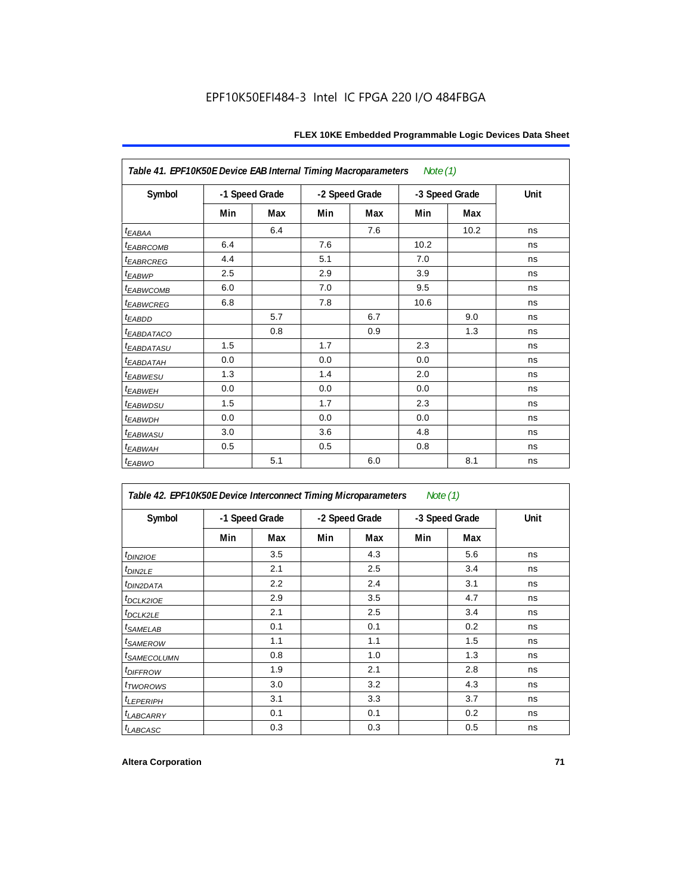EPF10K50EFI484-3 Intel IC FPGA 220 I/O 484FBGA

| Table 41. EPF10K50E Device EAB Internal Timing Macroparameters *Note (1)* | | | | | | | |
|---|---|---|---|---|---|---|---|
| Symbol | -1 Speed Grade | | -2 Speed Grade | | -3 Speed Grade | | Unit |
| | Min | Max | Min | Max | Min | Max | |
| $t_{EABAA}$ | | 6.4 | | 7.6 | | 10.2 | ns |
| $t_{EABRCOMB}$ | 6.4 | | 7.6 | | 10.2 | | ns |
| $t_{EABRCREG}$ | 4.4 | | 5.1 | | 7.0 | | ns |
| $t_{EABWP}$ | 2.5 | | 2.9 | | 3.9 | | ns |
| $t_{EABWCOMB}$ | 6.0 | | 7.0 | | 9.5 | | ns |
| $t_{EABWCREG}$ | 6.8 | | 7.8 | | 10.6 | | ns |
| $t_{EABDD}$ | | 5.7 | | 6.7 | | 9.0 | ns |
| $t_{EABDATACO}$ | | 0.8 | | 0.9 | | 1.3 | ns |
| $t_{EABDATASU}$ | 1.5 | | 1.7 | | 2.3 | | ns |
| $t_{EABDATAH}$ | 0.0 | | 0.0 | | 0.0 | | ns |
| $t_{EABWESU}$ | 1.3 | | 1.4 | | 2.0 | | ns |
| $t_{EABWEH}$ | 0.0 | | 0.0 | | 0.0 | | ns |
| $t_{EABWDSU}$ | 1.5 | | 1.7 | | 2.3 | | ns |
| $t_{EABWDH}$ | 0.0 | | 0.0 | | 0.0 | | ns |
| $t_{EABWASU}$ | 3.0 | | 3.6 | | 4.8 | | ns |
| $t_{EABWAH}$ | 0.5 | | 0.5 | | 0.8 | | ns |
| $t_{EABWO}$ | | 5.1 | | 6.0 | | 8.1 | ns |

| Table 42. EPF10K50E Device Interconnect Timing Microparameters *Note (1)* | | | | | | | |
|---|---|---|---|---|---|---|---|
| Symbol | -1 Speed Grade | | -2 Speed Grade | | -3 Speed Grade | | Unit |
| | Min | Max | Min | Max | Min | Max | |
| $t_{DIN2IOE}$ | | 3.5 | | 4.3 | | 5.6 | ns |
| $t_{DIN2LE}$ | | 2.1 | | 2.5 | | 3.4 | ns |
| $t_{DIN2DATA}$ | | 2.2 | | 2.4 | | 3.1 | ns |
| $t_{DCLK2IOE}$ | | 2.9 | | 3.5 | | 4.7 | ns |
| $t_{DCLK2LE}$ | | 2.1 | | 2.5 | | 3.4 | ns |
| $t_{SAMELAB}$ | | 0.1 | | 0.1 | | 0.2 | ns |
| $t_{SAMEROW}$ | | 1.1 | | 1.1 | | 1.5 | ns |
| $t_{SAMECOLUMN}$ | | 0.8 | | 1.0 | | 1.3 | ns |
| $t_{DIFFROW}$ | | 1.9 | | 2.1 | | 2.8 | ns |
| $t_{TWOROWS}$ | | 3.0 | | 3.2 | | 4.3 | ns |
| $t_{LEPERIPH}$ | | 3.1 | | 3.3 | | 3.7 | ns |
| $t_{LABCARRY}$ | | 0.1 | | 0.1 | | 0.2 | ns |
| $t_{LABCASC}$ | | 0.3 | | 0.3 | | 0.5 | ns |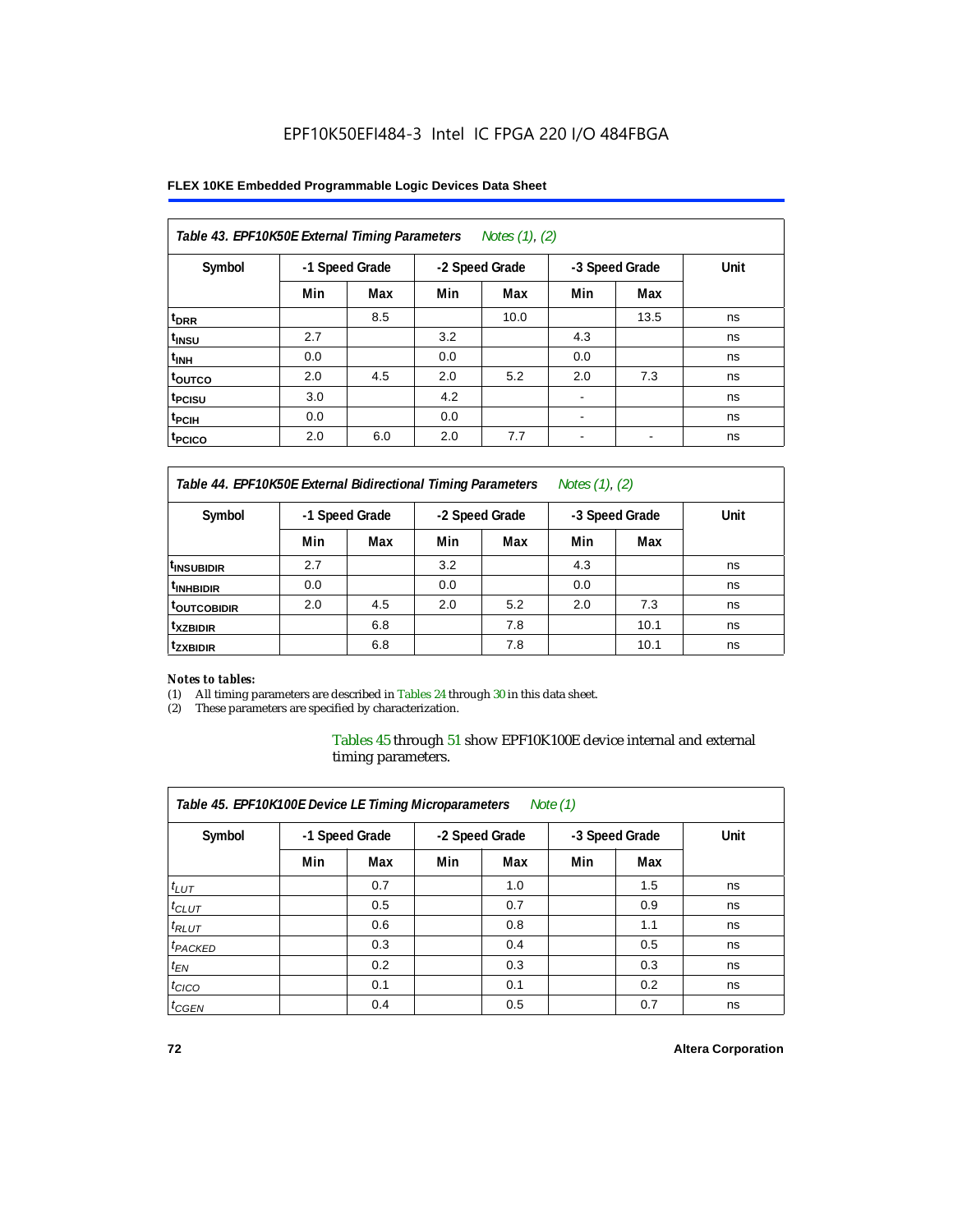EPF10K50EFI484-3 Intel IC FPGA 220 I/O 484FBGA

| Table 43. EPF10K50E External Timing Parameters *Notes (1), (2)* | | | | | | | |
|---|---|---|---|---|---|---|---|
| Symbol | -1 Speed Grade | | -2 Speed Grade | | -3 Speed Grade | | Unit |
| | Min | Max | Min | Max | Min | Max | |
| $t_{DRR}$ | | 8.5 | | 10.0 | | 13.5 | ns |
| $t_{INSU}$ | 2.7 | | 3.2 | | 4.3 | | ns |
| $t_{INH}$ | 0.0 | | 0.0 | | 0.0 | | ns |
| $t_{OUTCO}$ | 2.0 | 4.5 | 2.0 | 5.2 | 2.0 | 7.3 | ns |
| $t_{PCISU}$ | 3.0 | | 4.2 | | - | | ns |
| $t_{PCIH}$ | 0.0 | | 0.0 | | - | | ns |
| $t_{PCICO}$ | 2.0 | 6.0 | 2.0 | 7.7 | - | - | ns |

| Table 44. EPF10K50E External Bidirectional Timing Parameters *Notes (1), (2)* | | | | | | | |
|---|---|---|---|---|---|---|---|
| Symbol | -1 Speed Grade | | -2 Speed Grade | | -3 Speed Grade | | Unit |
| | Min | Max | Min | Max | Min | Max | |
| $t_{INSUBIDIR}$ | 2.7 | | 3.2 | | 4.3 | | ns |
| $t_{INHBIDIR}$ | 0.0 | | 0.0 | | 0.0 | | ns |
| $t_{OUTCOBIDIR}$ | 2.0 | 4.5 | 2.0 | 5.2 | 2.0 | 7.3 | ns |
| $t_{XZBIDIR}$ | | 6.8 | | 7.8 | | 10.1 | ns |
| $t_{ZXBIDIR}$ | | 6.8 | | 7.8 | | 10.1 | ns |

*Notes to tables:*

(1) All timing parameters are described in Tables 24 through 30 in this data sheet.
(2) These parameters are specified by characterization.

Tables 45 through 51 show EPF10K100E device internal and external timing parameters.

| Table 45. EPF10K100E Device LE Timing Microparameters *Note (1)* | | | | | | | |
|---|---|---|---|---|---|---|---|
| Symbol | -1 Speed Grade | | -2 Speed Grade | | -3 Speed Grade | | Unit |
| | Min | Max | Min | Max | Min | Max | |
| $t_{LUT}$ | | 0.7 | | 1.0 | | 1.5 | ns |
| $t_{CLUT}$ | | 0.5 | | 0.7 | | 0.9 | ns |
| $t_{RLUT}$ | | 0.6 | | 0.8 | | 1.1 | ns |
| $t_{PACKED}$ | | 0.3 | | 0.4 | | 0.5 | ns |
| $t_{EN}$ | | 0.2 | | 0.3 | | 0.3 | ns |
| $t_{CICO}$ | | 0.1 | | 0.1 | | 0.2 | ns |
| $t_{CGEN}$ | | 0.4 | | 0.5 | | 0.7 | ns |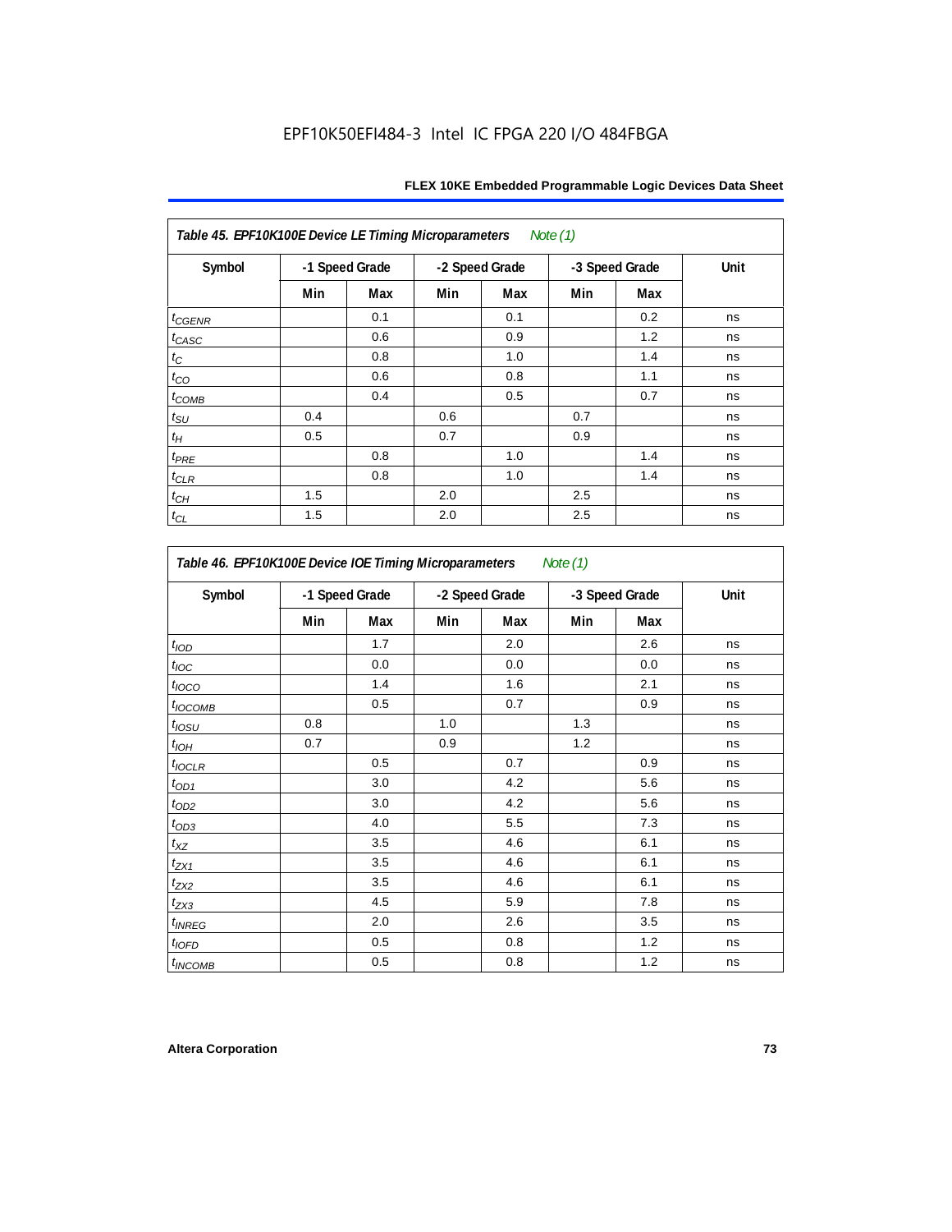EPF10K50EFI484-3 Intel IC FPGA 220 I/O 484FBGA

| Table 45. EPF10K100E Device LE Timing Microparameters *Note (1)* | | | | | | | |
|---|---|---|---|---|---|---|---|
| Symbol | -1 Speed Grade | | -2 Speed Grade | | -3 Speed Grade | | Unit |
| | Min | Max | Min | Max | Min | Max | |
| $t_{CGENR}$ | | 0.1 | | 0.1 | | 0.2 | ns |
| $t_{CASC}$ | | 0.6 | | 0.9 | | 1.2 | ns |
| $t_{C}$ | | 0.8 | | 1.0 | | 1.4 | ns |
| $t_{CO}$ | | 0.6 | | 0.8 | | 1.1 | ns |
| $t_{COMB}$ | | 0.4 | | 0.5 | | 0.7 | ns |
| $t_{SU}$ | 0.4 | | 0.6 | | 0.7 | | ns |
| $t_{H}$ | 0.5 | | 0.7 | | 0.9 | | ns |
| $t_{PRE}$ | | 0.8 | | 1.0 | | 1.4 | ns |
| $t_{CLR}$ | | 0.8 | | 1.0 | | 1.4 | ns |
| $t_{CH}$ | 1.5 | | 2.0 | | 2.5 | | ns |
| $t_{CL}$ | 1.5 | | 2.0 | | 2.5 | | ns |

| Table 46. EPF10K100E Device IOE Timing Microparameters *Note (1)* | | | | | | | |
|---|---|---|---|---|---|---|---|
| Symbol | -1 Speed Grade | | -2 Speed Grade | | -3 Speed Grade | | Unit |
| | Min | Max | Min | Max | Min | Max | |
| $t_{IOD}$ | | 1.7 | | 2.0 | | 2.6 | ns |
| $t_{IOC}$ | | 0.0 | | 0.0 | | 0.0 | ns |
| $t_{IOCO}$ | | 1.4 | | 1.6 | | 2.1 | ns |
| $t_{IOCOMB}$ | | 0.5 | | 0.7 | | 0.9 | ns |
| $t_{IOSU}$ | 0.8 | | 1.0 | | 1.3 | | ns |
| $t_{IOH}$ | 0.7 | | 0.9 | | 1.2 | | ns |
| $t_{IOCLR}$ | | 0.5 | | 0.7 | | 0.9 | ns |
| $t_{OD1}$ | | 3.0 | | 4.2 | | 5.6 | ns |
| $t_{OD2}$ | | 3.0 | | 4.2 | | 5.6 | ns |
| $t_{OD3}$ | | 4.0 | | 5.5 | | 7.3 | ns |
| $t_{XZ}$ | | 3.5 | | 4.6 | | 6.1 | ns |
| $t_{ZX1}$ | | 3.5 | | 4.6 | | 6.1 | ns |
| $t_{ZX2}$ | | 3.5 | | 4.6 | | 6.1 | ns |
| $t_{ZX3}$ | | 4.5 | | 5.9 | | 7.8 | ns |
| $t_{INREG}$ | | 2.0 | | 2.6 | | 3.5 | ns |
| $t_{IOFD}$ | | 0.5 | | 0.8 | | 1.2 | ns |
| $t_{INCOMB}$ | | 0.5 | | 0.8 | | 1.2 | ns |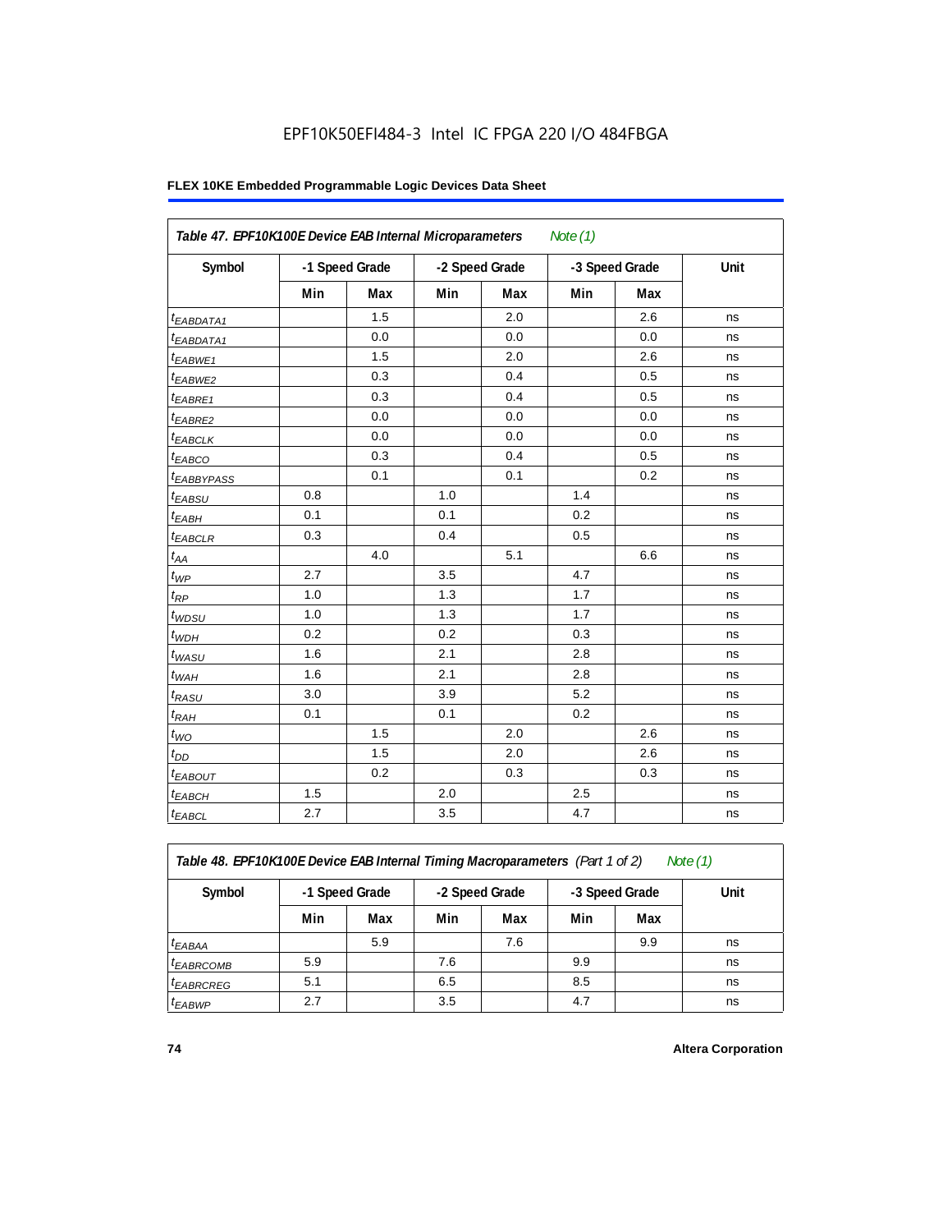EPF10K50EFI484-3 Intel IC FPGA 220 I/O 484FBGA

| Table 47. EPF10K100E Device EAB Internal Microparameters *Note (1)* | | | | | | | |
|---|---|---|---|---|---|---|---|
| Symbol | -1 Speed Grade | | -2 Speed Grade | | -3 Speed Grade | | Unit |
| | Min | Max | Min | Max | Min | Max | |
| $t_{EABDATA1}$ | | 1.5 | | 2.0 | | 2.6 | ns |
| $t_{EABDATA1}$ | | 0.0 | | 0.0 | | 0.0 | ns |
| $t_{EABWE1}$ | | 1.5 | | 2.0 | | 2.6 | ns |
| $t_{EABWE2}$ | | 0.3 | | 0.4 | | 0.5 | ns |
| $t_{EABRE1}$ | | 0.3 | | 0.4 | | 0.5 | ns |
| $t_{EABRE2}$ | | 0.0 | | 0.0 | | 0.0 | ns |
| $t_{EABCLK}$ | | 0.0 | | 0.0 | | 0.0 | ns |
| $t_{EABCO}$ | | 0.3 | | 0.4 | | 0.5 | ns |
| $t_{EABBYPASS}$ | | 0.1 | | 0.1 | | 0.2 | ns |
| $t_{EABSU}$ | 0.8 | | 1.0 | | 1.4 | | ns |
| $t_{EABH}$ | 0.1 | | 0.1 | | 0.2 | | ns |
| $t_{EABCLR}$ | 0.3 | | 0.4 | | 0.5 | | ns |
| $t_{AA}$ | | 4.0 | | 5.1 | | 6.6 | ns |
| $t_{WP}$ | 2.7 | | 3.5 | | 4.7 | | ns |
| $t_{RP}$ | 1.0 | | 1.3 | | 1.7 | | ns |
| $t_{WDSU}$ | 1.0 | | 1.3 | | 1.7 | | ns |
| $t_{WDH}$ | 0.2 | | 0.2 | | 0.3 | | ns |
| $t_{WASU}$ | 1.6 | | 2.1 | | 2.8 | | ns |
| $t_{WAH}$ | 1.6 | | 2.1 | | 2.8 | | ns |
| $t_{RASU}$ | 3.0 | | 3.9 | | 5.2 | | ns |
| $t_{RAH}$ | 0.1 | | 0.1 | | 0.2 | | ns |
| $t_{WO}$ | | 1.5 | | 2.0 | | 2.6 | ns |
| $t_{DD}$ | | 1.5 | | 2.0 | | 2.6 | ns |
| $t_{EABOUT}$ | | 0.2 | | 0.3 | | 0.3 | ns |
| $t_{EABCH}$ | 1.5 | | 2.0 | | 2.5 | | ns |
| $t_{EABCL}$ | 2.7 | | 3.5 | | 4.7 | | ns |

| Table 48. EPF10K100E Device EAB Internal Timing Macroparameters *(Part 1 of 2)* *Note (1)* | | | | | | | |
|---|---|---|---|---|---|---|---|
| Symbol | -1 Speed Grade | | -2 Speed Grade | | -3 Speed Grade | | Unit |
| | Min | Max | Min | Max | Min | Max | |
| $t_{EABAA}$ | | 5.9 | | 7.6 | | 9.9 | ns |
| $t_{EABRCOMB}$ | 5.9 | | 7.6 | | 9.9 | | ns |
| $t_{EABRCREG}$ | 5.1 | | 6.5 | | 8.5 | | ns |
| $t_{EABWP}$ | 2.7 | | 3.5 | | 4.7 | | ns |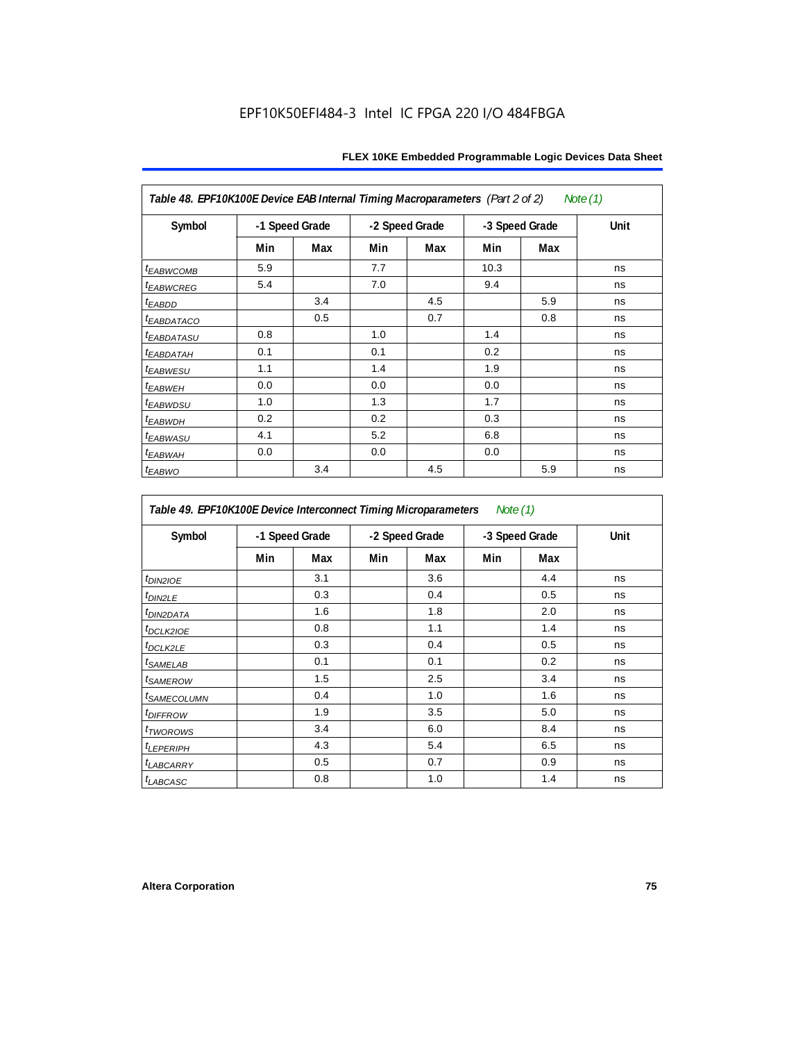**Table 48. EPF10K100E Device EAB Internal Timing Macroparameters** *(Part 2 of 2)* *Note (1)*

| Symbol | -1 Speed Grade | | -2 Speed Grade | | -3 Speed Grade | | Unit |
|---|---|---|---|---|---|---|---|
| | Min | Max | Min | Max | Min | Max | |
| $t_{EABWCOMB}$ | 5.9 | | 7.7 | | 10.3 | | ns |
| $t_{EABWCREG}$ | 5.4 | | 7.0 | | 9.4 | | ns |
| $t_{EABDD}$ | | 3.4 | | 4.5 | | 5.9 | ns |
| $t_{EABDATACO}$ | | 0.5 | | 0.7 | | 0.8 | ns |
| $t_{EABDATASU}$ | 0.8 | | 1.0 | | 1.4 | | ns |
| $t_{EABDATAH}$ | 0.1 | | 0.1 | | 0.2 | | ns |
| $t_{EABWESU}$ | 1.1 | | 1.4 | | 1.9 | | ns |
| $t_{EABWEH}$ | 0.0 | | 0.0 | | 0.0 | | ns |
| $t_{EABWDSU}$ | 1.0 | | 1.3 | | 1.7 | | ns |
| $t_{EABWDH}$ | 0.2 | | 0.2 | | 0.3 | | ns |
| $t_{EABWASU}$ | 4.1 | | 5.2 | | 6.8 | | ns |
| $t_{EABWAH}$ | 0.0 | | 0.0 | | 0.0 | | ns |
| $t_{EABWO}$ | | 3.4 | | 4.5 | | 5.9 | ns |

**Table 49. EPF10K100E Device Interconnect Timing Microparameters** *Note (1)*

| Symbol | -1 Speed Grade | | -2 Speed Grade | | -3 Speed Grade | | Unit |
|---|---|---|---|---|---|---|---|
| | Min | Max | Min | Max | Min | Max | |
| $t_{DIN2IOE}$ | | 3.1 | | 3.6 | | 4.4 | ns |
| $t_{DIN2LE}$ | | 0.3 | | 0.4 | | 0.5 | ns |
| $t_{DIN2DATA}$ | | 1.6 | | 1.8 | | 2.0 | ns |
| $t_{DCLK2IOE}$ | | 0.8 | | 1.1 | | 1.4 | ns |
| $t_{DCLK2LE}$ | | 0.3 | | 0.4 | | 0.5 | ns |
| $t_{SAMELAB}$ | | 0.1 | | 0.1 | | 0.2 | ns |
| $t_{SAMEROW}$ | | 1.5 | | 2.5 | | 3.4 | ns |
| $t_{SAMECOLUMN}$ | | 0.4 | | 1.0 | | 1.6 | ns |
| $t_{DIFFROW}$ | | 1.9 | | 3.5 | | 5.0 | ns |
| $t_{TWOROWS}$ | | 3.4 | | 6.0 | | 8.4 | ns |
| $t_{LEPERIPH}$ | | 4.3 | | 5.4 | | 6.5 | ns |
| $t_{LABCARRY}$ | | 0.5 | | 0.7 | | 0.9 | ns |
| $t_{LABCASC}$ | | 0.8 | | 1.0 | | 1.4 | ns |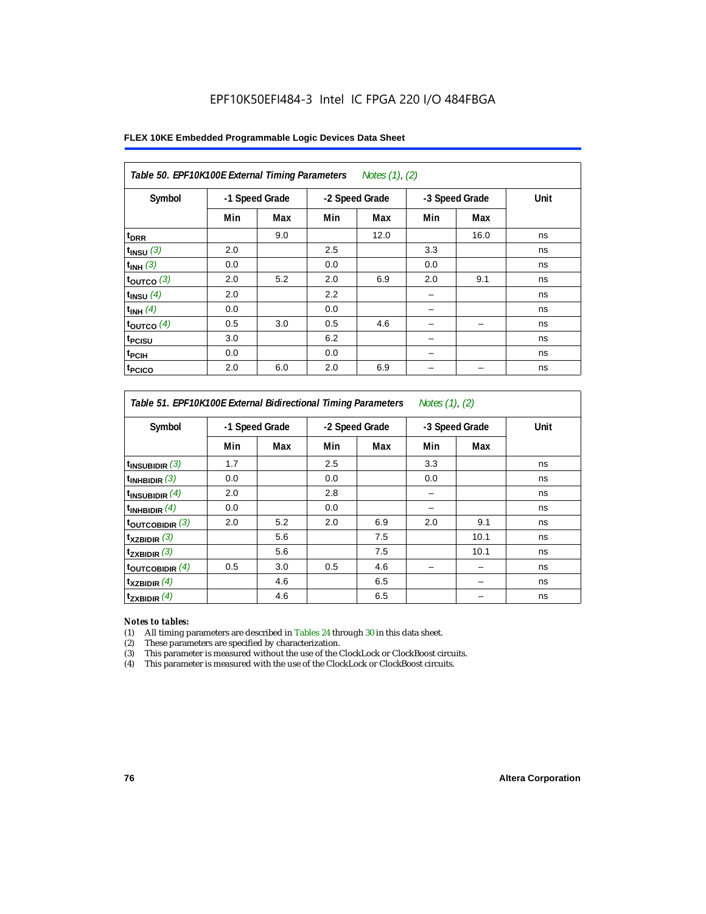EPF10K50EFI484-3 Intel IC FPGA 220 I/O 484FBGA

| *Table 50. EPF10K100E External Timing Parameters* *Notes (1), (2)* | | | | | | | |
|---|---|---|---|---|---|---|---|
| Symbol | -1 Speed Grade | | -2 Speed Grade | | -3 Speed Grade | | Unit |
| | Min | Max | Min | Max | Min | Max | |
| $t_{DRR}$ | | 9.0 | | 12.0 | | 16.0 | ns |
| $t_{INSU}$ *(3)* | 2.0 | | 2.5 | | 3.3 | | ns |
| $t_{INH}$ *(3)* | 0.0 | | 0.0 | | 0.0 | | ns |
| $t_{OUTCO}$ *(3)* | 2.0 | 5.2 | 2.0 | 6.9 | 2.0 | 9.1 | ns |
| $t_{INSU}$ *(4)* | 2.0 | | 2.2 | | – | | ns |
| $t_{INH}$ *(4)* | 0.0 | | 0.0 | | – | | ns |
| $t_{OUTCO}$ *(4)* | 0.5 | 3.0 | 0.5 | 4.6 | – | – | ns |
| $t_{PCISU}$ | 3.0 | | 6.2 | | – | | ns |
| $t_{PCIH}$ | 0.0 | | 0.0 | | – | | ns |
| $t_{PCICO}$ | 2.0 | 6.0 | 2.0 | 6.9 | – | – | ns |

| *Table 51. EPF10K100E External Bidirectional Timing Parameters* *Notes (1), (2)* | | | | | | | |
|---|---|---|---|---|---|---|---|
| Symbol | -1 Speed Grade | | -2 Speed Grade | | -3 Speed Grade | | Unit |
| | Min | Max | Min | Max | Min | Max | |
| $t_{INSUBIDIR}$ *(3)* | 1.7 | | 2.5 | | 3.3 | | ns |
| $t_{INHBIDIR}$ *(3)* | 0.0 | | 0.0 | | 0.0 | | ns |
| $t_{INSUBIDIR}$ *(4)* | 2.0 | | 2.8 | | – | | ns |
| $t_{INHBIDIR}$ *(4)* | 0.0 | | 0.0 | | – | | ns |
| $t_{OUTCOBIDIR}$ *(3)* | 2.0 | 5.2 | 2.0 | 6.9 | 2.0 | 9.1 | ns |
| $t_{XZBIDIR}$ *(3)* | | 5.6 | | 7.5 | | 10.1 | ns |
| $t_{ZXBIDIR}$ *(3)* | | 5.6 | | 7.5 | | 10.1 | ns |
| $t_{OUTCOBIDIR}$ *(4)* | 0.5 | 3.0 | 0.5 | 4.6 | – | – | ns |
| $t_{XZBIDIR}$ *(4)* | | 4.6 | | 6.5 | | – | ns |
| $t_{ZXBIDIR}$ *(4)* | | 4.6 | | 6.5 | | – | ns |

***Notes to tables:***

(1) All timing parameters are described in Tables 24 through 30 in this data sheet.
(2) These parameters are specified by characterization.
(3) This parameter is measured without the use of the ClockLock or ClockBoost circuits.
(4) This parameter is measured with the use of the ClockLock or ClockBoost circuits.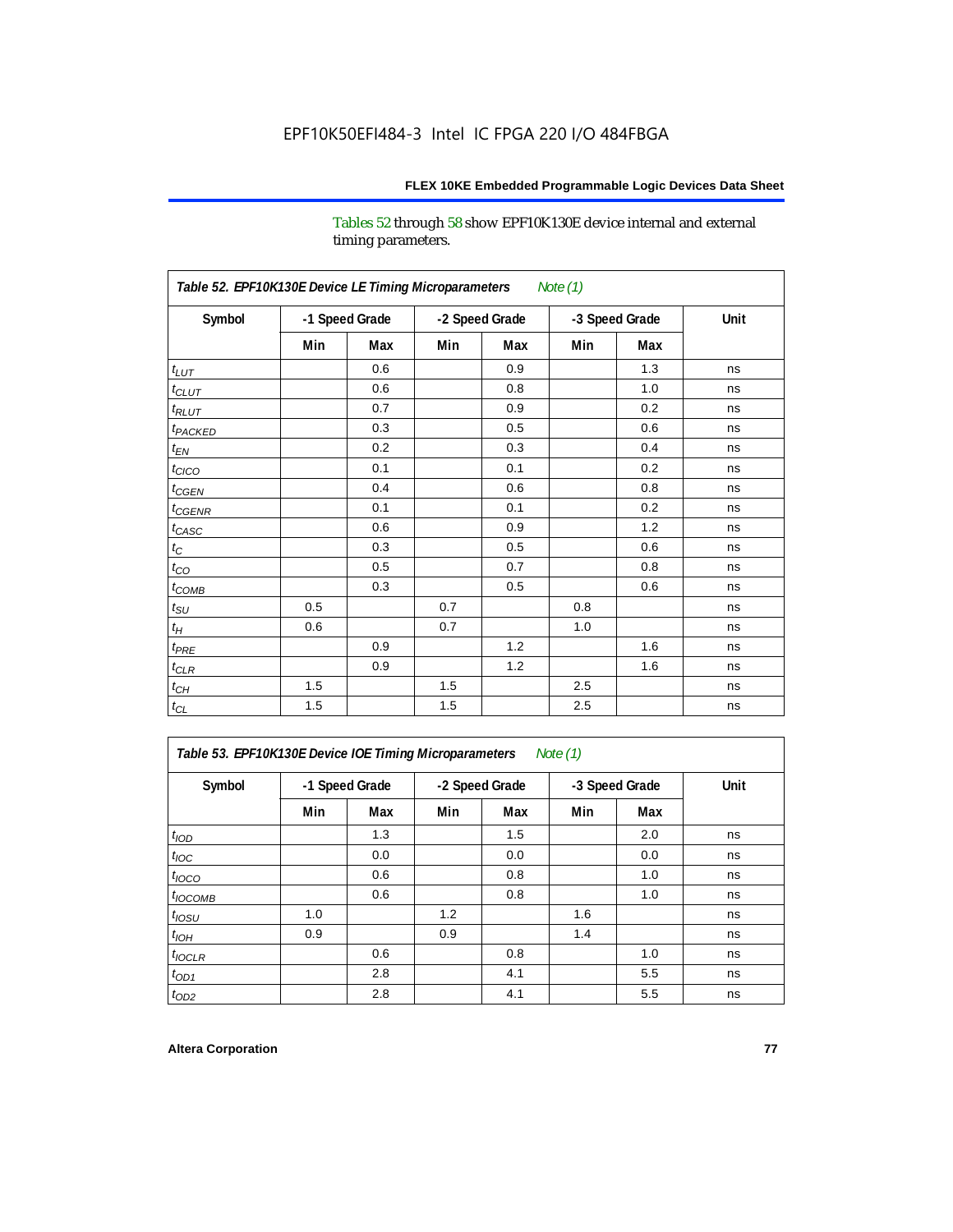EPF10K50EFI484-3 Intel IC FPGA 220 I/O 484FBGA

Tables 52 through 58 show EPF10K130E device internal and external timing parameters.

**Table 52. EPF10K130E Device LE Timing Microparameters** *Note (1)*

| Symbol | -1 Speed Grade | | -2 Speed Grade | | -3 Speed Grade | | Unit |
|---|---|---|---|---|---|---|---|
| | Min | Max | Min | Max | Min | Max | |
| $t_{LUT}$ | | 0.6 | | 0.9 | | 1.3 | ns |
| $t_{CLUT}$ | | 0.6 | | 0.8 | | 1.0 | ns |
| $t_{RLUT}$ | | 0.7 | | 0.9 | | 0.2 | ns |
| $t_{PACKED}$ | | 0.3 | | 0.5 | | 0.6 | ns |
| $t_{EN}$ | | 0.2 | | 0.3 | | 0.4 | ns |
| $t_{CICO}$ | | 0.1 | | 0.1 | | 0.2 | ns |
| $t_{CGEN}$ | | 0.4 | | 0.6 | | 0.8 | ns |
| $t_{CGENR}$ | | 0.1 | | 0.1 | | 0.2 | ns |
| $t_{CASC}$ | | 0.6 | | 0.9 | | 1.2 | ns |
| $t_{C}$ | | 0.3 | | 0.5 | | 0.6 | ns |
| $t_{CO}$ | | 0.5 | | 0.7 | | 0.8 | ns |
| $t_{COMB}$ | | 0.3 | | 0.5 | | 0.6 | ns |
| $t_{SU}$ | 0.5 | | 0.7 | | 0.8 | | ns |
| $t_{H}$ | 0.6 | | 0.7 | | 1.0 | | ns |
| $t_{PRE}$ | | 0.9 | | 1.2 | | 1.6 | ns |
| $t_{CLR}$ | | 0.9 | | 1.2 | | 1.6 | ns |
| $t_{CH}$ | 1.5 | | 1.5 | | 2.5 | | ns |
| $t_{CL}$ | 1.5 | | 1.5 | | 2.5 | | ns |

**Table 53. EPF10K130E Device IOE Timing Microparameters** *Note (1)*

| Symbol | -1 Speed Grade | | -2 Speed Grade | | -3 Speed Grade | | Unit |
|---|---|---|---|---|---|---|---|
| | Min | Max | Min | Max | Min | Max | |
| $t_{IOD}$ | | 1.3 | | 1.5 | | 2.0 | ns |
| $t_{IOC}$ | | 0.0 | | 0.0 | | 0.0 | ns |
| $t_{IOCO}$ | | 0.6 | | 0.8 | | 1.0 | ns |
| $t_{IOCOMB}$ | | 0.6 | | 0.8 | | 1.0 | ns |
| $t_{IOSU}$ | 1.0 | | 1.2 | | 1.6 | | ns |
| $t_{IOH}$ | 0.9 | | 0.9 | | 1.4 | | ns |
| $t_{IOCLR}$ | | 0.6 | | 0.8 | | 1.0 | ns |
| $t_{OD1}$ | | 2.8 | | 4.1 | | 5.5 | ns |
| $t_{OD2}$ | | 2.8 | | 4.1 | | 5.5 | ns |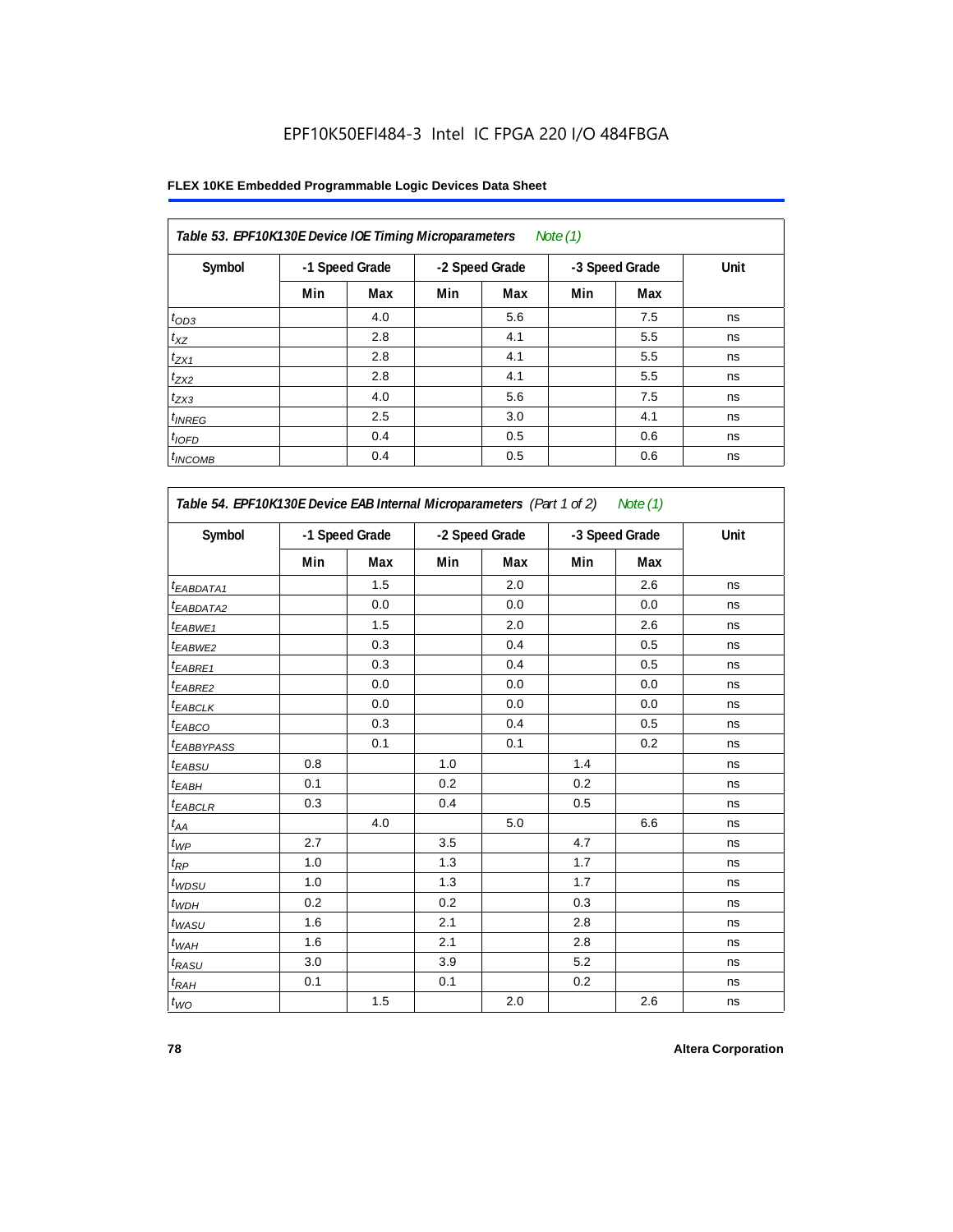EPF10K50EFI484-3 Intel IC FPGA 220 I/O 484FBGA

**FLEX 10KE Embedded Programmable Logic Devices Data Sheet**

| *Table 53. EPF10K130E Device IOE Timing Microparameters* *Note (1)* | | | | | | | |
|---|---|---|---|---|---|---|---|
| Symbol | -1 Speed Grade | | -2 Speed Grade | | -3 Speed Grade | | Unit |
| | Min | Max | Min | Max | Min | Max | |
| $t_{OD3}$ | | 4.0 | | 5.6 | | 7.5 | ns |
| $t_{XZ}$ | | 2.8 | | 4.1 | | 5.5 | ns |
| $t_{ZX1}$ | | 2.8 | | 4.1 | | 5.5 | ns |
| $t_{ZX2}$ | | 2.8 | | 4.1 | | 5.5 | ns |
| $t_{ZX3}$ | | 4.0 | | 5.6 | | 7.5 | ns |
| $t_{INREG}$ | | 2.5 | | 3.0 | | 4.1 | ns |
| $t_{IOFD}$ | | 0.4 | | 0.5 | | 0.6 | ns |
| $t_{INCOMB}$ | | 0.4 | | 0.5 | | 0.6 | ns |

| *Table 54. EPF10K130E Device EAB Internal Microparameters (Part 1 of 2)* *Note (1)* | | | | | | | |
|---|---|---|---|---|---|---|---|
| Symbol | -1 Speed Grade | | -2 Speed Grade | | -3 Speed Grade | | Unit |
| | Min | Max | Min | Max | Min | Max | |
| $t_{EABDATA1}$ | | 1.5 | | 2.0 | | 2.6 | ns |
| $t_{EABDATA2}$ | | 0.0 | | 0.0 | | 0.0 | ns |
| $t_{EABWE1}$ | | 1.5 | | 2.0 | | 2.6 | ns |
| $t_{EABWE2}$ | | 0.3 | | 0.4 | | 0.5 | ns |
| $t_{EABRE1}$ | | 0.3 | | 0.4 | | 0.5 | ns |
| $t_{EABRE2}$ | | 0.0 | | 0.0 | | 0.0 | ns |
| $t_{EABCLK}$ | | 0.0 | | 0.0 | | 0.0 | ns |
| $t_{EABCO}$ | | 0.3 | | 0.4 | | 0.5 | ns |
| $t_{EABBYPASS}$ | | 0.1 | | 0.1 | | 0.2 | ns |
| $t_{EABSU}$ | 0.8 | | 1.0 | | 1.4 | | ns |
| $t_{EABH}$ | 0.1 | | 0.2 | | 0.2 | | ns |
| $t_{EABCLR}$ | 0.3 | | 0.4 | | 0.5 | | ns |
| $t_{AA}$ | | 4.0 | | 5.0 | | 6.6 | ns |
| $t_{WP}$ | 2.7 | | 3.5 | | 4.7 | | ns |
| $t_{RP}$ | 1.0 | | 1.3 | | 1.7 | | ns |
| $t_{WDSU}$ | 1.0 | | 1.3 | | 1.7 | | ns |
| $t_{WDH}$ | 0.2 | | 0.2 | | 0.3 | | ns |
| $t_{WASU}$ | 1.6 | | 2.1 | | 2.8 | | ns |
| $t_{WAH}$ | 1.6 | | 2.1 | | 2.8 | | ns |
| $t_{RASU}$ | 3.0 | | 3.9 | | 5.2 | | ns |
| $t_{RAH}$ | 0.1 | | 0.1 | | 0.2 | | ns |
| $t_{WO}$ | | 1.5 | | 2.0 | | 2.6 | ns |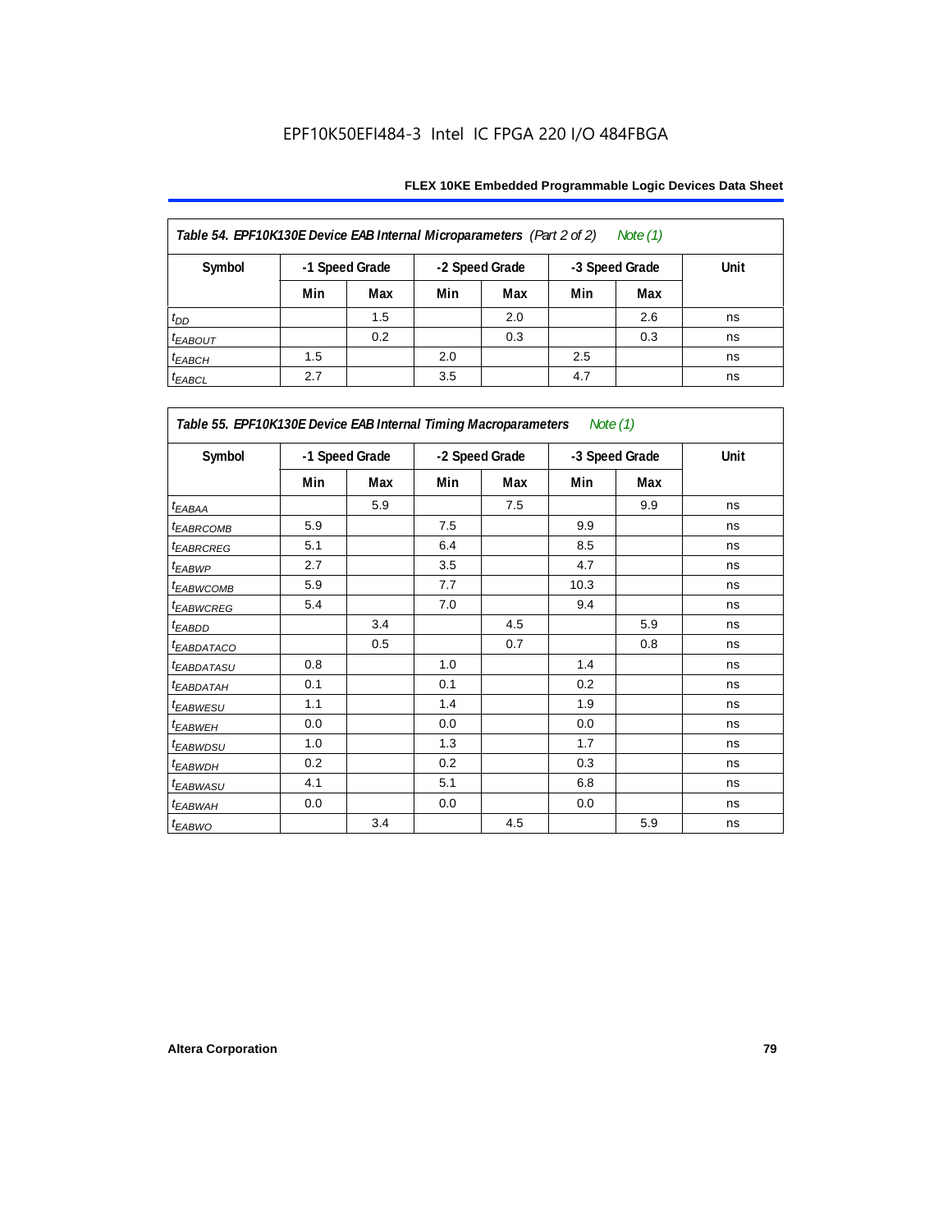EPF10K50EFI484-3 Intel IC FPGA 220 I/O 484FBGA

| *Table 54. EPF10K130E Device EAB Internal Microparameters (Part 2 of 2) Note (1)* | | | | | | | |
|---|---|---|---|---|---|---|---|
| **Symbol** | **-1 Speed Grade** | | **-2 Speed Grade** | | **-3 Speed Grade** | | **Unit** |
| | **Min** | **Max** | **Min** | **Max** | **Min** | **Max** | |
| $t_{DD}$ | | 1.5 | | 2.0 | | 2.6 | ns |
| $t_{EABOUT}$ | | 0.2 | | 0.3 | | 0.3 | ns |
| $t_{EABCH}$ | 1.5 | | 2.0 | | 2.5 | | ns |
| $t_{EABCL}$ | 2.7 | | 3.5 | | 4.7 | | ns |

| *Table 55. EPF10K130E Device EAB Internal Timing Macroparameters Note (1)* | | | | | | | |
|---|---|---|---|---|---|---|---|
| **Symbol** | **-1 Speed Grade** | | **-2 Speed Grade** | | **-3 Speed Grade** | | **Unit** |
| | **Min** | **Max** | **Min** | **Max** | **Min** | **Max** | |
| $t_{EABAA}$ | | 5.9 | | 7.5 | | 9.9 | ns |
| $t_{EABRCOMB}$ | 5.9 | | 7.5 | | 9.9 | | ns |
| $t_{EABRCREG}$ | 5.1 | | 6.4 | | 8.5 | | ns |
| $t_{EABWP}$ | 2.7 | | 3.5 | | 4.7 | | ns |
| $t_{EABWCOMB}$ | 5.9 | | 7.7 | | 10.3 | | ns |
| $t_{EABWCREG}$ | 5.4 | | 7.0 | | 9.4 | | ns |
| $t_{EABDD}$ | | 3.4 | | 4.5 | | 5.9 | ns |
| $t_{EABDATACO}$ | | 0.5 | | 0.7 | | 0.8 | ns |
| $t_{EABDATASU}$ | 0.8 | | 1.0 | | 1.4 | | ns |
| $t_{EABDATAH}$ | 0.1 | | 0.1 | | 0.2 | | ns |
| $t_{EABWESU}$ | 1.1 | | 1.4 | | 1.9 | | ns |
| $t_{EABWEH}$ | 0.0 | | 0.0 | | 0.0 | | ns |
| $t_{EABWDSU}$ | 1.0 | | 1.3 | | 1.7 | | ns |
| $t_{EABWDH}$ | 0.2 | | 0.2 | | 0.3 | | ns |
| $t_{EABWASU}$ | 4.1 | | 5.1 | | 6.8 | | ns |
| $t_{EABWAH}$ | 0.0 | | 0.0 | | 0.0 | | ns |
| $t_{EABWO}$ | | 3.4 | | 4.5 | | 5.9 | ns |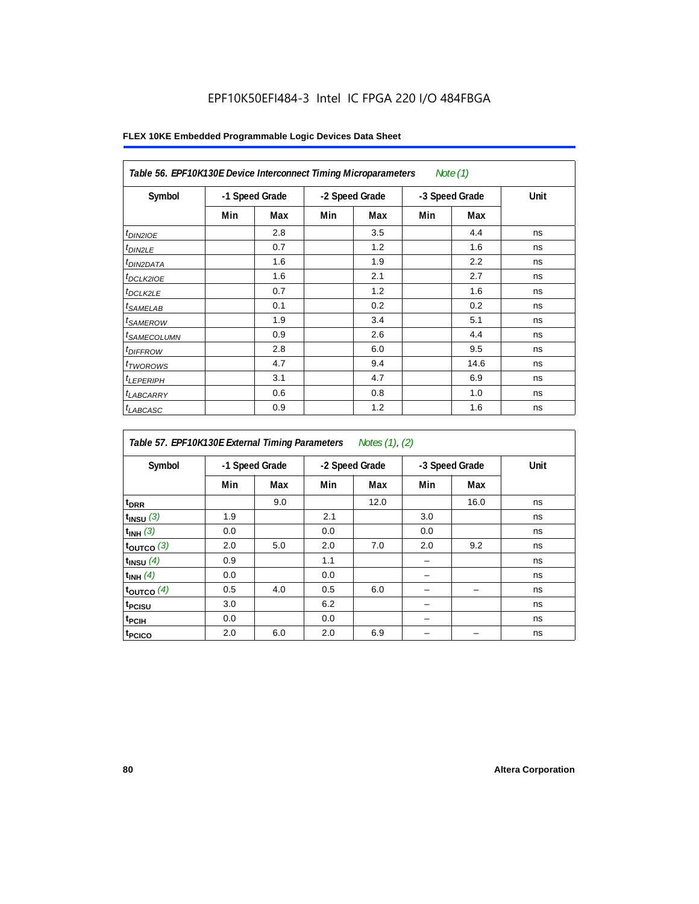EPF10K50EFI484-3 Intel IC FPGA 220 I/O 484FBGA

**FLEX 10KE Embedded Programmable Logic Devices Data Sheet**

**Table 56. EPF10K130E Device Interconnect Timing Microparameters** *Note (1)*

| Symbol | -1 Speed Grade | | -2 Speed Grade | | -3 Speed Grade | | Unit |
|---|---|---|---|---|---|---|---|
| | Min | Max | Min | Max | Min | Max | |
| $t_{DIN2IOE}$ | | 2.8 | | 3.5 | | 4.4 | ns |
| $t_{DIN2LE}$ | | 0.7 | | 1.2 | | 1.6 | ns |
| $t_{DIN2DATA}$ | | 1.6 | | 1.9 | | 2.2 | ns |
| $t_{DCLK2IOE}$ | | 1.6 | | 2.1 | | 2.7 | ns |
| $t_{DCLK2LE}$ | | 0.7 | | 1.2 | | 1.6 | ns |
| $t_{SAMELAB}$ | | 0.1 | | 0.2 | | 0.2 | ns |
| $t_{SAMEROW}$ | | 1.9 | | 3.4 | | 5.1 | ns |
| $t_{SAMECOLUMN}$ | | 0.9 | | 2.6 | | 4.4 | ns |
| $t_{DIFFROW}$ | | 2.8 | | 6.0 | | 9.5 | ns |
| $t_{TWOROWS}$ | | 4.7 | | 9.4 | | 14.6 | ns |
| $t_{LEPERIPH}$ | | 3.1 | | 4.7 | | 6.9 | ns |
| $t_{LABCARRY}$ | | 0.6 | | 0.8 | | 1.0 | ns |
| $t_{LABCASC}$ | | 0.9 | | 1.2 | | 1.6 | ns |

**Table 57. EPF10K130E External Timing Parameters** *Notes (1), (2)*

| Symbol | -1 Speed Grade | | -2 Speed Grade | | -3 Speed Grade | | Unit |
|---|---|---|---|---|---|---|---|
| | Min | Max | Min | Max | Min | Max | |
| $t_{DRR}$ | | 9.0 | | 12.0 | | 16.0 | ns |
| $t_{INSU}$ *(3)* | 1.9 | | 2.1 | | 3.0 | | ns |
| $t_{INH}$ *(3)* | 0.0 | | 0.0 | | 0.0 | | ns |
| $t_{OUTCO}$ *(3)* | 2.0 | 5.0 | 2.0 | 7.0 | 2.0 | 9.2 | ns |
| $t_{INSU}$ *(4)* | 0.9 | | 1.1 | | – | | ns |
| $t_{INH}$ *(4)* | 0.0 | | 0.0 | | – | | ns |
| $t_{OUTCO}$ *(4)* | 0.5 | 4.0 | 0.5 | 6.0 | – | – | ns |
| $t_{PCISU}$ | 3.0 | | 6.2 | | – | | ns |
| $t_{PCIH}$ | 0.0 | | 0.0 | | – | | ns |
| $t_{PCICO}$ | 2.0 | 6.0 | 2.0 | 6.9 | – | – | ns |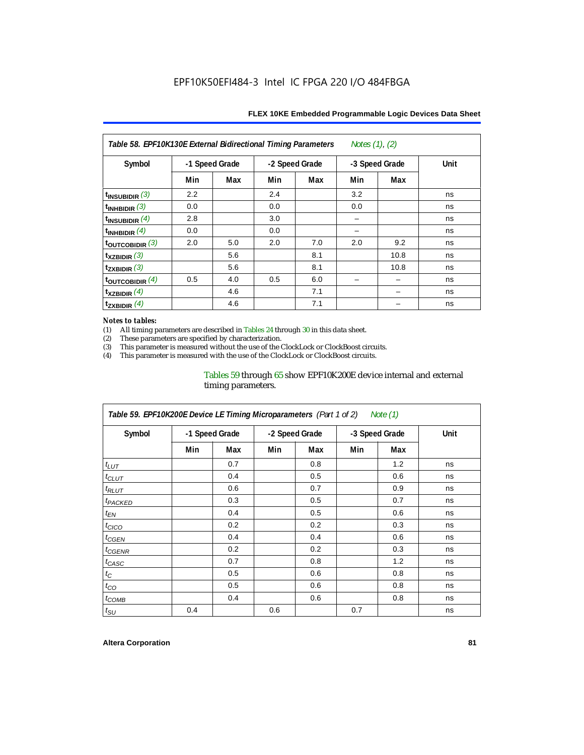## Table 58. EPF10K130E External Bidirectional Timing Parameters *Notes (1), (2)*

| Symbol | -1 Speed Grade | | -2 Speed Grade | | -3 Speed Grade | | Unit |
|---|---|---|---|---|---|---|---|
| | Min | Max | Min | Max | Min | Max | |
| $t_{INSUBIDIR}$ (3) | 2.2 | | 2.4 | | 3.2 | | ns |
| $t_{INHBIDIR}$ (3) | 0.0 | | 0.0 | | 0.0 | | ns |
| $t_{INSUBIDIR}$ (4) | 2.8 | | 3.0 | | – | | ns |
| $t_{INHBIDIR}$ (4) | 0.0 | | 0.0 | | – | | ns |
| $t_{OUTCOBIDIR}$ (3) | 2.0 | 5.0 | 2.0 | 7.0 | 2.0 | 9.2 | ns |
| $t_{XZBIDIR}$ (3) | | 5.6 | | 8.1 | | 10.8 | ns |
| $t_{ZXBIDIR}$ (3) | | 5.6 | | 8.1 | | 10.8 | ns |
| $t_{OUTCOBIDIR}$ (4) | 0.5 | 4.0 | 0.5 | 6.0 | – | – | ns |
| $t_{XZBIDIR}$ (4) | | 4.6 | | 7.1 | | – | ns |
| $t_{ZXBIDIR}$ (4) | | 4.6 | | 7.1 | | – | ns |

*Notes to tables:*

(1) All timing parameters are described in Tables 24 through 30 in this data sheet.
(2) These parameters are specified by characterization.
(3) This parameter is measured without the use of the ClockLock or ClockBoost circuits.
(4) This parameter is measured with the use of the ClockLock or ClockBoost circuits.

Tables 59 through 65 show EPF10K200E device internal and external timing parameters.

## Table 59. EPF10K200E Device LE Timing Microparameters (Part 1 of 2) *Note (1)*

| Symbol | -1 Speed Grade | | -2 Speed Grade | | -3 Speed Grade | | Unit |
|---|---|---|---|---|---|---|---|
| | Min | Max | Min | Max | Min | Max | |
| $t_{LUT}$ | | 0.7 | | 0.8 | | 1.2 | ns |
| $t_{CLUT}$ | | 0.4 | | 0.5 | | 0.6 | ns |
| $t_{RLUT}$ | | 0.6 | | 0.7 | | 0.9 | ns |
| $t_{PACKED}$ | | 0.3 | | 0.5 | | 0.7 | ns |
| $t_{EN}$ | | 0.4 | | 0.5 | | 0.6 | ns |
| $t_{CICO}$ | | 0.2 | | 0.2 | | 0.3 | ns |
| $t_{CGEN}$ | | 0.4 | | 0.4 | | 0.6 | ns |
| $t_{CGENR}$ | | 0.2 | | 0.2 | | 0.3 | ns |
| $t_{CASC}$ | | 0.7 | | 0.8 | | 1.2 | ns |
| $t_{C}$ | | 0.5 | | 0.6 | | 0.8 | ns |
| $t_{CO}$ | | 0.5 | | 0.6 | | 0.8 | ns |
| $t_{COMB}$ | | 0.4 | | 0.6 | | 0.8 | ns |
| $t_{SU}$ | 0.4 | | 0.6 | | 0.7 | | ns |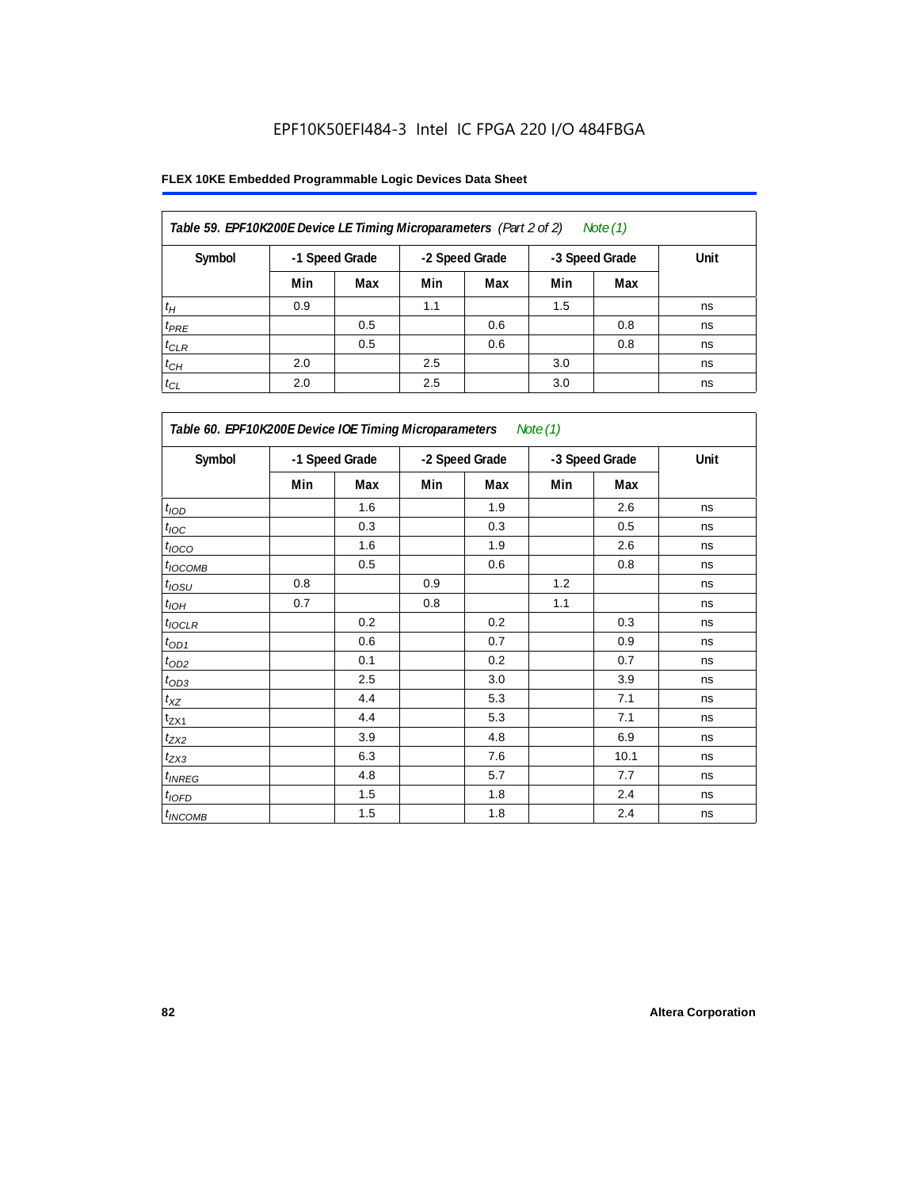EPF10K50EFI484-3 Intel IC FPGA 220 I/O 484FBGA

**FLEX 10KE Embedded Programmable Logic Devices Data Sheet**

| Table 59. EPF10K200E Device LE Timing Microparameters (Part 2 of 2) Note (1) | | | | | | | |
|---|---|---|---|---|---|---|---|
| Symbol | -1 Speed Grade | | -2 Speed Grade | | -3 Speed Grade | | Unit |
| | Min | Max | Min | Max | Min | Max | |
| $t_{H}$ | 0.9 | | 1.1 | | 1.5 | | ns |
| $t_{PRE}$ | | 0.5 | | 0.6 | | 0.8 | ns |
| $t_{CLR}$ | | 0.5 | | 0.6 | | 0.8 | ns |
| $t_{CH}$ | 2.0 | | 2.5 | | 3.0 | | ns |
| $t_{CL}$ | 2.0 | | 2.5 | | 3.0 | | ns |

| Table 60. EPF10K200E Device IOE Timing Microparameters Note (1) | | | | | | | |
|---|---|---|---|---|---|---|---|
| Symbol | -1 Speed Grade | | -2 Speed Grade | | -3 Speed Grade | | Unit |
| | Min | Max | Min | Max | Min | Max | |
| $t_{IOD}$ | | 1.6 | | 1.9 | | 2.6 | ns |
| $t_{IOC}$ | | 0.3 | | 0.3 | | 0.5 | ns |
| $t_{IOCO}$ | | 1.6 | | 1.9 | | 2.6 | ns |
| $t_{IOCOMB}$ | | 0.5 | | 0.6 | | 0.8 | ns |
| $t_{IOSU}$ | 0.8 | | 0.9 | | 1.2 | | ns |
| $t_{IOH}$ | 0.7 | | 0.8 | | 1.1 | | ns |
| $t_{IOCLR}$ | | 0.2 | | 0.2 | | 0.3 | ns |
| $t_{OD1}$ | | 0.6 | | 0.7 | | 0.9 | ns |
| $t_{OD2}$ | | 0.1 | | 0.2 | | 0.7 | ns |
| $t_{OD3}$ | | 2.5 | | 3.0 | | 3.9 | ns |
| $t_{XZ}$ | | 4.4 | | 5.3 | | 7.1 | ns |
| $t_{ZX1}$ | | 4.4 | | 5.3 | | 7.1 | ns |
| $t_{ZX2}$ | | 3.9 | | 4.8 | | 6.9 | ns |
| $t_{ZX3}$ | | 6.3 | | 7.6 | | 10.1 | ns |
| $t_{INREG}$ | | 4.8 | | 5.7 | | 7.7 | ns |
| $t_{IOFD}$ | | 1.5 | | 1.8 | | 2.4 | ns |
| $t_{INCOMB}$ | | 1.5 | | 1.8 | | 2.4 | ns |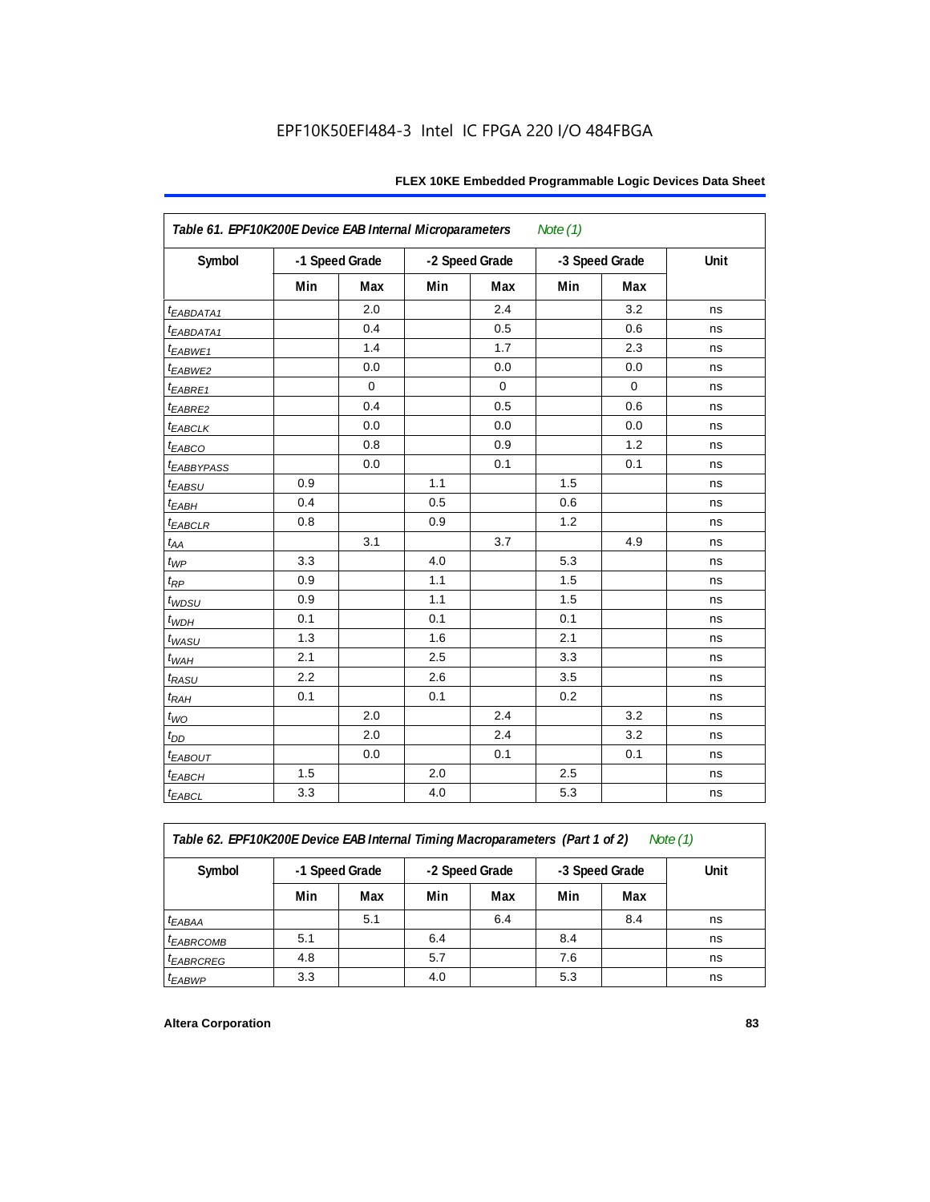EPF10K50EFI484-3 Intel IC FPGA 220 I/O 484FBGA

| Table 61. EPF10K200E Device EAB Internal Microparameters *Note (1)* | | | | | | | |
|---|---|---|---|---|---|---|---|
| Symbol | -1 Speed Grade | | -2 Speed Grade | | -3 Speed Grade | | Unit |
| | Min | Max | Min | Max | Min | Max | |
| $t_{EABDATA1}$ | | 2.0 | | 2.4 | | 3.2 | ns |
| $t_{EABDATA1}$ | | 0.4 | | 0.5 | | 0.6 | ns |
| $t_{EABWE1}$ | | 1.4 | | 1.7 | | 2.3 | ns |
| $t_{EABWE2}$ | | 0.0 | | 0.0 | | 0.0 | ns |
| $t_{EABRE1}$ | | 0 | | 0 | | 0 | ns |
| $t_{EABRE2}$ | | 0.4 | | 0.5 | | 0.6 | ns |
| $t_{EABCLK}$ | | 0.0 | | 0.0 | | 0.0 | ns |
| $t_{EABCO}$ | | 0.8 | | 0.9 | | 1.2 | ns |
| $t_{EABBYPASS}$ | | 0.0 | | 0.1 | | 0.1 | ns |
| $t_{EABSU}$ | 0.9 | | 1.1 | | 1.5 | | ns |
| $t_{EABH}$ | 0.4 | | 0.5 | | 0.6 | | ns |
| $t_{EABCLR}$ | 0.8 | | 0.9 | | 1.2 | | ns |
| $t_{AA}$ | | 3.1 | | 3.7 | | 4.9 | ns |
| $t_{WP}$ | 3.3 | | 4.0 | | 5.3 | | ns |
| $t_{RP}$ | 0.9 | | 1.1 | | 1.5 | | ns |
| $t_{WDSU}$ | 0.9 | | 1.1 | | 1.5 | | ns |
| $t_{WDH}$ | 0.1 | | 0.1 | | 0.1 | | ns |
| $t_{WASU}$ | 1.3 | | 1.6 | | 2.1 | | ns |
| $t_{WAH}$ | 2.1 | | 2.5 | | 3.3 | | ns |
| $t_{RASU}$ | 2.2 | | 2.6 | | 3.5 | | ns |
| $t_{RAH}$ | 0.1 | | 0.1 | | 0.2 | | ns |
| $t_{WO}$ | | 2.0 | | 2.4 | | 3.2 | ns |
| $t_{DD}$ | | 2.0 | | 2.4 | | 3.2 | ns |
| $t_{EABOUT}$ | | 0.0 | | 0.1 | | 0.1 | ns |
| $t_{EABCH}$ | 1.5 | | 2.0 | | 2.5 | | ns |
| $t_{EABCL}$ | 3.3 | | 4.0 | | 5.3 | | ns |

| Table 62. EPF10K200E Device EAB Internal Timing Macroparameters (Part 1 of 2) *Note (1)* | | | | | | | |
|---|---|---|---|---|---|---|---|
| Symbol | -1 Speed Grade | | -2 Speed Grade | | -3 Speed Grade | | Unit |
| | Min | Max | Min | Max | Min | Max | |
| $t_{EABAA}$ | | 5.1 | | 6.4 | | 8.4 | ns |
| $t_{EABRCOMB}$ | 5.1 | | 6.4 | | 8.4 | | ns |
| $t_{EABRCREG}$ | 4.8 | | 5.7 | | 7.6 | | ns |
| $t_{EABWP}$ | 3.3 | | 4.0 | | 5.3 | | ns |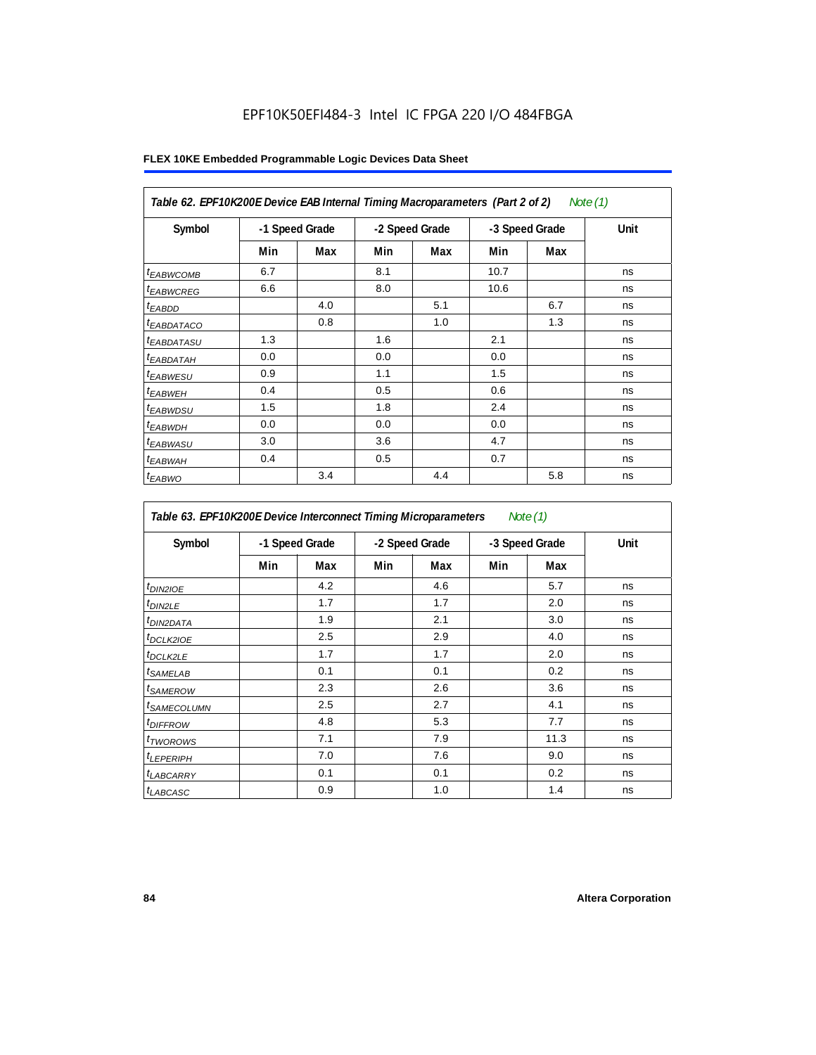# EPF10K50EFI484-3 Intel IC FPGA 220 I/O 484FBGA

## FLEX 10KE Embedded Programmable Logic Devices Data Sheet

**Table 62. EPF10K200E Device EAB Internal Timing Macroparameters (Part 2 of 2)** *Note (1)*

| Symbol | -1 Speed Grade | | -2 Speed Grade | | -3 Speed Grade | | Unit |
|---|---|---|---|---|---|---|---|
| | Min | Max | Min | Max | Min | Max | |
| $t_{EABWCOMB}$ | 6.7 | | 8.1 | | 10.7 | | ns |
| $t_{EABWCREG}$ | 6.6 | | 8.0 | | 10.6 | | ns |
| $t_{EABDD}$ | | 4.0 | | 5.1 | | 6.7 | ns |
| $t_{EABDATACO}$ | | 0.8 | | 1.0 | | 1.3 | ns |
| $t_{EABDATASU}$ | 1.3 | | 1.6 | | 2.1 | | ns |
| $t_{EABDATAH}$ | 0.0 | | 0.0 | | 0.0 | | ns |
| $t_{EABWESU}$ | 0.9 | | 1.1 | | 1.5 | | ns |
| $t_{EABWEH}$ | 0.4 | | 0.5 | | 0.6 | | ns |
| $t_{EABWDSU}$ | 1.5 | | 1.8 | | 2.4 | | ns |
| $t_{EABWDH}$ | 0.0 | | 0.0 | | 0.0 | | ns |
| $t_{EABWASU}$ | 3.0 | | 3.6 | | 4.7 | | ns |
| $t_{EABWAH}$ | 0.4 | | 0.5 | | 0.7 | | ns |
| $t_{EABWO}$ | | 3.4 | | 4.4 | | 5.8 | ns |

**Table 63. EPF10K200E Device Interconnect Timing Microparameters** *Note (1)*

| Symbol | -1 Speed Grade | | -2 Speed Grade | | -3 Speed Grade | | Unit |
|---|---|---|---|---|---|---|---|
| | Min | Max | Min | Max | Min | Max | |
| $t_{DIN2IOE}$ | | 4.2 | | 4.6 | | 5.7 | ns |
| $t_{DIN2LE}$ | | 1.7 | | 1.7 | | 2.0 | ns |
| $t_{DIN2DATA}$ | | 1.9 | | 2.1 | | 3.0 | ns |
| $t_{DCLK2IOE}$ | | 2.5 | | 2.9 | | 4.0 | ns |
| $t_{DCLK2LE}$ | | 1.7 | | 1.7 | | 2.0 | ns |
| $t_{SAMELAB}$ | | 0.1 | | 0.1 | | 0.2 | ns |
| $t_{SAMEROW}$ | | 2.3 | | 2.6 | | 3.6 | ns |
| $t_{SAMECOLUMN}$ | | 2.5 | | 2.7 | | 4.1 | ns |
| $t_{DIFFROW}$ | | 4.8 | | 5.3 | | 7.7 | ns |
| $t_{TWOROWS}$ | | 7.1 | | 7.9 | | 11.3 | ns |
| $t_{LEPERIPH}$ | | 7.0 | | 7.6 | | 9.0 | ns |
| $t_{LABCARRY}$ | | 0.1 | | 0.1 | | 0.2 | ns |
| $t_{LABCASC}$ | | 0.9 | | 1.0 | | 1.4 | ns |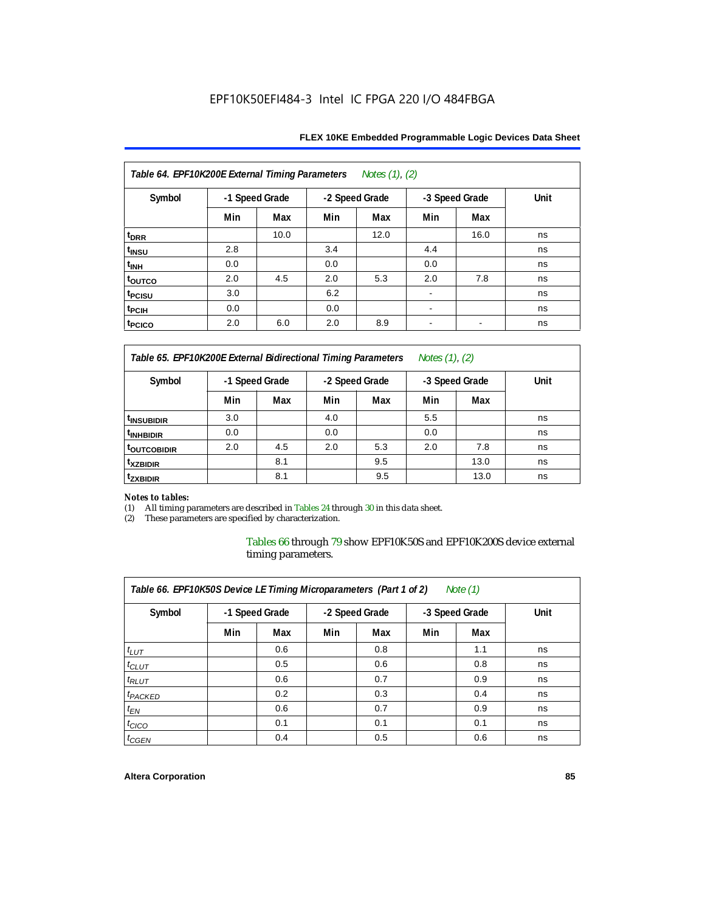**Table 64. EPF10K200E External Timing Parameters** *Notes (1), (2)*

| Symbol | -1 Speed Grade | | -2 Speed Grade | | -3 Speed Grade | | Unit |
|---|---|---|---|---|---|---|---|
| | Min | Max | Min | Max | Min | Max | |
| $t_{DRR}$ | | 10.0 | | 12.0 | | 16.0 | ns |
| $t_{INSU}$ | 2.8 | | 3.4 | | 4.4 | | ns |
| $t_{INH}$ | 0.0 | | 0.0 | | 0.0 | | ns |
| $t_{OUTCO}$ | 2.0 | 4.5 | 2.0 | 5.3 | 2.0 | 7.8 | ns |
| $t_{PCISU}$ | 3.0 | | 6.2 | | - | | ns |
| $t_{PCIH}$ | 0.0 | | 0.0 | | - | | ns |
| $t_{PCICO}$ | 2.0 | 6.0 | 2.0 | 8.9 | - | - | ns |

**Table 65. EPF10K200E External Bidirectional Timing Parameters** *Notes (1), (2)*

| Symbol | -1 Speed Grade | | -2 Speed Grade | | -3 Speed Grade | | Unit |
|---|---|---|---|---|---|---|---|
| | Min | Max | Min | Max | Min | Max | |
| $t_{INSUBIDIR}$ | 3.0 | | 4.0 | | 5.5 | | ns |
| $t_{INHBIDIR}$ | 0.0 | | 0.0 | | 0.0 | | ns |
| $t_{OUTCOBIDIR}$ | 2.0 | 4.5 | 2.0 | 5.3 | 2.0 | 7.8 | ns |
| $t_{XZBIDIR}$ | | 8.1 | | 9.5 | | 13.0 | ns |
| $t_{ZXBIDIR}$ | | 8.1 | | 9.5 | | 13.0 | ns |

*Notes to tables:*

(1) All timing parameters are described in Tables 24 through 30 in this data sheet.

(2) These parameters are specified by characterization.

Tables 66 through 79 show EPF10K50S and EPF10K200S device external timing parameters.

**Table 66. EPF10K50S Device LE Timing Microparameters (Part 1 of 2)** *Note (1)*

| Symbol | -1 Speed Grade | | -2 Speed Grade | | -3 Speed Grade | | Unit |
|---|---|---|---|---|---|---|---|
| | Min | Max | Min | Max | Min | Max | |
| $t_{LUT}$ | | 0.6 | | 0.8 | | 1.1 | ns |
| $t_{CLUT}$ | | 0.5 | | 0.6 | | 0.8 | ns |
| $t_{RLUT}$ | | 0.6 | | 0.7 | | 0.9 | ns |
| $t_{PACKED}$ | | 0.2 | | 0.3 | | 0.4 | ns |
| $t_{EN}$ | | 0.6 | | 0.7 | | 0.9 | ns |
| $t_{CICO}$ | | 0.1 | | 0.1 | | 0.1 | ns |
| $t_{CGEN}$ | | 0.4 | | 0.5 | | 0.6 | ns |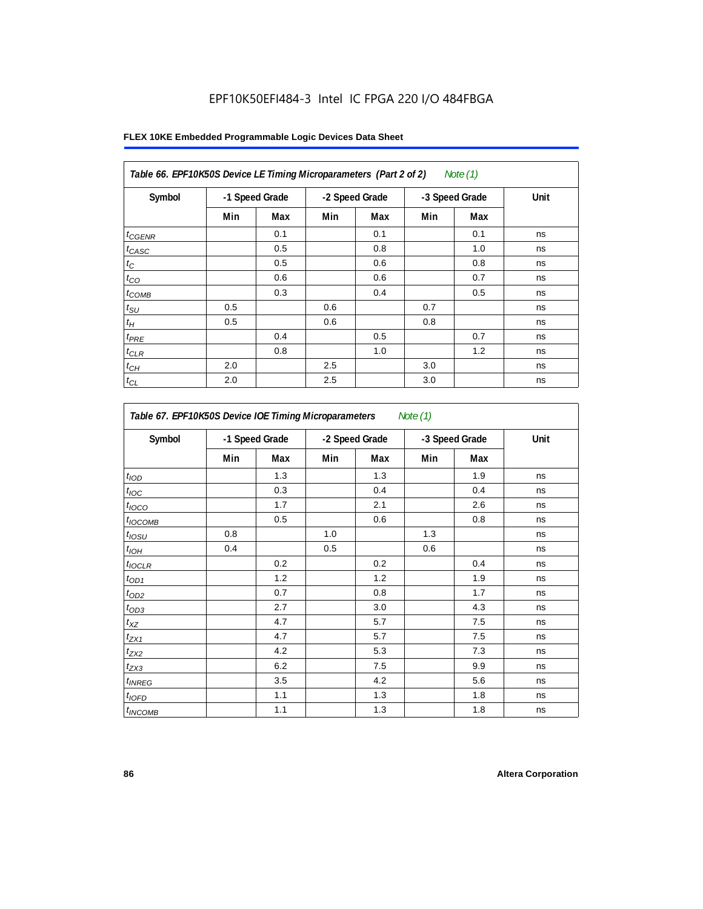EPF10K50EFI484-3 Intel IC FPGA 220 I/O 484FBGA

**FLEX 10KE Embedded Programmable Logic Devices Data Sheet**

*Table 66. EPF10K50S Device LE Timing Microparameters (Part 2 of 2) Note (1)*

| Symbol | -1 Speed Grade | | -2 Speed Grade | | -3 Speed Grade | | Unit |
|---|---|---|---|---|---|---|---|
| | Min | Max | Min | Max | Min | Max | |
| $t_{CGENR}$ | | 0.1 | | 0.1 | | 0.1 | ns |
| $t_{CASC}$ | | 0.5 | | 0.8 | | 1.0 | ns |
| $t_C$ | | 0.5 | | 0.6 | | 0.8 | ns |
| $t_{CO}$ | | 0.6 | | 0.6 | | 0.7 | ns |
| $t_{COMB}$ | | 0.3 | | 0.4 | | 0.5 | ns |
| $t_{SU}$ | 0.5 | | 0.6 | | 0.7 | | ns |
| $t_H$ | 0.5 | | 0.6 | | 0.8 | | ns |
| $t_{PRE}$ | | 0.4 | | 0.5 | | 0.7 | ns |
| $t_{CLR}$ | | 0.8 | | 1.0 | | 1.2 | ns |
| $t_{CH}$ | 2.0 | | 2.5 | | 3.0 | | ns |
| $t_{CL}$ | 2.0 | | 2.5 | | 3.0 | | ns |

*Table 67. EPF10K50S Device IOE Timing Microparameters Note (1)*

| Symbol | -1 Speed Grade | | -2 Speed Grade | | -3 Speed Grade | | Unit |
|---|---|---|---|---|---|---|---|
| | Min | Max | Min | Max | Min | Max | |
| $t_{IOD}$ | | 1.3 | | 1.3 | | 1.9 | ns |
| $t_{IOC}$ | | 0.3 | | 0.4 | | 0.4 | ns |
| $t_{IOCO}$ | | 1.7 | | 2.1 | | 2.6 | ns |
| $t_{IOCOMB}$ | | 0.5 | | 0.6 | | 0.8 | ns |
| $t_{IOSU}$ | 0.8 | | 1.0 | | 1.3 | | ns |
| $t_{IOH}$ | 0.4 | | 0.5 | | 0.6 | | ns |
| $t_{IOCLR}$ | | 0.2 | | 0.2 | | 0.4 | ns |
| $t_{OD1}$ | | 1.2 | | 1.2 | | 1.9 | ns |
| $t_{OD2}$ | | 0.7 | | 0.8 | | 1.7 | ns |
| $t_{OD3}$ | | 2.7 | | 3.0 | | 4.3 | ns |
| $t_{XZ}$ | | 4.7 | | 5.7 | | 7.5 | ns |
| $t_{ZX1}$ | | 4.7 | | 5.7 | | 7.5 | ns |
| $t_{ZX2}$ | | 4.2 | | 5.3 | | 7.3 | ns |
| $t_{ZX3}$ | | 6.2 | | 7.5 | | 9.9 | ns |
| $t_{INREG}$ | | 3.5 | | 4.2 | | 5.6 | ns |
| $t_{IOFD}$ | | 1.1 | | 1.3 | | 1.8 | ns |
| $t_{INCOMB}$ | | 1.1 | | 1.3 | | 1.8 | ns |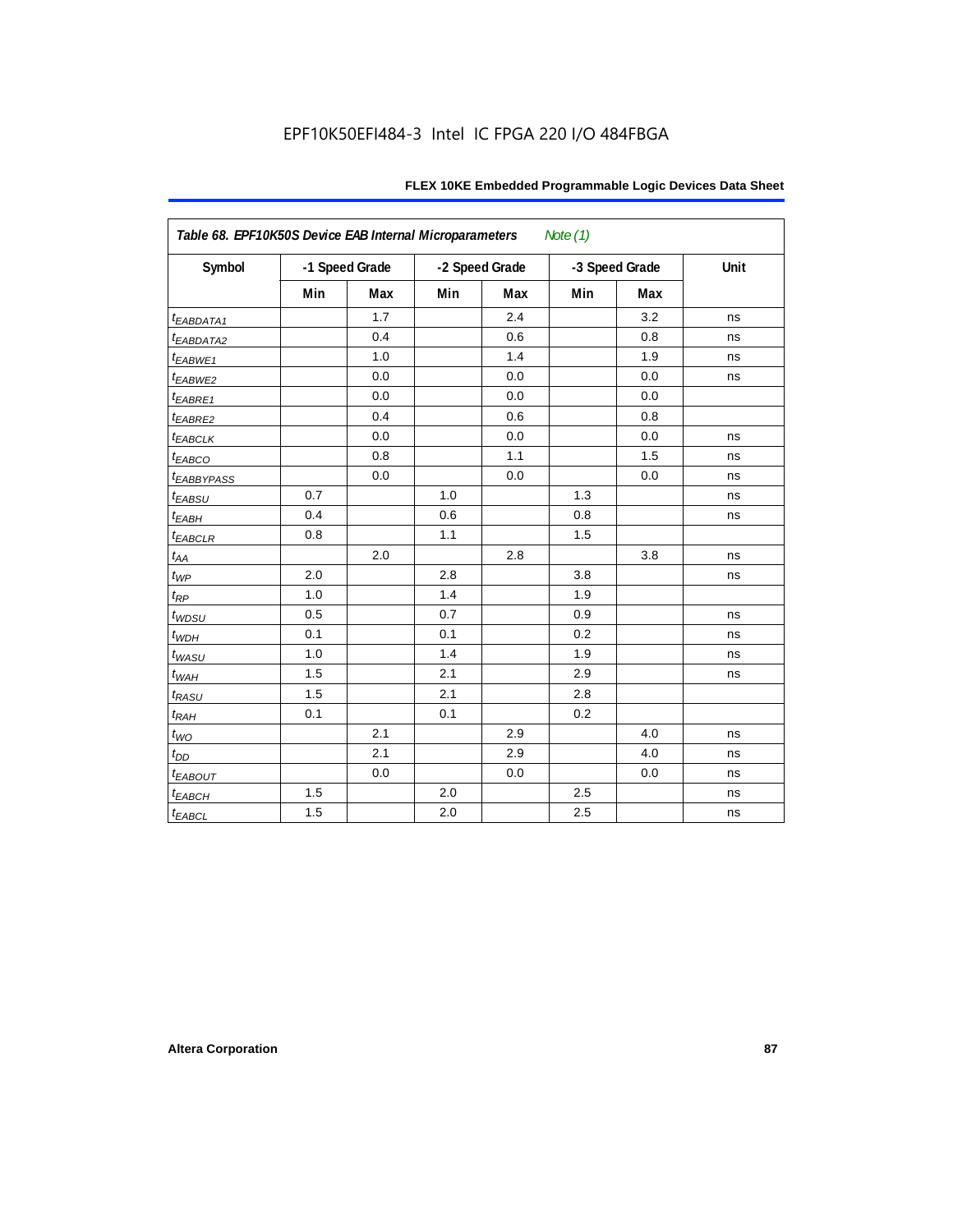**Table 68. EPF10K50S Device EAB Internal Microparameters** *Note (1)*

| Symbol | -1 Speed Grade | | -2 Speed Grade | | -3 Speed Grade | | Unit |
|---|---|---|---|---|---|---|---|
| | Min | Max | Min | Max | Min | Max | |
| $t_{EABDATA1}$ | | 1.7 | | 2.4 | | 3.2 | ns |
| $t_{EABDATA2}$ | | 0.4 | | 0.6 | | 0.8 | ns |
| $t_{EABWE1}$ | | 1.0 | | 1.4 | | 1.9 | ns |
| $t_{EABWE2}$ | | 0.0 | | 0.0 | | 0.0 | ns |
| $t_{EABRE1}$ | | 0.0 | | 0.0 | | 0.0 | |
| $t_{EABRE2}$ | | 0.4 | | 0.6 | | 0.8 | |
| $t_{EABCLK}$ | | 0.0 | | 0.0 | | 0.0 | ns |
| $t_{EABCO}$ | | 0.8 | | 1.1 | | 1.5 | ns |
| $t_{EABBYPASS}$ | | 0.0 | | 0.0 | | 0.0 | ns |
| $t_{EABSU}$ | 0.7 | | 1.0 | | 1.3 | | ns |
| $t_{EABH}$ | 0.4 | | 0.6 | | 0.8 | | ns |
| $t_{EABCLR}$ | 0.8 | | 1.1 | | 1.5 | | |
| $t_{AA}$ | | 2.0 | | 2.8 | | 3.8 | ns |
| $t_{WP}$ | 2.0 | | 2.8 | | 3.8 | | ns |
| $t_{RP}$ | 1.0 | | 1.4 | | 1.9 | | |
| $t_{WDSU}$ | 0.5 | | 0.7 | | 0.9 | | ns |
| $t_{WDH}$ | 0.1 | | 0.1 | | 0.2 | | ns |
| $t_{WASU}$ | 1.0 | | 1.4 | | 1.9 | | ns |
| $t_{WAH}$ | 1.5 | | 2.1 | | 2.9 | | ns |
| $t_{RASU}$ | 1.5 | | 2.1 | | 2.8 | | |
| $t_{RAH}$ | 0.1 | | 0.1 | | 0.2 | | |
| $t_{WO}$ | | 2.1 | | 2.9 | | 4.0 | ns |
| $t_{DD}$ | | 2.1 | | 2.9 | | 4.0 | ns |
| $t_{EABOUT}$ | | 0.0 | | 0.0 | | 0.0 | ns |
| $t_{EABCH}$ | 1.5 | | 2.0 | | 2.5 | | ns |
| $t_{EABCL}$ | 1.5 | | 2.0 | | 2.5 | | ns |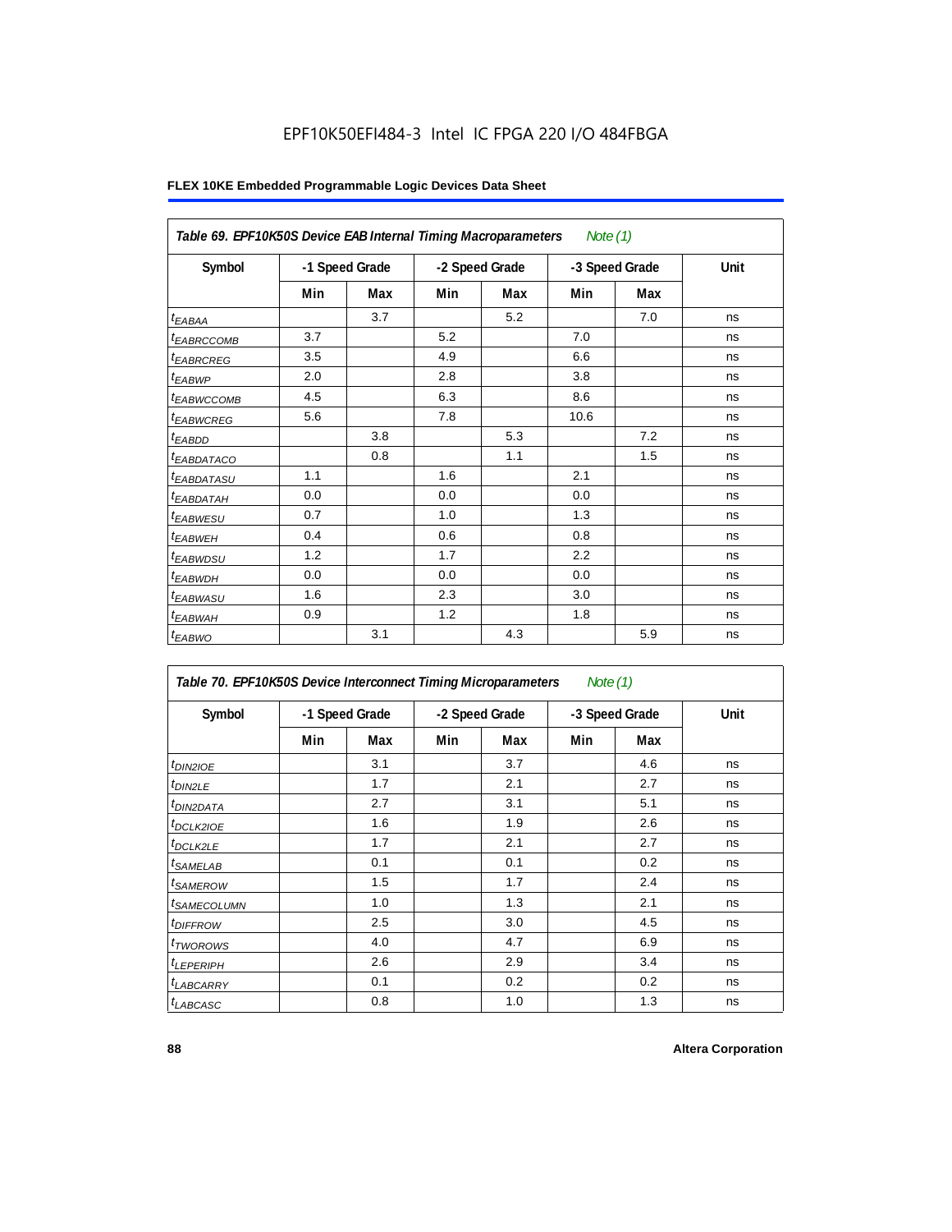EPF10K50EFI484-3 Intel IC FPGA 220 I/O 484FBGA

**Table 69. EPF10K50S Device EAB Internal Timing Macroparameters** *Note (1)*

| Symbol | -1 Speed Grade | | -2 Speed Grade | | -3 Speed Grade | | Unit |
|---|---|---|---|---|---|---|---|
| | Min | Max | Min | Max | Min | Max | |
| $t_{EABAA}$ | | 3.7 | | 5.2 | | 7.0 | ns |
| $t_{EABRCCOMB}$ | 3.7 | | 5.2 | | 7.0 | | ns |
| $t_{EABRCREG}$ | 3.5 | | 4.9 | | 6.6 | | ns |
| $t_{EABWP}$ | 2.0 | | 2.8 | | 3.8 | | ns |
| $t_{EABWCCOMB}$ | 4.5 | | 6.3 | | 8.6 | | ns |
| $t_{EABWCREG}$ | 5.6 | | 7.8 | | 10.6 | | ns |
| $t_{EABDD}$ | | 3.8 | | 5.3 | | 7.2 | ns |
| $t_{EABDATACO}$ | | 0.8 | | 1.1 | | 1.5 | ns |
| $t_{EABDATASU}$ | 1.1 | | 1.6 | | 2.1 | | ns |
| $t_{EABDATAH}$ | 0.0 | | 0.0 | | 0.0 | | ns |
| $t_{EABWESU}$ | 0.7 | | 1.0 | | 1.3 | | ns |
| $t_{EABWEH}$ | 0.4 | | 0.6 | | 0.8 | | ns |
| $t_{EABWDSU}$ | 1.2 | | 1.7 | | 2.2 | | ns |
| $t_{EABWDH}$ | 0.0 | | 0.0 | | 0.0 | | ns |
| $t_{EABWASU}$ | 1.6 | | 2.3 | | 3.0 | | ns |
| $t_{EABWAH}$ | 0.9 | | 1.2 | | 1.8 | | ns |
| $t_{EABWO}$ | | 3.1 | | 4.3 | | 5.9 | ns |

**Table 70. EPF10K50S Device Interconnect Timing Microparameters** *Note (1)*

| Symbol | -1 Speed Grade | | -2 Speed Grade | | -3 Speed Grade | | Unit |
|---|---|---|---|---|---|---|---|
| | Min | Max | Min | Max | Min | Max | |
| $t_{DIN2IOE}$ | | 3.1 | | 3.7 | | 4.6 | ns |
| $t_{DIN2LE}$ | | 1.7 | | 2.1 | | 2.7 | ns |
| $t_{DIN2DATA}$ | | 2.7 | | 3.1 | | 5.1 | ns |
| $t_{DCLK2IOE}$ | | 1.6 | | 1.9 | | 2.6 | ns |
| $t_{DCLK2LE}$ | | 1.7 | | 2.1 | | 2.7 | ns |
| $t_{SAMELAB}$ | | 0.1 | | 0.1 | | 0.2 | ns |
| $t_{SAMEROW}$ | | 1.5 | | 1.7 | | 2.4 | ns |
| $t_{SAMECOLUMN}$ | | 1.0 | | 1.3 | | 2.1 | ns |
| $t_{DIFFROW}$ | | 2.5 | | 3.0 | | 4.5 | ns |
| $t_{TWOROWS}$ | | 4.0 | | 4.7 | | 6.9 | ns |
| $t_{LEPERIPH}$ | | 2.6 | | 2.9 | | 3.4 | ns |
| $t_{LABCARRY}$ | | 0.1 | | 0.2 | | 0.2 | ns |
| $t_{LABCASC}$ | | 0.8 | | 1.0 | | 1.3 | ns |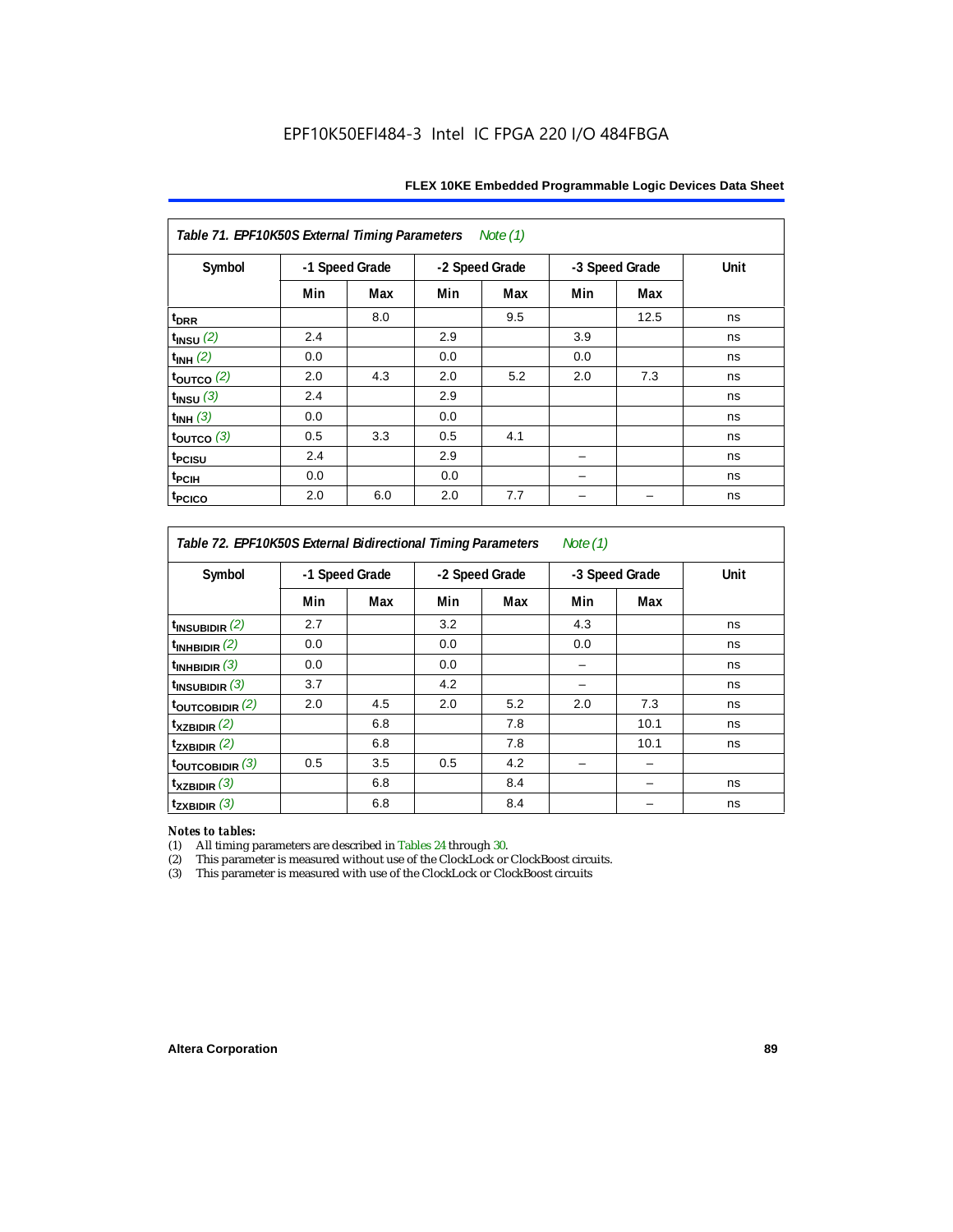EPF10K50EFI484-3 Intel IC FPGA 220 I/O 484FBGA

| Table 71. EPF10K50S External Timing Parameters *Note (1)* | | | | | | | |
|---|---|---|---|---|---|---|---|
| Symbol | -1 Speed Grade | | -2 Speed Grade | | -3 Speed Grade | | Unit |
| | Min | Max | Min | Max | Min | Max | |
| $t_{DRR}$ | | 8.0 | | 9.5 | | 12.5 | ns |
| $t_{INSU}$ *(2)* | 2.4 | | 2.9 | | 3.9 | | ns |
| $t_{INH}$ *(2)* | 0.0 | | 0.0 | | 0.0 | | ns |
| $t_{OUTCO}$ *(2)* | 2.0 | 4.3 | 2.0 | 5.2 | 2.0 | 7.3 | ns |
| $t_{INSU}$ *(3)* | 2.4 | | 2.9 | | | | ns |
| $t_{INH}$ *(3)* | 0.0 | | 0.0 | | | | ns |
| $t_{OUTCO}$ *(3)* | 0.5 | 3.3 | 0.5 | 4.1 | | | ns |
| $t_{PCISU}$ | 2.4 | | 2.9 | | – | | ns |
| $t_{PCIH}$ | 0.0 | | 0.0 | | – | | ns |
| $t_{PCICO}$ | 2.0 | 6.0 | 2.0 | 7.7 | – | – | ns |

| Table 72. EPF10K50S External Bidirectional Timing Parameters *Note (1)* | | | | | | | |
|---|---|---|---|---|---|---|---|
| Symbol | -1 Speed Grade | | -2 Speed Grade | | -3 Speed Grade | | Unit |
| | Min | Max | Min | Max | Min | Max | |
| $t_{INSUBIDIR}$ *(2)* | 2.7 | | 3.2 | | 4.3 | | ns |
| $t_{INHBIDIR}$ *(2)* | 0.0 | | 0.0 | | 0.0 | | ns |
| $t_{INHBIDIR}$ *(3)* | 0.0 | | 0.0 | | – | | ns |
| $t_{INSUBIDIR}$ *(3)* | 3.7 | | 4.2 | | – | | ns |
| $t_{OUTCOBIDIR}$ *(2)* | 2.0 | 4.5 | 2.0 | 5.2 | 2.0 | 7.3 | ns |
| $t_{XZBIDIR}$ *(2)* | | 6.8 | | 7.8 | | 10.1 | ns |
| $t_{ZXBIDIR}$ *(2)* | | 6.8 | | 7.8 | | 10.1 | ns |
| $t_{OUTCOBIDIR}$ *(3)* | 0.5 | 3.5 | 0.5 | 4.2 | – | – | |
| $t_{XZBIDIR}$ *(3)* | | 6.8 | | 8.4 | | – | ns |
| $t_{ZXBIDIR}$ *(3)* | | 6.8 | | 8.4 | | – | ns |

*Notes to tables:*

(1) All timing parameters are described in Tables 24 through 30.
(2) This parameter is measured without use of the ClockLock or ClockBoost circuits.
(3) This parameter is measured with use of the ClockLock or ClockBoost circuits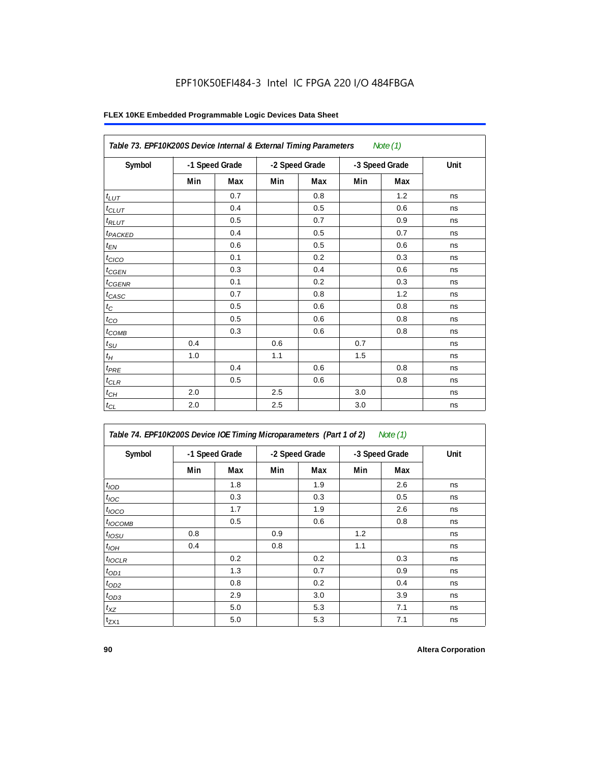EPF10K50EFI484-3 Intel IC FPGA 220 I/O 484FBGA

| Table 73. EPF10K200S Device Internal & External Timing Parameters *Note (1)* | | | | | | | |
|---|---|---|---|---|---|---|---|
| Symbol | -1 Speed Grade | | -2 Speed Grade | | -3 Speed Grade | | Unit |
| | Min | Max | Min | Max | Min | Max | |
| $t_{LUT}$ | | 0.7 | | 0.8 | | 1.2 | ns |
| $t_{CLUT}$ | | 0.4 | | 0.5 | | 0.6 | ns |
| $t_{RLUT}$ | | 0.5 | | 0.7 | | 0.9 | ns |
| $t_{PACKED}$ | | 0.4 | | 0.5 | | 0.7 | ns |
| $t_{EN}$ | | 0.6 | | 0.5 | | 0.6 | ns |
| $t_{CICO}$ | | 0.1 | | 0.2 | | 0.3 | ns |
| $t_{CGEN}$ | | 0.3 | | 0.4 | | 0.6 | ns |
| $t_{CGENR}$ | | 0.1 | | 0.2 | | 0.3 | ns |
| $t_{CASC}$ | | 0.7 | | 0.8 | | 1.2 | ns |
| $t_{C}$ | | 0.5 | | 0.6 | | 0.8 | ns |
| $t_{CO}$ | | 0.5 | | 0.6 | | 0.8 | ns |
| $t_{COMB}$ | | 0.3 | | 0.6 | | 0.8 | ns |
| $t_{SU}$ | 0.4 | | 0.6 | | 0.7 | | ns |
| $t_{H}$ | 1.0 | | 1.1 | | 1.5 | | ns |
| $t_{PRE}$ | | 0.4 | | 0.6 | | 0.8 | ns |
| $t_{CLR}$ | | 0.5 | | 0.6 | | 0.8 | ns |
| $t_{CH}$ | 2.0 | | 2.5 | | 3.0 | | ns |
| $t_{CL}$ | 2.0 | | 2.5 | | 3.0 | | ns |

| Table 74. EPF10K200S Device IOE Timing Microparameters (Part 1 of 2) *Note (1)* | | | | | | | |
|---|---|---|---|---|---|---|---|
| Symbol | -1 Speed Grade | | -2 Speed Grade | | -3 Speed Grade | | Unit |
| | Min | Max | Min | Max | Min | Max | |
| $t_{IOD}$ | | 1.8 | | 1.9 | | 2.6 | ns |
| $t_{IOC}$ | | 0.3 | | 0.3 | | 0.5 | ns |
| $t_{IOCO}$ | | 1.7 | | 1.9 | | 2.6 | ns |
| $t_{IOCOMB}$ | | 0.5 | | 0.6 | | 0.8 | ns |
| $t_{IOSU}$ | 0.8 | | 0.9 | | 1.2 | | ns |
| $t_{IOH}$ | 0.4 | | 0.8 | | 1.1 | | ns |
| $t_{IOCLR}$ | | 0.2 | | 0.2 | | 0.3 | ns |
| $t_{OD1}$ | | 1.3 | | 0.7 | | 0.9 | ns |
| $t_{OD2}$ | | 0.8 | | 0.2 | | 0.4 | ns |
| $t_{OD3}$ | | 2.9 | | 3.0 | | 3.9 | ns |
| $t_{XZ}$ | | 5.0 | | 5.3 | | 7.1 | ns |
| $t_{ZX1}$ | | 5.0 | | 5.3 | | 7.1 | ns |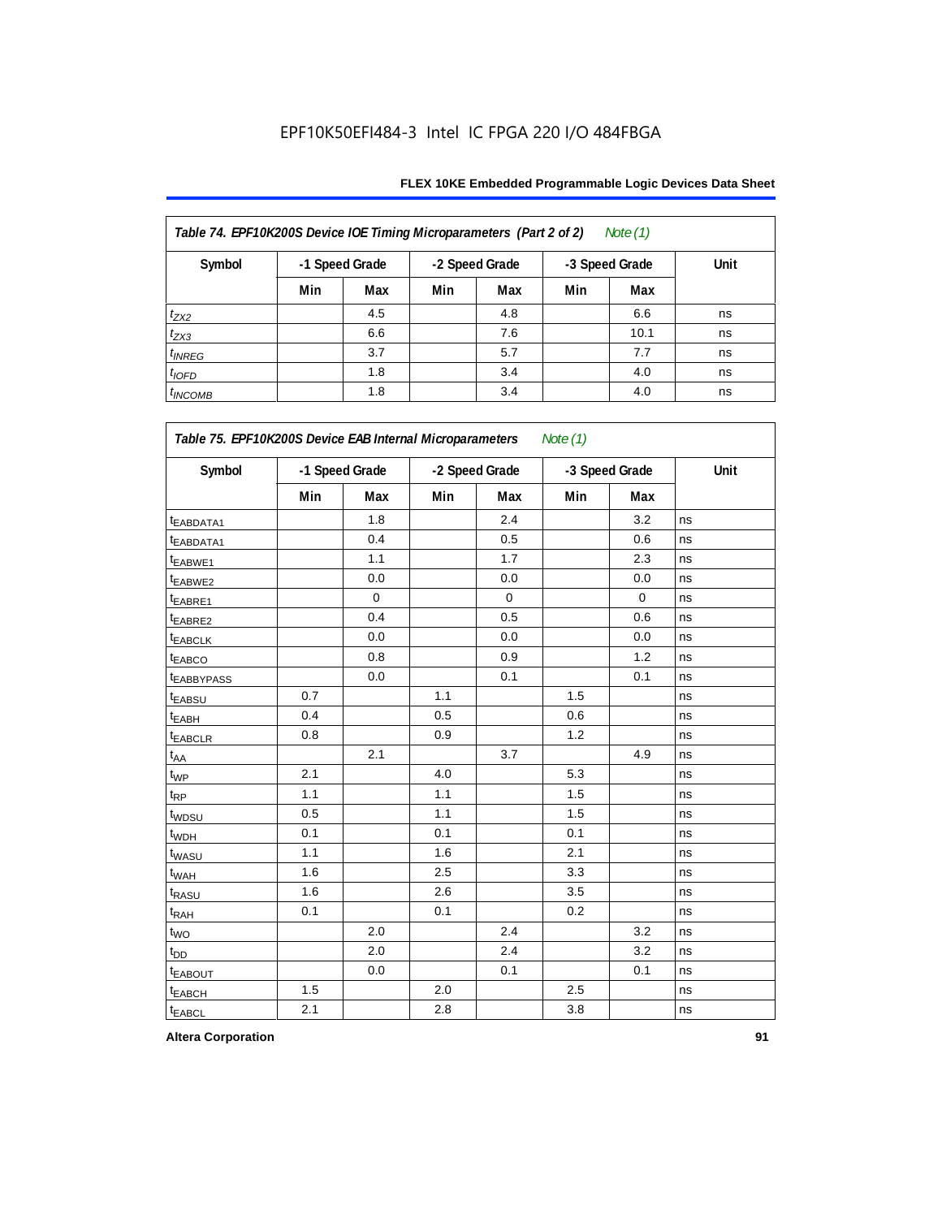EPF10K50EFI484-3 Intel IC FPGA 220 I/O 484FBGA

| Table 74. EPF10K200S Device IOE Timing Microparameters (Part 2 of 2) Note (1) | | | | | | | |
|---|---|---|---|---|---|---|---|
| Symbol | -1 Speed Grade | | -2 Speed Grade | | -3 Speed Grade | | Unit |
| | Min | Max | Min | Max | Min | Max | |
| $t_{ZX2}$ | | 4.5 | | 4.8 | | 6.6 | ns |
| $t_{ZX3}$ | | 6.6 | | 7.6 | | 10.1 | ns |
| $t_{INREG}$ | | 3.7 | | 5.7 | | 7.7 | ns |
| $t_{IOFD}$ | | 1.8 | | 3.4 | | 4.0 | ns |
| $t_{INCOMB}$ | | 1.8 | | 3.4 | | 4.0 | ns |

| Table 75. EPF10K200S Device EAB Internal Microparameters Note (1) | | | | | | | |
|---|---|---|---|---|---|---|---|
| Symbol | -1 Speed Grade | | -2 Speed Grade | | -3 Speed Grade | | Unit |
| | Min | Max | Min | Max | Min | Max | |
| $t_{EABDATA1}$ | | 1.8 | | 2.4 | | 3.2 | ns |
| $t_{EABDATA1}$ | | 0.4 | | 0.5 | | 0.6 | ns |
| $t_{EABWE1}$ | | 1.1 | | 1.7 | | 2.3 | ns |
| $t_{EABWE2}$ | | 0.0 | | 0.0 | | 0.0 | ns |
| $t_{EABRE1}$ | | 0 | | 0 | | 0 | ns |
| $t_{EABRE2}$ | | 0.4 | | 0.5 | | 0.6 | ns |
| $t_{EABCLK}$ | | 0.0 | | 0.0 | | 0.0 | ns |
| $t_{EABCO}$ | | 0.8 | | 0.9 | | 1.2 | ns |
| $t_{EABBYPASS}$ | | 0.0 | | 0.1 | | 0.1 | ns |
| $t_{EABSU}$ | 0.7 | | 1.1 | | 1.5 | | ns |
| $t_{EABH}$ | 0.4 | | 0.5 | | 0.6 | | ns |
| $t_{EABCLR}$ | 0.8 | | 0.9 | | 1.2 | | ns |
| $t_{AA}$ | | 2.1 | | 3.7 | | 4.9 | ns |
| $t_{WP}$ | 2.1 | | 4.0 | | 5.3 | | ns |
| $t_{RP}$ | 1.1 | | 1.1 | | 1.5 | | ns |
| $t_{WDSU}$ | 0.5 | | 1.1 | | 1.5 | | ns |
| $t_{WDH}$ | 0.1 | | 0.1 | | 0.1 | | ns |
| $t_{WASU}$ | 1.1 | | 1.6 | | 2.1 | | ns |
| $t_{WAH}$ | 1.6 | | 2.5 | | 3.3 | | ns |
| $t_{RASU}$ | 1.6 | | 2.6 | | 3.5 | | ns |
| $t_{RAH}$ | 0.1 | | 0.1 | | 0.2 | | ns |
| $t_{WO}$ | | 2.0 | | 2.4 | | 3.2 | ns |
| $t_{DD}$ | | 2.0 | | 2.4 | | 3.2 | ns |
| $t_{EABOUT}$ | | 0.0 | | 0.1 | | 0.1 | ns |
| $t_{EABCH}$ | 1.5 | | 2.0 | | 2.5 | | ns |
| $t_{EABCL}$ | 2.1 | | 2.8 | | 3.8 | | ns |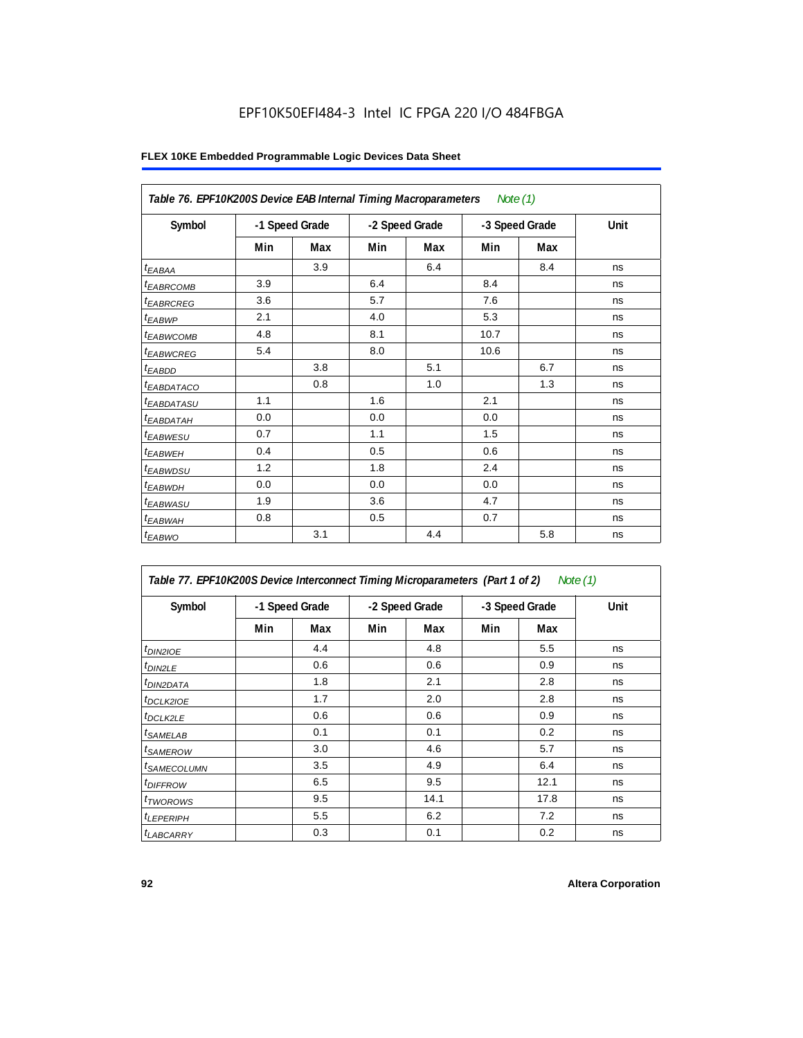### Table 76. EPF10K200S Device EAB Internal Timing Macroparameters *Note (1)*

| Symbol | -1 Speed Grade | | -2 Speed Grade | | -3 Speed Grade | | Unit |
|---|---|---|---|---|---|---|---|
| | Min | Max | Min | Max | Min | Max | |
| $t_{EABAA}$ | | 3.9 | | 6.4 | | 8.4 | ns |
| $t_{EABRCOMB}$ | 3.9 | | 6.4 | | 8.4 | | ns |
| $t_{EABRCREG}$ | 3.6 | | 5.7 | | 7.6 | | ns |
| $t_{EABWP}$ | 2.1 | | 4.0 | | 5.3 | | ns |
| $t_{EABWCOMB}$ | 4.8 | | 8.1 | | 10.7 | | ns |
| $t_{EABWCREG}$ | 5.4 | | 8.0 | | 10.6 | | ns |
| $t_{EABDD}$ | | 3.8 | | 5.1 | | 6.7 | ns |
| $t_{EABDATACO}$ | | 0.8 | | 1.0 | | 1.3 | ns |
| $t_{EABDATASU}$ | 1.1 | | 1.6 | | 2.1 | | ns |
| $t_{EABDATAH}$ | 0.0 | | 0.0 | | 0.0 | | ns |
| $t_{EABWESU}$ | 0.7 | | 1.1 | | 1.5 | | ns |
| $t_{EABWEH}$ | 0.4 | | 0.5 | | 0.6 | | ns |
| $t_{EABWDSU}$ | 1.2 | | 1.8 | | 2.4 | | ns |
| $t_{EABWDH}$ | 0.0 | | 0.0 | | 0.0 | | ns |
| $t_{EABWASU}$ | 1.9 | | 3.6 | | 4.7 | | ns |
| $t_{EABWAH}$ | 0.8 | | 0.5 | | 0.7 | | ns |
| $t_{EABWO}$ | | 3.1 | | 4.4 | | 5.8 | ns |

### Table 77. EPF10K200S Device Interconnect Timing Microparameters (Part 1 of 2) *Note (1)*

| Symbol | -1 Speed Grade | | -2 Speed Grade | | -3 Speed Grade | | Unit |
|---|---|---|---|---|---|---|---|
| | Min | Max | Min | Max | Min | Max | |
| $t_{DIN2IOE}$ | | 4.4 | | 4.8 | | 5.5 | ns |
| $t_{DIN2LE}$ | | 0.6 | | 0.6 | | 0.9 | ns |
| $t_{DIN2DATA}$ | | 1.8 | | 2.1 | | 2.8 | ns |
| $t_{DCLK2IOE}$ | | 1.7 | | 2.0 | | 2.8 | ns |
| $t_{DCLK2LE}$ | | 0.6 | | 0.6 | | 0.9 | ns |
| $t_{SAMELAB}$ | | 0.1 | | 0.1 | | 0.2 | ns |
| $t_{SAMEROW}$ | | 3.0 | | 4.6 | | 5.7 | ns |
| $t_{SAMECOLUMN}$ | | 3.5 | | 4.9 | | 6.4 | ns |
| $t_{DIFFROW}$ | | 6.5 | | 9.5 | | 12.1 | ns |
| $t_{TWOROWS}$ | | 9.5 | | 14.1 | | 17.8 | ns |
| $t_{LEPERIPH}$ | | 5.5 | | 6.2 | | 7.2 | ns |
| $t_{LABCARRY}$ | | 0.3 | | 0.1 | | 0.2 | ns |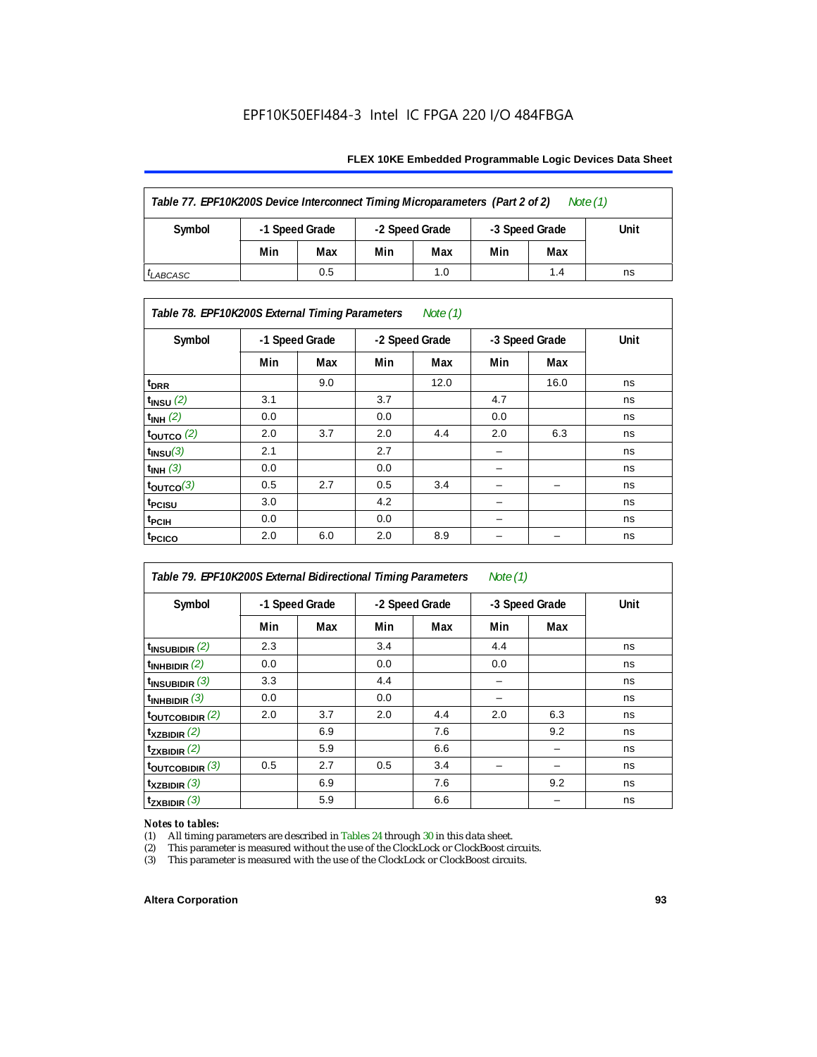EPF10K50EFI484-3 Intel IC FPGA 220 I/O 484FBGA

| Table 77. EPF10K200S Device Interconnect Timing Microparameters (Part 2 of 2) *Note (1)* | | | | | | | |
|---|---|---|---|---|---|---|---|
| Symbol | -1 Speed Grade | | -2 Speed Grade | | -3 Speed Grade | | Unit |
| | Min | Max | Min | Max | Min | Max | |
| $t_{LABCASC}$ | | 0.5 | | 1.0 | | 1.4 | ns |

| Table 78. EPF10K200S External Timing Parameters *Note (1)* | | | | | | | |
|---|---|---|---|---|---|---|---|
| Symbol | -1 Speed Grade | | -2 Speed Grade | | -3 Speed Grade | | Unit |
| | Min | Max | Min | Max | Min | Max | |
| $t_{DRR}$ | | 9.0 | | 12.0 | | 16.0 | ns |
| $t_{INSU}$ *(2)* | 3.1 | | 3.7 | | 4.7 | | ns |
| $t_{INH}$ *(2)* | 0.0 | | 0.0 | | 0.0 | | ns |
| $t_{OUTCO}$ *(2)* | 2.0 | 3.7 | 2.0 | 4.4 | 2.0 | 6.3 | ns |
| $t_{INSU}$ *(3)* | 2.1 | | 2.7 | | – | | ns |
| $t_{INH}$ *(3)* | 0.0 | | 0.0 | | – | | ns |
| $t_{OUTCO}$ *(3)* | 0.5 | 2.7 | 0.5 | 3.4 | – | – | ns |
| $t_{PCISU}$ | 3.0 | | 4.2 | | – | | ns |
| $t_{PCIH}$ | 0.0 | | 0.0 | | – | | ns |
| $t_{PCICO}$ | 2.0 | 6.0 | 2.0 | 8.9 | – | – | ns |

| Table 79. EPF10K200S External Bidirectional Timing Parameters *Note (1)* | | | | | | | |
|---|---|---|---|---|---|---|---|
| Symbol | -1 Speed Grade | | -2 Speed Grade | | -3 Speed Grade | | Unit |
| | Min | Max | Min | Max | Min | Max | |
| $t_{INSUBIDIR}$ *(2)* | 2.3 | | 3.4 | | 4.4 | | ns |
| $t_{INHBIDIR}$ *(2)* | 0.0 | | 0.0 | | 0.0 | | ns |
| $t_{INSUBIDIR}$ *(3)* | 3.3 | | 4.4 | | – | | ns |
| $t_{INHBIDIR}$ *(3)* | 0.0 | | 0.0 | | – | | ns |
| $t_{OUTCOBIDIR}$ *(2)* | 2.0 | 3.7 | 2.0 | 4.4 | 2.0 | 6.3 | ns |
| $t_{XZBIDIR}$ *(2)* | | 6.9 | | 7.6 | | 9.2 | ns |
| $t_{ZXBIDIR}$ *(2)* | | 5.9 | | 6.6 | | – | ns |
| $t_{OUTCOBIDIR}$ *(3)* | 0.5 | 2.7 | 0.5 | 3.4 | – | – | ns |
| $t_{XZBIDIR}$ *(3)* | | 6.9 | | 7.6 | | 9.2 | ns |
| $t_{ZXBIDIR}$ *(3)* | | 5.9 | | 6.6 | | – | ns |

*Notes to tables:*

(1) All timing parameters are described in Tables 24 through 30 in this data sheet.
(2) This parameter is measured without the use of the ClockLock or ClockBoost circuits.
(3) This parameter is measured with the use of the ClockLock or ClockBoost circuits.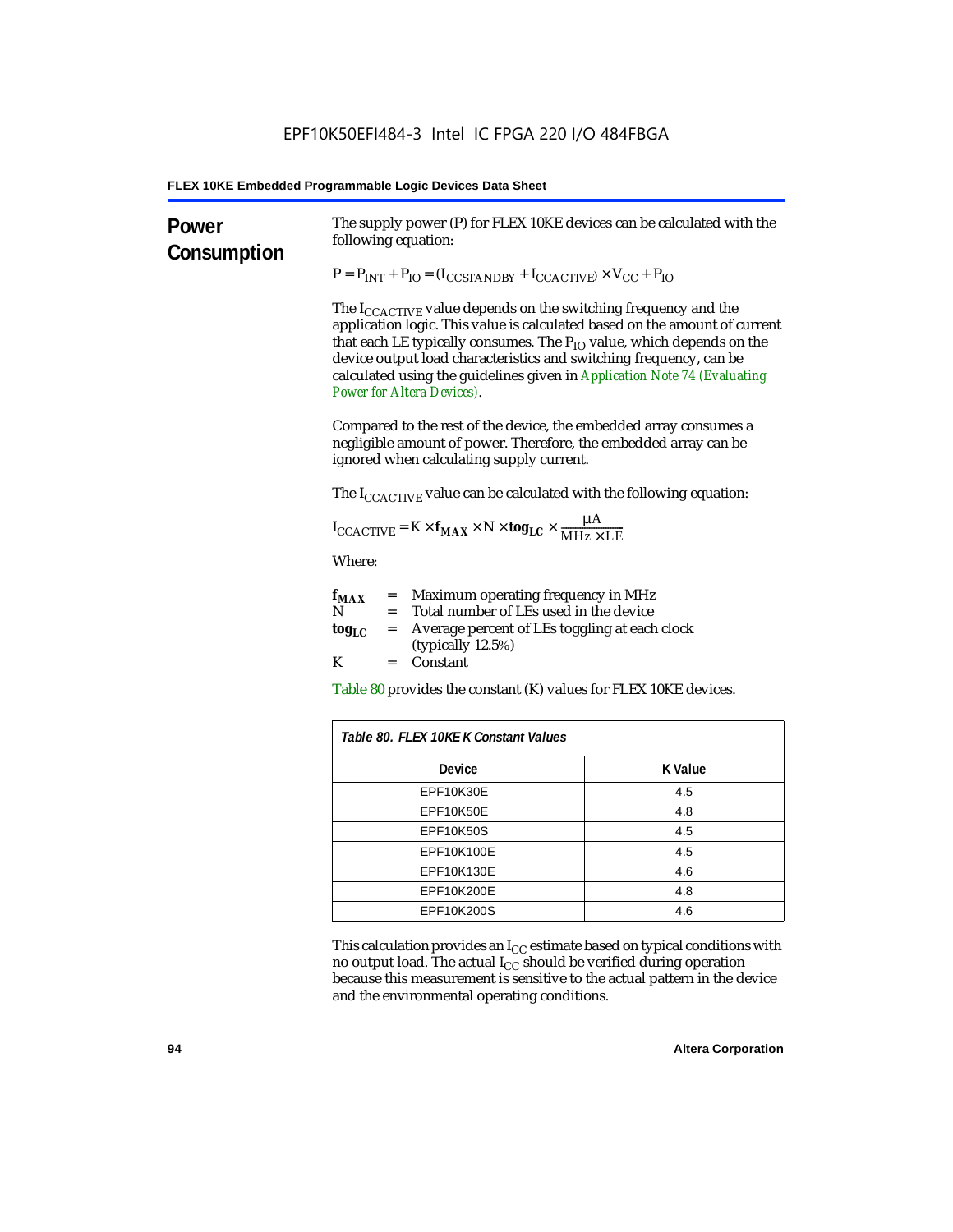## Power Consumption

The supply power (P) for FLEX 10KE devices can be calculated with the following equation:

$$P = P_{INT} + P_{IO} = (I_{CCSTANDBY} + I_{CCACTIVE}) \times V_{CC} + P_{IO}$$

The $I_{CCACTIVE}$ value depends on the switching frequency and the application logic. This value is calculated based on the amount of current that each LE typically consumes. The $P_{IO}$ value, which depends on the device output load characteristics and switching frequency, can be calculated using the guidelines given in *Application Note 74 (Evaluating Power for Altera Devices)*.

Compared to the rest of the device, the embedded array consumes a negligible amount of power. Therefore, the embedded array can be ignored when calculating supply current.

The $I_{CCACTIVE}$ value can be calculated with the following equation:

$$I_{CCACTIVE} = K \times \mathbf{f_{MAX}} \times N \times \mathbf{tog_{LC}} \times \frac{\mu A}{MHz \times LE}$$

Where:

| | | |
|---|---|---|
| $\mathbf{f_{MAX}}$ | = | Maximum operating frequency in MHz |
| N | = | Total number of LEs used in the device |
| $\mathbf{tog_{LC}}$ | = | Average percent of LEs toggling at each clock (typically 12.5%) |
| K | = | Constant |

Table 80 provides the constant (K) values for FLEX 10KE devices.

*Table 80. FLEX 10KE K Constant Values*

| Device | K Value |
|---|---|
| EPF10K30E | 4.5 |
| EPF10K50E | 4.8 |
| EPF10K50S | 4.5 |
| EPF10K100E | 4.5 |
| EPF10K130E | 4.6 |
| EPF10K200E | 4.8 |
| EPF10K200S | 4.6 |

This calculation provides an $I_{CC}$ estimate based on typical conditions with no output load. The actual $I_{CC}$ should be verified during operation because this measurement is sensitive to the actual pattern in the device and the environmental operating conditions.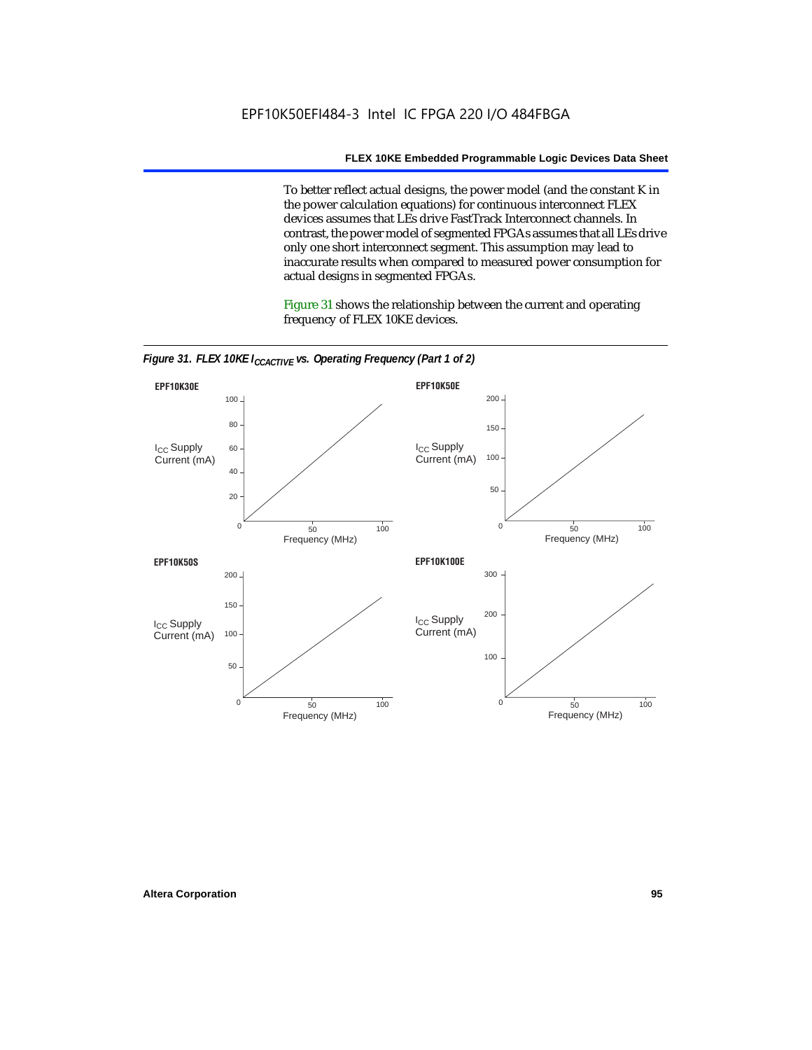To better reflect actual designs, the power model (and the constant K in the power calculation equations) for continuous interconnect FLEX devices assumes that LEs drive FastTrack Interconnect channels. In contrast, the power model of segmented FPGAs assumes that all LEs drive only one short interconnect segment. This assumption may lead to inaccurate results when compared to measured power consumption for actual designs in segmented FPGAs.

Figure 31 shows the relationship between the current and operating frequency of FLEX 10KE devices.

*Figure 31. FLEX 10KE $I_{CCACTIVE}$ vs. Operating Frequency (Part 1 of 2)*

**EPF10K30E**

$I_{CC}$ Supply Current (mA): 0, 20, 40, 60, 80, 100

Frequency (MHz): 0, 50, 100

**EPF10K50E**

$I_{CC}$ Supply Current (mA): 0, 50, 100, 150, 200

Frequency (MHz): 0, 50, 100

**EPF10K50S**

$I_{CC}$ Supply Current (mA): 0, 50, 100, 150, 200

Frequency (MHz): 0, 50, 100

**EPF10K100E**

$I_{CC}$ Supply Current (mA): 0, 100, 200, 300

Frequency (MHz): 0, 50, 100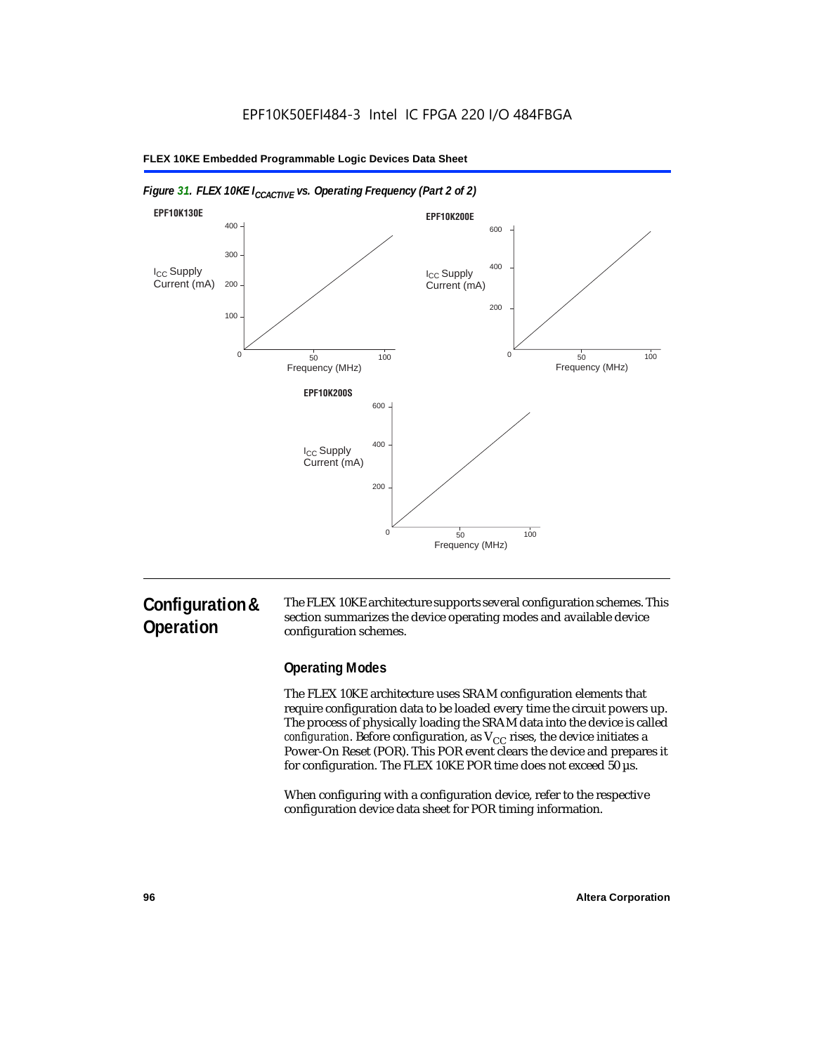*Figure 31. FLEX 10KE $I_{CCACTIVE}$ vs. Operating Frequency (Part 2 of 2)*

**EPF10K130E**

$I_{CC}$ Supply Current (mA) vs. Frequency (MHz)

**EPF10K200E**

$I_{CC}$ Supply Current (mA) vs. Frequency (MHz)

**EPF10K200S**

$I_{CC}$ Supply Current (mA) vs. Frequency (MHz)

## Configuration & Operation

The FLEX 10KE architecture supports several configuration schemes. This section summarizes the device operating modes and available device configuration schemes.

### Operating Modes

The FLEX 10KE architecture uses SRAM configuration elements that require configuration data to be loaded every time the circuit powers up. The process of physically loading the SRAM data into the device is called *configuration*. Before configuration, as $V_{CC}$ rises, the device initiates a Power-On Reset (POR). This POR event clears the device and prepares it for configuration. The FLEX 10KE POR time does not exceed 50 µs.

When configuring with a configuration device, refer to the respective configuration device data sheet for POR timing information.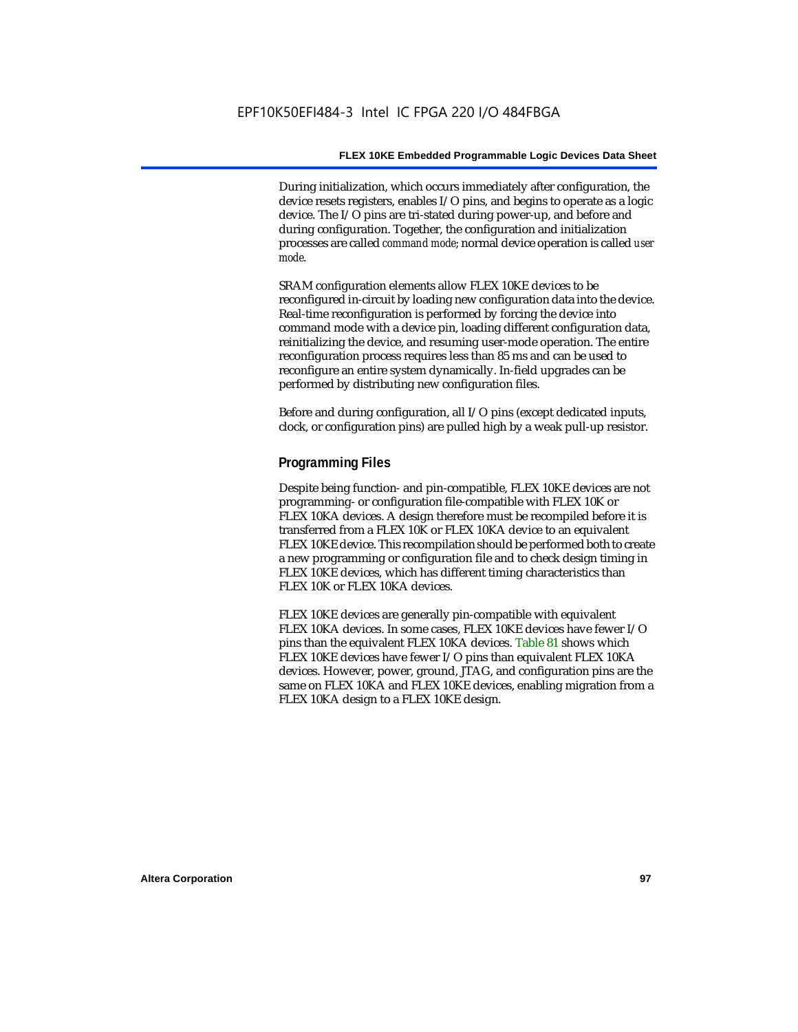During initialization, which occurs immediately after configuration, the device resets registers, enables I/O pins, and begins to operate as a logic device. The I/O pins are tri-stated during power-up, and before and during configuration. Together, the configuration and initialization processes are called *command mode*; normal device operation is called *user mode*.

SRAM configuration elements allow FLEX 10KE devices to be reconfigured in-circuit by loading new configuration data into the device. Real-time reconfiguration is performed by forcing the device into command mode with a device pin, loading different configuration data, reinitializing the device, and resuming user-mode operation. The entire reconfiguration process requires less than 85 ms and can be used to reconfigure an entire system dynamically. In-field upgrades can be performed by distributing new configuration files.

Before and during configuration, all I/O pins (except dedicated inputs, clock, or configuration pins) are pulled high by a weak pull-up resistor.

### Programming Files

Despite being function- and pin-compatible, FLEX 10KE devices are not programming- or configuration file-compatible with FLEX 10K or FLEX 10KA devices. A design therefore must be recompiled before it is transferred from a FLEX 10K or FLEX 10KA device to an equivalent FLEX 10KE device. This recompilation should be performed both to create a new programming or configuration file and to check design timing in FLEX 10KE devices, which has different timing characteristics than FLEX 10K or FLEX 10KA devices.

FLEX 10KE devices are generally pin-compatible with equivalent FLEX 10KA devices. In some cases, FLEX 10KE devices have fewer I/O pins than the equivalent FLEX 10KA devices. Table 81 shows which FLEX 10KE devices have fewer I/O pins than equivalent FLEX 10KA devices. However, power, ground, JTAG, and configuration pins are the same on FLEX 10KA and FLEX 10KE devices, enabling migration from a FLEX 10KA design to a FLEX 10KE design.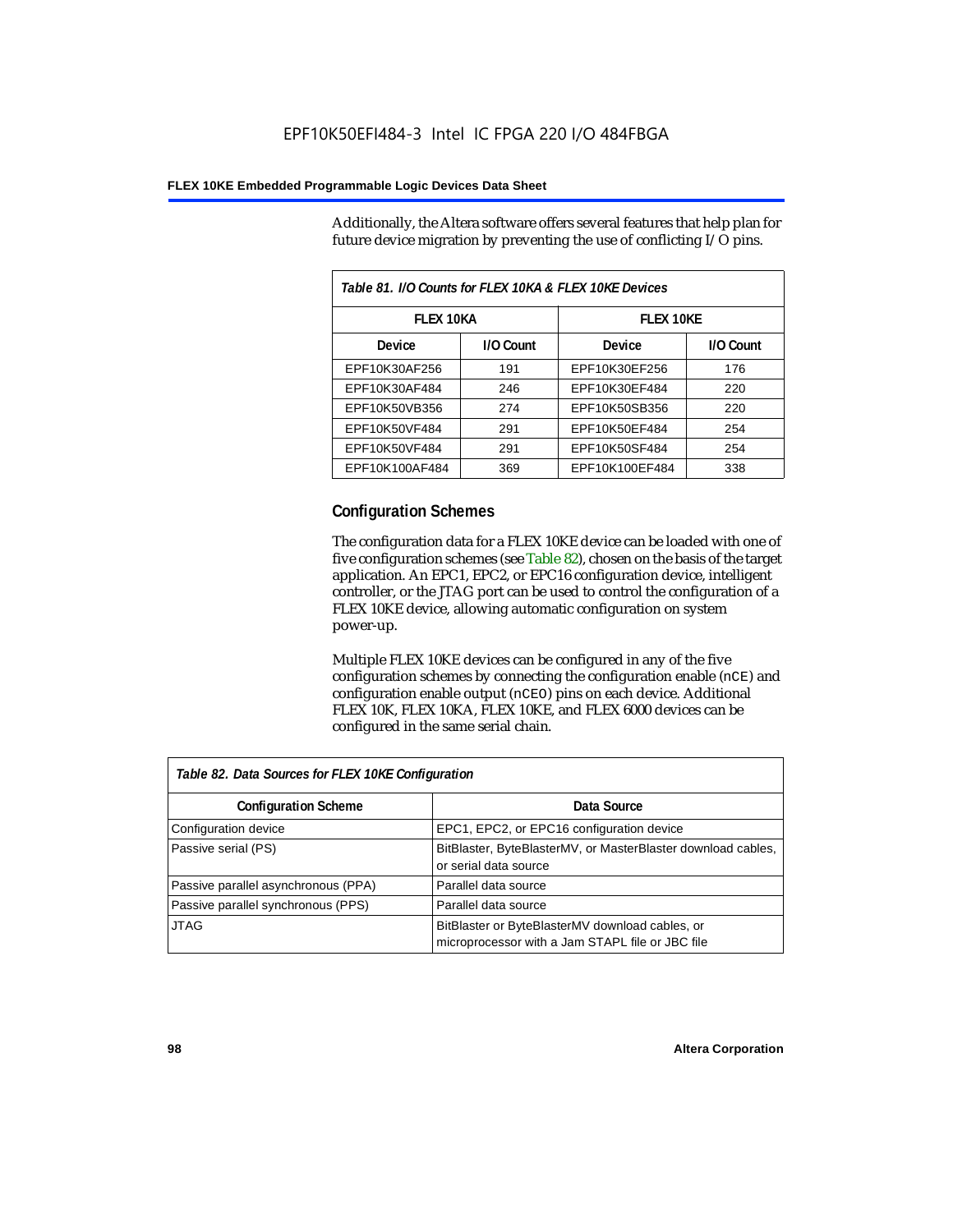Additionally, the Altera software offers several features that help plan for future device migration by preventing the use of conflicting I/O pins.

*Table 81. I/O Counts for FLEX 10KA & FLEX 10KE Devices*

| FLEX 10KA | | FLEX 10KE | |
|---|---|---|---|
| **Device** | **I/O Count** | **Device** | **I/O Count** |
| EPF10K30AF256 | 191 | EPF10K30EF256 | 176 |
| EPF10K30AF484 | 246 | EPF10K30EF484 | 220 |
| EPF10K50VB356 | 274 | EPF10K50SB356 | 220 |
| EPF10K50VF484 | 291 | EPF10K50EF484 | 254 |
| EPF10K50VF484 | 291 | EPF10K50SF484 | 254 |
| EPF10K100AF484 | 369 | EPF10K100EF484 | 338 |

## Configuration Schemes

The configuration data for a FLEX 10KE device can be loaded with one of five configuration schemes (see Table 82), chosen on the basis of the target application. An EPC1, EPC2, or EPC16 configuration device, intelligent controller, or the JTAG port can be used to control the configuration of a FLEX 10KE device, allowing automatic configuration on system power-up.

Multiple FLEX 10KE devices can be configured in any of the five configuration schemes by connecting the configuration enable (`nCE`) and configuration enable output (`nCEO`) pins on each device. Additional FLEX 10K, FLEX 10KA, FLEX 10KE, and FLEX 6000 devices can be configured in the same serial chain.

*Table 82. Data Sources for FLEX 10KE Configuration*

| Configuration Scheme | Data Source |
|---|---|
| Configuration device | EPC1, EPC2, or EPC16 configuration device |
| Passive serial (PS) | BitBlaster, ByteBlasterMV, or MasterBlaster download cables, or serial data source |
| Passive parallel asynchronous (PPA) | Parallel data source |
| Passive parallel synchronous (PPS) | Parallel data source |
| JTAG | BitBlaster or ByteBlasterMV download cables, or microprocessor with a Jam STAPL file or JBC file |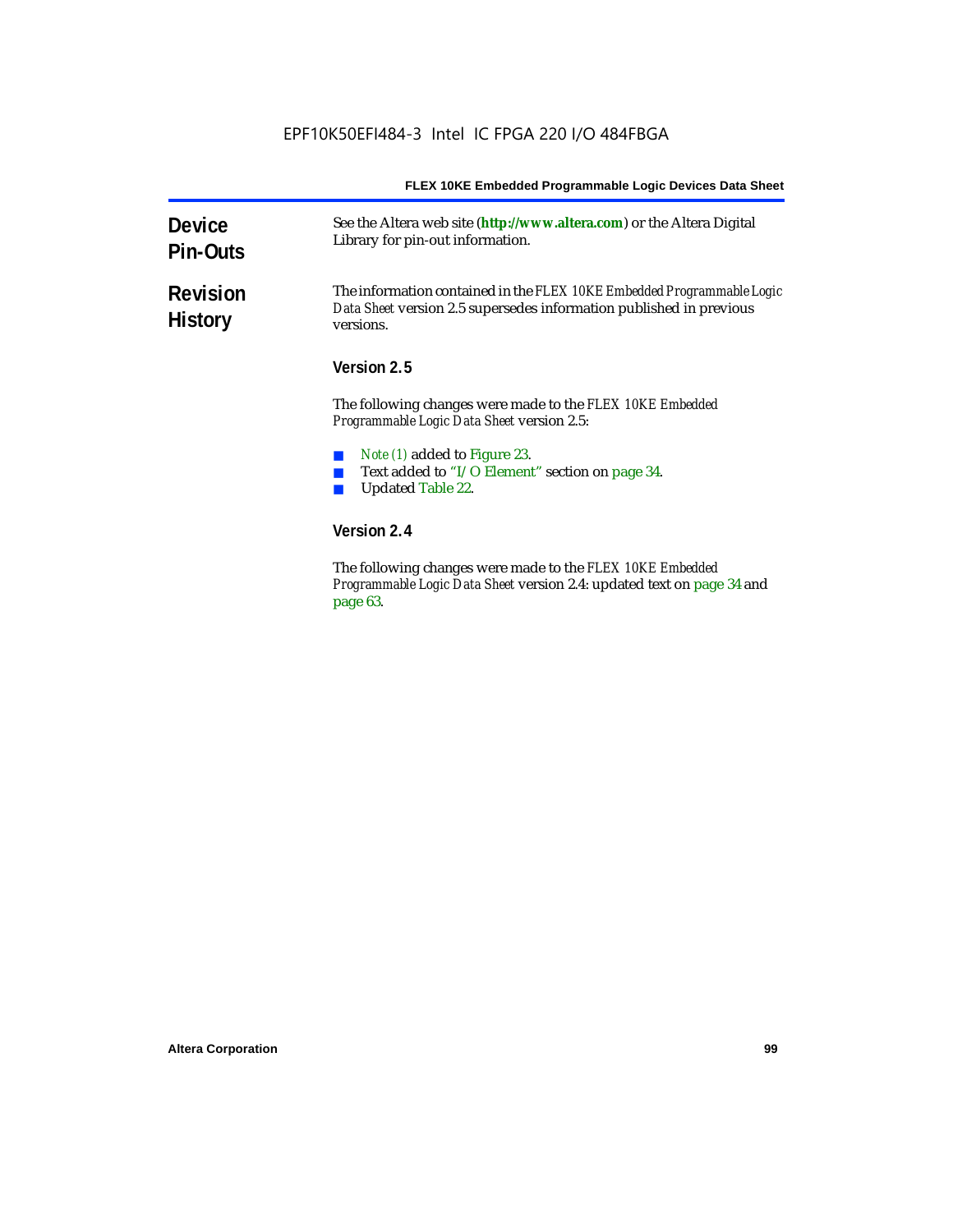## Device Pin-Outs

See the Altera web site (**http://www.altera.com**) or the Altera Digital Library for pin-out information.

## Revision History

The information contained in the *FLEX 10KE Embedded Programmable Logic Data Sheet* version 2.5 supersedes information published in previous versions.

### Version 2.5

The following changes were made to the *FLEX 10KE Embedded Programmable Logic Data Sheet* version 2.5:

- *Note (1)* added to Figure 23.
- Text added to "I/O Element" section on page 34.
- Updated Table 22.

### Version 2.4

The following changes were made to the *FLEX 10KE Embedded Programmable Logic Data Sheet* version 2.4: updated text on page 34 and page 63.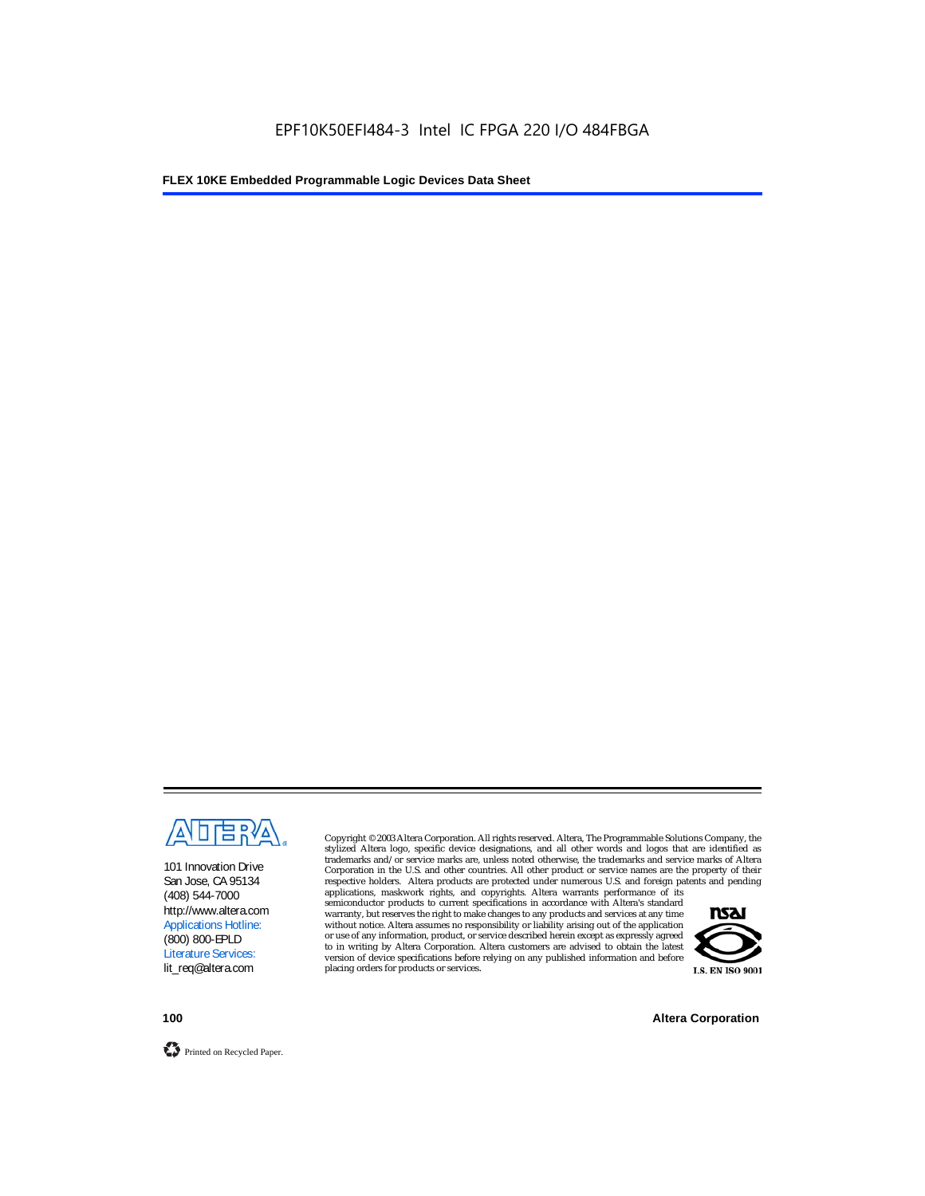101 Innovation Drive
San Jose, CA 95134
(408) 544-7000
http://www.altera.com
Applications Hotline:
(800) 800-EPLD
Literature Services:
lit_req@altera.com

Copyright © 2003 Altera Corporation. All rights reserved. Altera, The Programmable Solutions Company, the stylized Altera logo, specific device designations, and all other words and logos that are identified as trademarks and/or service marks are, unless noted otherwise, the trademarks and service marks of Altera Corporation in the U.S. and other countries. All other product or service names are the property of their respective holders. Altera products are protected under numerous U.S. and foreign patents and pending applications, maskwork rights, and copyrights. Altera warrants performance of its semiconductor products to current specifications in accordance with Altera's standard warranty, but reserves the right to make changes to any products and services at any time without notice. Altera assumes no responsibility or liability arising out of the application or use of any information, product, or service described herein except as expressly agreed to in writing by Altera Corporation. Altera customers are advised to obtain the latest version of device specifications before relying on any published information and before placing orders for products or services.

I.S. EN ISO 9001

Printed on Recycled Paper.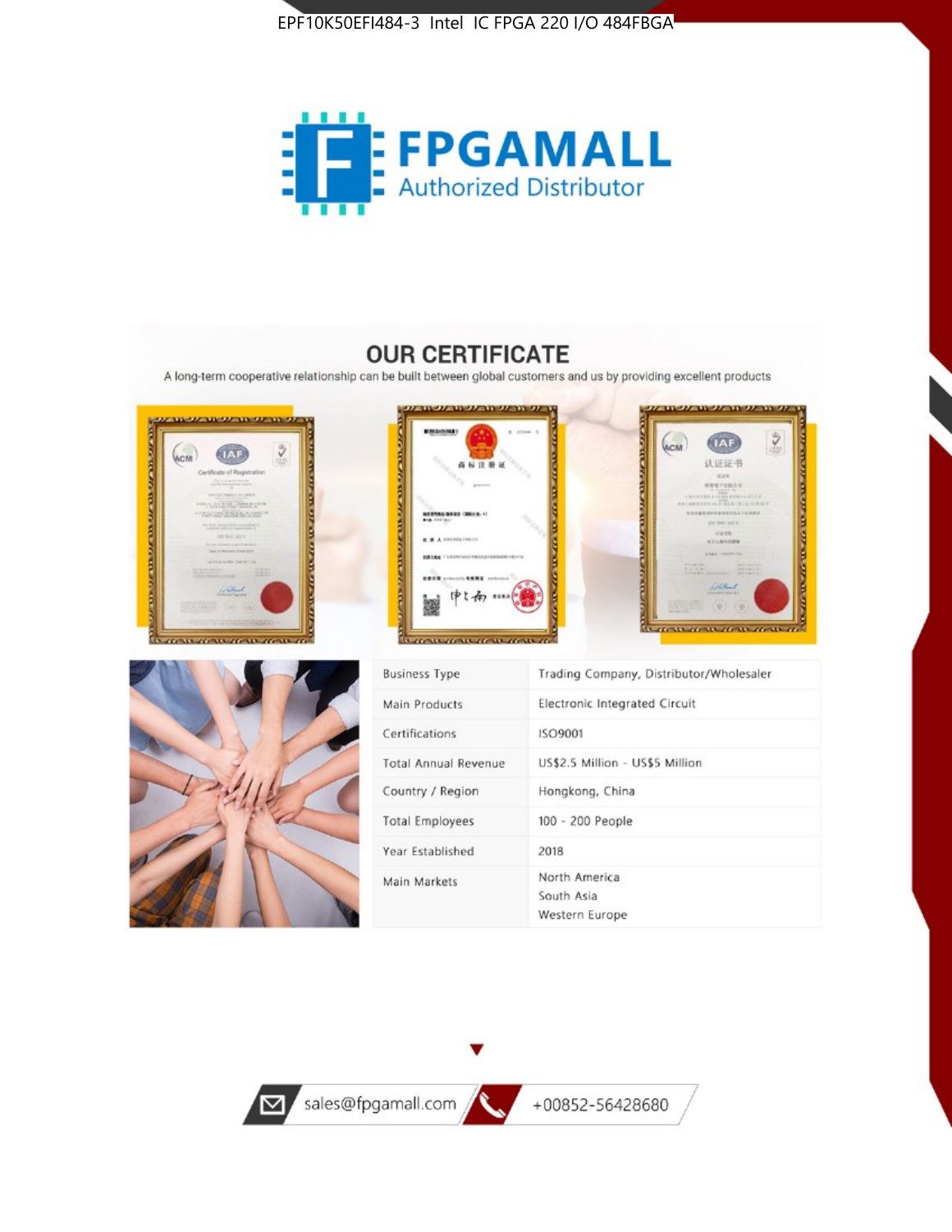FPGAMALL
Authorized Distributor

## OUR CERTIFICATE

A long-term cooperative relationship can be built between global customers and us by providing excellent products

| | |
|---|---|
| Business Type | Trading Company, Distributor/Wholesaler |
| Main Products | Electronic Integrated Circuit |
| Certifications | ISO9001 |
| Total Annual Revenue | US$2.5 Million - US$5 Million |
| Country / Region | Hongkong, China |
| Total Employees | 100 - 200 People |
| Year Established | 2018 |
| Main Markets | North America<br>South Asia<br>Western Europe |

sales@fpgamall.com +00852-56428680